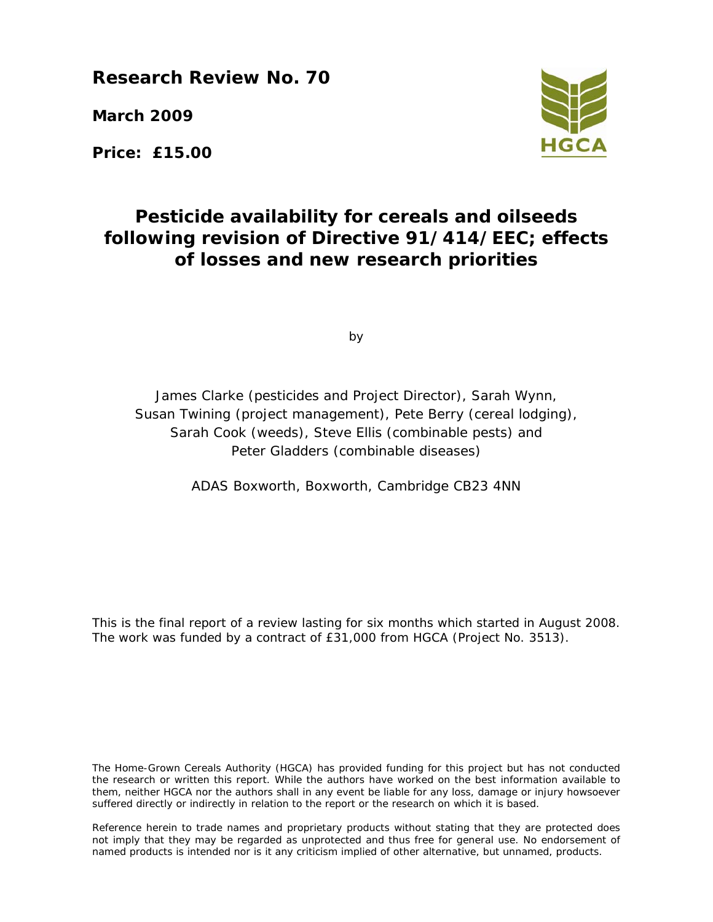**Research Review No. 70**

**March 2009**

**Price: £15.00**

HGCA

# Pesticide availability for cereals and oilseeds following revision of Directive 91/414/EEC; effects of losses and new research priorities

by

James Clarke (pesticides and Project Director), Sarah Wynn, Susan Twining (project management), Pete Berry (cereal lodging), Sarah Cook (weeds), Steve Ellis (combinable pests) and Peter Gladders (combinable diseases)

ADAS Boxworth, Boxworth, Cambridge CB23 4NN

This is the final report of a review lasting for six months which started in August 2008. The work was funded by a contract of £31,000 from HGCA (Project No. 3513).

The Home-Grown Cereals Authority (HGCA) has provided funding for this project but has not conducted the research or written this report. While the authors have worked on the best information available to them, neither HGCA nor the authors shall in any event be liable for any loss, damage or injury howsoever suffered directly or indirectly in relation to the report or the research on which it is based.

Reference herein to trade names and proprietary products without stating that they are protected does not imply that they may be regarded as unprotected and thus free for general use. No endorsement of named products is intended nor is it any criticism implied of other alternative, but unnamed, products.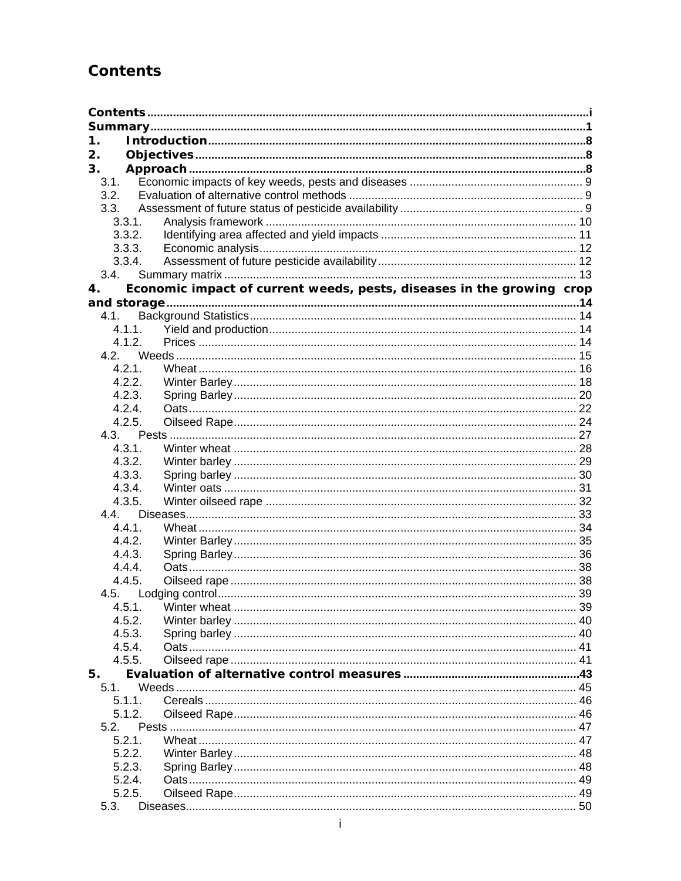# Contents

| | |
|---|---|
| **Contents** | **i** |
| **Summary** | **1** |
| **1. Introduction** | **8** |
| **2. Objectives** | **8** |
| **3. Approach** | **8** |
| 3.1. Economic impacts of key weeds, pests and diseases | 9 |
| 3.2. Evaluation of alternative control methods | 9 |
| 3.3. Assessment of future status of pesticide availability | 9 |
| 3.3.1. Analysis framework | 10 |
| 3.3.2. Identifying area affected and yield impacts | 11 |
| 3.3.3. Economic analysis | 12 |
| 3.3.4. Assessment of future pesticide availability | 12 |
| 3.4. Summary matrix | 13 |
| **4. Economic impact of current weeds, pests, diseases in the growing crop and storage** | **14** |
| 4.1. Background Statistics | 14 |
| 4.1.1. Yield and production | 14 |
| 4.1.2. Prices | 14 |
| 4.2. Weeds | 15 |
| 4.2.1. Wheat | 16 |
| 4.2.2. Winter Barley | 18 |
| 4.2.3. Spring Barley | 20 |
| 4.2.4. Oats | 22 |
| 4.2.5. Oilseed Rape | 24 |
| 4.3. Pests | 27 |
| 4.3.1. Winter wheat | 28 |
| 4.3.2. Winter barley | 29 |
| 4.3.3. Spring barley | 30 |
| 4.3.4. Winter oats | 31 |
| 4.3.5. Winter oilseed rape | 32 |
| 4.4. Diseases | 33 |
| 4.4.1. Wheat | 34 |
| 4.4.2. Winter Barley | 35 |
| 4.4.3. Spring Barley | 36 |
| 4.4.4. Oats | 38 |
| 4.4.5. Oilseed rape | 38 |
| 4.5. Lodging control | 39 |
| 4.5.1. Winter wheat | 39 |
| 4.5.2. Winter barley | 40 |
| 4.5.3. Spring barley | 40 |
| 4.5.4. Oats | 41 |
| 4.5.5. Oilseed rape | 41 |
| **5. Evaluation of alternative control measures** | **43** |
| 5.1. Weeds | 45 |
| 5.1.1. Cereals | 46 |
| 5.1.2. Oilseed Rape | 46 |
| 5.2. Pests | 47 |
| 5.2.1. Wheat | 47 |
| 5.2.2. Winter Barley | 48 |
| 5.2.3. Spring Barley | 48 |
| 5.2.4. Oats | 49 |
| 5.2.5. Oilseed Rape | 49 |
| 5.3. Diseases | 50 |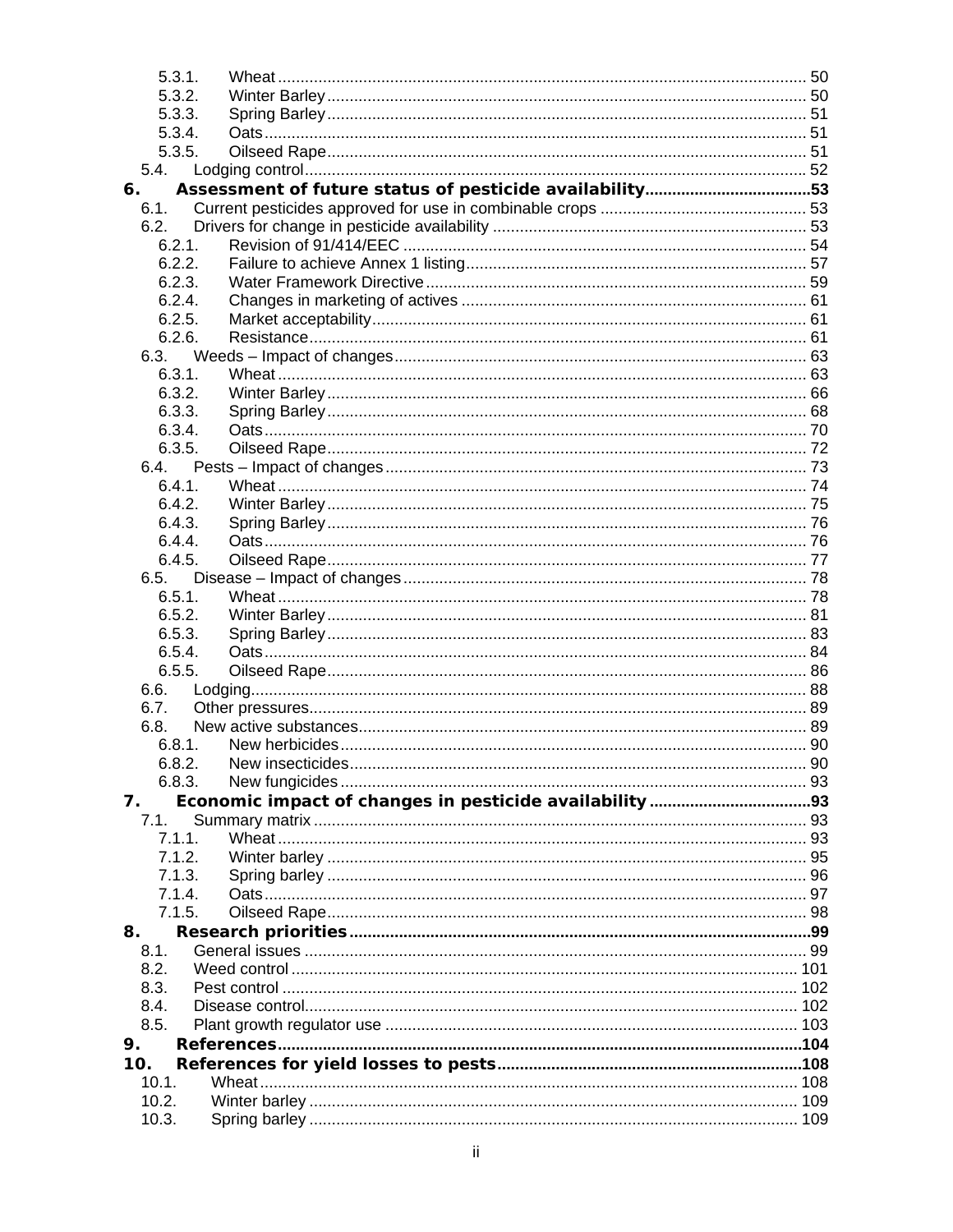5.3.1. Wheat ..................................................................................................... 50
5.3.2. Winter Barley .......................................................................................... 50
5.3.3. Spring Barley .......................................................................................... 51
5.3.4. Oats ........................................................................................................ 51
5.3.5. Oilseed Rape .......................................................................................... 51
5.4. Lodging control ............................................................................................ 52

**6. Assessment of future status of pesticide availability ....................................53**

6.1. Current pesticides approved for use in combinable crops ............................................. 53
6.2. Drivers for change in pesticide availability ..................................................................... 53
6.2.1. Revision of 91/414/EEC ......................................................................... 54
6.2.2. Failure to achieve Annex 1 listing ........................................................... 57
6.2.3. Water Framework Directive .................................................................... 59
6.2.4. Changes in marketing of actives ............................................................ 61
6.2.5. Market acceptability ................................................................................ 61
6.2.6. Resistance .............................................................................................. 61
6.3. Weeds – Impact of changes ........................................................................... 63
6.3.1. Wheat ..................................................................................................... 63
6.3.2. Winter Barley .......................................................................................... 66
6.3.3. Spring Barley .......................................................................................... 68
6.3.4. Oats ........................................................................................................ 70
6.3.5. Oilseed Rape .......................................................................................... 72
6.4. Pests – Impact of changes ............................................................................. 73
6.4.1. Wheat ..................................................................................................... 74
6.4.2. Winter Barley .......................................................................................... 75
6.4.3. Spring Barley .......................................................................................... 76
6.4.4. Oats ........................................................................................................ 76
6.4.5. Oilseed Rape .......................................................................................... 77
6.5. Disease – Impact of changes ......................................................................... 78
6.5.1. Wheat ..................................................................................................... 78
6.5.2. Winter Barley .......................................................................................... 81
6.5.3. Spring Barley .......................................................................................... 83
6.5.4. Oats ........................................................................................................ 84
6.5.5. Oilseed Rape .......................................................................................... 86
6.6. Lodging .......................................................................................................... 88
6.7. Other pressures .............................................................................................. 89
6.8. New active substances ................................................................................... 89
6.8.1. New herbicides ....................................................................................... 90
6.8.2. New insecticides ..................................................................................... 90
6.8.3. New fungicides ....................................................................................... 93

**7. Economic impact of changes in pesticide availability ...................................93**

7.1. Summary matrix ............................................................................................. 93
7.1.1. Wheat ..................................................................................................... 93
7.1.2. Winter barley .......................................................................................... 95
7.1.3. Spring barley .......................................................................................... 96
7.1.4. Oats ........................................................................................................ 97
7.1.5. Oilseed Rape .......................................................................................... 98

**8. Research priorities ....................................................................................................99**

8.1. General issues ............................................................................................... 99
8.2. Weed control ................................................................................................. 101
8.3. Pest control .................................................................................................... 102
8.4. Disease control ............................................................................................... 102
8.5. Plant growth regulator use ............................................................................ 103

**9. References ..................................................................................................................104**

**10. References for yield losses to pests ..................................................................108**

10.1. Wheat ........................................................................................................ 108
10.2. Winter barley ............................................................................................. 109
10.3. Spring barley ............................................................................................. 109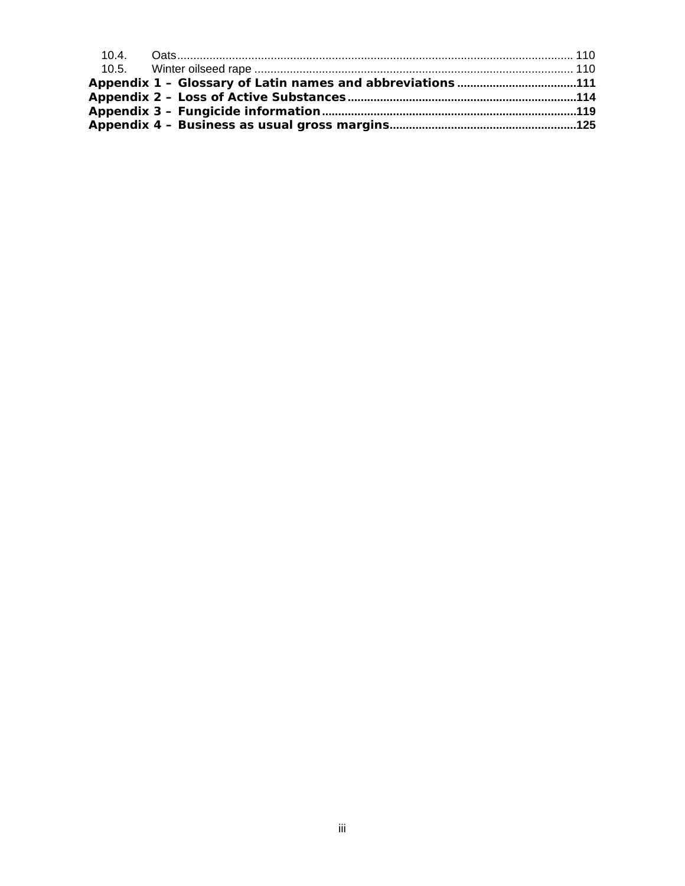10.4. Oats ........................................................................................................................ 110
10.5. Winter oilseed rape ................................................................................................ 110
**Appendix 1 – Glossary of Latin names and abbreviations ....................................111**
**Appendix 2 – Loss of Active Substances ......................................................................114**
**Appendix 3 – Fungicide information ..............................................................................119**
**Appendix 4 – Business as usual gross margins.........................................................125**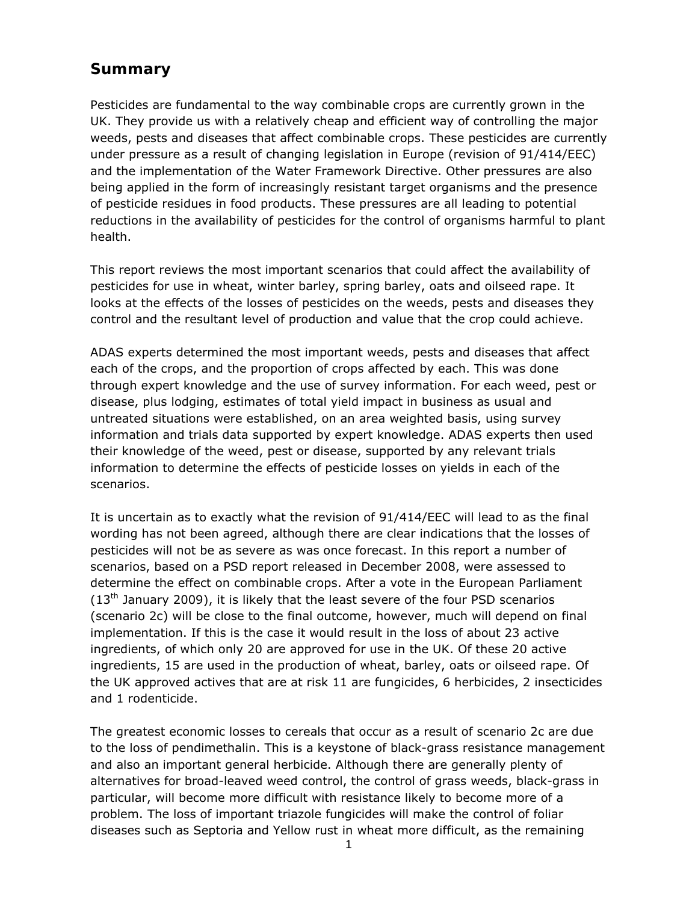## Summary

Pesticides are fundamental to the way combinable crops are currently grown in the UK. They provide us with a relatively cheap and efficient way of controlling the major weeds, pests and diseases that affect combinable crops. These pesticides are currently under pressure as a result of changing legislation in Europe (revision of 91/414/EEC) and the implementation of the Water Framework Directive. Other pressures are also being applied in the form of increasingly resistant target organisms and the presence of pesticide residues in food products. These pressures are all leading to potential reductions in the availability of pesticides for the control of organisms harmful to plant health.

This report reviews the most important scenarios that could affect the availability of pesticides for use in wheat, winter barley, spring barley, oats and oilseed rape. It looks at the effects of the losses of pesticides on the weeds, pests and diseases they control and the resultant level of production and value that the crop could achieve.

ADAS experts determined the most important weeds, pests and diseases that affect each of the crops, and the proportion of crops affected by each. This was done through expert knowledge and the use of survey information. For each weed, pest or disease, plus lodging, estimates of total yield impact in business as usual and untreated situations were established, on an area weighted basis, using survey information and trials data supported by expert knowledge. ADAS experts then used their knowledge of the weed, pest or disease, supported by any relevant trials information to determine the effects of pesticide losses on yields in each of the scenarios.

It is uncertain as to exactly what the revision of 91/414/EEC will lead to as the final wording has not been agreed, although there are clear indications that the losses of pesticides will not be as severe as was once forecast. In this report a number of scenarios, based on a PSD report released in December 2008, were assessed to determine the effect on combinable crops. After a vote in the European Parliament (13th January 2009), it is likely that the least severe of the four PSD scenarios (scenario 2c) will be close to the final outcome, however, much will depend on final implementation. If this is the case it would result in the loss of about 23 active ingredients, of which only 20 are approved for use in the UK. Of these 20 active ingredients, 15 are used in the production of wheat, barley, oats or oilseed rape. Of the UK approved actives that are at risk 11 are fungicides, 6 herbicides, 2 insecticides and 1 rodenticide.

The greatest economic losses to cereals that occur as a result of scenario 2c are due to the loss of pendimethalin. This is a keystone of black-grass resistance management and also an important general herbicide. Although there are generally plenty of alternatives for broad-leaved weed control, the control of grass weeds, black-grass in particular, will become more difficult with resistance likely to become more of a problem. The loss of important triazole fungicides will make the control of foliar diseases such as Septoria and Yellow rust in wheat more difficult, as the remaining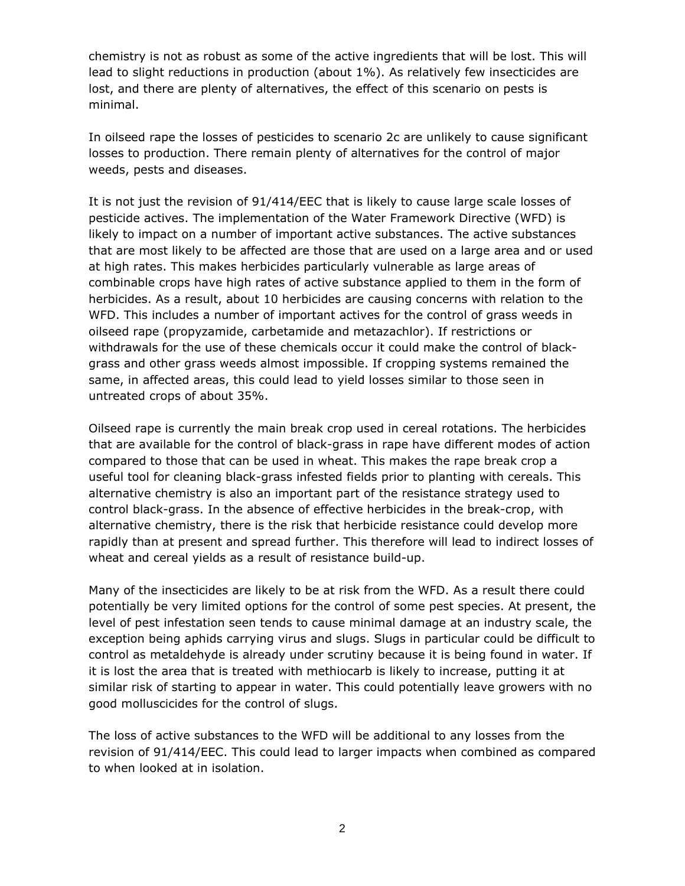chemistry is not as robust as some of the active ingredients that will be lost. This will lead to slight reductions in production (about 1%). As relatively few insecticides are lost, and there are plenty of alternatives, the effect of this scenario on pests is minimal.

In oilseed rape the losses of pesticides to scenario 2c are unlikely to cause significant losses to production. There remain plenty of alternatives for the control of major weeds, pests and diseases.

It is not just the revision of 91/414/EEC that is likely to cause large scale losses of pesticide actives. The implementation of the Water Framework Directive (WFD) is likely to impact on a number of important active substances. The active substances that are most likely to be affected are those that are used on a large area and or used at high rates. This makes herbicides particularly vulnerable as large areas of combinable crops have high rates of active substance applied to them in the form of herbicides. As a result, about 10 herbicides are causing concerns with relation to the WFD. This includes a number of important actives for the control of grass weeds in oilseed rape (propyzamide, carbetamide and metazachlor). If restrictions or withdrawals for the use of these chemicals occur it could make the control of black-grass and other grass weeds almost impossible. If cropping systems remained the same, in affected areas, this could lead to yield losses similar to those seen in untreated crops of about 35%.

Oilseed rape is currently the main break crop used in cereal rotations. The herbicides that are available for the control of black-grass in rape have different modes of action compared to those that can be used in wheat. This makes the rape break crop a useful tool for cleaning black-grass infested fields prior to planting with cereals. This alternative chemistry is also an important part of the resistance strategy used to control black-grass. In the absence of effective herbicides in the break-crop, with alternative chemistry, there is the risk that herbicide resistance could develop more rapidly than at present and spread further. This therefore will lead to indirect losses of wheat and cereal yields as a result of resistance build-up.

Many of the insecticides are likely to be at risk from the WFD. As a result there could potentially be very limited options for the control of some pest species. At present, the level of pest infestation seen tends to cause minimal damage at an industry scale, the exception being aphids carrying virus and slugs. Slugs in particular could be difficult to control as metaldehyde is already under scrutiny because it is being found in water. If it is lost the area that is treated with methiocarb is likely to increase, putting it at similar risk of starting to appear in water. This could potentially leave growers with no good molluscicides for the control of slugs.

The loss of active substances to the WFD will be additional to any losses from the revision of 91/414/EEC. This could lead to larger impacts when combined as compared to when looked at in isolation.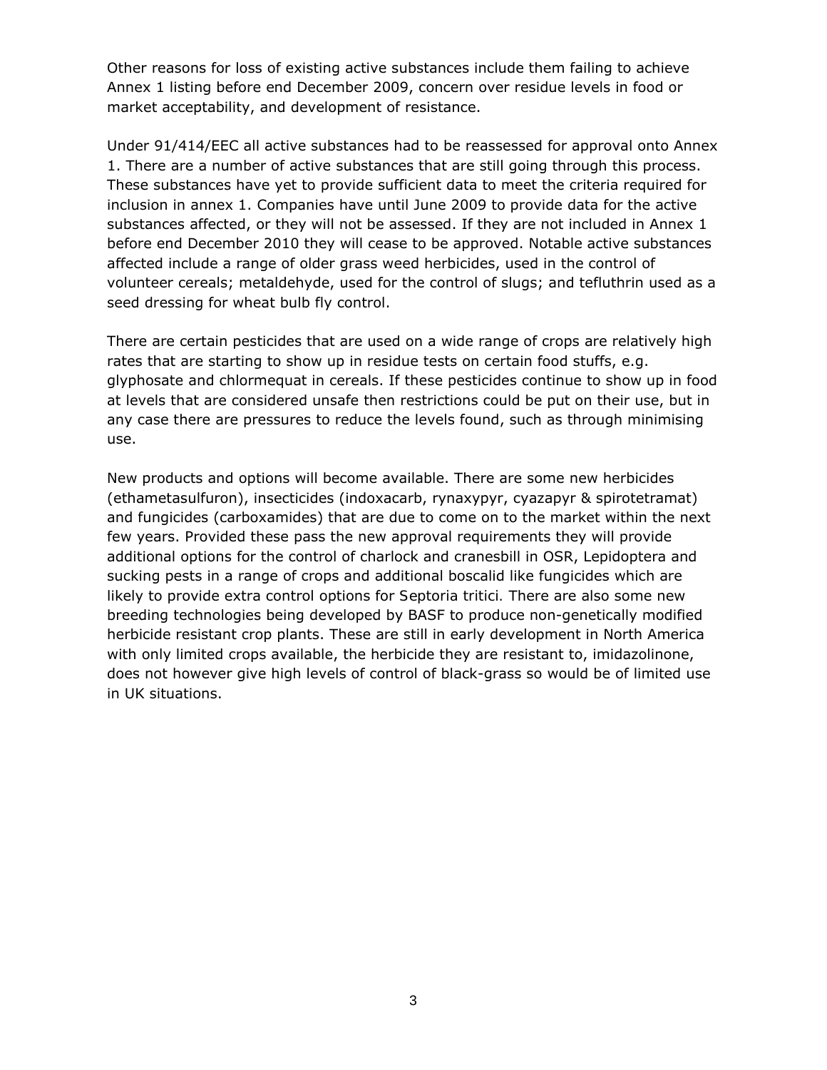Other reasons for loss of existing active substances include them failing to achieve Annex 1 listing before end December 2009, concern over residue levels in food or market acceptability, and development of resistance.

Under 91/414/EEC all active substances had to be reassessed for approval onto Annex 1. There are a number of active substances that are still going through this process. These substances have yet to provide sufficient data to meet the criteria required for inclusion in annex 1. Companies have until June 2009 to provide data for the active substances affected, or they will not be assessed. If they are not included in Annex 1 before end December 2010 they will cease to be approved. Notable active substances affected include a range of older grass weed herbicides, used in the control of volunteer cereals; metaldehyde, used for the control of slugs; and tefluthrin used as a seed dressing for wheat bulb fly control.

There are certain pesticides that are used on a wide range of crops are relatively high rates that are starting to show up in residue tests on certain food stuffs, e.g. glyphosate and chlormequat in cereals. If these pesticides continue to show up in food at levels that are considered unsafe then restrictions could be put on their use, but in any case there are pressures to reduce the levels found, such as through minimising use.

New products and options will become available. There are some new herbicides (ethametasulfuron), insecticides (indoxacarb, rynaxypyr, cyazapyr & spirotetramat) and fungicides (carboxamides) that are due to come on to the market within the next few years. Provided these pass the new approval requirements they will provide additional options for the control of charlock and cranesbill in OSR, Lepidoptera and sucking pests in a range of crops and additional boscalid like fungicides which are likely to provide extra control options for Septoria tritici. There are also some new breeding technologies being developed by BASF to produce non-genetically modified herbicide resistant crop plants. These are still in early development in North America with only limited crops available, the herbicide they are resistant to, imidazolinone, does not however give high levels of control of black-grass so would be of limited use in UK situations.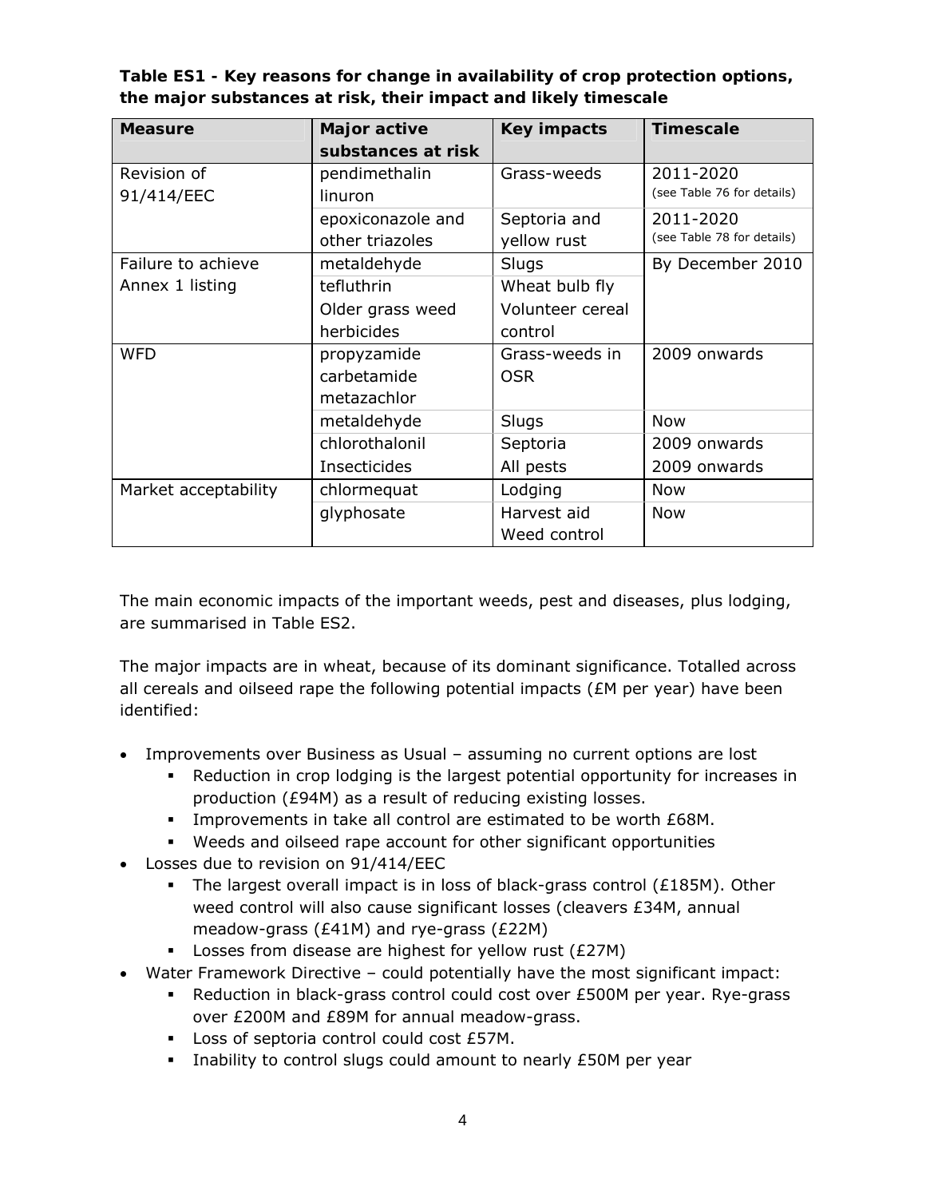**Table ES1 - Key reasons for change in availability of crop protection options, the major substances at risk, their impact and likely timescale**

| Measure | Major active substances at risk | Key impacts | Timescale |
|---|---|---|---|
| Revision of 91/414/EEC | pendimethalin linuron | Grass-weeds | 2011-2020 (see Table 76 for details) |
| | epoxiconazole and other triazoles | Septoria and yellow rust | 2011-2020 (see Table 78 for details) |
| Failure to achieve Annex 1 listing | metaldehyde | Slugs | By December 2010 |
| | tefluthrin | Wheat bulb fly | |
| | Older grass weed herbicides | Volunteer cereal control | |
| WFD | propyzamide carbetamide metazachlor | Grass-weeds in OSR | 2009 onwards |
| | metaldehyde | Slugs | Now |
| | chlorothalonil | Septoria | 2009 onwards |
| | Insecticides | All pests | 2009 onwards |
| Market acceptability | chlormequat | Lodging | Now |
| | glyphosate | Harvest aid Weed control | Now |

The main economic impacts of the important weeds, pest and diseases, plus lodging, are summarised in Table ES2.

The major impacts are in wheat, because of its dominant significance. Totalled across all cereals and oilseed rape the following potential impacts (£M per year) have been identified:

- Improvements over Business as Usual – assuming no current options are lost
  - Reduction in crop lodging is the largest potential opportunity for increases in production (£94M) as a result of reducing existing losses.
  - Improvements in take all control are estimated to be worth £68M.
  - Weeds and oilseed rape account for other significant opportunities
- Losses due to revision on 91/414/EEC
  - The largest overall impact is in loss of black-grass control (£185M). Other weed control will also cause significant losses (cleavers £34M, annual meadow-grass (£41M) and rye-grass (£22M)
  - Losses from disease are highest for yellow rust (£27M)
- Water Framework Directive – could potentially have the most significant impact:
  - Reduction in black-grass control could cost over £500M per year. Rye-grass over £200M and £89M for annual meadow-grass.
  - Loss of septoria control could cost £57M.
  - Inability to control slugs could amount to nearly £50M per year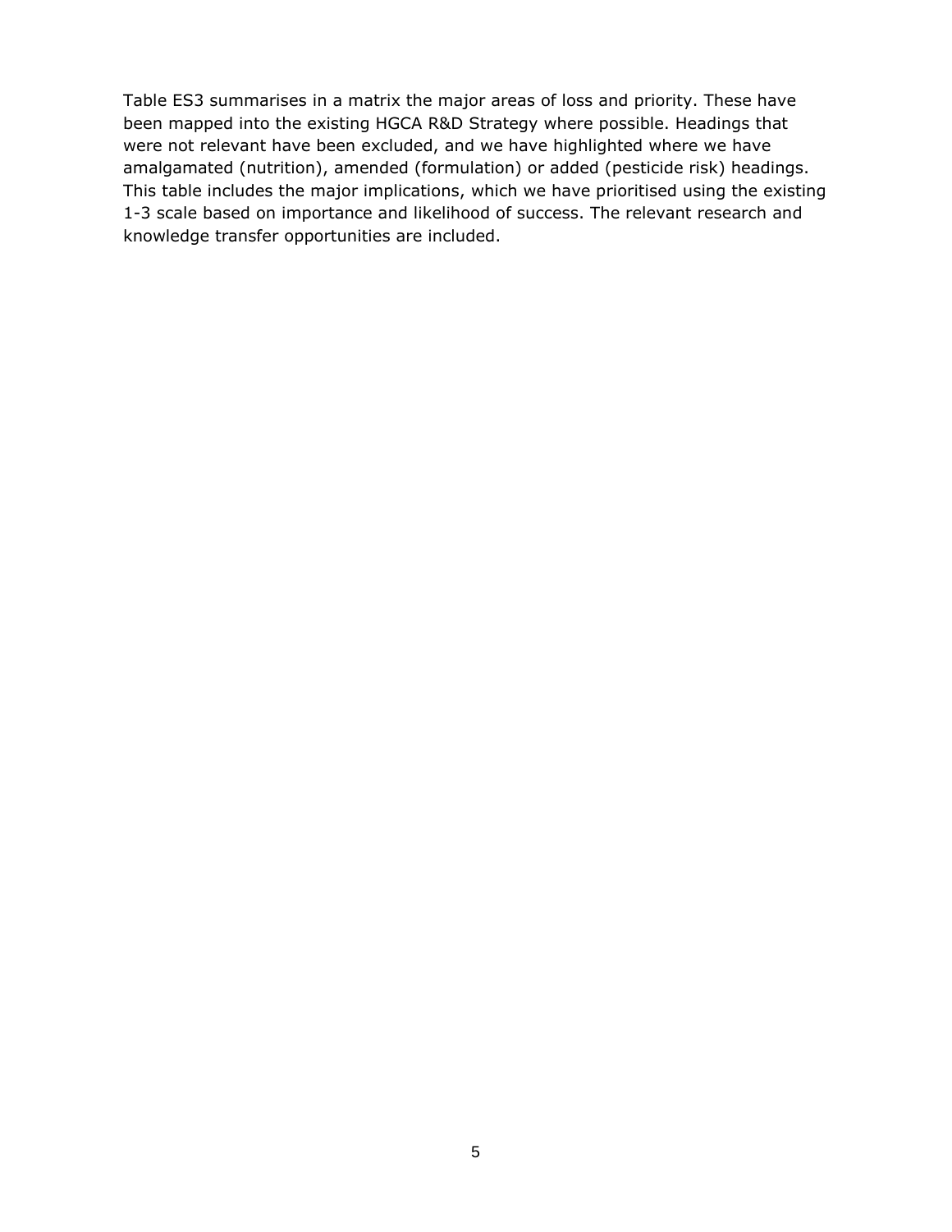Table ES3 summarises in a matrix the major areas of loss and priority. These have been mapped into the existing HGCA R&D Strategy where possible. Headings that were not relevant have been excluded, and we have highlighted where we have amalgamated (nutrition), amended (formulation) or added (pesticide risk) headings. This table includes the major implications, which we have prioritised using the existing 1-3 scale based on importance and likelihood of success. The relevant research and knowledge transfer opportunities are included.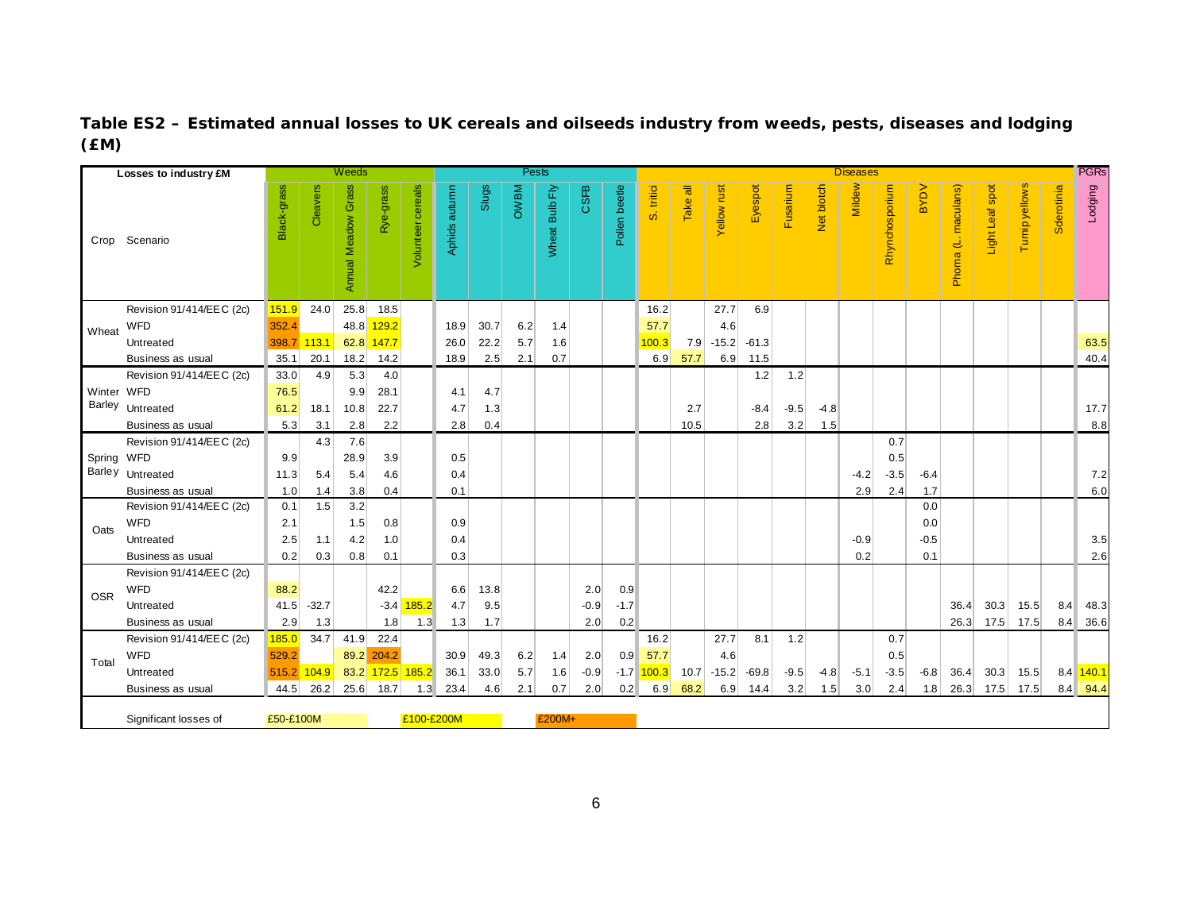**Table ES2 – Estimated annual losses to UK cereals and oilseeds industry from weeds, pests, diseases and lodging (£M)**

| Losses to industry £M | | Weeds | | | | | Pests | | | | | | Diseases | | | | | | | | | | | | | PGRs |
|---|---|---|---|---|---|---|---|---|---|---|---|---|---|---|---|---|---|---|---|---|---|---|---|---|---|---|
| Crop | Scenario | Black-grass | Cleavers | Annual Meadow Grass | Rye-grass | Volunteer cereals | Aphids autumn | Slugs | OWBM | Wheat Bulb Fly | CSFB | Pollen beetle | S. tritici | Take all | Yellow rust | Eyespot | Fusarium | Net blotch | Mildew | Rhynchosporium | BYDV | Phoma (L. maculans) | Light Leaf spot | Turnip yellows | Sclerotinia | Lodging |
| Wheat | Revision 91/414/EEC (2c) | 151.9 | 24.0 | 25.8 | 18.5 | | | | | | | | 16.2 | | 27.7 | 6.9 | | | | | | | | | | |
| | WFD | 352.4 | | 48.8 | 129.2 | | 18.9 | 30.7 | 6.2 | 1.4 | | | 57.7 | | 4.6 | | | | | | | | | | | |
| | Untreated | 398.7 | 113.1 | 62.8 | 147.7 | | 26.0 | 22.2 | 5.7 | 1.6 | | | 100.3 | 7.9 | -15.2 | -61.3 | | | | | | | | | | 63.5 |
| | Business as usual | 35.1 | 20.1 | 18.2 | 14.2 | | 18.9 | 2.5 | 2.1 | 0.7 | | | 6.9 | 57.7 | 6.9 | 11.5 | | | | | | | | | | 40.4 |
| Winter Barley | Revision 91/414/EEC (2c) | 33.0 | 4.9 | 5.3 | 4.0 | | | | | | | | | | | 1.2 | 1.2 | | | | | | | | | |
| | WFD | 76.5 | | 9.9 | 28.1 | | 4.1 | 4.7 | | | | | | | | | | | | | | | | | | |
| | Untreated | 61.2 | 18.1 | 10.8 | 22.7 | | 4.7 | 1.3 | | | | | | 2.7 | | -8.4 | -9.5 | -4.8 | | | | | | | | 17.7 |
| | Business as usual | 5.3 | 3.1 | 2.8 | 2.2 | | 2.8 | 0.4 | | | | | | 10.5 | | 2.8 | 3.2 | 1.5 | | | | | | | | 8.8 |
| Spring Barley | Revision 91/414/EEC (2c) | | 4.3 | 7.6 | | | | | | | | | | | | | | | | 0.7 | | | | | | |
| | WFD | 9.9 | | 28.9 | 3.9 | | 0.5 | | | | | | | | | | | | | 0.5 | | | | | | |
| | Untreated | 11.3 | 5.4 | 5.4 | 4.6 | | 0.4 | | | | | | | | | | | | -4.2 | -3.5 | -6.4 | | | | | 7.2 |
| | Business as usual | 1.0 | 1.4 | 3.8 | 0.4 | | 0.1 | | | | | | | | | | | | 2.9 | 2.4 | 1.7 | | | | | 6.0 |
| Oats | Revision 91/414/EEC (2c) | 0.1 | 1.5 | 3.2 | | | | | | | | | | | | | | | | | 0.0 | | | | | |
| | WFD | 2.1 | | 1.5 | 0.8 | | 0.9 | | | | | | | | | | | | | | 0.0 | | | | | |
| | Untreated | 2.5 | 1.1 | 4.2 | 1.0 | | 0.4 | | | | | | | | | | | | -0.9 | | -0.5 | | | | | 3.5 |
| | Business as usual | 0.2 | 0.3 | 0.8 | 0.1 | | 0.3 | | | | | | | | | | | | 0.2 | | 0.1 | | | | | 2.6 |
| OSR | Revision 91/414/EEC (2c) | | | | | | | | | | | | | | | | | | | | | | | | | |
| | WFD | 88.2 | | | 42.2 | | 6.6 | 13.8 | | | 2.0 | 0.9 | | | | | | | | | | | | | | |
| | Untreated | 41.5 | -32.7 | | -3.4 | 185.2 | 4.7 | 9.5 | | | -0.9 | -1.7 | | | | | | | | | | 36.4 | 30.3 | 15.5 | 8.4 | 48.3 |
| | Business as usual | 2.9 | 1.3 | | 1.8 | 1.3 | 1.3 | 1.7 | | | 2.0 | 0.2 | | | | | | | | | | 26.3 | 17.5 | 17.5 | 8.4 | 36.6 |
| Total | Revision 91/414/EEC (2c) | 185.0 | 34.7 | 41.9 | 22.4 | | | | | | | | 16.2 | | 27.7 | 8.1 | 1.2 | | | 0.7 | | | | | | |
| | WFD | 529.2 | | 89.2 | 204.2 | | 30.9 | 49.3 | 6.2 | 1.4 | 2.0 | 0.9 | 57.7 | | 4.6 | | | | | 0.5 | | | | | | |
| | Untreated | 515.2 | 104.9 | 83.2 | 172.5 | 185.2 | 36.1 | 33.0 | 5.7 | 1.6 | -0.9 | -1.7 | 100.3 | 10.7 | -15.2 | -69.8 | -9.5 | -4.8 | -5.1 | -3.5 | -6.8 | 36.4 | 30.3 | 15.5 | 8.4 | 140.1 |
| | Business as usual | 44.5 | 26.2 | 25.6 | 18.7 | 1.3 | 23.4 | 4.6 | 2.1 | 0.7 | 2.0 | 0.2 | 6.9 | 68.2 | 6.9 | 14.4 | 3.2 | 1.5 | 3.0 | 2.4 | 1.8 | 26.3 | 17.5 | 17.5 | 8.4 | 94.4 |

Significant losses of: £50-£100M; £100-£200M; £200M+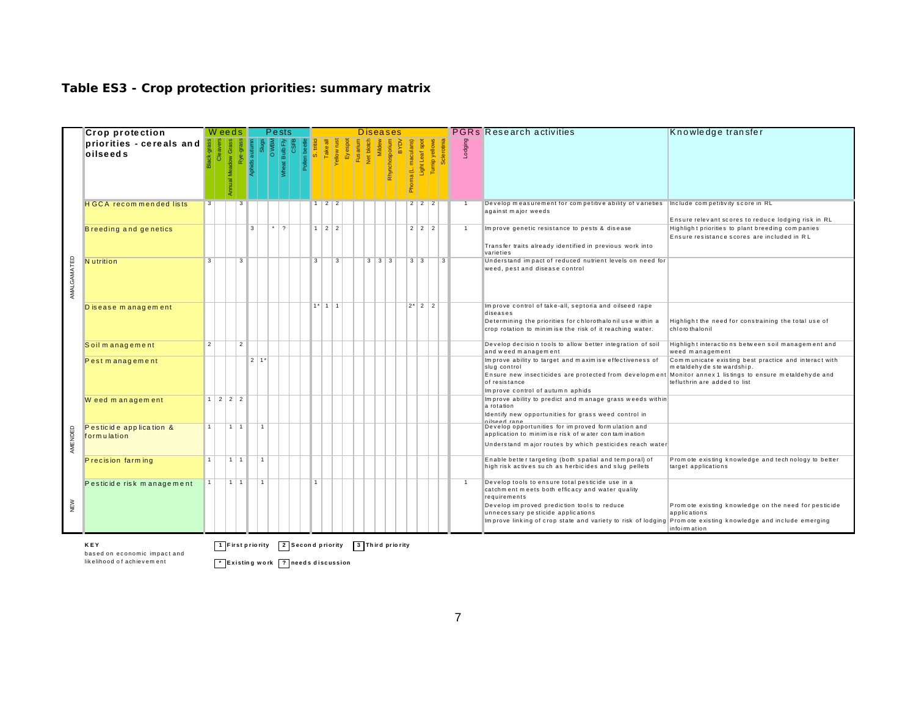## Table ES3 - Crop protection priorities: summary matrix

| | Crop protection priorities - cereals and oilseeds | Weeds | | | | Pests | | | | | | Diseases | | | | | | | | | | | | | PGRs | Research activities | Knowledge transfer |
|---|---|---|---|---|---|---|---|---|---|---|---|---|---|---|---|---|---|---|---|---|---|---|---|---|---|---|---|
| | | Black-grass | Cleavers | Annual Meadow Grass | Rye-grass | Aphids autumn | Slugs | OWBM | Wheat Bulb Fly | CSFB | Pollen beetle | S. tritici | Take all | Yellow rust | Eyespot | Fusarium | Net blotch | Mildew | Rhynchosporium | BYDV | Phoma (L. maculans) | Light Leaf spot | Turnip yellows | Sclerotinia | Lodging | | |
| AMALGAMATED | HGCA recommended lists | 3 | | | 3 | | | | | | | 1 | 2 | 2 | | | | | | | 2 | 2 | 2 | | 1 | Develop measurement for competitive ability of varieties against major weeds | Include competitivity score in RL<br>Ensure relevant scores to reduce lodging risk in RL |
| AMALGAMATED | Breeding and genetics | | | | | 3 | | * | ? | | | 1 | 2 | 2 | | | | | | | 2 | 2 | 2 | | 1 | Improve genetic resistance to pests & disease<br>Transfer traits already identified in previous work into varieties | Highlight priorities to plant breeding companies<br>Ensure resistance scores are included in RL |
| AMALGAMATED | Nutrition | 3 | | | 3 | | | | | | | 3 | | 3 | | | 3 | 3 | 3 | | 3 | 3 | | 3 | | Understand impact of reduced nutrient levels on need for weed, pest and disease control | |
| AMALGAMATED | Disease management | | | | | | | | | | | 1* | 1 | 1 | | | | | | | 2* | 2 | 2 | | | Improve control of take-all, septoria and oilseed rape diseases<br>Determining the priorities for chlorothalonil use within a crop rotation to minimise the risk of it reaching water. | Highlight the need for constraining the total use of chlorothalonil |
| AMALGAMATED | Soil management | 2 | | | 2 | | | | | | | | | | | | | | | | | | | | | Develop decision tools to allow better integration of soil and weed management | Highlight interactions between soil management and weed management |
| AMALGAMATED | Pest management | | | | | 2 | 1* | | | | | | | | | | | | | | | | | | | Improve ability to target and maximise effectiveness of slug control<br>Ensure new insecticides are protected from development of resistance<br>Improve control of autumn aphids | Communicate existing best practice and interact with metaldehyde stewardship.<br>Monitor annex 1 listings to ensure metaldehyde and tefluthrin are added to list |
| AMALGAMATED | Weed management | 1 | 2 | 2 | 2 | | | | | | | | | | | | | | | | | | | | | Improve ability to predict and manage grass weeds within a rotation<br>Identify new opportunities for grass weed control in oilseed rape | |
| AMENDED | Pesticide application & formulation | 1 | | 1 | 1 | | 1 | | | | | | | | | | | | | | | | | | | Develop opportunities for improved formulation and application to minimise risk of water contamination<br>Understand major routes by which pesticides reach water | |
| AMENDED | Precision farming | 1 | | 1 | 1 | | 1 | | | | | | | | | | | | | | | | | | | Enable better targeting (both spatial and temporal) of high risk actives such as herbicides and slug pellets | Promote existing knowledge and technology to better target applications |
| NEW | Pesticide risk management | 1 | | 1 | 1 | | 1 | | | | | 1 | | | | | | | | | | | | | 1 | Develop tools to ensure total pesticide use in a catchment meets both efficacy and water quality requirements<br>Develop improved prediction tools to reduce unnecessary pesticide applications<br>Improve linking of crop state and variety to risk of lodging | Promote existing knowledge on the need for pesticide applications<br>Promote existing knowledge and include emerging infoimation |

**KEY**
based on economic impact and likelihood of achievement

1 First priority 2 Second priority 3 Third priority

* Existing work ? needs discussion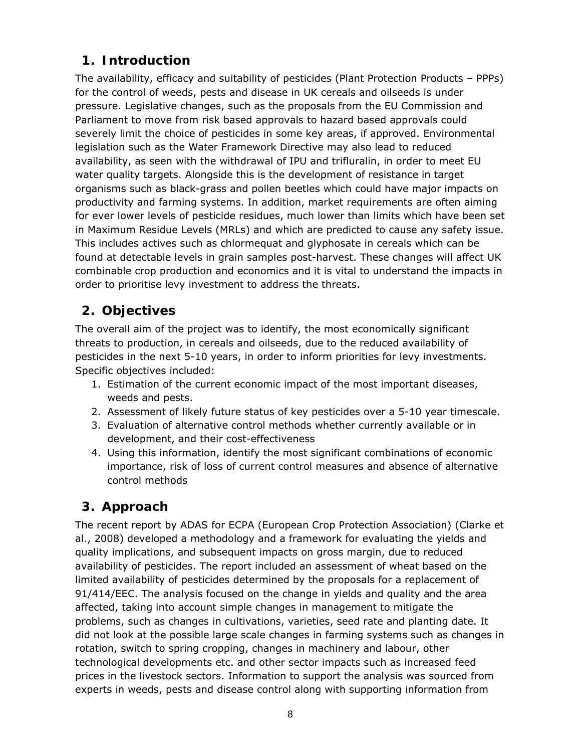## 1. Introduction

The availability, efficacy and suitability of pesticides (Plant Protection Products – PPPs) for the control of weeds, pests and disease in UK cereals and oilseeds is under pressure. Legislative changes, such as the proposals from the EU Commission and Parliament to move from risk based approvals to hazard based approvals could severely limit the choice of pesticides in some key areas, if approved. Environmental legislation such as the Water Framework Directive may also lead to reduced availability, as seen with the withdrawal of IPU and trifluralin, in order to meet EU water quality targets. Alongside this is the development of resistance in target organisms such as black-grass and pollen beetles which could have major impacts on productivity and farming systems. In addition, market requirements are often aiming for ever lower levels of pesticide residues, much lower than limits which have been set in Maximum Residue Levels (MRLs) and which are predicted to cause any safety issue. This includes actives such as chlormequat and glyphosate in cereals which can be found at detectable levels in grain samples post-harvest. These changes will affect UK combinable crop production and economics and it is vital to understand the impacts in order to prioritise levy investment to address the threats.

## 2. Objectives

The overall aim of the project was to identify, the most economically significant threats to production, in cereals and oilseeds, due to the reduced availability of pesticides in the next 5-10 years, in order to inform priorities for levy investments. Specific objectives included:

1. Estimation of the current economic impact of the most important diseases, weeds and pests.
2. Assessment of likely future status of key pesticides over a 5-10 year timescale.
3. Evaluation of alternative control methods whether currently available or in development, and their cost-effectiveness
4. Using this information, identify the most significant combinations of economic importance, risk of loss of current control measures and absence of alternative control methods

## 3. Approach

The recent report by ADAS for ECPA (European Crop Protection Association) (Clarke et al., 2008) developed a methodology and a framework for evaluating the yields and quality implications, and subsequent impacts on gross margin, due to reduced availability of pesticides. The report included an assessment of wheat based on the limited availability of pesticides determined by the proposals for a replacement of 91/414/EEC. The analysis focused on the change in yields and quality and the area affected, taking into account simple changes in management to mitigate the problems, such as changes in cultivations, varieties, seed rate and planting date. It did not look at the possible large scale changes in farming systems such as changes in rotation, switch to spring cropping, changes in machinery and labour, other technological developments etc. and other sector impacts such as increased feed prices in the livestock sectors. Information to support the analysis was sourced from experts in weeds, pests and disease control along with supporting information from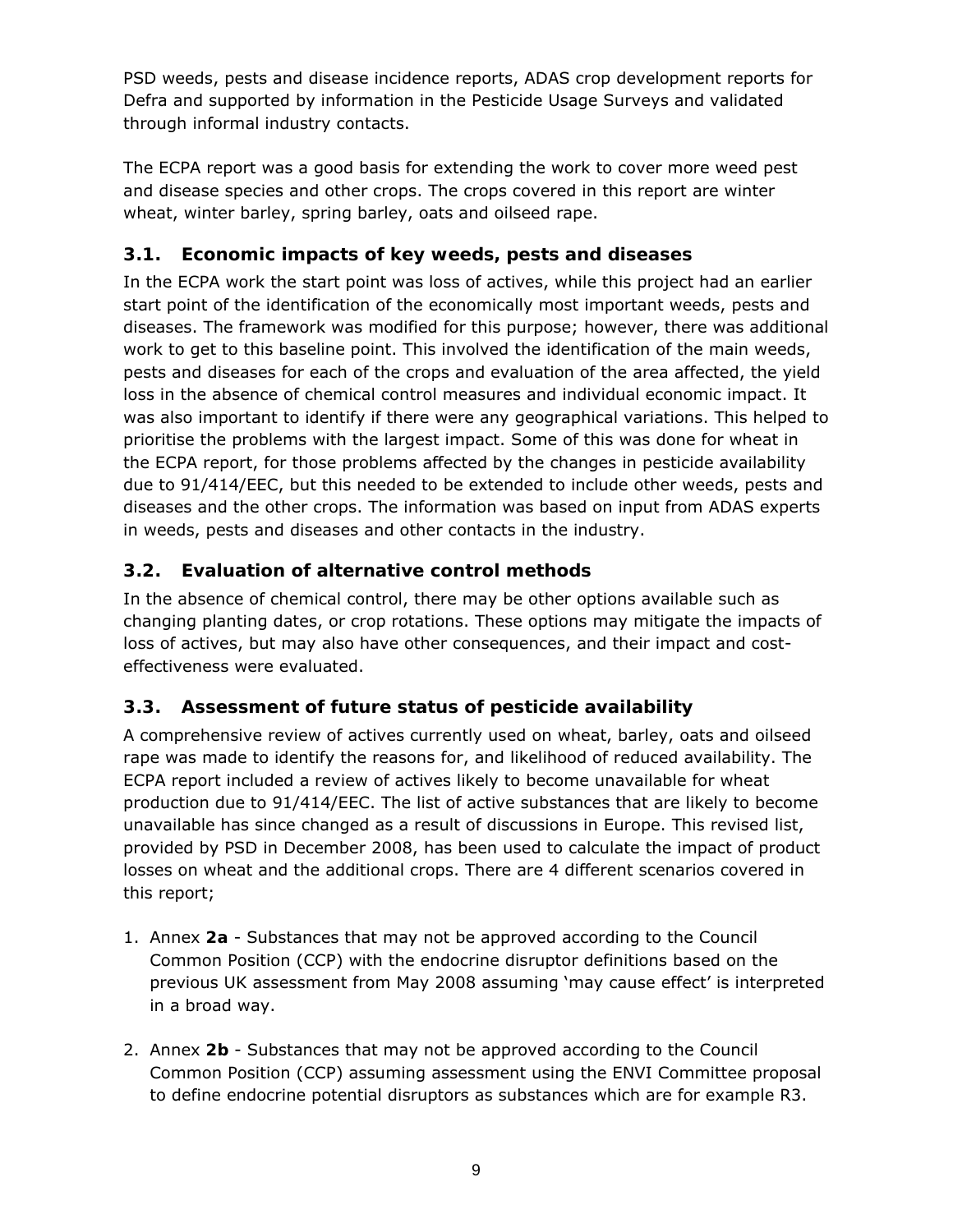PSD weeds, pests and disease incidence reports, ADAS crop development reports for Defra and supported by information in the Pesticide Usage Surveys and validated through informal industry contacts.

The ECPA report was a good basis for extending the work to cover more weed pest and disease species and other crops. The crops covered in this report are winter wheat, winter barley, spring barley, oats and oilseed rape.

### 3.1. Economic impacts of key weeds, pests and diseases

In the ECPA work the start point was loss of actives, while this project had an earlier start point of the identification of the economically most important weeds, pests and diseases. The framework was modified for this purpose; however, there was additional work to get to this baseline point. This involved the identification of the main weeds, pests and diseases for each of the crops and evaluation of the area affected, the yield loss in the absence of chemical control measures and individual economic impact. It was also important to identify if there were any geographical variations. This helped to prioritise the problems with the largest impact. Some of this was done for wheat in the ECPA report, for those problems affected by the changes in pesticide availability due to 91/414/EEC, but this needed to be extended to include other weeds, pests and diseases and the other crops. The information was based on input from ADAS experts in weeds, pests and diseases and other contacts in the industry.

### 3.2. Evaluation of alternative control methods

In the absence of chemical control, there may be other options available such as changing planting dates, or crop rotations. These options may mitigate the impacts of loss of actives, but may also have other consequences, and their impact and cost-effectiveness were evaluated.

### 3.3. Assessment of future status of pesticide availability

A comprehensive review of actives currently used on wheat, barley, oats and oilseed rape was made to identify the reasons for, and likelihood of reduced availability. The ECPA report included a review of actives likely to become unavailable for wheat production due to 91/414/EEC. The list of active substances that are likely to become unavailable has since changed as a result of discussions in Europe. This revised list, provided by PSD in December 2008, has been used to calculate the impact of product losses on wheat and the additional crops. There are 4 different scenarios covered in this report;

1. Annex **2a** - Substances that may not be approved according to the Council Common Position (CCP) with the endocrine disruptor definitions based on the previous UK assessment from May 2008 assuming 'may cause effect' is interpreted in a broad way.

2. Annex **2b** - Substances that may not be approved according to the Council Common Position (CCP) assuming assessment using the ENVI Committee proposal to define endocrine potential disruptors as substances which are for example R3.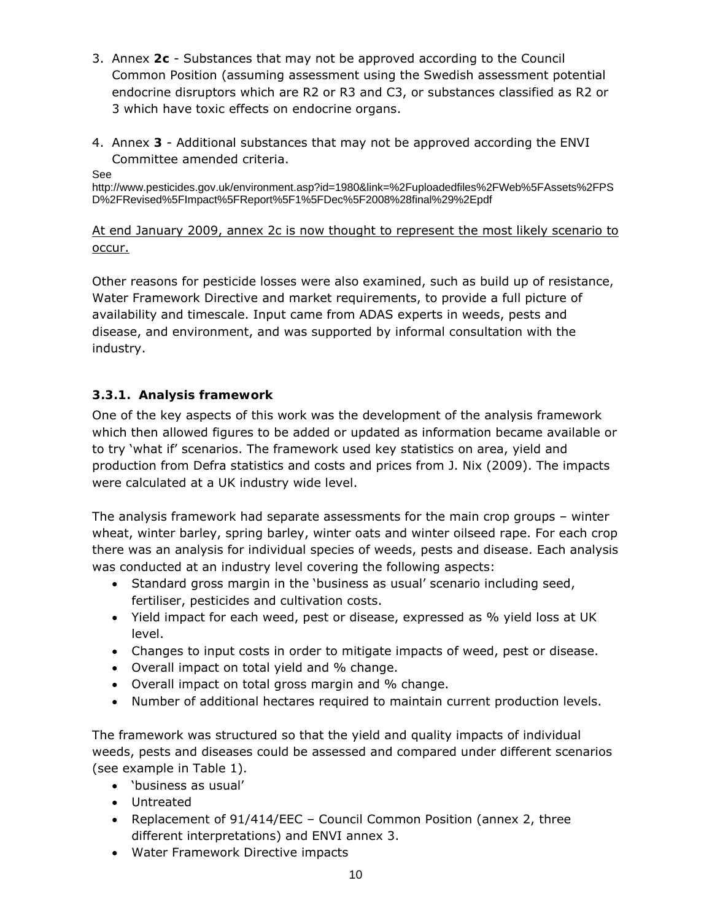3. Annex **2c** - Substances that may not be approved according to the Council Common Position (assuming assessment using the Swedish assessment potential endocrine disruptors which are R2 or R3 and C3, or substances classified as R2 or 3 which have toxic effects on endocrine organs.

4. Annex **3** - Additional substances that may not be approved according the ENVI Committee amended criteria.

See http://www.pesticides.gov.uk/environment.asp?id=1980&link=%2Fuploadedfiles%2FWeb%5FAssets%2FPSD%2FRevised%5FImpact%5FReport%5F1%5FDec%5F2008%28final%29%2Epdf

<u>At end January 2009, annex 2c is now thought to represent the most likely scenario to occur.</u>

Other reasons for pesticide losses were also examined, such as build up of resistance, Water Framework Directive and market requirements, to provide a full picture of availability and timescale. Input came from ADAS experts in weeds, pests and disease, and environment, and was supported by informal consultation with the industry.

### 3.3.1. Analysis framework

One of the key aspects of this work was the development of the analysis framework which then allowed figures to be added or updated as information became available or to try 'what if' scenarios. The framework used key statistics on area, yield and production from Defra statistics and costs and prices from J. Nix (2009). The impacts were calculated at a UK industry wide level.

The analysis framework had separate assessments for the main crop groups – winter wheat, winter barley, spring barley, winter oats and winter oilseed rape. For each crop there was an analysis for individual species of weeds, pests and disease. Each analysis was conducted at an industry level covering the following aspects:

- Standard gross margin in the 'business as usual' scenario including seed, fertiliser, pesticides and cultivation costs.
- Yield impact for each weed, pest or disease, expressed as % yield loss at UK level.
- Changes to input costs in order to mitigate impacts of weed, pest or disease.
- Overall impact on total yield and % change.
- Overall impact on total gross margin and % change.
- Number of additional hectares required to maintain current production levels.

The framework was structured so that the yield and quality impacts of individual weeds, pests and diseases could be assessed and compared under different scenarios (see example in Table 1).

- 'business as usual'
- Untreated
- Replacement of 91/414/EEC – Council Common Position (annex 2, three different interpretations) and ENVI annex 3.
- Water Framework Directive impacts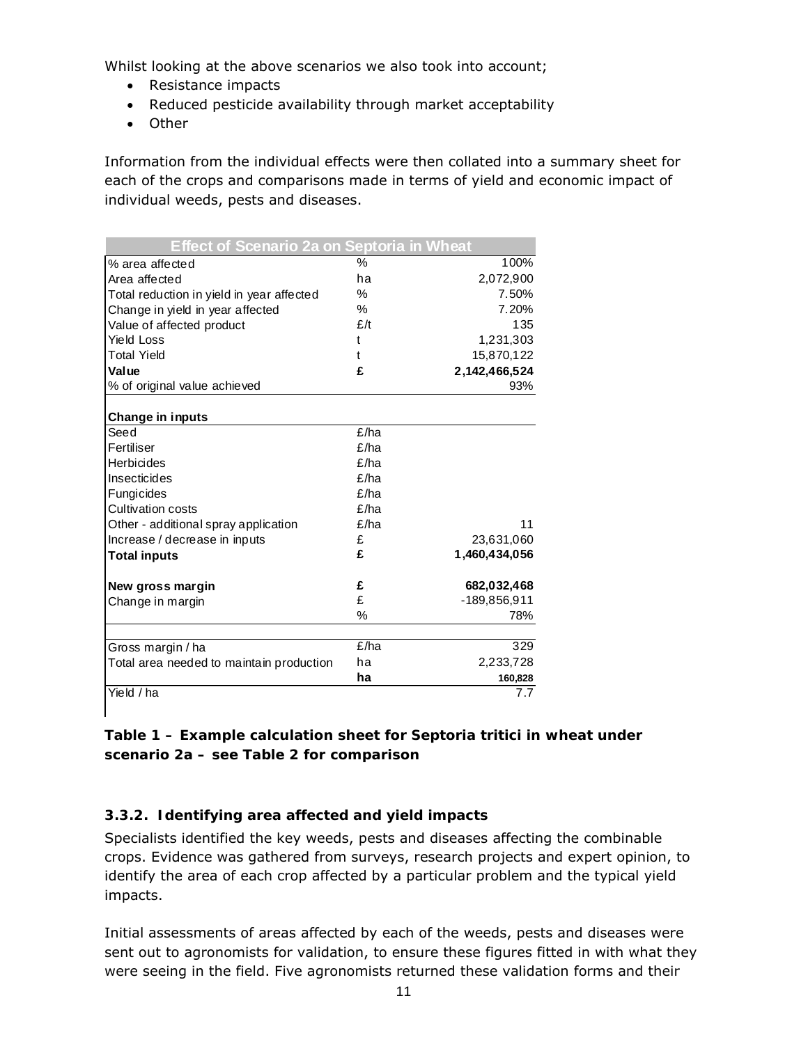Whilst looking at the above scenarios we also took into account;

- Resistance impacts
- Reduced pesticide availability through market acceptability
- Other

Information from the individual effects were then collated into a summary sheet for each of the crops and comparisons made in terms of yield and economic impact of individual weeds, pests and diseases.

| Effect of Scenario 2a on Septoria in Wheat | | |
|---|---|---|
| % area affected | % | 100% |
| Area affected | ha | 2,072,900 |
| Total reduction in yield in year affected | % | 7.50% |
| Change in yield in year affected | % | 7.20% |
| Value of affected product | £/t | 135 |
| Yield Loss | t | 1,231,303 |
| Total Yield | t | 15,870,122 |
| **Value** | **£** | **2,142,466,524** |
| % of original value achieved | | 93% |
| | | |
| **Change in inputs** | | |
| Seed | £/ha | |
| Fertiliser | £/ha | |
| Herbicides | £/ha | |
| Insecticides | £/ha | |
| Fungicides | £/ha | |
| Cultivation costs | £/ha | |
| Other - additional spray application | £/ha | 11 |
| Increase / decrease in inputs | £ | 23,631,060 |
| **Total inputs** | **£** | **1,460,434,056** |
| | | |
| **New gross margin** | **£** | **682,032,468** |
| Change in margin | £ | -189,856,911 |
| | % | 78% |
| | | |
| Gross margin / ha | £/ha | 329 |
| Total area needed to maintain production | ha | 2,233,728 |
| | **ha** | **160,828** |
| Yield / ha | | 7.7 |

**Table 1 – Example calculation sheet for Septoria tritici in wheat under scenario 2a – see Table 2 for comparison**

### 3.3.2. Identifying area affected and yield impacts

Specialists identified the key weeds, pests and diseases affecting the combinable crops. Evidence was gathered from surveys, research projects and expert opinion, to identify the area of each crop affected by a particular problem and the typical yield impacts.

Initial assessments of areas affected by each of the weeds, pests and diseases were sent out to agronomists for validation, to ensure these figures fitted in with what they were seeing in the field. Five agronomists returned these validation forms and their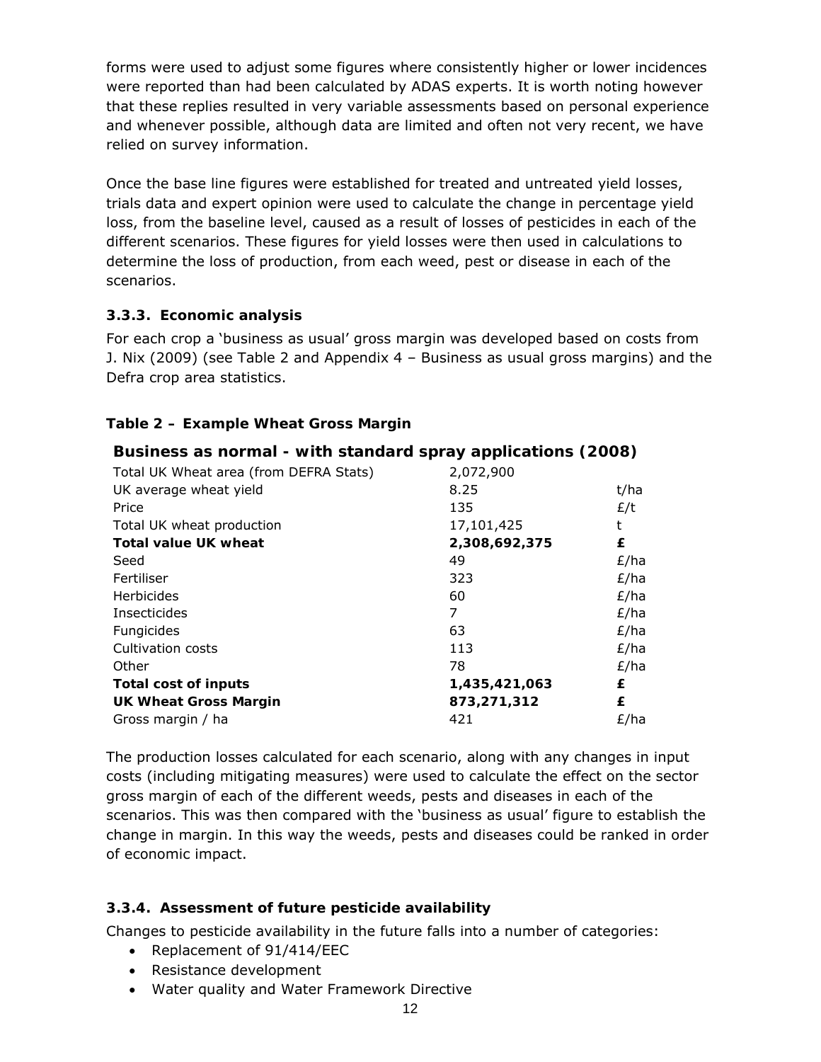forms were used to adjust some figures where consistently higher or lower incidences were reported than had been calculated by ADAS experts. It is worth noting however that these replies resulted in very variable assessments based on personal experience and whenever possible, although data are limited and often not very recent, we have relied on survey information.

Once the base line figures were established for treated and untreated yield losses, trials data and expert opinion were used to calculate the change in percentage yield loss, from the baseline level, caused as a result of losses of pesticides in each of the different scenarios. These figures for yield losses were then used in calculations to determine the loss of production, from each weed, pest or disease in each of the scenarios.

### 3.3.3. Economic analysis

For each crop a 'business as usual' gross margin was developed based on costs from J. Nix (2009) (see Table 2 and Appendix 4 – Business as usual gross margins) and the Defra crop area statistics.

**Table 2 – Example Wheat Gross Margin**

| **Business as normal - with standard spray applications (2008)** | | |
|---|---|---|
| Total UK Wheat area (from DEFRA Stats) | 2,072,900 | |
| UK average wheat yield | 8.25 | t/ha |
| Price | 135 | £/t |
| Total UK wheat production | 17,101,425 | t |
| **Total value UK wheat** | **2,308,692,375** | **£** |
| Seed | 49 | £/ha |
| Fertiliser | 323 | £/ha |
| Herbicides | 60 | £/ha |
| Insecticides | 7 | £/ha |
| Fungicides | 63 | £/ha |
| Cultivation costs | 113 | £/ha |
| Other | 78 | £/ha |
| **Total cost of inputs** | **1,435,421,063** | **£** |
| **UK Wheat Gross Margin** | **873,271,312** | **£** |
| Gross margin / ha | 421 | £/ha |

The production losses calculated for each scenario, along with any changes in input costs (including mitigating measures) were used to calculate the effect on the sector gross margin of each of the different weeds, pests and diseases in each of the scenarios. This was then compared with the 'business as usual' figure to establish the change in margin. In this way the weeds, pests and diseases could be ranked in order of economic impact.

### 3.3.4. Assessment of future pesticide availability

Changes to pesticide availability in the future falls into a number of categories:

- Replacement of 91/414/EEC
- Resistance development
- Water quality and Water Framework Directive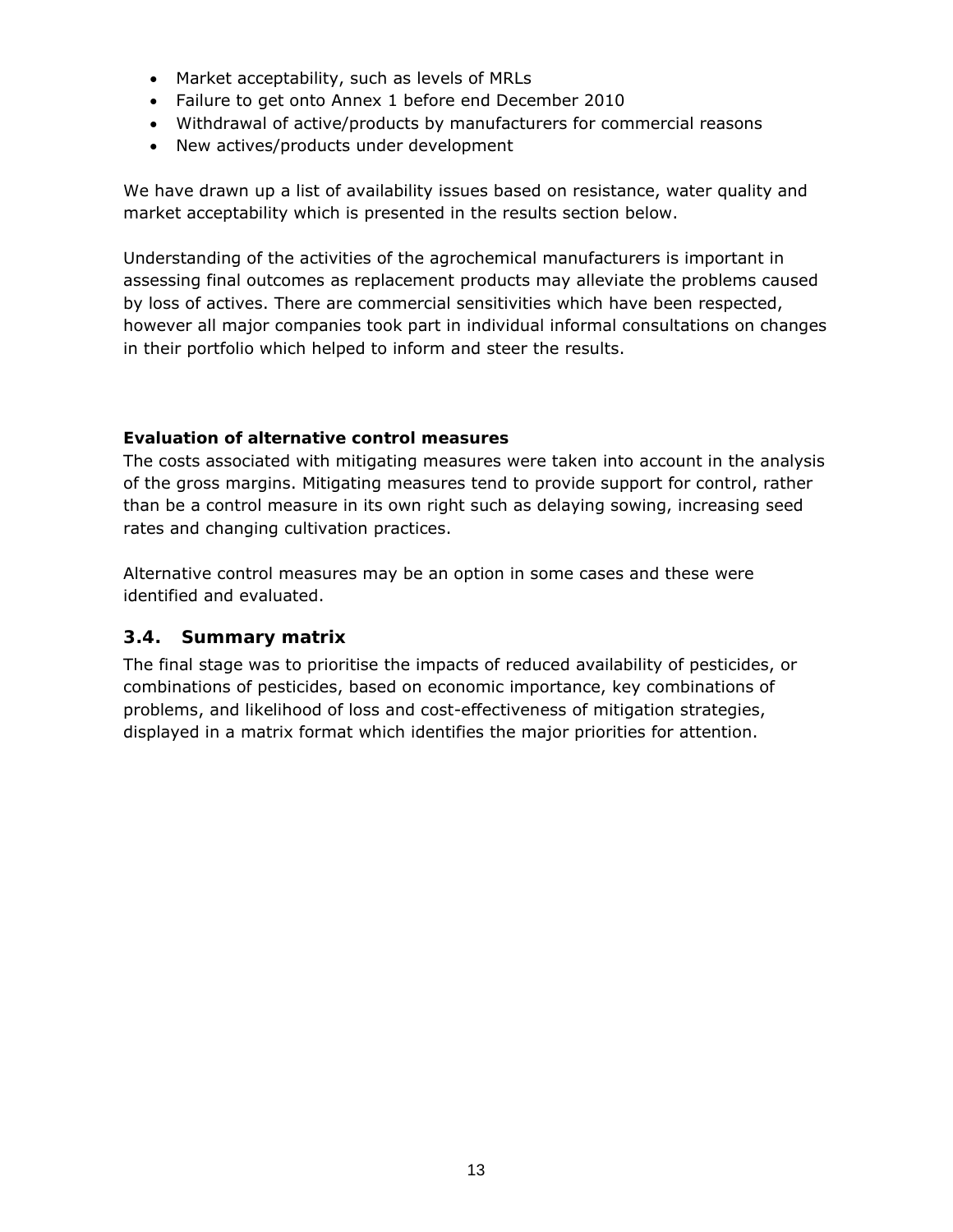- Market acceptability, such as levels of MRLs
- Failure to get onto Annex 1 before end December 2010
- Withdrawal of active/products by manufacturers for commercial reasons
- New actives/products under development

We have drawn up a list of availability issues based on resistance, water quality and market acceptability which is presented in the results section below.

Understanding of the activities of the agrochemical manufacturers is important in assessing final outcomes as replacement products may alleviate the problems caused by loss of actives. There are commercial sensitivities which have been respected, however all major companies took part in individual informal consultations on changes in their portfolio which helped to inform and steer the results.

**Evaluation of alternative control measures**

The costs associated with mitigating measures were taken into account in the analysis of the gross margins. Mitigating measures tend to provide support for control, rather than be a control measure in its own right such as delaying sowing, increasing seed rates and changing cultivation practices.

Alternative control measures may be an option in some cases and these were identified and evaluated.

### 3.4. Summary matrix

The final stage was to prioritise the impacts of reduced availability of pesticides, or combinations of pesticides, based on economic importance, key combinations of problems, and likelihood of loss and cost-effectiveness of mitigation strategies, displayed in a matrix format which identifies the major priorities for attention.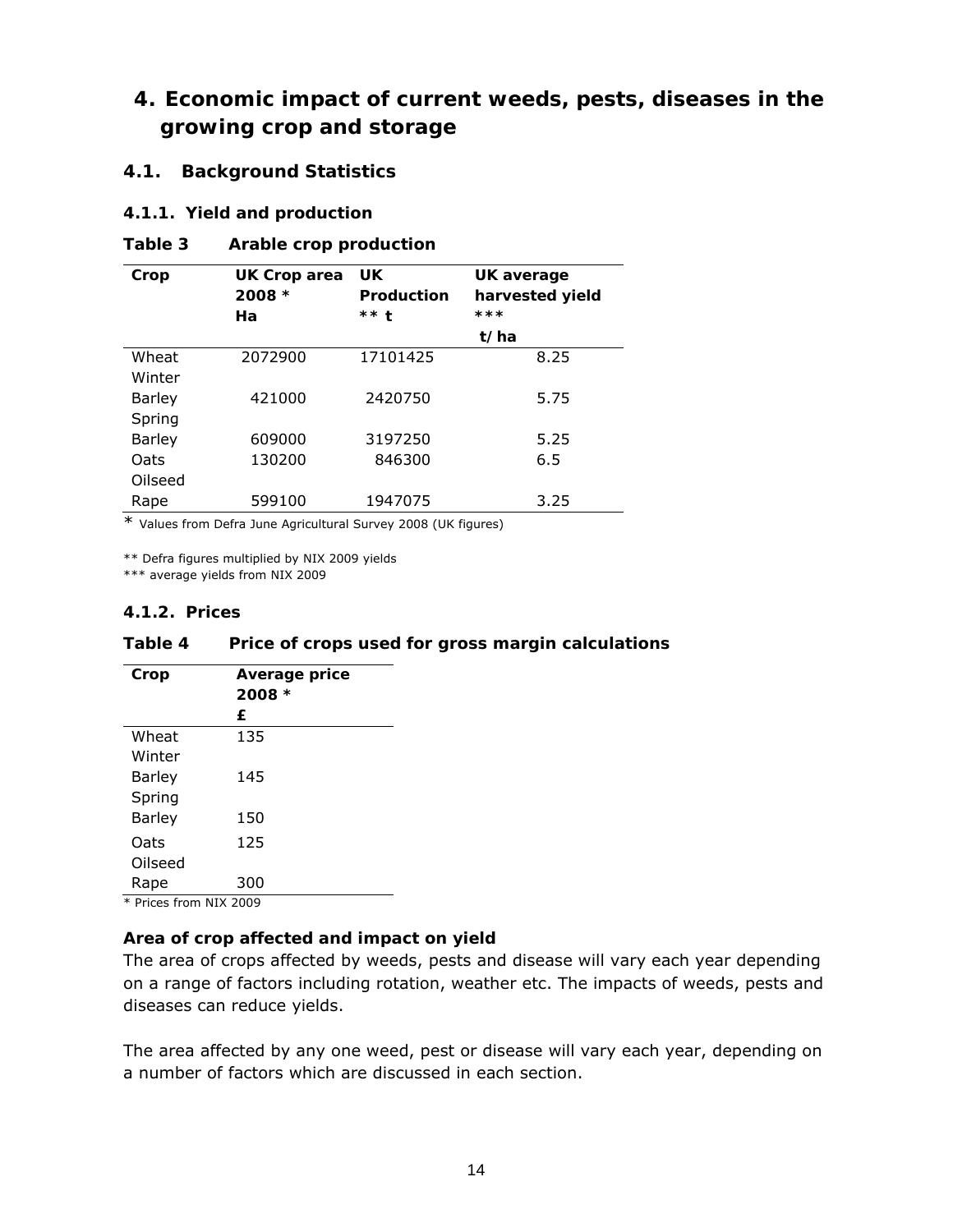# 4. Economic impact of current weeds, pests, diseases in the growing crop and storage

## 4.1. Background Statistics

### 4.1.1. Yield and production

**Table 3 Arable crop production**

| Crop | UK Crop area 2008 * Ha | UK Production ** t | UK average harvested yield *** t/ha |
|---|---|---|---|
| Wheat | 2072900 | 17101425 | 8.25 |
| Winter Barley | 421000 | 2420750 | 5.75 |
| Spring Barley | 609000 | 3197250 | 5.25 |
| Oats | 130200 | 846300 | 6.5 |
| Oilseed Rape | 599100 | 1947075 | 3.25 |

\* Values from Defra June Agricultural Survey 2008 (UK figures)

** Defra figures multiplied by NIX 2009 yields

*** average yields from NIX 2009

### 4.1.2. Prices

**Table 4 Price of crops used for gross margin calculations**

| Crop | Average price 2008 * £ |
|---|---|
| Wheat | 135 |
| Winter Barley | 145 |
| Spring Barley | 150 |
| Oats | 125 |
| Oilseed Rape | 300 |

\* Prices from NIX 2009

**Area of crop affected and impact on yield**

The area of crops affected by weeds, pests and disease will vary each year depending on a range of factors including rotation, weather etc. The impacts of weeds, pests and diseases can reduce yields.

The area affected by any one weed, pest or disease will vary each year, depending on a number of factors which are discussed in each section.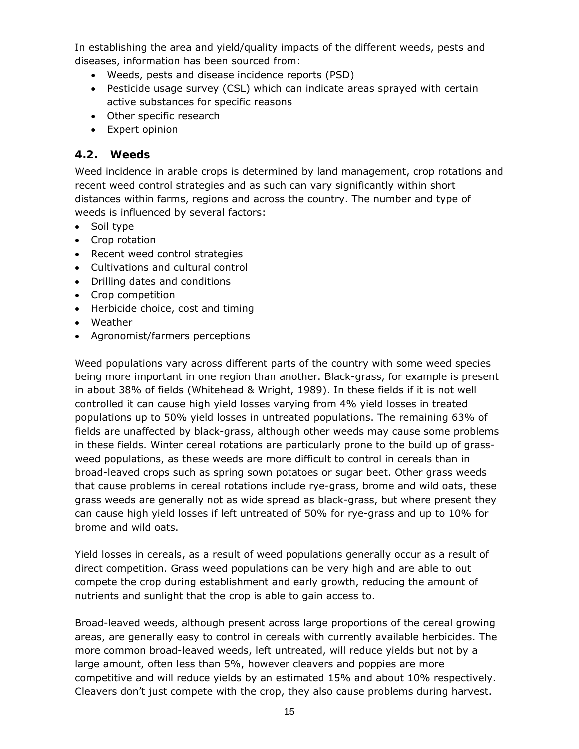In establishing the area and yield/quality impacts of the different weeds, pests and diseases, information has been sourced from:

- Weeds, pests and disease incidence reports (PSD)
- Pesticide usage survey (CSL) which can indicate areas sprayed with certain active substances for specific reasons
- Other specific research
- Expert opinion

## 4.2. Weeds

Weed incidence in arable crops is determined by land management, crop rotations and recent weed control strategies and as such can vary significantly within short distances within farms, regions and across the country. The number and type of weeds is influenced by several factors:

- Soil type
- Crop rotation
- Recent weed control strategies
- Cultivations and cultural control
- Drilling dates and conditions
- Crop competition
- Herbicide choice, cost and timing
- Weather
- Agronomist/farmers perceptions

Weed populations vary across different parts of the country with some weed species being more important in one region than another. Black-grass, for example is present in about 38% of fields (Whitehead & Wright, 1989). In these fields if it is not well controlled it can cause high yield losses varying from 4% yield losses in treated populations up to 50% yield losses in untreated populations. The remaining 63% of fields are unaffected by black-grass, although other weeds may cause some problems in these fields. Winter cereal rotations are particularly prone to the build up of grass-weed populations, as these weeds are more difficult to control in cereals than in broad-leaved crops such as spring sown potatoes or sugar beet. Other grass weeds that cause problems in cereal rotations include rye-grass, brome and wild oats, these grass weeds are generally not as wide spread as black-grass, but where present they can cause high yield losses if left untreated of 50% for rye-grass and up to 10% for brome and wild oats.

Yield losses in cereals, as a result of weed populations generally occur as a result of direct competition. Grass weed populations can be very high and are able to out compete the crop during establishment and early growth, reducing the amount of nutrients and sunlight that the crop is able to gain access to.

Broad-leaved weeds, although present across large proportions of the cereal growing areas, are generally easy to control in cereals with currently available herbicides. The more common broad-leaved weeds, left untreated, will reduce yields but not by a large amount, often less than 5%, however cleavers and poppies are more competitive and will reduce yields by an estimated 15% and about 10% respectively. Cleavers don't just compete with the crop, they also cause problems during harvest.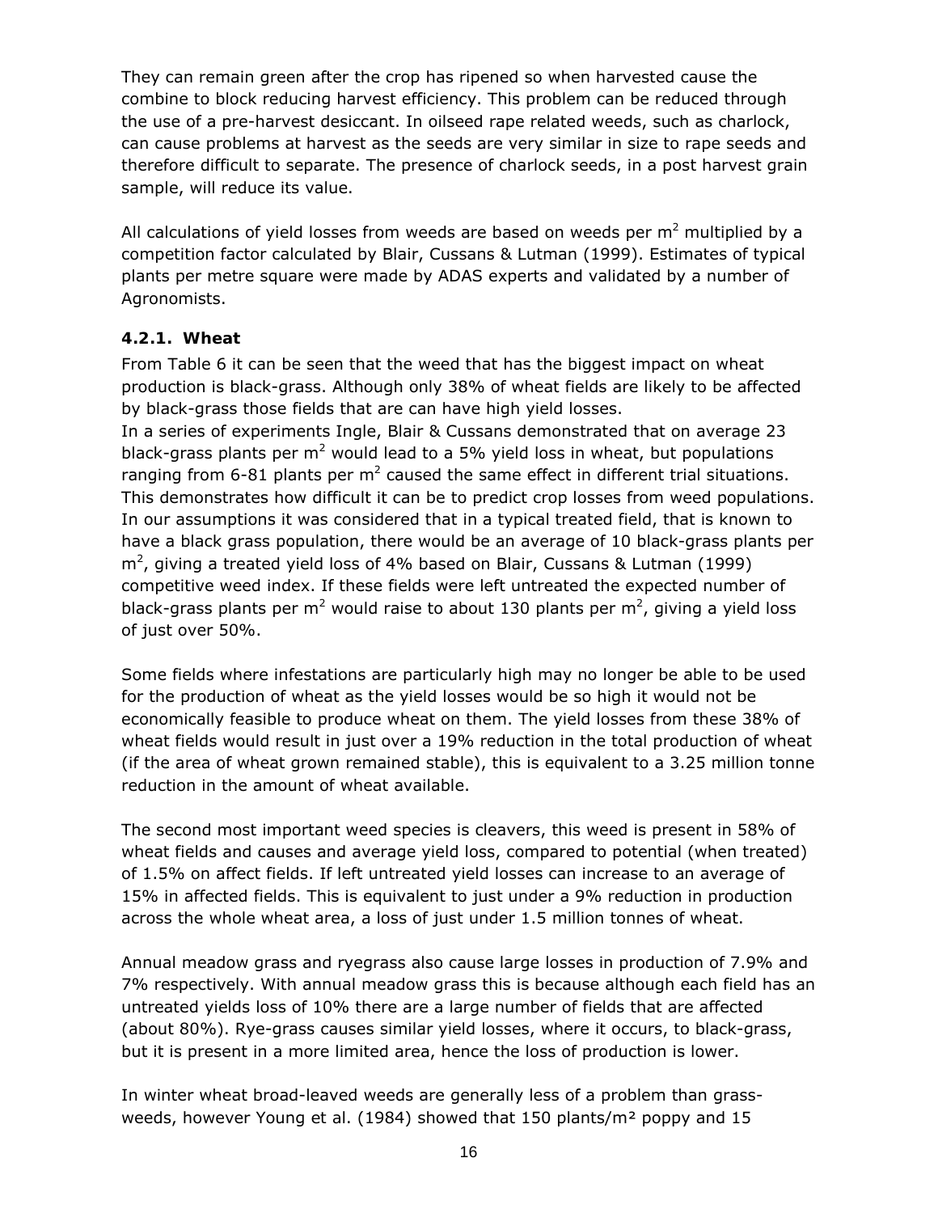They can remain green after the crop has ripened so when harvested cause the combine to block reducing harvest efficiency. This problem can be reduced through the use of a pre-harvest desiccant. In oilseed rape related weeds, such as charlock, can cause problems at harvest as the seeds are very similar in size to rape seeds and therefore difficult to separate. The presence of charlock seeds, in a post harvest grain sample, will reduce its value.

All calculations of yield losses from weeds are based on weeds per $m^2$ multiplied by a competition factor calculated by Blair, Cussans & Lutman (1999). Estimates of typical plants per metre square were made by ADAS experts and validated by a number of Agronomists.

### 4.2.1. Wheat

From Table 6 it can be seen that the weed that has the biggest impact on wheat production is black-grass. Although only 38% of wheat fields are likely to be affected by black-grass those fields that are can have high yield losses.
In a series of experiments Ingle, Blair & Cussans demonstrated that on average 23 black-grass plants per $m^2$ would lead to a 5% yield loss in wheat, but populations ranging from 6-81 plants per $m^2$ caused the same effect in different trial situations. This demonstrates how difficult it can be to predict crop losses from weed populations. In our assumptions it was considered that in a typical treated field, that is known to have a black grass population, there would be an average of 10 black-grass plants per $m^2$, giving a treated yield loss of 4% based on Blair, Cussans & Lutman (1999) competitive weed index. If these fields were left untreated the expected number of black-grass plants per $m^2$ would raise to about 130 plants per $m^2$, giving a yield loss of just over 50%.

Some fields where infestations are particularly high may no longer be able to be used for the production of wheat as the yield losses would be so high it would not be economically feasible to produce wheat on them. The yield losses from these 38% of wheat fields would result in just over a 19% reduction in the total production of wheat (if the area of wheat grown remained stable), this is equivalent to a 3.25 million tonne reduction in the amount of wheat available.

The second most important weed species is cleavers, this weed is present in 58% of wheat fields and causes and average yield loss, compared to potential (when treated) of 1.5% on affect fields. If left untreated yield losses can increase to an average of 15% in affected fields. This is equivalent to just under a 9% reduction in production across the whole wheat area, a loss of just under 1.5 million tonnes of wheat.

Annual meadow grass and ryegrass also cause large losses in production of 7.9% and 7% respectively. With annual meadow grass this is because although each field has an untreated yields loss of 10% there are a large number of fields that are affected (about 80%). Rye-grass causes similar yield losses, where it occurs, to black-grass, but it is present in a more limited area, hence the loss of production is lower.

In winter wheat broad-leaved weeds are generally less of a problem than grass-weeds, however Young et al. (1984) showed that 150 plants/m² poppy and 15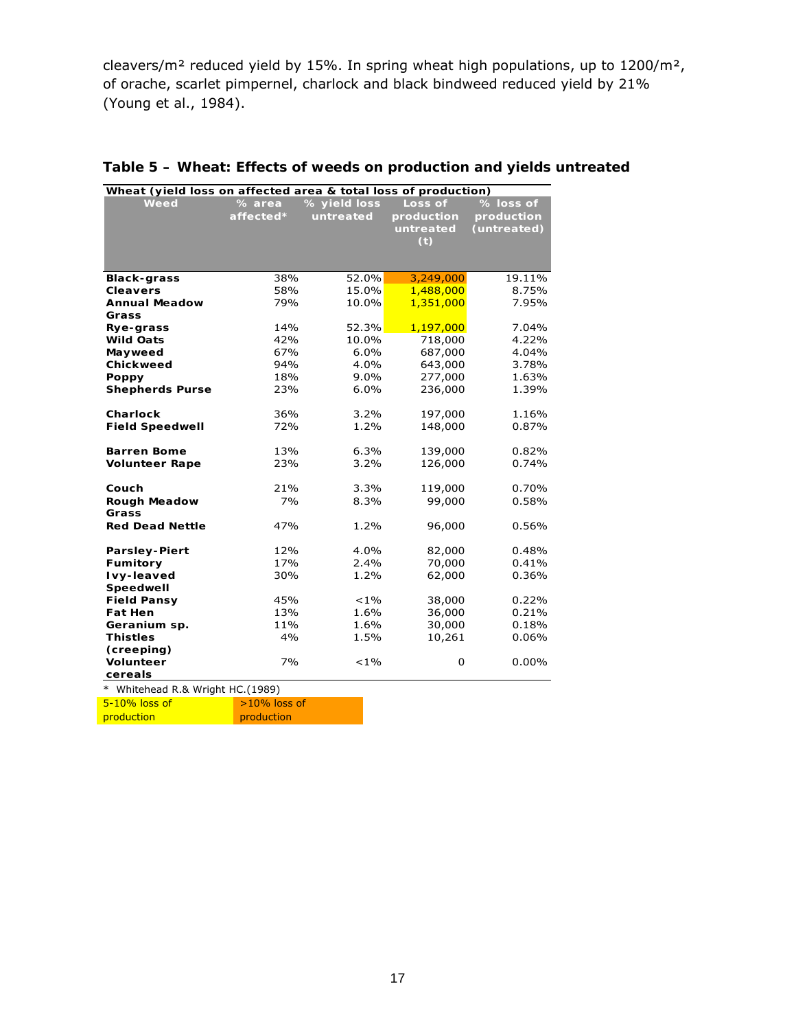cleavers/m² reduced yield by 15%. In spring wheat high populations, up to 1200/m², of orache, scarlet pimpernel, charlock and black bindweed reduced yield by 21% (Young et al., 1984).

**Table 5 – Wheat: Effects of weeds on production and yields untreated**

| Wheat (yield loss on affected area & total loss of production) | | | | |
|---|---|---|---|---|
| **Weed** | **% area affected*** | **% yield loss untreated** | **Loss of production untreated (t)** | **% loss of production (untreated)** |
| **Black-grass** | 38% | 52.0% | 3,249,000 | 19.11% |
| **Cleavers** | 58% | 15.0% | 1,488,000 | 8.75% |
| **Annual Meadow Grass** | 79% | 10.0% | 1,351,000 | 7.95% |
| **Rye-grass** | 14% | 52.3% | 1,197,000 | 7.04% |
| **Wild Oats** | 42% | 10.0% | 718,000 | 4.22% |
| **Mayweed** | 67% | 6.0% | 687,000 | 4.04% |
| **Chickweed** | 94% | 4.0% | 643,000 | 3.78% |
| **Poppy** | 18% | 9.0% | 277,000 | 1.63% |
| **Shepherds Purse** | 23% | 6.0% | 236,000 | 1.39% |
| **Charlock** | 36% | 3.2% | 197,000 | 1.16% |
| **Field Speedwell** | 72% | 1.2% | 148,000 | 0.87% |
| **Barren Bome** | 13% | 6.3% | 139,000 | 0.82% |
| **Volunteer Rape** | 23% | 3.2% | 126,000 | 0.74% |
| **Couch** | 21% | 3.3% | 119,000 | 0.70% |
| **Rough Meadow Grass** | 7% | 8.3% | 99,000 | 0.58% |
| **Red Dead Nettle** | 47% | 1.2% | 96,000 | 0.56% |
| **Parsley-Piert** | 12% | 4.0% | 82,000 | 0.48% |
| **Fumitory** | 17% | 2.4% | 70,000 | 0.41% |
| **Ivy-leaved Speedwell** | 30% | 1.2% | 62,000 | 0.36% |
| **Field Pansy** | 45% | <1% | 38,000 | 0.22% |
| **Fat Hen** | 13% | 1.6% | 36,000 | 0.21% |
| **Geranium sp.** | 11% | 1.6% | 30,000 | 0.18% |
| **Thistles (creeping)** | 4% | 1.5% | 10,261 | 0.06% |
| **Volunteer cereals** | 7% | <1% | 0 | 0.00% |

\* Whitehead R.& Wright HC.(1989)

| 5-10% loss of production | >10% loss of production |
|---|---|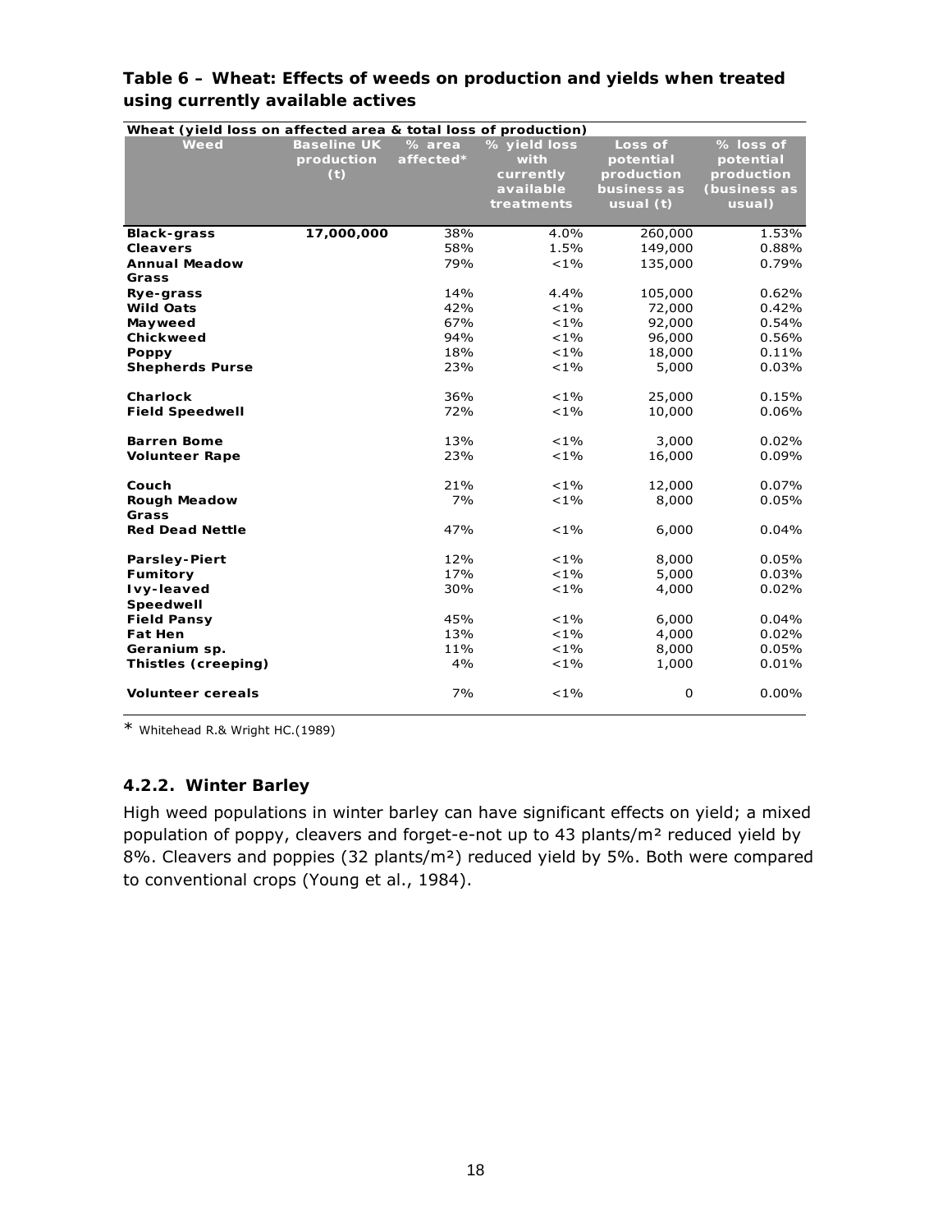**Table 6 – Wheat: Effects of weeds on production and yields when treated using currently available actives**

| Wheat (yield loss on affected area & total loss of production) | | | | | |
|---|---|---|---|---|---|
| **Weed** | **Baseline UK production (t)** | **% area affected*** | **% yield loss with currently available treatments** | **Loss of potential production business as usual (t)** | **% loss of potential production (business as usual)** |
| **Black-grass** | **17,000,000** | 38% | 4.0% | 260,000 | 1.53% |
| **Cleavers** | | 58% | 1.5% | 149,000 | 0.88% |
| **Annual Meadow Grass** | | 79% | <1% | 135,000 | 0.79% |
| **Rye-grass** | | 14% | 4.4% | 105,000 | 0.62% |
| **Wild Oats** | | 42% | <1% | 72,000 | 0.42% |
| **Mayweed** | | 67% | <1% | 92,000 | 0.54% |
| **Chickweed** | | 94% | <1% | 96,000 | 0.56% |
| **Poppy** | | 18% | <1% | 18,000 | 0.11% |
| **Shepherds Purse** | | 23% | <1% | 5,000 | 0.03% |
| **Charlock** | | 36% | <1% | 25,000 | 0.15% |
| **Field Speedwell** | | 72% | <1% | 10,000 | 0.06% |
| **Barren Bome** | | 13% | <1% | 3,000 | 0.02% |
| **Volunteer Rape** | | 23% | <1% | 16,000 | 0.09% |
| **Couch** | | 21% | <1% | 12,000 | 0.07% |
| **Rough Meadow Grass** | | 7% | <1% | 8,000 | 0.05% |
| **Red Dead Nettle** | | 47% | <1% | 6,000 | 0.04% |
| **Parsley-Piert** | | 12% | <1% | 8,000 | 0.05% |
| **Fumitory** | | 17% | <1% | 5,000 | 0.03% |
| **Ivy-leaved Speedwell** | | 30% | <1% | 4,000 | 0.02% |
| **Field Pansy** | | 45% | <1% | 6,000 | 0.04% |
| **Fat Hen** | | 13% | <1% | 4,000 | 0.02% |
| **Geranium sp.** | | 11% | <1% | 8,000 | 0.05% |
| **Thistles (creeping)** | | 4% | <1% | 1,000 | 0.01% |
| **Volunteer cereals** | | 7% | <1% | 0 | 0.00% |

* Whitehead R.& Wright HC.(1989)

### 4.2.2. Winter Barley

High weed populations in winter barley can have significant effects on yield; a mixed population of poppy, cleavers and forget-e-not up to 43 plants/m² reduced yield by 8%. Cleavers and poppies (32 plants/m²) reduced yield by 5%. Both were compared to conventional crops (Young et al., 1984).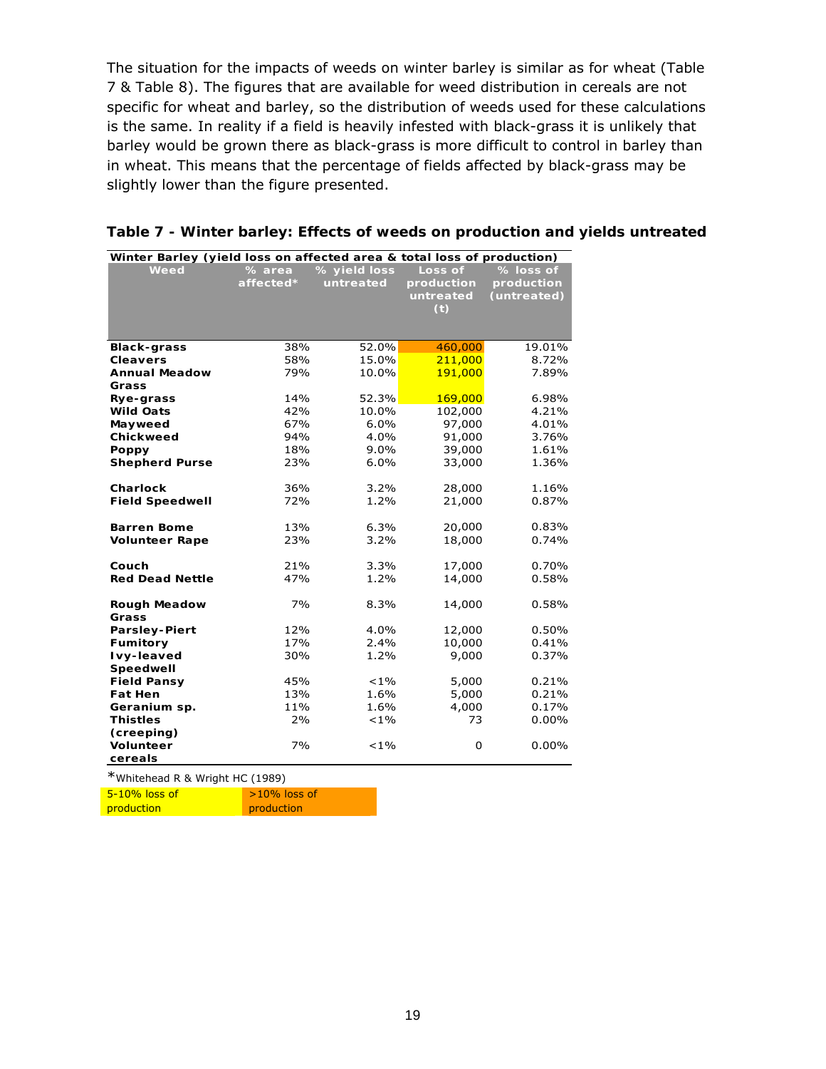The situation for the impacts of weeds on winter barley is similar as for wheat (Table 7 & Table 8). The figures that are available for weed distribution in cereals are not specific for wheat and barley, so the distribution of weeds used for these calculations is the same. In reality if a field is heavily infested with black-grass it is unlikely that barley would be grown there as black-grass is more difficult to control in barley than in wheat. This means that the percentage of fields affected by black-grass may be slightly lower than the figure presented.

**Table 7 - Winter barley: Effects of weeds on production and yields untreated**

| Winter Barley (yield loss on affected area & total loss of production) | | | | |
|---|---|---|---|---|
| **Weed** | **% area affected*** | **% yield loss untreated** | **Loss of production untreated (t)** | **% loss of production (untreated)** |
| **Black-grass** | 38% | 52.0% | 460,000 | 19.01% |
| **Cleavers** | 58% | 15.0% | 211,000 | 8.72% |
| **Annual Meadow Grass** | 79% | 10.0% | 191,000 | 7.89% |
| **Rye-grass** | 14% | 52.3% | 169,000 | 6.98% |
| **Wild Oats** | 42% | 10.0% | 102,000 | 4.21% |
| **Mayweed** | 67% | 6.0% | 97,000 | 4.01% |
| **Chickweed** | 94% | 4.0% | 91,000 | 3.76% |
| **Poppy** | 18% | 9.0% | 39,000 | 1.61% |
| **Shepherd Purse** | 23% | 6.0% | 33,000 | 1.36% |
| **Charlock** | 36% | 3.2% | 28,000 | 1.16% |
| **Field Speedwell** | 72% | 1.2% | 21,000 | 0.87% |
| **Barren Bome** | 13% | 6.3% | 20,000 | 0.83% |
| **Volunteer Rape** | 23% | 3.2% | 18,000 | 0.74% |
| **Couch** | 21% | 3.3% | 17,000 | 0.70% |
| **Red Dead Nettle** | 47% | 1.2% | 14,000 | 0.58% |
| **Rough Meadow Grass** | 7% | 8.3% | 14,000 | 0.58% |
| **Parsley-Piert** | 12% | 4.0% | 12,000 | 0.50% |
| **Fumitory** | 17% | 2.4% | 10,000 | 0.41% |
| **Ivy-leaved Speedwell** | 30% | 1.2% | 9,000 | 0.37% |
| **Field Pansy** | 45% | <1% | 5,000 | 0.21% |
| **Fat Hen** | 13% | 1.6% | 5,000 | 0.21% |
| **Geranium sp.** | 11% | 1.6% | 4,000 | 0.17% |
| **Thistles (creeping)** | 2% | <1% | 73 | 0.00% |
| **Volunteer cereals** | 7% | <1% | 0 | 0.00% |

*Whitehead R & Wright HC (1989)

| 5-10% loss of production | >10% loss of production |
|---|---|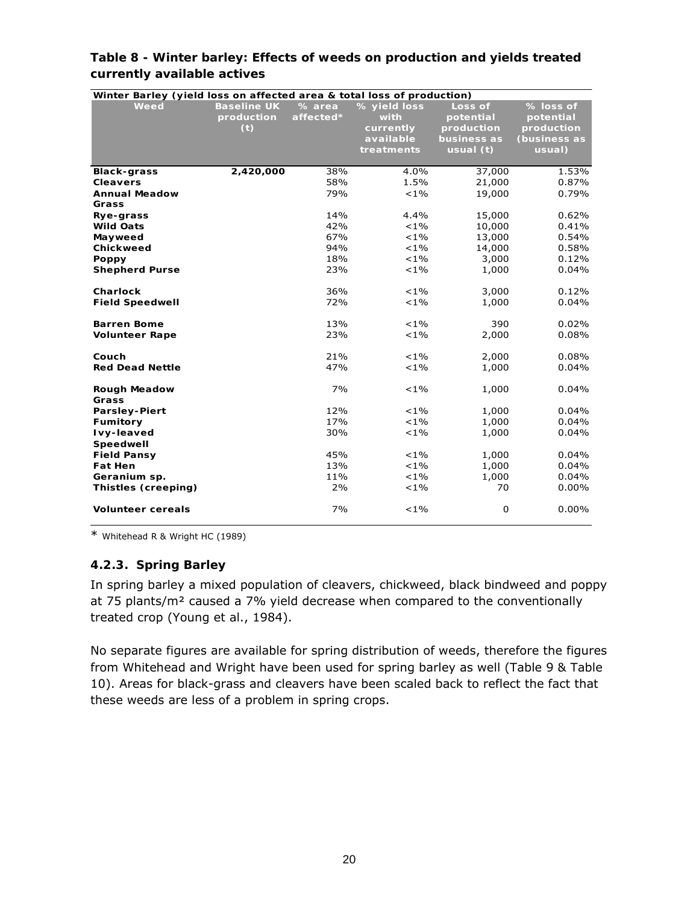**Table 8 - Winter barley: Effects of weeds on production and yields treated currently available actives**

| Winter Barley (yield loss on affected area & total loss of production) | | | | | |
|---|---|---|---|---|---|
| **Weed** | **Baseline UK production (t)** | **% area affected*** | **% yield loss with currently available treatments** | **Loss of potential production business as usual (t)** | **% loss of potential production (business as usual)** |
| **Black-grass** | **2,420,000** | 38% | 4.0% | 37,000 | 1.53% |
| **Cleavers** | | 58% | 1.5% | 21,000 | 0.87% |
| **Annual Meadow Grass** | | 79% | <1% | 19,000 | 0.79% |
| **Rye-grass** | | 14% | 4.4% | 15,000 | 0.62% |
| **Wild Oats** | | 42% | <1% | 10,000 | 0.41% |
| **Mayweed** | | 67% | <1% | 13,000 | 0.54% |
| **Chickweed** | | 94% | <1% | 14,000 | 0.58% |
| **Poppy** | | 18% | <1% | 3,000 | 0.12% |
| **Shepherd Purse** | | 23% | <1% | 1,000 | 0.04% |
| **Charlock** | | 36% | <1% | 3,000 | 0.12% |
| **Field Speedwell** | | 72% | <1% | 1,000 | 0.04% |
| **Barren Bome** | | 13% | <1% | 390 | 0.02% |
| **Volunteer Rape** | | 23% | <1% | 2,000 | 0.08% |
| **Couch** | | 21% | <1% | 2,000 | 0.08% |
| **Red Dead Nettle** | | 47% | <1% | 1,000 | 0.04% |
| **Rough Meadow Grass** | | 7% | <1% | 1,000 | 0.04% |
| **Parsley-Piert** | | 12% | <1% | 1,000 | 0.04% |
| **Fumitory** | | 17% | <1% | 1,000 | 0.04% |
| **Ivy-leaved Speedwell** | | 30% | <1% | 1,000 | 0.04% |
| **Field Pansy** | | 45% | <1% | 1,000 | 0.04% |
| **Fat Hen** | | 13% | <1% | 1,000 | 0.04% |
| **Geranium sp.** | | 11% | <1% | 1,000 | 0.04% |
| **Thistles (creeping)** | | 2% | <1% | 70 | 0.00% |
| **Volunteer cereals** | | 7% | <1% | 0 | 0.00% |

* Whitehead R & Wright HC (1989)

### 4.2.3. Spring Barley

In spring barley a mixed population of cleavers, chickweed, black bindweed and poppy at 75 plants/m² caused a 7% yield decrease when compared to the conventionally treated crop (Young et al., 1984).

No separate figures are available for spring distribution of weeds, therefore the figures from Whitehead and Wright have been used for spring barley as well (Table 9 & Table 10). Areas for black-grass and cleavers have been scaled back to reflect the fact that these weeds are less of a problem in spring crops.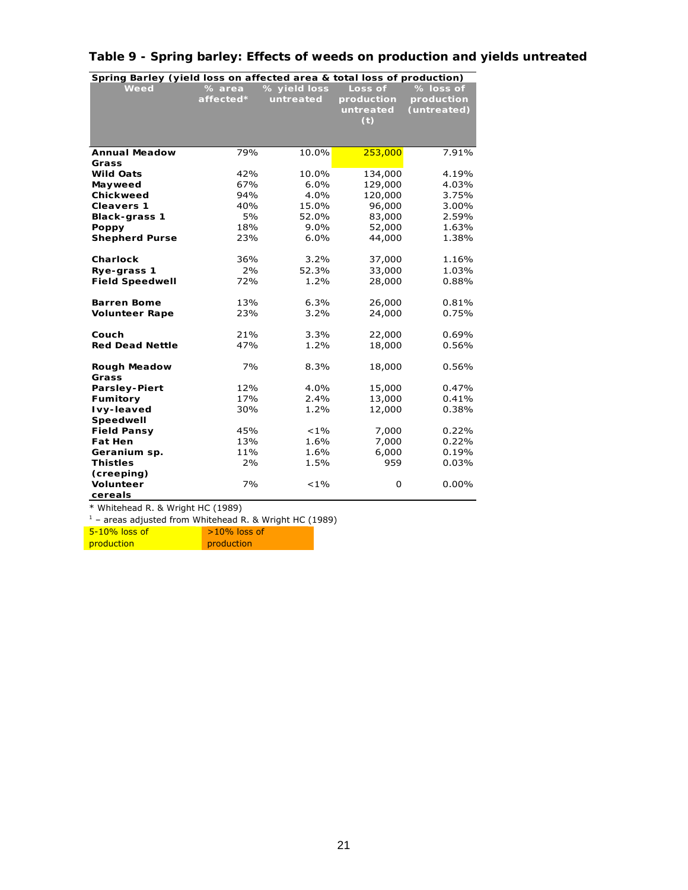## Table 9 - Spring barley: Effects of weeds on production and yields untreated

| Spring Barley (yield loss on affected area & total loss of production) | | | | |
|---|---|---|---|---|
| **Weed** | **% area affected*** | **% yield loss untreated** | **Loss of production untreated (t)** | **% loss of production (untreated)** |
| **Annual Meadow Grass** | 79% | 10.0% | 253,000 | 7.91% |
| **Wild Oats** | 42% | 10.0% | 134,000 | 4.19% |
| **Mayweed** | 67% | 6.0% | 129,000 | 4.03% |
| **Chickweed** | 94% | 4.0% | 120,000 | 3.75% |
| **Cleavers 1** | 40% | 15.0% | 96,000 | 3.00% |
| **Black-grass 1** | 5% | 52.0% | 83,000 | 2.59% |
| **Poppy** | 18% | 9.0% | 52,000 | 1.63% |
| **Shepherd Purse** | 23% | 6.0% | 44,000 | 1.38% |
| **Charlock** | 36% | 3.2% | 37,000 | 1.16% |
| **Rye-grass 1** | 2% | 52.3% | 33,000 | 1.03% |
| **Field Speedwell** | 72% | 1.2% | 28,000 | 0.88% |
| **Barren Bome** | 13% | 6.3% | 26,000 | 0.81% |
| **Volunteer Rape** | 23% | 3.2% | 24,000 | 0.75% |
| **Couch** | 21% | 3.3% | 22,000 | 0.69% |
| **Red Dead Nettle** | 47% | 1.2% | 18,000 | 0.56% |
| **Rough Meadow Grass** | 7% | 8.3% | 18,000 | 0.56% |
| **Parsley-Piert** | 12% | 4.0% | 15,000 | 0.47% |
| **Fumitory** | 17% | 2.4% | 13,000 | 0.41% |
| **Ivy-leaved Speedwell** | 30% | 1.2% | 12,000 | 0.38% |
| **Field Pansy** | 45% | <1% | 7,000 | 0.22% |
| **Fat Hen** | 13% | 1.6% | 7,000 | 0.22% |
| **Geranium sp.** | 11% | 1.6% | 6,000 | 0.19% |
| **Thistles (creeping)** | 2% | 1.5% | 959 | 0.03% |
| **Volunteer cereals** | 7% | <1% | 0 | 0.00% |

* Whitehead R. & Wright HC (1989)

[1] – areas adjusted from Whitehead R. & Wright HC (1989)

| 5-10% loss of production | >10% loss of production |
|---|---|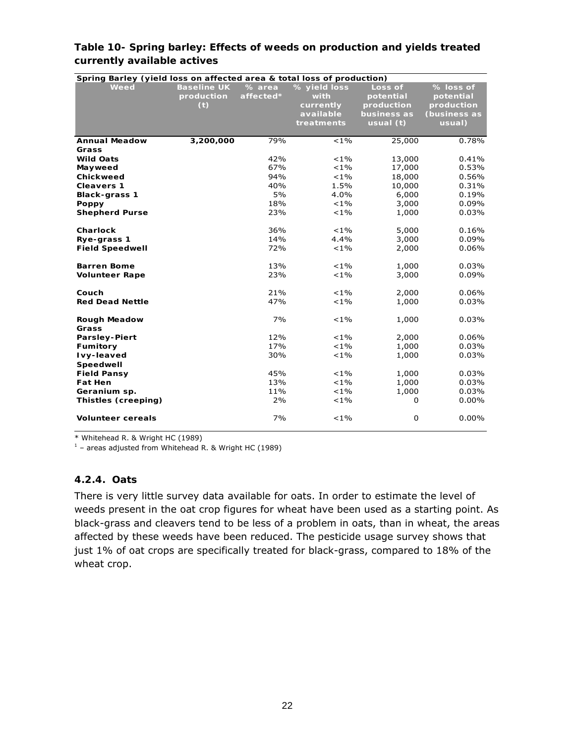**Table 10- Spring barley: Effects of weeds on production and yields treated currently available actives**

| Spring Barley (yield loss on affected area & total loss of production) | | | | | |
|---|---|---|---|---|---|
| **Weed** | **Baseline UK production (t)** | **% area affected*** | **% yield loss with currently available treatments** | **Loss of potential production business as usual (t)** | **% loss of potential production (business as usual)** |
| **Annual Meadow Grass** | **3,200,000** | 79% | <1% | 25,000 | 0.78% |
| **Wild Oats** | | 42% | <1% | 13,000 | 0.41% |
| **Mayweed** | | 67% | <1% | 17,000 | 0.53% |
| **Chickweed** | | 94% | <1% | 18,000 | 0.56% |
| **Cleavers 1** | | 40% | 1.5% | 10,000 | 0.31% |
| **Black-grass 1** | | 5% | 4.0% | 6,000 | 0.19% |
| **Poppy** | | 18% | <1% | 3,000 | 0.09% |
| **Shepherd Purse** | | 23% | <1% | 1,000 | 0.03% |
| **Charlock** | | 36% | <1% | 5,000 | 0.16% |
| **Rye-grass 1** | | 14% | 4.4% | 3,000 | 0.09% |
| **Field Speedwell** | | 72% | <1% | 2,000 | 0.06% |
| **Barren Bome** | | 13% | <1% | 1,000 | 0.03% |
| **Volunteer Rape** | | 23% | <1% | 3,000 | 0.09% |
| **Couch** | | 21% | <1% | 2,000 | 0.06% |
| **Red Dead Nettle** | | 47% | <1% | 1,000 | 0.03% |
| **Rough Meadow Grass** | | 7% | <1% | 1,000 | 0.03% |
| **Parsley-Piert** | | 12% | <1% | 2,000 | 0.06% |
| **Fumitory** | | 17% | <1% | 1,000 | 0.03% |
| **Ivy-leaved Speedwell** | | 30% | <1% | 1,000 | 0.03% |
| **Field Pansy** | | 45% | <1% | 1,000 | 0.03% |
| **Fat Hen** | | 13% | <1% | 1,000 | 0.03% |
| **Geranium sp.** | | 11% | <1% | 1,000 | 0.03% |
| **Thistles (creeping)** | | 2% | <1% | 0 | 0.00% |
| **Volunteer cereals** | | 7% | <1% | 0 | 0.00% |

* Whitehead R. & Wright HC (1989)

[1] – areas adjusted from Whitehead R. & Wright HC (1989)

### 4.2.4. Oats

There is very little survey data available for oats. In order to estimate the level of weeds present in the oat crop figures for wheat have been used as a starting point. As black-grass and cleavers tend to be less of a problem in oats, than in wheat, the areas affected by these weeds have been reduced. The pesticide usage survey shows that just 1% of oat crops are specifically treated for black-grass, compared to 18% of the wheat crop.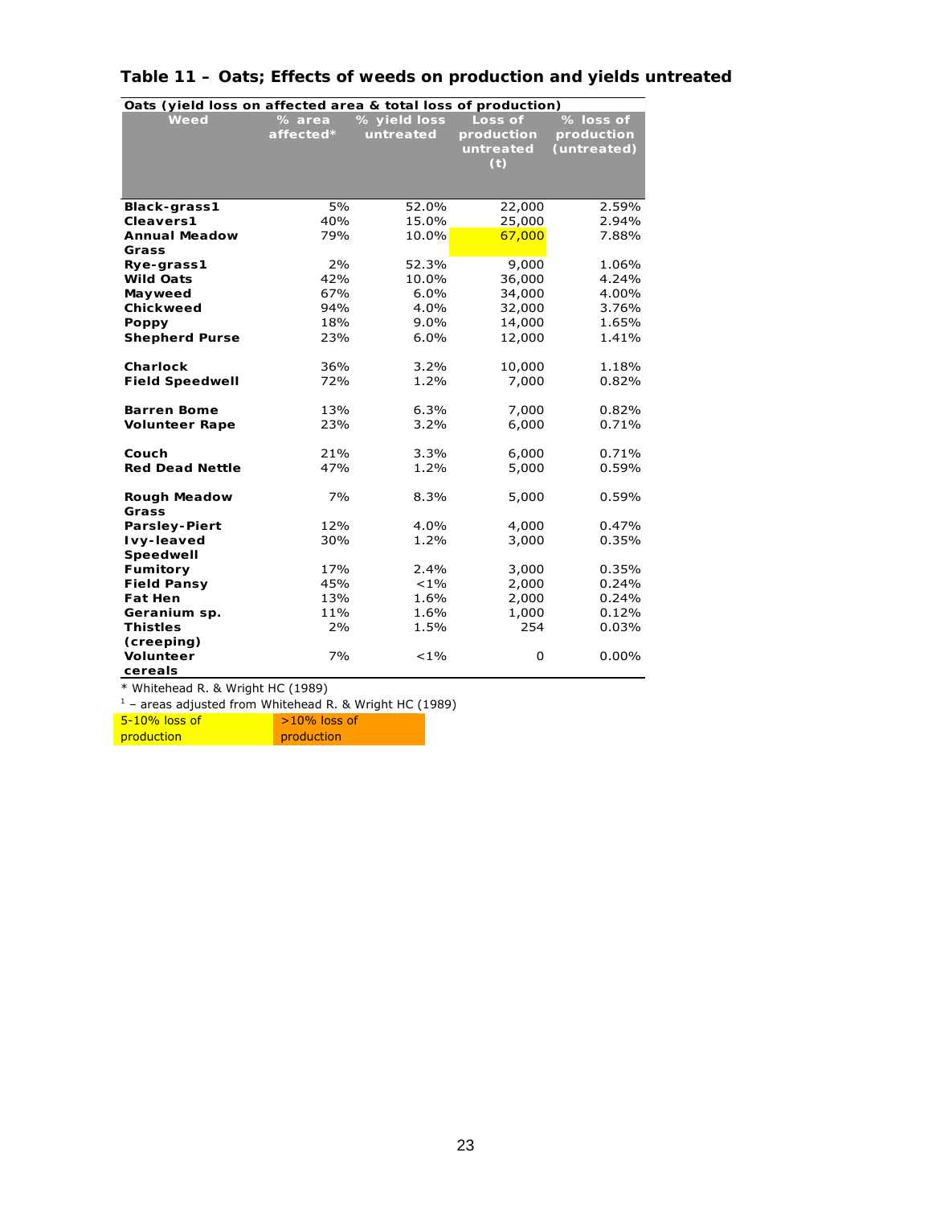## Table 11 – Oats; Effects of weeds on production and yields untreated

| Oats (yield loss on affected area & total loss of production) | | | | |
|---|---|---|---|---|
| **Weed** | **% area affected*** | **% yield loss untreated** | **Loss of production untreated (t)** | **% loss of production (untreated)** |
| **Black-grass1** | 5% | 52.0% | 22,000 | 2.59% |
| **Cleavers1** | 40% | 15.0% | 25,000 | 2.94% |
| **Annual Meadow Grass** | 79% | 10.0% | 67,000 | 7.88% |
| **Rye-grass1** | 2% | 52.3% | 9,000 | 1.06% |
| **Wild Oats** | 42% | 10.0% | 36,000 | 4.24% |
| **Mayweed** | 67% | 6.0% | 34,000 | 4.00% |
| **Chickweed** | 94% | 4.0% | 32,000 | 3.76% |
| **Poppy** | 18% | 9.0% | 14,000 | 1.65% |
| **Shepherd Purse** | 23% | 6.0% | 12,000 | 1.41% |
| **Charlock** | 36% | 3.2% | 10,000 | 1.18% |
| **Field Speedwell** | 72% | 1.2% | 7,000 | 0.82% |
| **Barren Bome** | 13% | 6.3% | 7,000 | 0.82% |
| **Volunteer Rape** | 23% | 3.2% | 6,000 | 0.71% |
| **Couch** | 21% | 3.3% | 6,000 | 0.71% |
| **Red Dead Nettle** | 47% | 1.2% | 5,000 | 0.59% |
| **Rough Meadow Grass** | 7% | 8.3% | 5,000 | 0.59% |
| **Parsley-Piert** | 12% | 4.0% | 4,000 | 0.47% |
| **Ivy-leaved Speedwell** | 30% | 1.2% | 3,000 | 0.35% |
| **Fumitory** | 17% | 2.4% | 3,000 | 0.35% |
| **Field Pansy** | 45% | <1% | 2,000 | 0.24% |
| **Fat Hen** | 13% | 1.6% | 2,000 | 0.24% |
| **Geranium sp.** | 11% | 1.6% | 1,000 | 0.12% |
| **Thistles (creeping)** | 2% | 1.5% | 254 | 0.03% |
| **Volunteer cereals** | 7% | <1% | 0 | 0.00% |

\* Whitehead R. & Wright HC (1989)

[1] – areas adjusted from Whitehead R. & Wright HC (1989)

| 5-10% loss of production | >10% loss of production |
|---|---|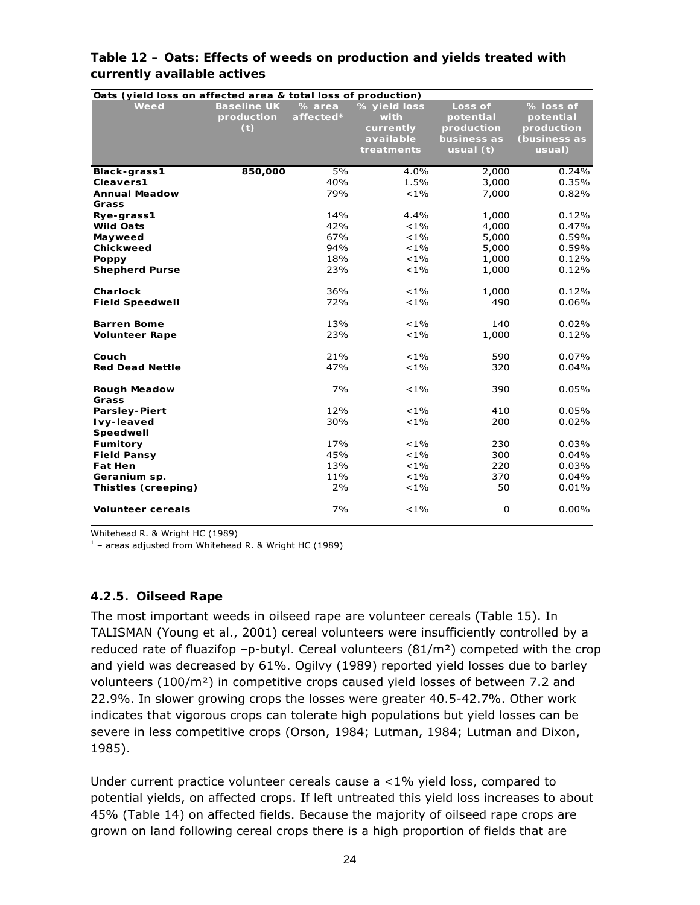### Table 12 – Oats: Effects of weeds on production and yields treated with currently available actives

| Oats (yield loss on affected area & total loss of production) | | | | | |
|---|---|---|---|---|---|
| **Weed** | **Baseline UK production (t)** | **% area affected*** | **% yield loss with currently available treatments** | **Loss of potential production business as usual (t)** | **% loss of potential production (business as usual)** |
| **Black-grass1** | **850,000** | 5% | 4.0% | 2,000 | 0.24% |
| **Cleavers1** | | 40% | 1.5% | 3,000 | 0.35% |
| **Annual Meadow Grass** | | 79% | <1% | 7,000 | 0.82% |
| **Rye-grass1** | | 14% | 4.4% | 1,000 | 0.12% |
| **Wild Oats** | | 42% | <1% | 4,000 | 0.47% |
| **Mayweed** | | 67% | <1% | 5,000 | 0.59% |
| **Chickweed** | | 94% | <1% | 5,000 | 0.59% |
| **Poppy** | | 18% | <1% | 1,000 | 0.12% |
| **Shepherd Purse** | | 23% | <1% | 1,000 | 0.12% |
| **Charlock** | | 36% | <1% | 1,000 | 0.12% |
| **Field Speedwell** | | 72% | <1% | 490 | 0.06% |
| **Barren Bome** | | 13% | <1% | 140 | 0.02% |
| **Volunteer Rape** | | 23% | <1% | 1,000 | 0.12% |
| **Couch** | | 21% | <1% | 590 | 0.07% |
| **Red Dead Nettle** | | 47% | <1% | 320 | 0.04% |
| **Rough Meadow Grass** | | 7% | <1% | 390 | 0.05% |
| **Parsley-Piert** | | 12% | <1% | 410 | 0.05% |
| **Ivy-leaved Speedwell** | | 30% | <1% | 200 | 0.02% |
| **Fumitory** | | 17% | <1% | 230 | 0.03% |
| **Field Pansy** | | 45% | <1% | 300 | 0.04% |
| **Fat Hen** | | 13% | <1% | 220 | 0.03% |
| **Geranium sp.** | | 11% | <1% | 370 | 0.04% |
| **Thistles (creeping)** | | 2% | <1% | 50 | 0.01% |
| **Volunteer cereals** | | 7% | <1% | 0 | 0.00% |

Whitehead R. & Wright HC (1989)

[1] – areas adjusted from Whitehead R. & Wright HC (1989)

### 4.2.5. Oilseed Rape

The most important weeds in oilseed rape are volunteer cereals (Table 15). In TALISMAN (Young et al., 2001) cereal volunteers were insufficiently controlled by a reduced rate of fluazifop –p-butyl. Cereal volunteers (81/m²) competed with the crop and yield was decreased by 61%. Ogilvy (1989) reported yield losses due to barley volunteers (100/m²) in competitive crops caused yield losses of between 7.2 and 22.9%. In slower growing crops the losses were greater 40.5-42.7%. Other work indicates that vigorous crops can tolerate high populations but yield losses can be severe in less competitive crops (Orson, 1984; Lutman, 1984; Lutman and Dixon, 1985).

Under current practice volunteer cereals cause a <1% yield loss, compared to potential yields, on affected crops. If left untreated this yield loss increases to about 45% (Table 14) on affected fields. Because the majority of oilseed rape crops are grown on land following cereal crops there is a high proportion of fields that are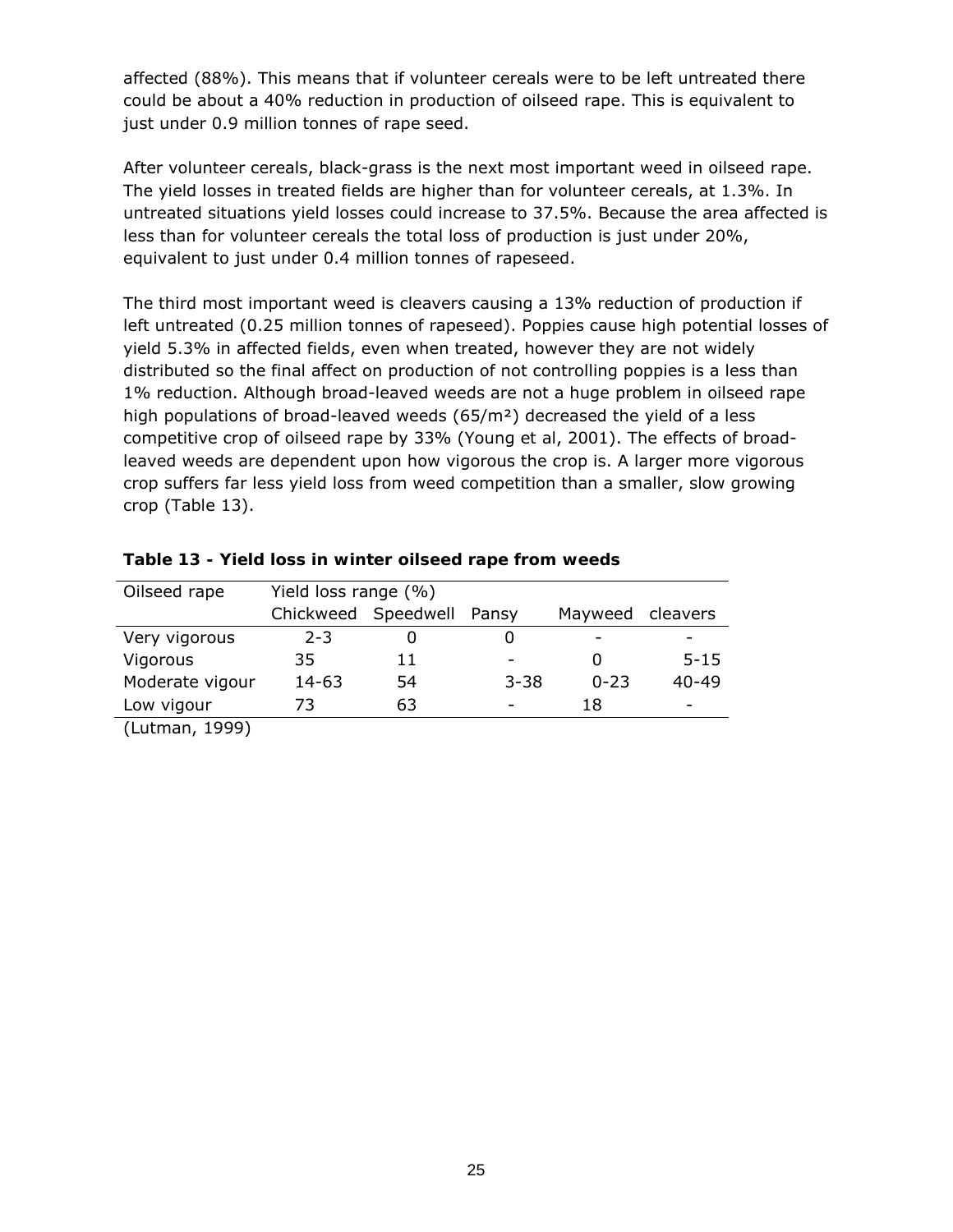affected (88%). This means that if volunteer cereals were to be left untreated there could be about a 40% reduction in production of oilseed rape. This is equivalent to just under 0.9 million tonnes of rape seed.

After volunteer cereals, black-grass is the next most important weed in oilseed rape. The yield losses in treated fields are higher than for volunteer cereals, at 1.3%. In untreated situations yield losses could increase to 37.5%. Because the area affected is less than for volunteer cereals the total loss of production is just under 20%, equivalent to just under 0.4 million tonnes of rapeseed.

The third most important weed is cleavers causing a 13% reduction of production if left untreated (0.25 million tonnes of rapeseed). Poppies cause high potential losses of yield 5.3% in affected fields, even when treated, however they are not widely distributed so the final affect on production of not controlling poppies is a less than 1% reduction. Although broad-leaved weeds are not a huge problem in oilseed rape high populations of broad-leaved weeds (65/m²) decreased the yield of a less competitive crop of oilseed rape by 33% (Young et al, 2001). The effects of broad-leaved weeds are dependent upon how vigorous the crop is. A larger more vigorous crop suffers far less yield loss from weed competition than a smaller, slow growing crop (Table 13).

**Table 13 - Yield loss in winter oilseed rape from weeds**

| Oilseed rape | Yield loss range (%) | | | | |
|---|---|---|---|---|---|
| | Chickweed | Speedwell | Pansy | Mayweed | cleavers |
| Very vigorous | 2-3 | 0 | 0 | - | - |
| Vigorous | 35 | 11 | - | 0 | 5-15 |
| Moderate vigour | 14-63 | 54 | 3-38 | 0-23 | 40-49 |
| Low vigour | 73 | 63 | - | 18 | - |

(Lutman, 1999)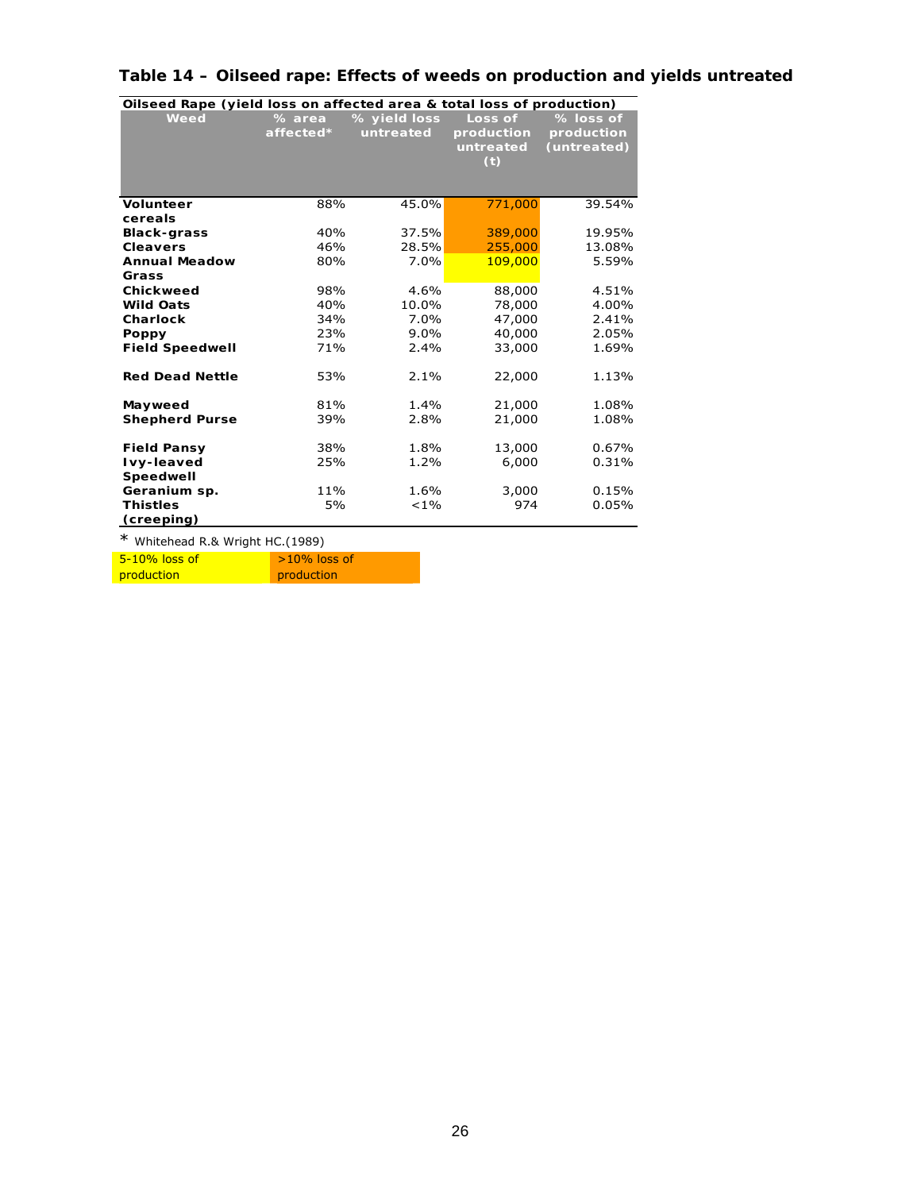# Table 14 – Oilseed rape: Effects of weeds on production and yields untreated

| Oilseed Rape (yield loss on affected area & total loss of production) | | | | |
|---|---|---|---|---|
| **Weed** | **% area affected*** | **% yield loss untreated** | **Loss of production untreated (t)** | **% loss of production (untreated)** |
| **Volunteer cereals** | 88% | 45.0% | 771,000 | 39.54% |
| **Black-grass** | 40% | 37.5% | 389,000 | 19.95% |
| **Cleavers** | 46% | 28.5% | 255,000 | 13.08% |
| **Annual Meadow Grass** | 80% | 7.0% | 109,000 | 5.59% |
| **Chickweed** | 98% | 4.6% | 88,000 | 4.51% |
| **Wild Oats** | 40% | 10.0% | 78,000 | 4.00% |
| **Charlock** | 34% | 7.0% | 47,000 | 2.41% |
| **Poppy** | 23% | 9.0% | 40,000 | 2.05% |
| **Field Speedwell** | 71% | 2.4% | 33,000 | 1.69% |
| **Red Dead Nettle** | 53% | 2.1% | 22,000 | 1.13% |
| **Mayweed** | 81% | 1.4% | 21,000 | 1.08% |
| **Shepherd Purse** | 39% | 2.8% | 21,000 | 1.08% |
| **Field Pansy** | 38% | 1.8% | 13,000 | 0.67% |
| **Ivy-leaved Speedwell** | 25% | 1.2% | 6,000 | 0.31% |
| **Geranium sp.** | 11% | 1.6% | 3,000 | 0.15% |
| **Thistles (creeping)** | 5% | <1% | 974 | 0.05% |

* Whitehead R.& Wright HC.(1989)

| 5-10% loss of production | >10% loss of production |
|---|---|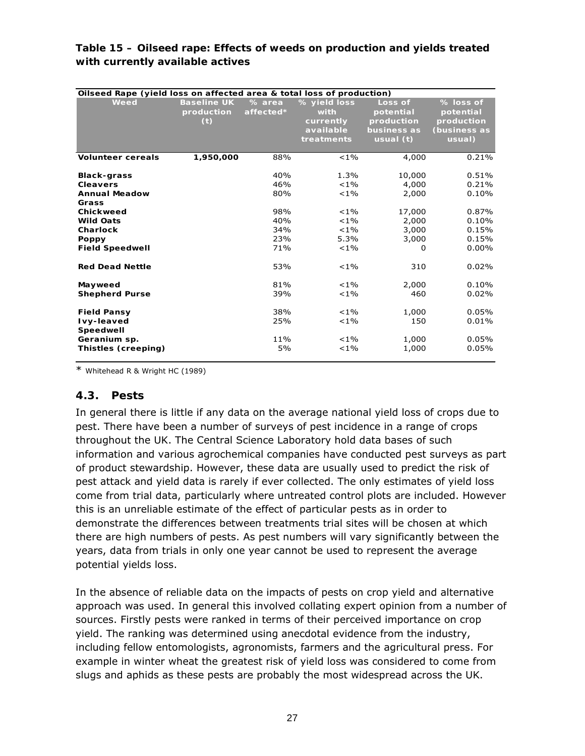**Table 15 – Oilseed rape: Effects of weeds on production and yields treated with currently available actives**

| Oilseed Rape (yield loss on affected area & total loss of production) | | | | | |
|---|---|---|---|---|---|
| Weed | Baseline UK production (t) | % area affected* | % yield loss with currently available treatments | Loss of potential production business as usual (t) | % loss of potential production (business as usual) |
| **Volunteer cereals** | **1,950,000** | 88% | <1% | 4,000 | 0.21% |
| **Black-grass** | | 40% | 1.3% | 10,000 | 0.51% |
| **Cleavers** | | 46% | <1% | 4,000 | 0.21% |
| **Annual Meadow Grass** | | 80% | <1% | 2,000 | 0.10% |
| **Chickweed** | | 98% | <1% | 17,000 | 0.87% |
| **Wild Oats** | | 40% | <1% | 2,000 | 0.10% |
| **Charlock** | | 34% | <1% | 3,000 | 0.15% |
| **Poppy** | | 23% | 5.3% | 3,000 | 0.15% |
| **Field Speedwell** | | 71% | <1% | 0 | 0.00% |
| **Red Dead Nettle** | | 53% | <1% | 310 | 0.02% |
| **Mayweed** | | 81% | <1% | 2,000 | 0.10% |
| **Shepherd Purse** | | 39% | <1% | 460 | 0.02% |
| **Field Pansy** | | 38% | <1% | 1,000 | 0.05% |
| **Ivy-leaved Speedwell** | | 25% | <1% | 150 | 0.01% |
| **Geranium sp.** | | 11% | <1% | 1,000 | 0.05% |
| **Thistles (creeping)** | | 5% | <1% | 1,000 | 0.05% |

* Whitehead R & Wright HC (1989)

## 4.3. Pests

In general there is little if any data on the average national yield loss of crops due to pest. There have been a number of surveys of pest incidence in a range of crops throughout the UK. The Central Science Laboratory hold data bases of such information and various agrochemical companies have conducted pest surveys as part of product stewardship. However, these data are usually used to predict the risk of pest attack and yield data is rarely if ever collected. The only estimates of yield loss come from trial data, particularly where untreated control plots are included. However this is an unreliable estimate of the effect of particular pests as in order to demonstrate the differences between treatments trial sites will be chosen at which there are high numbers of pests. As pest numbers will vary significantly between the years, data from trials in only one year cannot be used to represent the average potential yields loss.

In the absence of reliable data on the impacts of pests on crop yield and alternative approach was used. In general this involved collating expert opinion from a number of sources. Firstly pests were ranked in terms of their perceived importance on crop yield. The ranking was determined using anecdotal evidence from the industry, including fellow entomologists, agronomists, farmers and the agricultural press. For example in winter wheat the greatest risk of yield loss was considered to come from slugs and aphids as these pests are probably the most widespread across the UK.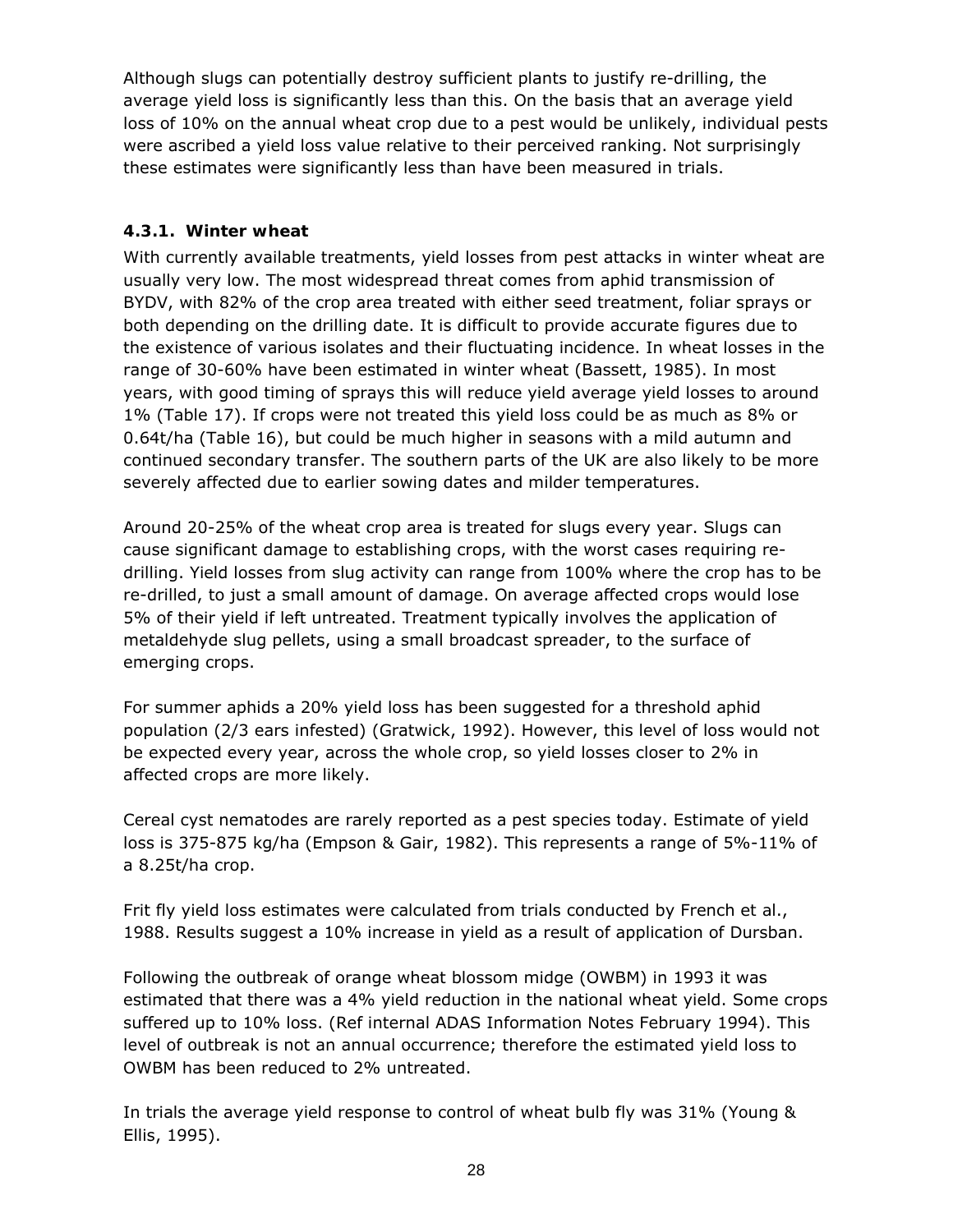Although slugs can potentially destroy sufficient plants to justify re-drilling, the average yield loss is significantly less than this. On the basis that an average yield loss of 10% on the annual wheat crop due to a pest would be unlikely, individual pests were ascribed a yield loss value relative to their perceived ranking. Not surprisingly these estimates were significantly less than have been measured in trials.

### 4.3.1. Winter wheat

With currently available treatments, yield losses from pest attacks in winter wheat are usually very low. The most widespread threat comes from aphid transmission of BYDV, with 82% of the crop area treated with either seed treatment, foliar sprays or both depending on the drilling date. It is difficult to provide accurate figures due to the existence of various isolates and their fluctuating incidence. In wheat losses in the range of 30-60% have been estimated in winter wheat (Bassett, 1985). In most years, with good timing of sprays this will reduce yield average yield losses to around 1% (Table 17). If crops were not treated this yield loss could be as much as 8% or 0.64t/ha (Table 16), but could be much higher in seasons with a mild autumn and continued secondary transfer. The southern parts of the UK are also likely to be more severely affected due to earlier sowing dates and milder temperatures.

Around 20-25% of the wheat crop area is treated for slugs every year. Slugs can cause significant damage to establishing crops, with the worst cases requiring re-drilling. Yield losses from slug activity can range from 100% where the crop has to be re-drilled, to just a small amount of damage. On average affected crops would lose 5% of their yield if left untreated. Treatment typically involves the application of metaldehyde slug pellets, using a small broadcast spreader, to the surface of emerging crops.

For summer aphids a 20% yield loss has been suggested for a threshold aphid population (2/3 ears infested) (Gratwick, 1992). However, this level of loss would not be expected every year, across the whole crop, so yield losses closer to 2% in affected crops are more likely.

Cereal cyst nematodes are rarely reported as a pest species today. Estimate of yield loss is 375-875 kg/ha (Empson & Gair, 1982). This represents a range of 5%-11% of a 8.25t/ha crop.

Frit fly yield loss estimates were calculated from trials conducted by French et al., 1988. Results suggest a 10% increase in yield as a result of application of Dursban.

Following the outbreak of orange wheat blossom midge (OWBM) in 1993 it was estimated that there was a 4% yield reduction in the national wheat yield. Some crops suffered up to 10% loss. (Ref internal ADAS Information Notes February 1994). This level of outbreak is not an annual occurrence; therefore the estimated yield loss to OWBM has been reduced to 2% untreated.

In trials the average yield response to control of wheat bulb fly was 31% (Young & Ellis, 1995).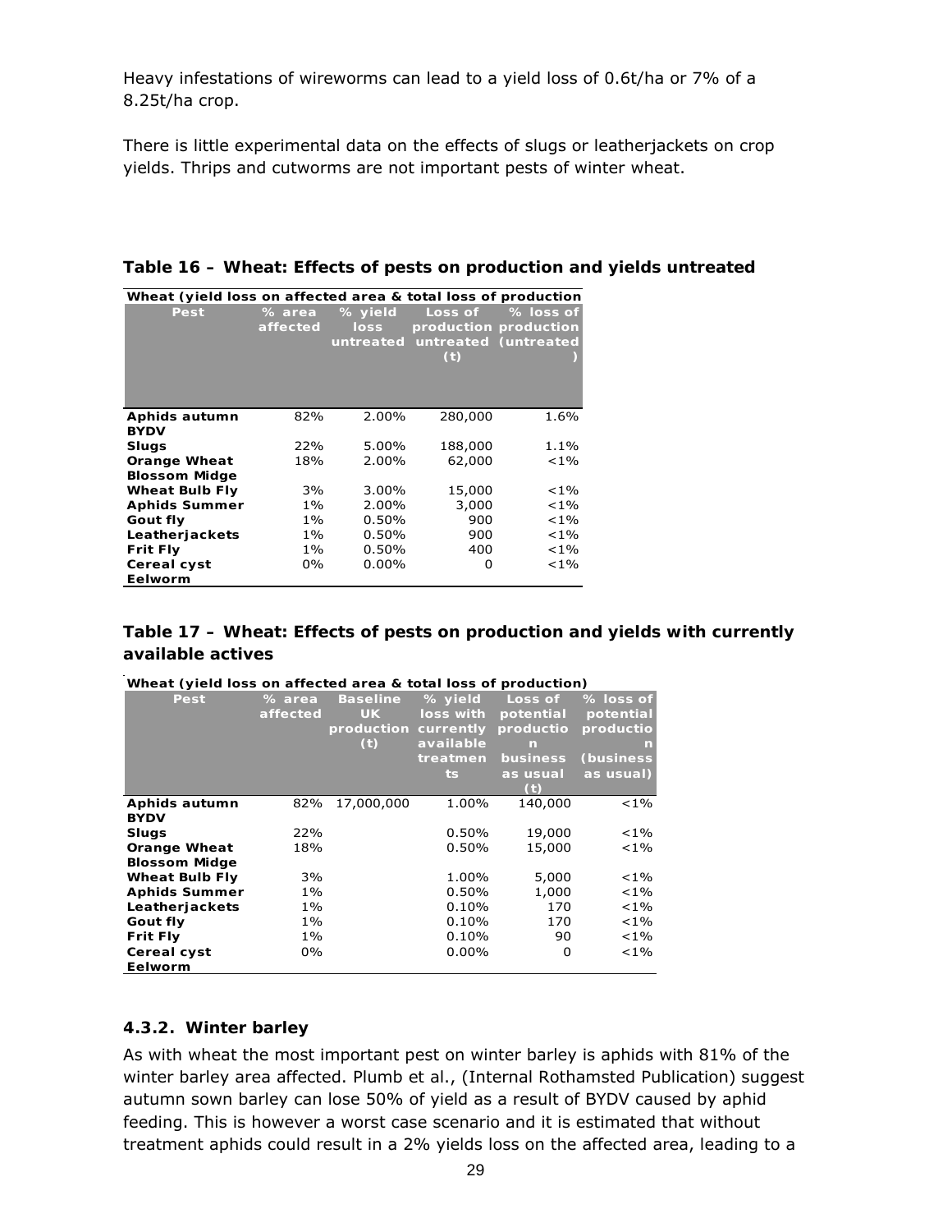Heavy infestations of wireworms can lead to a yield loss of 0.6t/ha or 7% of a 8.25t/ha crop.

There is little experimental data on the effects of slugs or leatherjackets on crop yields. Thrips and cutworms are not important pests of winter wheat.

**Table 16 – Wheat: Effects of pests on production and yields untreated**

| Wheat (yield loss on affected area & total loss of production | | | | |
|---|---|---|---|---|
| **Pest** | **% area affected** | **% yield loss untreated** | **Loss of production untreated (t)** | **% loss of production (untreated)** |
| **Aphids autumn BYDV** | 82% | 2.00% | 280,000 | 1.6% |
| **Slugs** | 22% | 5.00% | 188,000 | 1.1% |
| **Orange Wheat Blossom Midge** | 18% | 2.00% | 62,000 | <1% |
| **Wheat Bulb Fly** | 3% | 3.00% | 15,000 | <1% |
| **Aphids Summer** | 1% | 2.00% | 3,000 | <1% |
| **Gout fly** | 1% | 0.50% | 900 | <1% |
| **Leatherjackets** | 1% | 0.50% | 900 | <1% |
| **Frit Fly** | 1% | 0.50% | 400 | <1% |
| **Cereal cyst Eelworm** | 0% | 0.00% | 0 | <1% |

**Table 17 – Wheat: Effects of pests on production and yields with currently available actives**

| Wheat (yield loss on affected area & total loss of production) | | | | | |
|---|---|---|---|---|---|
| **Pest** | **% area affected** | **Baseline UK production (t)** | **% yield loss with currently available treatments** | **Loss of potential production business as usual (t)** | **% loss of potential production (business as usual)** |
| **Aphids autumn BYDV** | 82% | 17,000,000 | 1.00% | 140,000 | <1% |
| **Slugs** | 22% | | 0.50% | 19,000 | <1% |
| **Orange Wheat Blossom Midge** | 18% | | 0.50% | 15,000 | <1% |
| **Wheat Bulb Fly** | 3% | | 1.00% | 5,000 | <1% |
| **Aphids Summer** | 1% | | 0.50% | 1,000 | <1% |
| **Leatherjackets** | 1% | | 0.10% | 170 | <1% |
| **Gout fly** | 1% | | 0.10% | 170 | <1% |
| **Frit Fly** | 1% | | 0.10% | 90 | <1% |
| **Cereal cyst Eelworm** | 0% | | 0.00% | 0 | <1% |

### 4.3.2. Winter barley

As with wheat the most important pest on winter barley is aphids with 81% of the winter barley area affected. Plumb et al., (Internal Rothamsted Publication) suggest autumn sown barley can lose 50% of yield as a result of BYDV caused by aphid feeding. This is however a worst case scenario and it is estimated that without treatment aphids could result in a 2% yields loss on the affected area, leading to a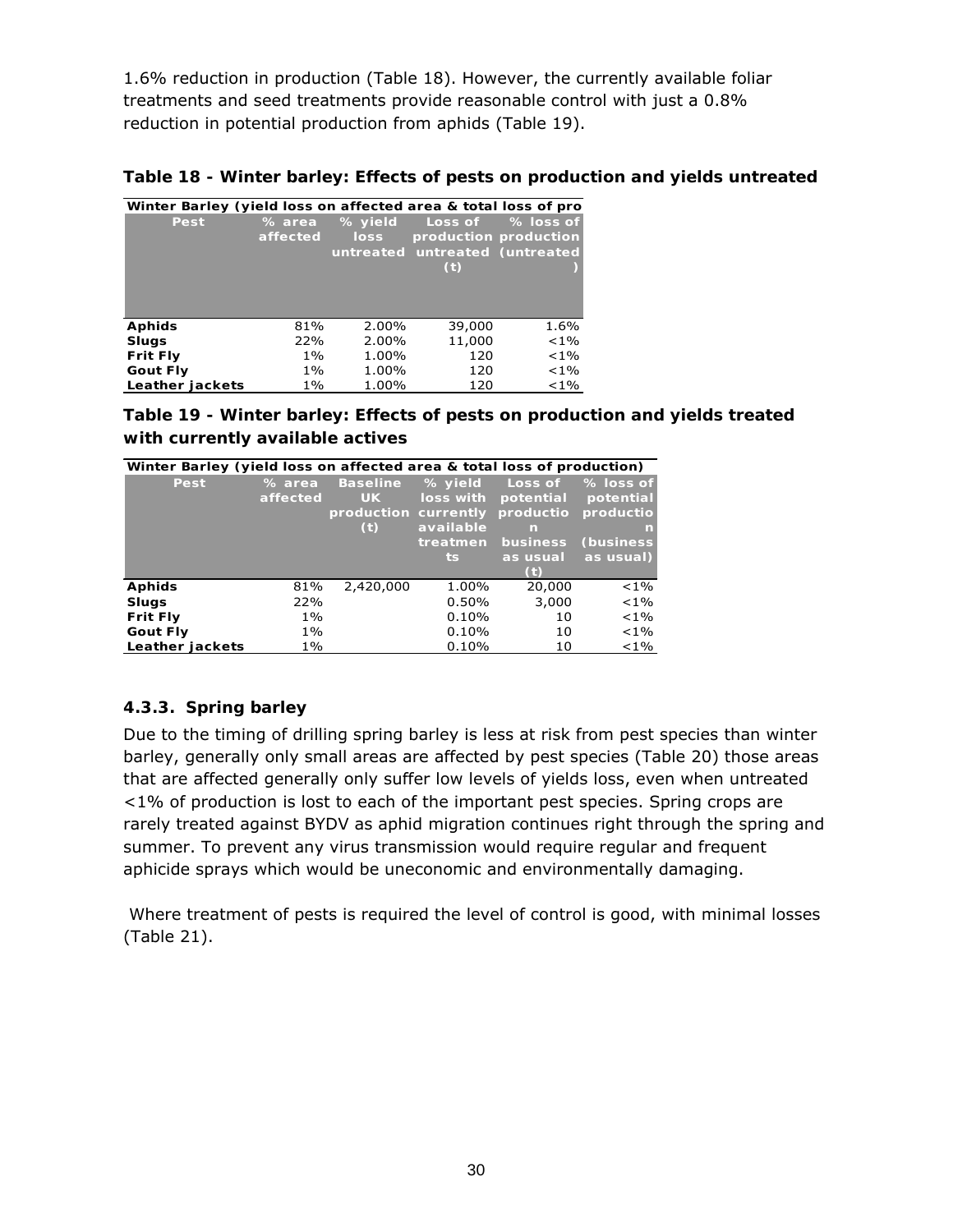1.6% reduction in production (Table 18). However, the currently available foliar treatments and seed treatments provide reasonable control with just a 0.8% reduction in potential production from aphids (Table 19).

**Table 18 - Winter barley: Effects of pests on production and yields untreated**

| Winter Barley (yield loss on affected area & total loss of pro | | | | |
|---|---|---|---|---|
| **Pest** | **% area affected** | **% yield loss untreated** | **Loss of production untreated (t)** | **% loss of production (untreated)** |
| **Aphids** | 81% | 2.00% | 39,000 | 1.6% |
| **Slugs** | 22% | 2.00% | 11,000 | <1% |
| **Frit Fly** | 1% | 1.00% | 120 | <1% |
| **Gout Fly** | 1% | 1.00% | 120 | <1% |
| **Leather jackets** | 1% | 1.00% | 120 | <1% |

**Table 19 - Winter barley: Effects of pests on production and yields treated with currently available actives**

| Winter Barley (yield loss on affected area & total loss of production) | | | | | |
|---|---|---|---|---|---|
| **Pest** | **% area affected** | **Baseline UK production (t)** | **% yield loss with currently available treatments** | **Loss of potential production business as usual (t)** | **% loss of potential production (business as usual)** |
| **Aphids** | 81% | 2,420,000 | 1.00% | 20,000 | <1% |
| **Slugs** | 22% | | 0.50% | 3,000 | <1% |
| **Frit Fly** | 1% | | 0.10% | 10 | <1% |
| **Gout Fly** | 1% | | 0.10% | 10 | <1% |
| **Leather jackets** | 1% | | 0.10% | 10 | <1% |

### 4.3.3. Spring barley

Due to the timing of drilling spring barley is less at risk from pest species than winter barley, generally only small areas are affected by pest species (Table 20) those areas that are affected generally only suffer low levels of yields loss, even when untreated <1% of production is lost to each of the important pest species. Spring crops are rarely treated against BYDV as aphid migration continues right through the spring and summer. To prevent any virus transmission would require regular and frequent aphicide sprays which would be uneconomic and environmentally damaging.

Where treatment of pests is required the level of control is good, with minimal losses (Table 21).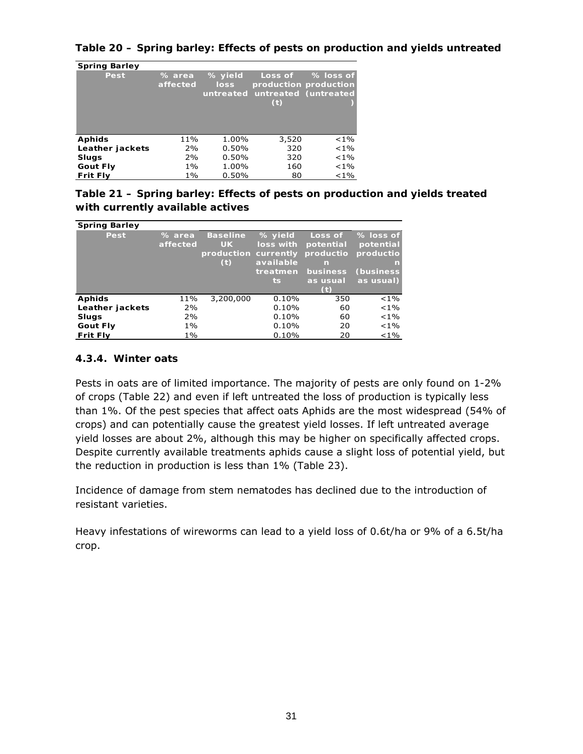**Table 20 – Spring barley: Effects of pests on production and yields untreated**

| Spring Barley | | | | |
|---|---|---|---|---|
| **Pest** | **% area affected** | **% yield loss untreated** | **Loss of production untreated (t)** | **% loss of production (untreated)** |
| **Aphids** | 11% | 1.00% | 3,520 | <1% |
| **Leather jackets** | 2% | 0.50% | 320 | <1% |
| **Slugs** | 2% | 0.50% | 320 | <1% |
| **Gout Fly** | 1% | 1.00% | 160 | <1% |
| **Frit Fly** | 1% | 0.50% | 80 | <1% |

**Table 21 – Spring barley: Effects of pests on production and yields treated with currently available actives**

| Spring Barley | | | | | |
|---|---|---|---|---|---|
| **Pest** | **% area affected** | **Baseline UK production (t)** | **% yield loss with currently available treatments** | **Loss of potential production business as usual (t)** | **% loss of potential production (business as usual)** |
| **Aphids** | 11% | 3,200,000 | 0.10% | 350 | <1% |
| **Leather jackets** | 2% | | 0.10% | 60 | <1% |
| **Slugs** | 2% | | 0.10% | 60 | <1% |
| **Gout Fly** | 1% | | 0.10% | 20 | <1% |
| **Frit Fly** | 1% | | 0.10% | 20 | <1% |

### 4.3.4. Winter oats

Pests in oats are of limited importance. The majority of pests are only found on 1-2% of crops (Table 22) and even if left untreated the loss of production is typically less than 1%. Of the pest species that affect oats Aphids are the most widespread (54% of crops) and can potentially cause the greatest yield losses. If left untreated average yield losses are about 2%, although this may be higher on specifically affected crops. Despite currently available treatments aphids cause a slight loss of potential yield, but the reduction in production is less than 1% (Table 23).

Incidence of damage from stem nematodes has declined due to the introduction of resistant varieties.

Heavy infestations of wireworms can lead to a yield loss of 0.6t/ha or 9% of a 6.5t/ha crop.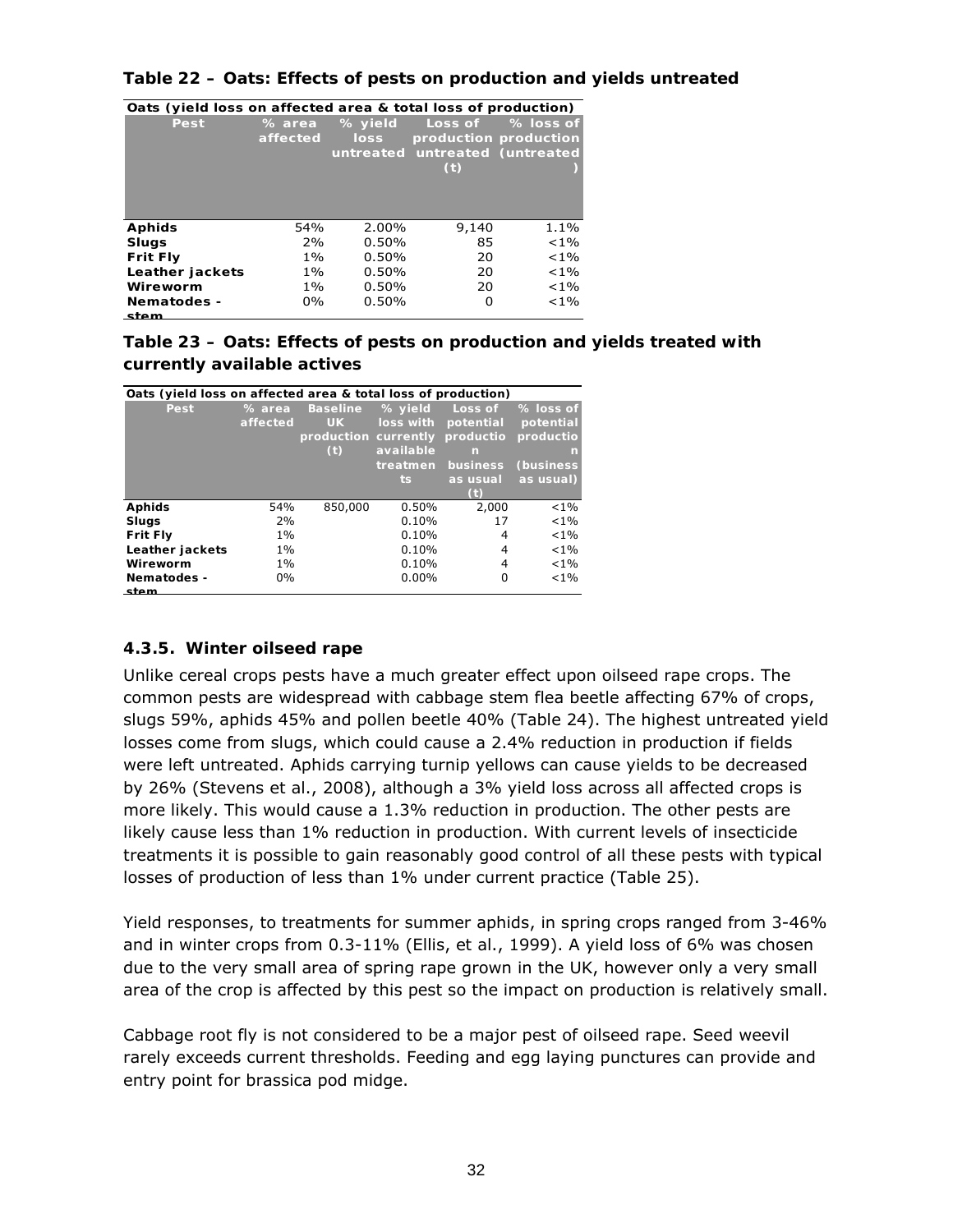**Table 22 – Oats: Effects of pests on production and yields untreated**

| Oats (yield loss on affected area & total loss of production) | | | | |
|---|---|---|---|---|
| **Pest** | **% area affected** | **% yield loss untreated** | **Loss of production untreated (t)** | **% loss of production (untreated)** |
| **Aphids** | 54% | 2.00% | 9,140 | 1.1% |
| **Slugs** | 2% | 0.50% | 85 | <1% |
| **Frit Fly** | 1% | 0.50% | 20 | <1% |
| **Leather jackets** | 1% | 0.50% | 20 | <1% |
| **Wireworm** | 1% | 0.50% | 20 | <1% |
| **Nematodes - stem** | 0% | 0.50% | 0 | <1% |

**Table 23 – Oats: Effects of pests on production and yields treated with currently available actives**

| Oats (yield loss on affected area & total loss of production) | | | | | |
|---|---|---|---|---|---|
| **Pest** | **% area affected** | **Baseline UK production (t)** | **% yield loss with currently available treatments** | **Loss of potential production business as usual (t)** | **% loss of potential production (business as usual)** |
| **Aphids** | 54% | 850,000 | 0.50% | 2,000 | <1% |
| **Slugs** | 2% | | 0.10% | 17 | <1% |
| **Frit Fly** | 1% | | 0.10% | 4 | <1% |
| **Leather jackets** | 1% | | 0.10% | 4 | <1% |
| **Wireworm** | 1% | | 0.10% | 4 | <1% |
| **Nematodes - stem** | 0% | | 0.00% | 0 | <1% |

### 4.3.5. Winter oilseed rape

Unlike cereal crops pests have a much greater effect upon oilseed rape crops. The common pests are widespread with cabbage stem flea beetle affecting 67% of crops, slugs 59%, aphids 45% and pollen beetle 40% (Table 24). The highest untreated yield losses come from slugs, which could cause a 2.4% reduction in production if fields were left untreated. Aphids carrying turnip yellows can cause yields to be decreased by 26% (Stevens et al., 2008), although a 3% yield loss across all affected crops is more likely. This would cause a 1.3% reduction in production. The other pests are likely cause less than 1% reduction in production. With current levels of insecticide treatments it is possible to gain reasonably good control of all these pests with typical losses of production of less than 1% under current practice (Table 25).

Yield responses, to treatments for summer aphids, in spring crops ranged from 3-46% and in winter crops from 0.3-11% (Ellis, et al., 1999). A yield loss of 6% was chosen due to the very small area of spring rape grown in the UK, however only a very small area of the crop is affected by this pest so the impact on production is relatively small.

Cabbage root fly is not considered to be a major pest of oilseed rape. Seed weevil rarely exceeds current thresholds. Feeding and egg laying punctures can provide and entry point for brassica pod midge.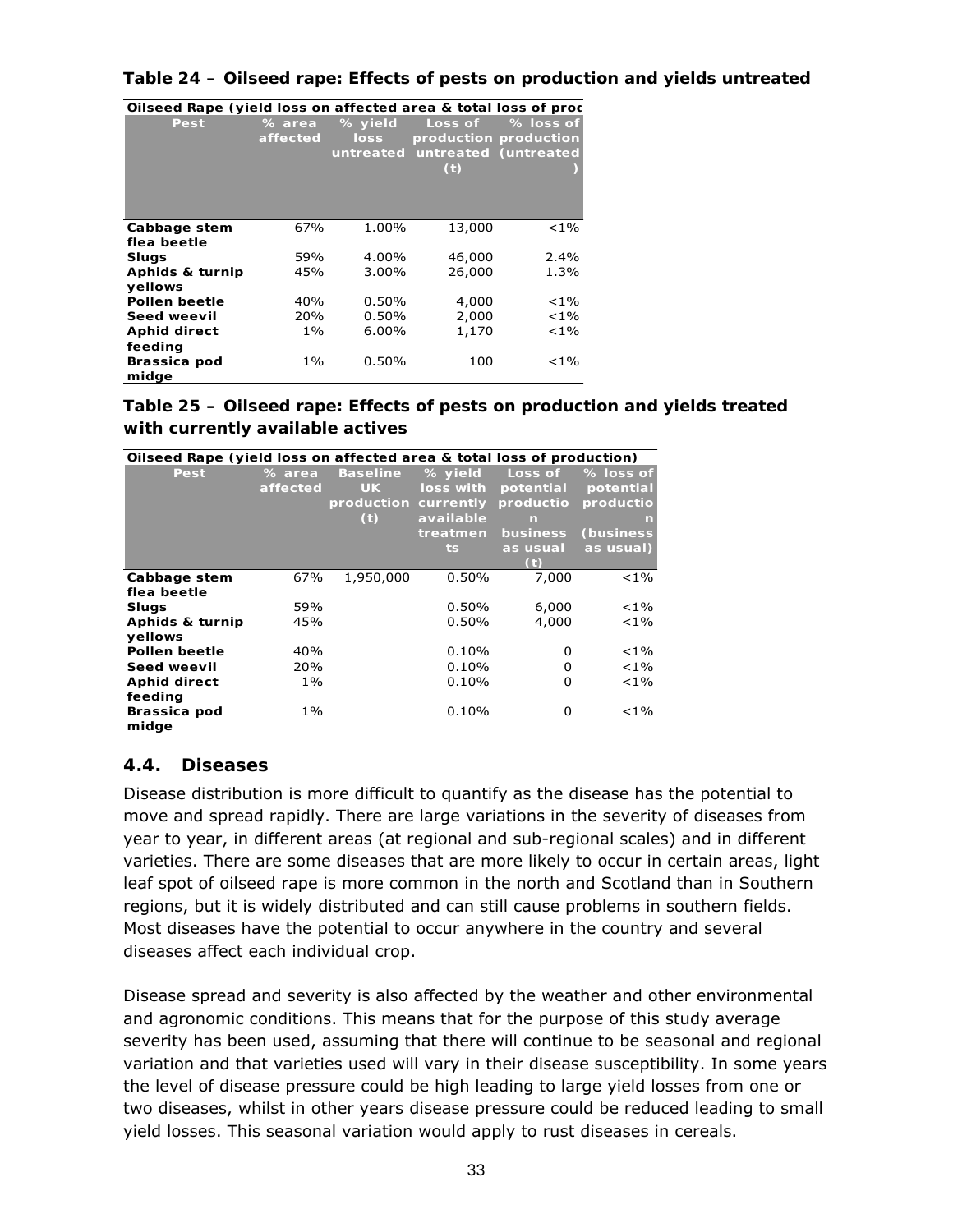**Table 24 – Oilseed rape: Effects of pests on production and yields untreated**

| Oilseed Rape (yield loss on affected area & total loss of prod | | | | |
|---|---|---|---|---|
| Pest | % area affected | % yield loss untreated | Loss of production untreated (t) | % loss of production (untreated) |
| Cabbage stem flea beetle | 67% | 1.00% | 13,000 | <1% |
| Slugs | 59% | 4.00% | 46,000 | 2.4% |
| Aphids & turnip yellows | 45% | 3.00% | 26,000 | 1.3% |
| Pollen beetle | 40% | 0.50% | 4,000 | <1% |
| Seed weevil | 20% | 0.50% | 2,000 | <1% |
| Aphid direct feeding | 1% | 6.00% | 1,170 | <1% |
| Brassica pod midge | 1% | 0.50% | 100 | <1% |

**Table 25 – Oilseed rape: Effects of pests on production and yields treated with currently available actives**

| Oilseed Rape (yield loss on affected area & total loss of production) | | | | | |
|---|---|---|---|---|---|
| Pest | % area affected | Baseline UK production (t) | % yield loss with currently available treatments | Loss of potential production business as usual (t) | % loss of potential production (business as usual) |
| Cabbage stem flea beetle | 67% | 1,950,000 | 0.50% | 7,000 | <1% |
| Slugs | 59% | | 0.50% | 6,000 | <1% |
| Aphids & turnip yellows | 45% | | 0.50% | 4,000 | <1% |
| Pollen beetle | 40% | | 0.10% | 0 | <1% |
| Seed weevil | 20% | | 0.10% | 0 | <1% |
| Aphid direct feeding | 1% | | 0.10% | 0 | <1% |
| Brassica pod midge | 1% | | 0.10% | 0 | <1% |

## 4.4. Diseases

Disease distribution is more difficult to quantify as the disease has the potential to move and spread rapidly. There are large variations in the severity of diseases from year to year, in different areas (at regional and sub-regional scales) and in different varieties. There are some diseases that are more likely to occur in certain areas, light leaf spot of oilseed rape is more common in the north and Scotland than in Southern regions, but it is widely distributed and can still cause problems in southern fields. Most diseases have the potential to occur anywhere in the country and several diseases affect each individual crop.

Disease spread and severity is also affected by the weather and other environmental and agronomic conditions. This means that for the purpose of this study average severity has been used, assuming that there will continue to be seasonal and regional variation and that varieties used will vary in their disease susceptibility. In some years the level of disease pressure could be high leading to large yield losses from one or two diseases, whilst in other years disease pressure could be reduced leading to small yield losses. This seasonal variation would apply to rust diseases in cereals.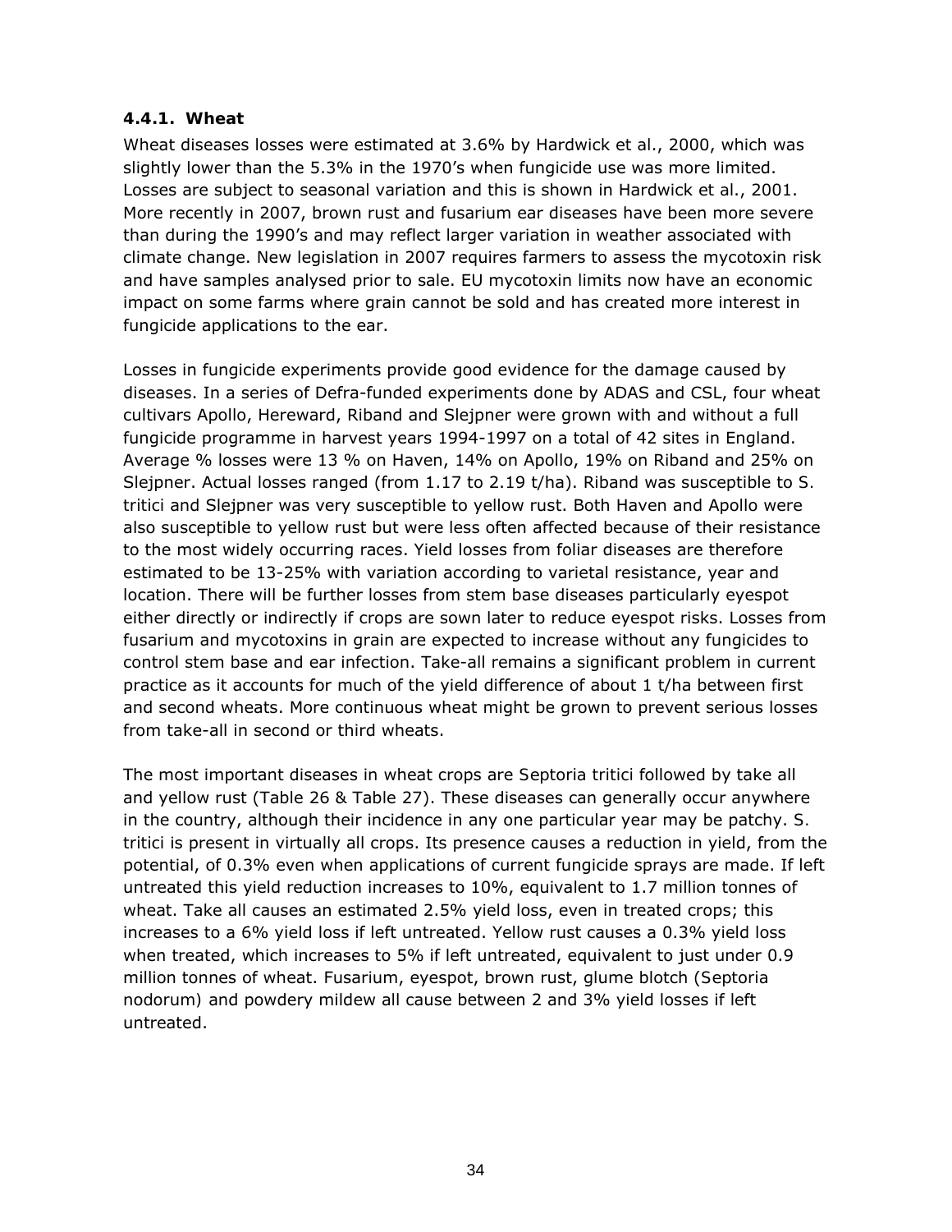#### 4.4.1. Wheat

Wheat diseases losses were estimated at 3.6% by Hardwick et al., 2000, which was slightly lower than the 5.3% in the 1970's when fungicide use was more limited. Losses are subject to seasonal variation and this is shown in Hardwick et al., 2001. More recently in 2007, brown rust and fusarium ear diseases have been more severe than during the 1990's and may reflect larger variation in weather associated with climate change. New legislation in 2007 requires farmers to assess the mycotoxin risk and have samples analysed prior to sale. EU mycotoxin limits now have an economic impact on some farms where grain cannot be sold and has created more interest in fungicide applications to the ear.

Losses in fungicide experiments provide good evidence for the damage caused by diseases. In a series of Defra-funded experiments done by ADAS and CSL, four wheat cultivars Apollo, Hereward, Riband and Slejpner were grown with and without a full fungicide programme in harvest years 1994-1997 on a total of 42 sites in England. Average % losses were 13 % on Haven, 14% on Apollo, 19% on Riband and 25% on Slejpner. Actual losses ranged (from 1.17 to 2.19 t/ha). Riband was susceptible to S. tritici and Slejpner was very susceptible to yellow rust. Both Haven and Apollo were also susceptible to yellow rust but were less often affected because of their resistance to the most widely occurring races. Yield losses from foliar diseases are therefore estimated to be 13-25% with variation according to varietal resistance, year and location. There will be further losses from stem base diseases particularly eyespot either directly or indirectly if crops are sown later to reduce eyespot risks. Losses from fusarium and mycotoxins in grain are expected to increase without any fungicides to control stem base and ear infection. Take-all remains a significant problem in current practice as it accounts for much of the yield difference of about 1 t/ha between first and second wheats. More continuous wheat might be grown to prevent serious losses from take-all in second or third wheats.

The most important diseases in wheat crops are Septoria tritici followed by take all and yellow rust (Table 26 & Table 27). These diseases can generally occur anywhere in the country, although their incidence in any one particular year may be patchy. S. tritici is present in virtually all crops. Its presence causes a reduction in yield, from the potential, of 0.3% even when applications of current fungicide sprays are made. If left untreated this yield reduction increases to 10%, equivalent to 1.7 million tonnes of wheat. Take all causes an estimated 2.5% yield loss, even in treated crops; this increases to a 6% yield loss if left untreated. Yellow rust causes a 0.3% yield loss when treated, which increases to 5% if left untreated, equivalent to just under 0.9 million tonnes of wheat. Fusarium, eyespot, brown rust, glume blotch (Septoria nodorum) and powdery mildew all cause between 2 and 3% yield losses if left untreated.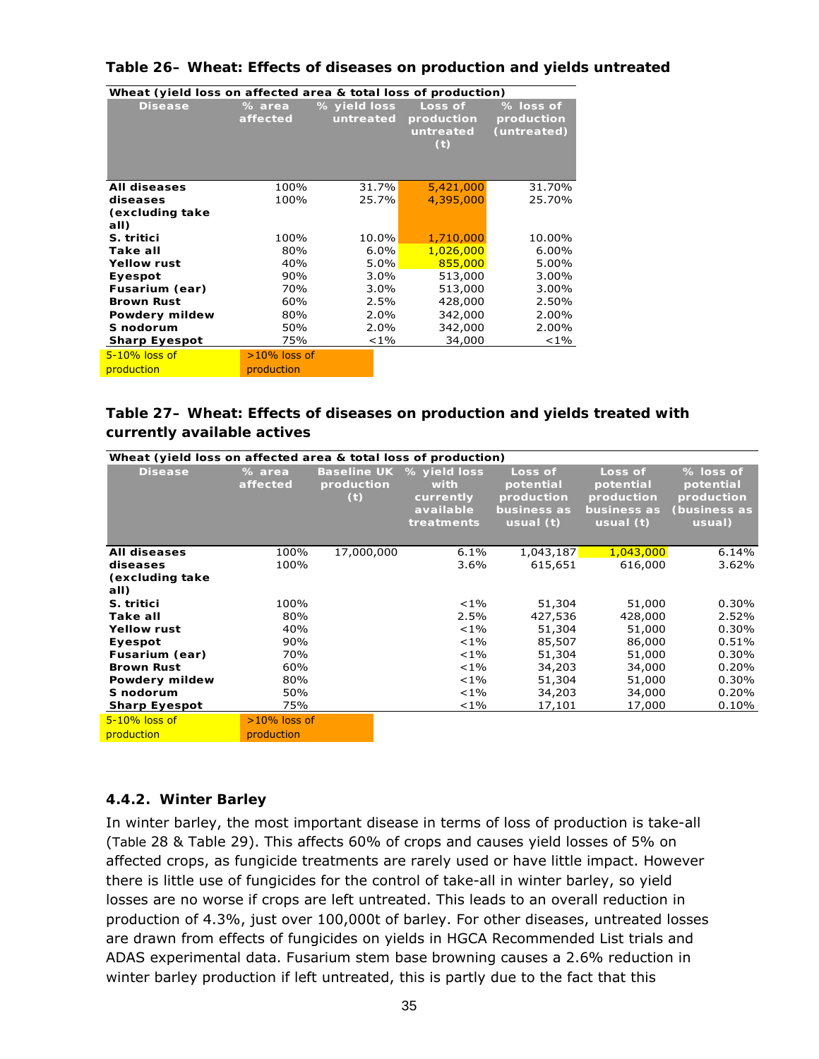**Table 26– Wheat: Effects of diseases on production and yields untreated**

| Wheat (yield loss on affected area & total loss of production) | | | | |
|---|---|---|---|---|
| **Disease** | **% area affected** | **% yield loss untreated** | **Loss of production untreated (t)** | **% loss of production (untreated)** |
| **All diseases** | 100% | 31.7% | 5,421,000 | 31.70% |
| **diseases (excluding take all)** | 100% | 25.7% | 4,395,000 | 25.70% |
| **S. tritici** | 100% | 10.0% | 1,710,000 | 10.00% |
| **Take all** | 80% | 6.0% | 1,026,000 | 6.00% |
| **Yellow rust** | 40% | 5.0% | 855,000 | 5.00% |
| **Eyespot** | 90% | 3.0% | 513,000 | 3.00% |
| **Fusarium (ear)** | 70% | 3.0% | 513,000 | 3.00% |
| **Brown Rust** | 60% | 2.5% | 428,000 | 2.50% |
| **Powdery mildew** | 80% | 2.0% | 342,000 | 2.00% |
| **S nodorum** | 50% | 2.0% | 342,000 | 2.00% |
| **Sharp Eyespot** | 75% | <1% | 34,000 | <1% |

5-10% loss of production | >10% loss of production

**Table 27– Wheat: Effects of diseases on production and yields treated with currently available actives**

| Wheat (yield loss on affected area & total loss of production) | | | | | | |
|---|---|---|---|---|---|---|
| **Disease** | **% area affected** | **Baseline UK production (t)** | **% yield loss with currently available treatments** | **Loss of potential production business as usual (t)** | **Loss of potential production business as usual (t)** | **% loss of potential production (business as usual)** |
| **All diseases** | 100% | 17,000,000 | 6.1% | 1,043,187 | 1,043,000 | 6.14% |
| **diseases (excluding take all)** | 100% | | 3.6% | 615,651 | 616,000 | 3.62% |
| **S. tritici** | 100% | | <1% | 51,304 | 51,000 | 0.30% |
| **Take all** | 80% | | 2.5% | 427,536 | 428,000 | 2.52% |
| **Yellow rust** | 40% | | <1% | 51,304 | 51,000 | 0.30% |
| **Eyespot** | 90% | | <1% | 85,507 | 86,000 | 0.51% |
| **Fusarium (ear)** | 70% | | <1% | 51,304 | 51,000 | 0.30% |
| **Brown Rust** | 60% | | <1% | 34,203 | 34,000 | 0.20% |
| **Powdery mildew** | 80% | | <1% | 51,304 | 51,000 | 0.30% |
| **S nodorum** | 50% | | <1% | 34,203 | 34,000 | 0.20% |
| **Sharp Eyespot** | 75% | | <1% | 17,101 | 17,000 | 0.10% |

5-10% loss of production | >10% loss of production

### 4.4.2. Winter Barley

In winter barley, the most important disease in terms of loss of production is take-all (Table 28 & Table 29). This affects 60% of crops and causes yield losses of 5% on affected crops, as fungicide treatments are rarely used or have little impact. However there is little use of fungicides for the control of take-all in winter barley, so yield losses are no worse if crops are left untreated. This leads to an overall reduction in production of 4.3%, just over 100,000t of barley. For other diseases, untreated losses are drawn from effects of fungicides on yields in HGCA Recommended List trials and ADAS experimental data. Fusarium stem base browning causes a 2.6% reduction in winter barley production if left untreated, this is partly due to the fact that this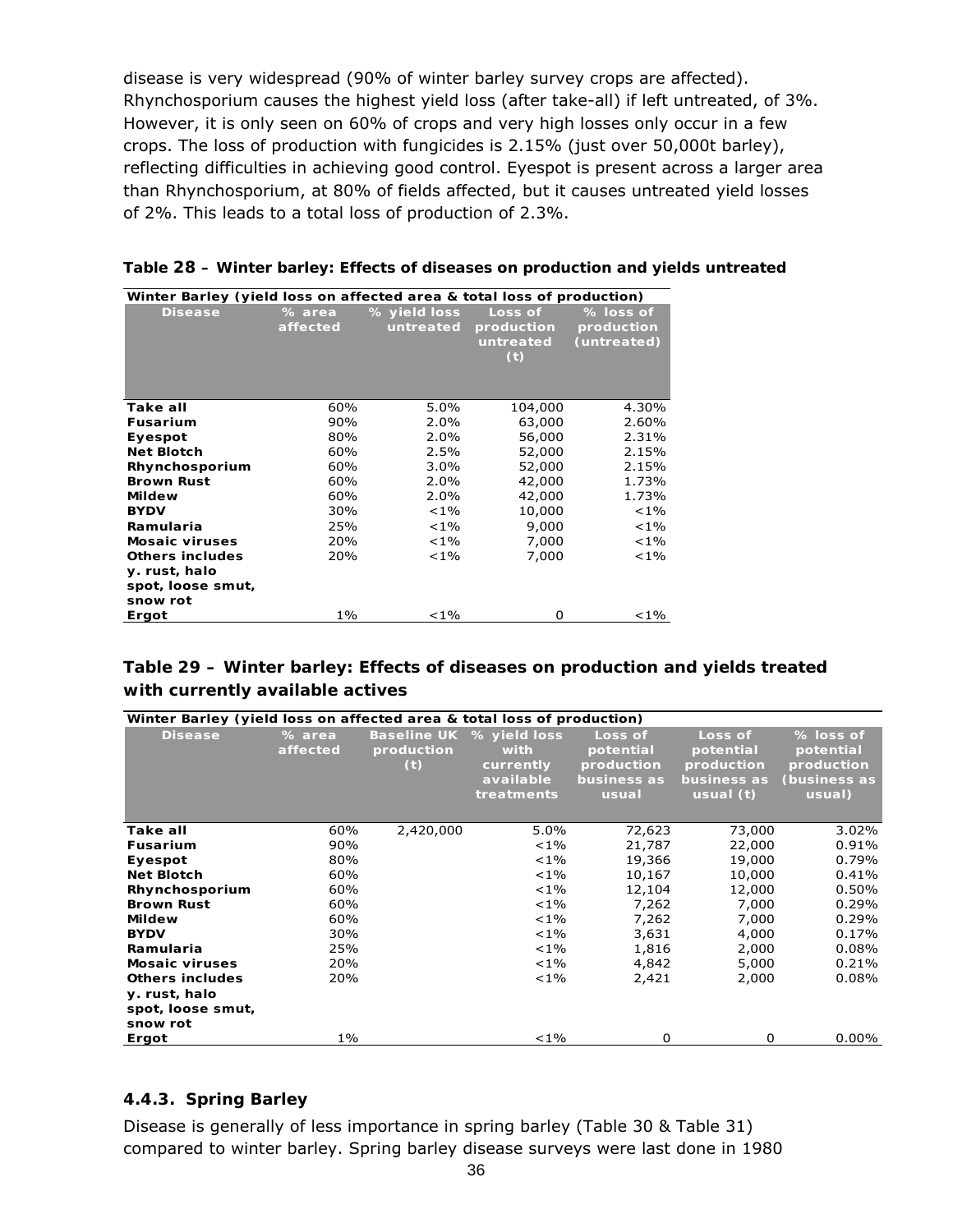disease is very widespread (90% of winter barley survey crops are affected). Rhynchosporium causes the highest yield loss (after take-all) if left untreated, of 3%. However, it is only seen on 60% of crops and very high losses only occur in a few crops. The loss of production with fungicides is 2.15% (just over 50,000t barley), reflecting difficulties in achieving good control. Eyespot is present across a larger area than Rhynchosporium, at 80% of fields affected, but it causes untreated yield losses of 2%. This leads to a total loss of production of 2.3%.

**Table 28 – Winter barley: Effects of diseases on production and yields untreated**

| Winter Barley (yield loss on affected area & total loss of production) | | | | |
|---|---|---|---|---|
| **Disease** | **% area affected** | **% yield loss untreated** | **Loss of production untreated (t)** | **% loss of production (untreated)** |
| **Take all** | 60% | 5.0% | 104,000 | 4.30% |
| **Fusarium** | 90% | 2.0% | 63,000 | 2.60% |
| **Eyespot** | 80% | 2.0% | 56,000 | 2.31% |
| **Net Blotch** | 60% | 2.5% | 52,000 | 2.15% |
| **Rhynchosporium** | 60% | 3.0% | 52,000 | 2.15% |
| **Brown Rust** | 60% | 2.0% | 42,000 | 1.73% |
| **Mildew** | 60% | 2.0% | 42,000 | 1.73% |
| **BYDV** | 30% | <1% | 10,000 | <1% |
| **Ramularia** | 25% | <1% | 9,000 | <1% |
| **Mosaic viruses** | 20% | <1% | 7,000 | <1% |
| **Others includes y. rust, halo spot, loose smut, snow rot** | 20% | <1% | 7,000 | <1% |
| **Ergot** | 1% | <1% | 0 | <1% |

**Table 29 – Winter barley: Effects of diseases on production and yields treated with currently available actives**

| Winter Barley (yield loss on affected area & total loss of production) | | | | | | |
|---|---|---|---|---|---|---|
| **Disease** | **% area affected** | **Baseline UK production (t)** | **% yield loss with currently available treatments** | **Loss of potential production business as usual** | **Loss of potential production business as usual (t)** | **% loss of potential production (business as usual)** |
| **Take all** | 60% | 2,420,000 | 5.0% | 72,623 | 73,000 | 3.02% |
| **Fusarium** | 90% | | <1% | 21,787 | 22,000 | 0.91% |
| **Eyespot** | 80% | | <1% | 19,366 | 19,000 | 0.79% |
| **Net Blotch** | 60% | | <1% | 10,167 | 10,000 | 0.41% |
| **Rhynchosporium** | 60% | | <1% | 12,104 | 12,000 | 0.50% |
| **Brown Rust** | 60% | | <1% | 7,262 | 7,000 | 0.29% |
| **Mildew** | 60% | | <1% | 7,262 | 7,000 | 0.29% |
| **BYDV** | 30% | | <1% | 3,631 | 4,000 | 0.17% |
| **Ramularia** | 25% | | <1% | 1,816 | 2,000 | 0.08% |
| **Mosaic viruses** | 20% | | <1% | 4,842 | 5,000 | 0.21% |
| **Others includes y. rust, halo spot, loose smut, snow rot** | 20% | | <1% | 2,421 | 2,000 | 0.08% |
| **Ergot** | 1% | | <1% | 0 | 0 | 0.00% |

### 4.4.3. Spring Barley

Disease is generally of less importance in spring barley (Table 30 & Table 31) compared to winter barley. Spring barley disease surveys were last done in 1980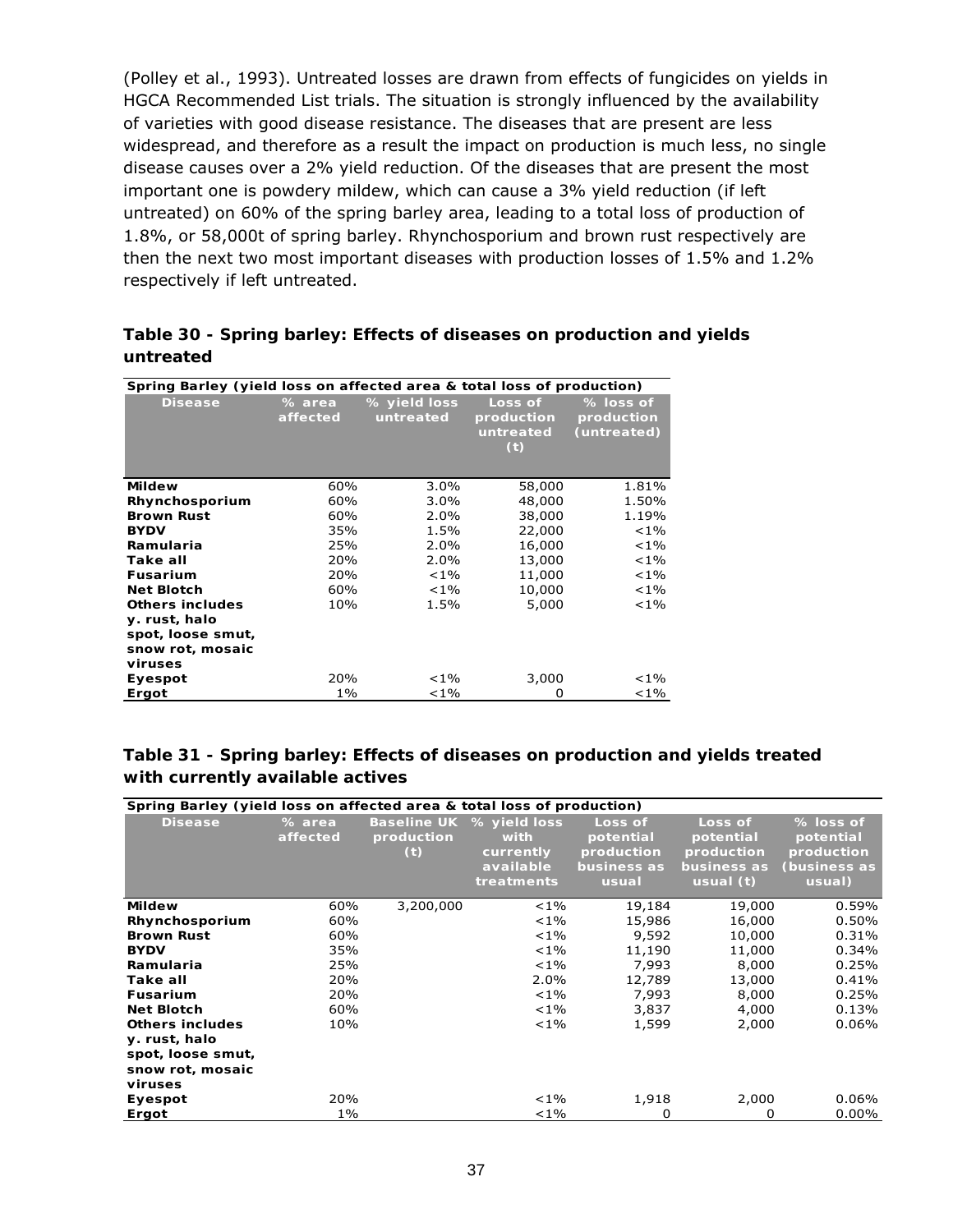(Polley et al., 1993). Untreated losses are drawn from effects of fungicides on yields in HGCA Recommended List trials. The situation is strongly influenced by the availability of varieties with good disease resistance. The diseases that are present are less widespread, and therefore as a result the impact on production is much less, no single disease causes over a 2% yield reduction. Of the diseases that are present the most important one is powdery mildew, which can cause a 3% yield reduction (if left untreated) on 60% of the spring barley area, leading to a total loss of production of 1.8%, or 58,000t of spring barley. Rhynchosporium and brown rust respectively are then the next two most important diseases with production losses of 1.5% and 1.2% respectively if left untreated.

### Table 30 - Spring barley: Effects of diseases on production and yields untreated

| Spring Barley (yield loss on affected area & total loss of production) | | | | |
|---|---|---|---|---|
| **Disease** | **% area affected** | **% yield loss untreated** | **Loss of production untreated (t)** | **% loss of production (untreated)** |
| **Mildew** | 60% | 3.0% | 58,000 | 1.81% |
| **Rhynchosporium** | 60% | 3.0% | 48,000 | 1.50% |
| **Brown Rust** | 60% | 2.0% | 38,000 | 1.19% |
| **BYDV** | 35% | 1.5% | 22,000 | <1% |
| **Ramularia** | 25% | 2.0% | 16,000 | <1% |
| **Take all** | 20% | 2.0% | 13,000 | <1% |
| **Fusarium** | 20% | <1% | 11,000 | <1% |
| **Net Blotch** | 60% | <1% | 10,000 | <1% |
| **Others includes y. rust, halo spot, loose smut, snow rot, mosaic viruses** | 10% | 1.5% | 5,000 | <1% |
| **Eyespot** | 20% | <1% | 3,000 | <1% |
| **Ergot** | 1% | <1% | 0 | <1% |

### Table 31 - Spring barley: Effects of diseases on production and yields treated with currently available actives

| Spring Barley (yield loss on affected area & total loss of production) | | | | | | |
|---|---|---|---|---|---|---|
| **Disease** | **% area affected** | **Baseline UK production (t)** | **% yield loss with currently available treatments** | **Loss of potential production business as usual** | **Loss of potential production business as usual (t)** | **% loss of potential production (business as usual)** |
| **Mildew** | 60% | 3,200,000 | <1% | 19,184 | 19,000 | 0.59% |
| **Rhynchosporium** | 60% | | <1% | 15,986 | 16,000 | 0.50% |
| **Brown Rust** | 60% | | <1% | 9,592 | 10,000 | 0.31% |
| **BYDV** | 35% | | <1% | 11,190 | 11,000 | 0.34% |
| **Ramularia** | 25% | | <1% | 7,993 | 8,000 | 0.25% |
| **Take all** | 20% | | 2.0% | 12,789 | 13,000 | 0.41% |
| **Fusarium** | 20% | | <1% | 7,993 | 8,000 | 0.25% |
| **Net Blotch** | 60% | | <1% | 3,837 | 4,000 | 0.13% |
| **Others includes y. rust, halo spot, loose smut, snow rot, mosaic viruses** | 10% | | <1% | 1,599 | 2,000 | 0.06% |
| **Eyespot** | 20% | | <1% | 1,918 | 2,000 | 0.06% |
| **Ergot** | 1% | | <1% | 0 | 0 | 0.00% |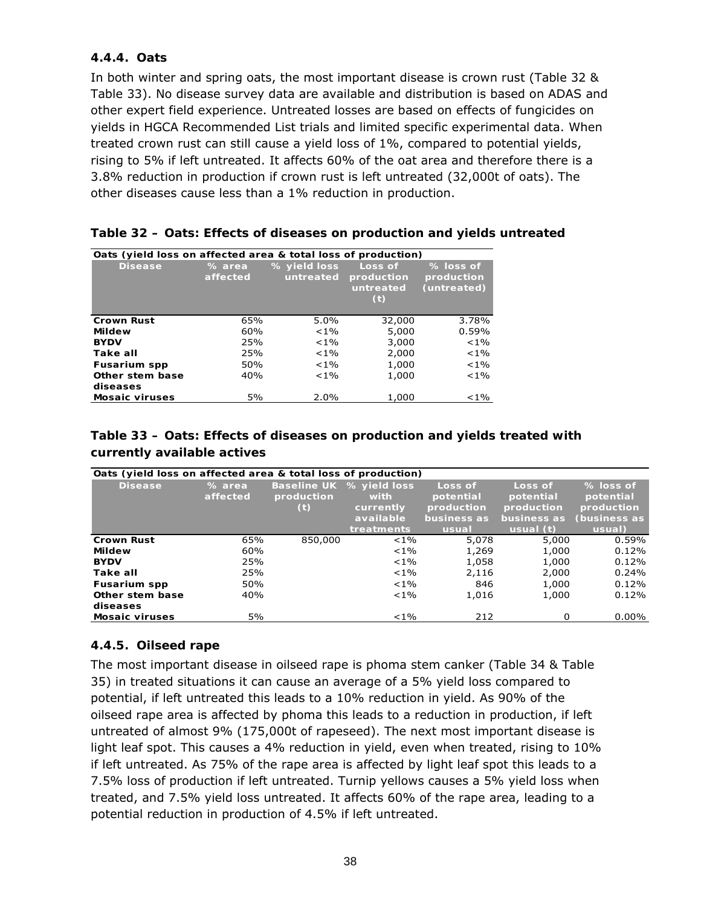### 4.4.4. Oats

In both winter and spring oats, the most important disease is crown rust (Table 32 & Table 33). No disease survey data are available and distribution is based on ADAS and other expert field experience. Untreated losses are based on effects of fungicides on yields in HGCA Recommended List trials and limited specific experimental data. When treated crown rust can still cause a yield loss of 1%, compared to potential yields, rising to 5% if left untreated. It affects 60% of the oat area and therefore there is a 3.8% reduction in production if crown rust is left untreated (32,000t of oats). The other diseases cause less than a 1% reduction in production.

**Table 32 – Oats: Effects of diseases on production and yields untreated**

| Oats (yield loss on affected area & total loss of production) | | | | |
|---|---|---|---|---|
| **Disease** | **% area affected** | **% yield loss untreated** | **Loss of production untreated (t)** | **% loss of production (untreated)** |
| **Crown Rust** | 65% | 5.0% | 32,000 | 3.78% |
| **Mildew** | 60% | <1% | 5,000 | 0.59% |
| **BYDV** | 25% | <1% | 3,000 | <1% |
| **Take all** | 25% | <1% | 2,000 | <1% |
| **Fusarium spp** | 50% | <1% | 1,000 | <1% |
| **Other stem base diseases** | 40% | <1% | 1,000 | <1% |
| **Mosaic viruses** | 5% | 2.0% | 1,000 | <1% |

**Table 33 – Oats: Effects of diseases on production and yields treated with currently available actives**

| Oats (yield loss on affected area & total loss of production) | | | | | | |
|---|---|---|---|---|---|---|
| **Disease** | **% area affected** | **Baseline UK production (t)** | **% yield loss with currently available treatments** | **Loss of potential production business as usual** | **Loss of potential production business as usual (t)** | **% loss of potential production (business as usual)** |
| **Crown Rust** | 65% | 850,000 | <1% | 5,078 | 5,000 | 0.59% |
| **Mildew** | 60% | | <1% | 1,269 | 1,000 | 0.12% |
| **BYDV** | 25% | | <1% | 1,058 | 1,000 | 0.12% |
| **Take all** | 25% | | <1% | 2,116 | 2,000 | 0.24% |
| **Fusarium spp** | 50% | | <1% | 846 | 1,000 | 0.12% |
| **Other stem base diseases** | 40% | | <1% | 1,016 | 1,000 | 0.12% |
| **Mosaic viruses** | 5% | | <1% | 212 | 0 | 0.00% |

### 4.4.5. Oilseed rape

The most important disease in oilseed rape is phoma stem canker (Table 34 & Table 35) in treated situations it can cause an average of a 5% yield loss compared to potential, if left untreated this leads to a 10% reduction in yield. As 90% of the oilseed rape area is affected by phoma this leads to a reduction in production, if left untreated of almost 9% (175,000t of rapeseed). The next most important disease is light leaf spot. This causes a 4% reduction in yield, even when treated, rising to 10% if left untreated. As 75% of the rape area is affected by light leaf spot this leads to a 7.5% loss of production if left untreated. Turnip yellows causes a 5% yield loss when treated, and 7.5% yield loss untreated. It affects 60% of the rape area, leading to a potential reduction in production of 4.5% if left untreated.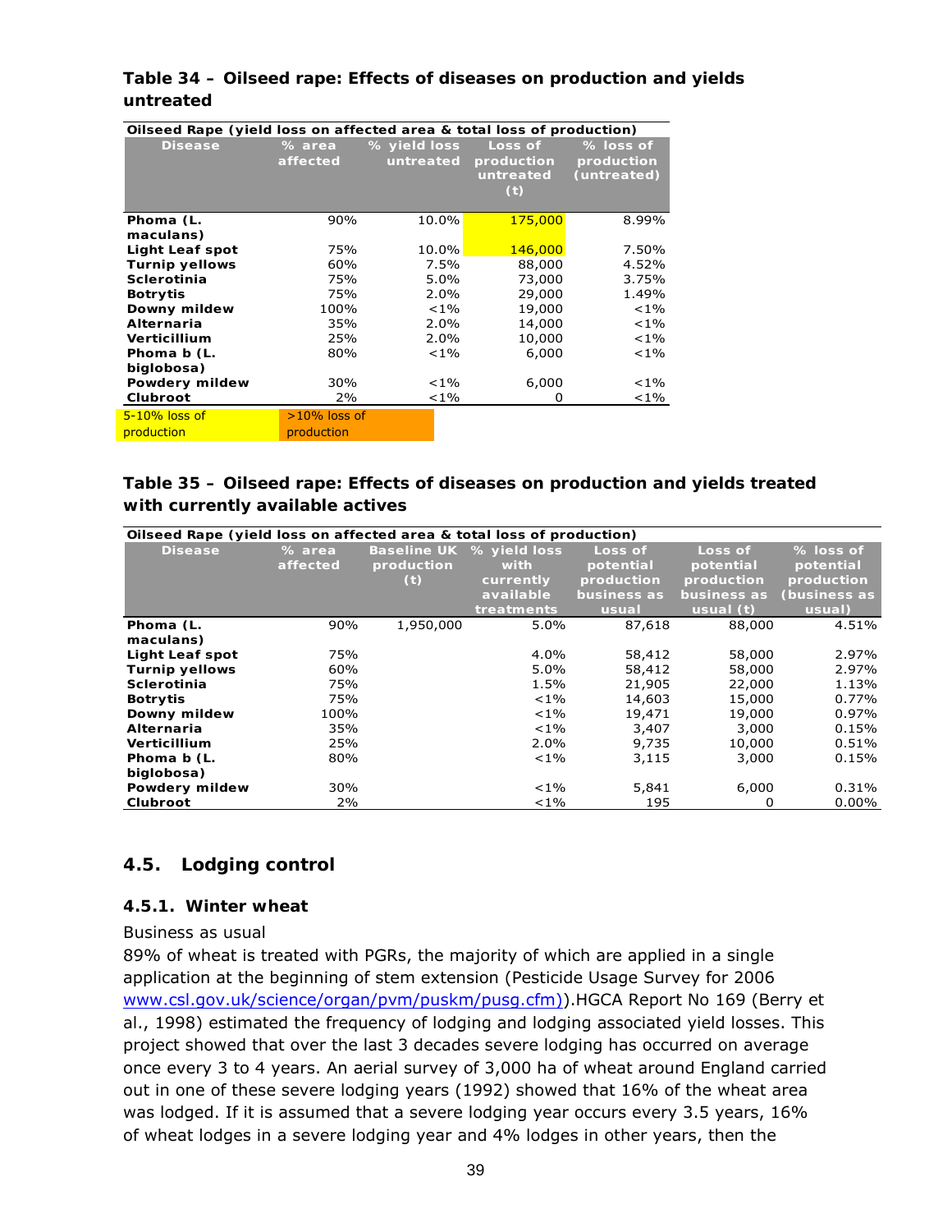**Table 34 – Oilseed rape: Effects of diseases on production and yields untreated**

| Oilseed Rape (yield loss on affected area & total loss of production) | | | | |
|---|---|---|---|---|
| Disease | % area affected | % yield loss untreated | Loss of production untreated (t) | % loss of production (untreated) |
| Phoma (L. maculans) | 90% | 10.0% | 175,000 | 8.99% |
| Light Leaf spot | 75% | 10.0% | 146,000 | 7.50% |
| Turnip yellows | 60% | 7.5% | 88,000 | 4.52% |
| Sclerotinia | 75% | 5.0% | 73,000 | 3.75% |
| Botrytis | 75% | 2.0% | 29,000 | 1.49% |
| Downy mildew | 100% | <1% | 19,000 | <1% |
| Alternaria | 35% | 2.0% | 14,000 | <1% |
| Verticillium | 25% | 2.0% | 10,000 | <1% |
| Phoma b (L. biglobosa) | 80% | <1% | 6,000 | <1% |
| Powdery mildew | 30% | <1% | 6,000 | <1% |
| Clubroot | 2% | <1% | 0 | <1% |

5-10% loss of production | >10% loss of production

**Table 35 – Oilseed rape: Effects of diseases on production and yields treated with currently available actives**

| Oilseed Rape (yield loss on affected area & total loss of production) | | | | | | |
|---|---|---|---|---|---|---|
| Disease | % area affected | Baseline UK production (t) | % yield loss with currently available treatments | Loss of potential production business as usual | Loss of potential production business as usual (t) | % loss of potential production (business as usual) |
| Phoma (L. maculans) | 90% | 1,950,000 | 5.0% | 87,618 | 88,000 | 4.51% |
| Light Leaf spot | 75% | | 4.0% | 58,412 | 58,000 | 2.97% |
| Turnip yellows | 60% | | 5.0% | 58,412 | 58,000 | 2.97% |
| Sclerotinia | 75% | | 1.5% | 21,905 | 22,000 | 1.13% |
| Botrytis | 75% | | <1% | 14,603 | 15,000 | 0.77% |
| Downy mildew | 100% | | <1% | 19,471 | 19,000 | 0.97% |
| Alternaria | 35% | | <1% | 3,407 | 3,000 | 0.15% |
| Verticillium | 25% | | 2.0% | 9,735 | 10,000 | 0.51% |
| Phoma b (L. biglobosa) | 80% | | <1% | 3,115 | 3,000 | 0.15% |
| Powdery mildew | 30% | | <1% | 5,841 | 6,000 | 0.31% |
| Clubroot | 2% | | <1% | 195 | 0 | 0.00% |

## 4.5. Lodging control

### 4.5.1. Winter wheat

Business as usual

89% of wheat is treated with PGRs, the majority of which are applied in a single application at the beginning of stem extension (Pesticide Usage Survey for 2006 www.csl.gov.uk/science/organ/pvm/puskm/pusg.cfm)).HGCA Report No 169 (Berry et al., 1998) estimated the frequency of lodging and lodging associated yield losses. This project showed that over the last 3 decades severe lodging has occurred on average once every 3 to 4 years. An aerial survey of 3,000 ha of wheat around England carried out in one of these severe lodging years (1992) showed that 16% of the wheat area was lodged. If it is assumed that a severe lodging year occurs every 3.5 years, 16% of wheat lodges in a severe lodging year and 4% lodges in other years, then the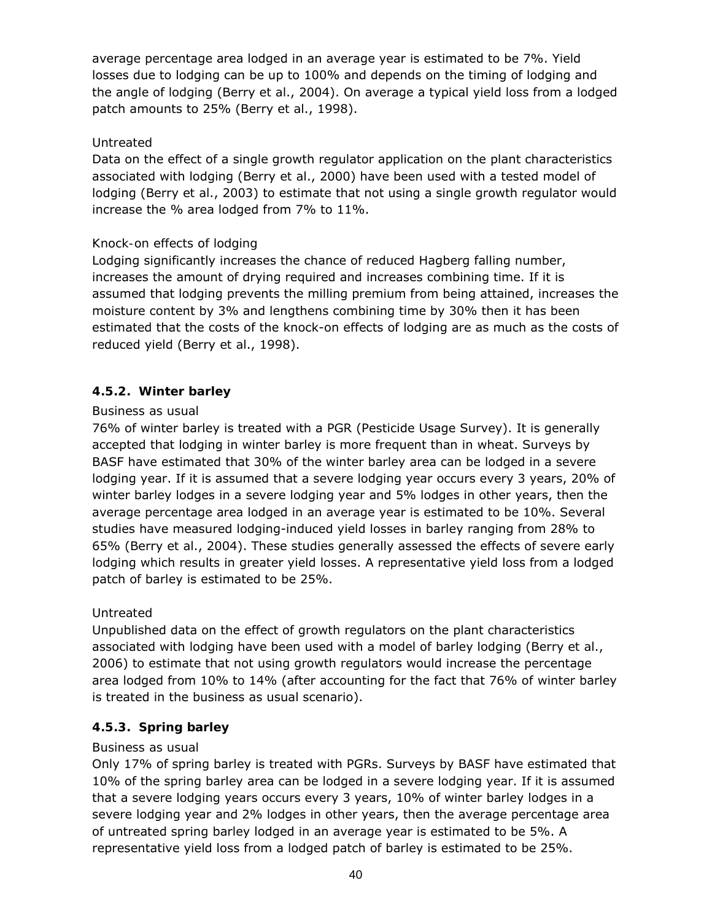average percentage area lodged in an average year is estimated to be 7%. Yield losses due to lodging can be up to 100% and depends on the timing of lodging and the angle of lodging (Berry et al., 2004). On average a typical yield loss from a lodged patch amounts to 25% (Berry et al., 1998).

Untreated

Data on the effect of a single growth regulator application on the plant characteristics associated with lodging (Berry et al., 2000) have been used with a tested model of lodging (Berry et al., 2003) to estimate that not using a single growth regulator would increase the % area lodged from 7% to 11%.

Knock-on effects of lodging

Lodging significantly increases the chance of reduced Hagberg falling number, increases the amount of drying required and increases combining time. If it is assumed that lodging prevents the milling premium from being attained, increases the moisture content by 3% and lengthens combining time by 30% then it has been estimated that the costs of the knock-on effects of lodging are as much as the costs of reduced yield (Berry et al., 1998).

### 4.5.2. Winter barley

Business as usual

76% of winter barley is treated with a PGR (Pesticide Usage Survey). It is generally accepted that lodging in winter barley is more frequent than in wheat. Surveys by BASF have estimated that 30% of the winter barley area can be lodged in a severe lodging year. If it is assumed that a severe lodging year occurs every 3 years, 20% of winter barley lodges in a severe lodging year and 5% lodges in other years, then the average percentage area lodged in an average year is estimated to be 10%. Several studies have measured lodging-induced yield losses in barley ranging from 28% to 65% (Berry et al., 2004). These studies generally assessed the effects of severe early lodging which results in greater yield losses. A representative yield loss from a lodged patch of barley is estimated to be 25%.

Untreated

Unpublished data on the effect of growth regulators on the plant characteristics associated with lodging have been used with a model of barley lodging (Berry et al., 2006) to estimate that not using growth regulators would increase the percentage area lodged from 10% to 14% (after accounting for the fact that 76% of winter barley is treated in the business as usual scenario).

### 4.5.3. Spring barley

Business as usual

Only 17% of spring barley is treated with PGRs. Surveys by BASF have estimated that 10% of the spring barley area can be lodged in a severe lodging year. If it is assumed that a severe lodging years occurs every 3 years, 10% of winter barley lodges in a severe lodging year and 2% lodges in other years, then the average percentage area of untreated spring barley lodged in an average year is estimated to be 5%. A representative yield loss from a lodged patch of barley is estimated to be 25%.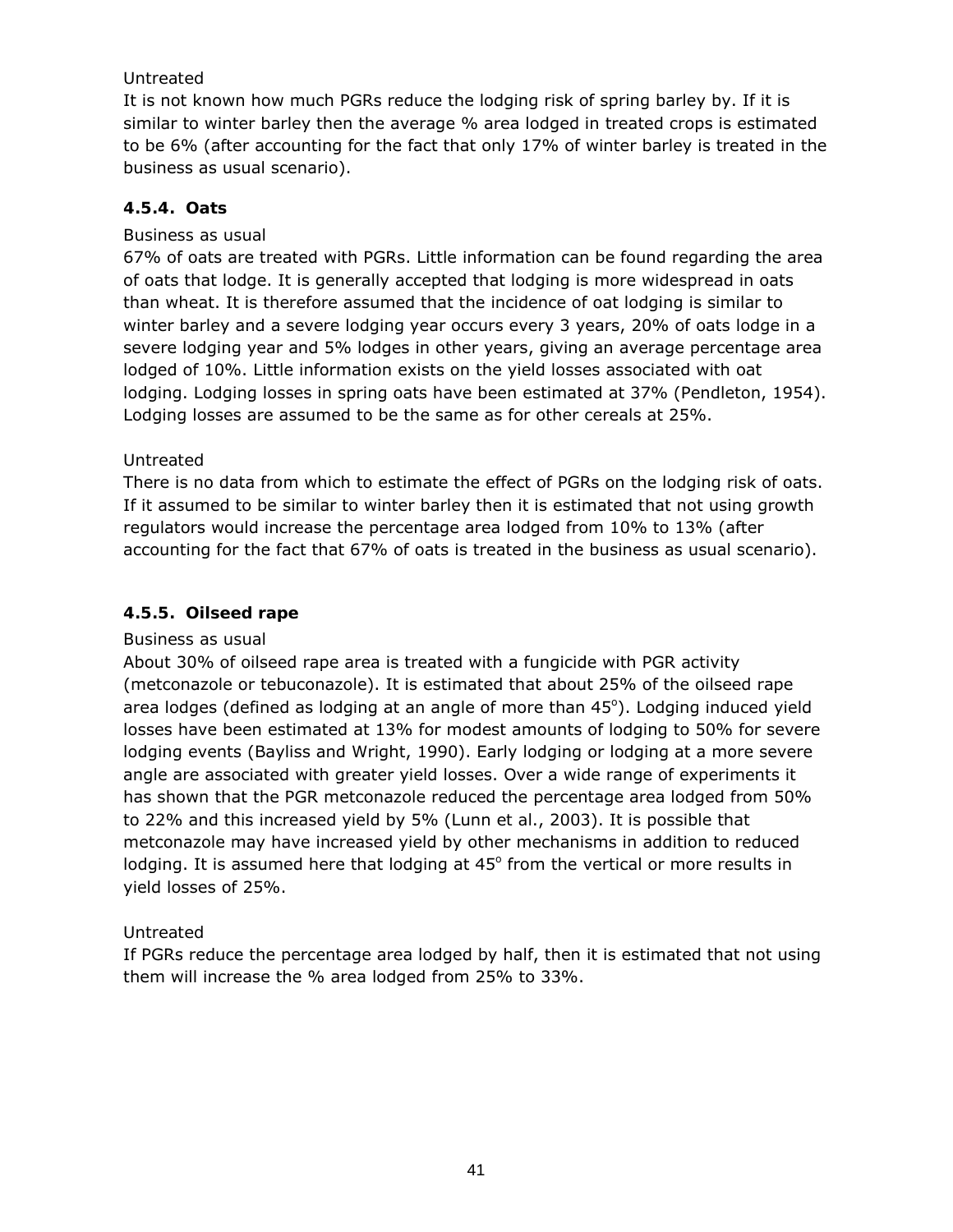Untreated

It is not known how much PGRs reduce the lodging risk of spring barley by. If it is similar to winter barley then the average % area lodged in treated crops is estimated to be 6% (after accounting for the fact that only 17% of winter barley is treated in the business as usual scenario).

### 4.5.4. Oats

Business as usual

67% of oats are treated with PGRs. Little information can be found regarding the area of oats that lodge. It is generally accepted that lodging is more widespread in oats than wheat. It is therefore assumed that the incidence of oat lodging is similar to winter barley and a severe lodging year occurs every 3 years, 20% of oats lodge in a severe lodging year and 5% lodges in other years, giving an average percentage area lodged of 10%. Little information exists on the yield losses associated with oat lodging. Lodging losses in spring oats have been estimated at 37% (Pendleton, 1954). Lodging losses are assumed to be the same as for other cereals at 25%.

Untreated

There is no data from which to estimate the effect of PGRs on the lodging risk of oats. If it assumed to be similar to winter barley then it is estimated that not using growth regulators would increase the percentage area lodged from 10% to 13% (after accounting for the fact that 67% of oats is treated in the business as usual scenario).

### 4.5.5. Oilseed rape

Business as usual

About 30% of oilseed rape area is treated with a fungicide with PGR activity (metconazole or tebuconazole). It is estimated that about 25% of the oilseed rape area lodges (defined as lodging at an angle of more than 45°). Lodging induced yield losses have been estimated at 13% for modest amounts of lodging to 50% for severe lodging events (Bayliss and Wright, 1990). Early lodging or lodging at a more severe angle are associated with greater yield losses. Over a wide range of experiments it has shown that the PGR metconazole reduced the percentage area lodged from 50% to 22% and this increased yield by 5% (Lunn et al., 2003). It is possible that metconazole may have increased yield by other mechanisms in addition to reduced lodging. It is assumed here that lodging at 45° from the vertical or more results in yield losses of 25%.

Untreated

If PGRs reduce the percentage area lodged by half, then it is estimated that not using them will increase the % area lodged from 25% to 33%.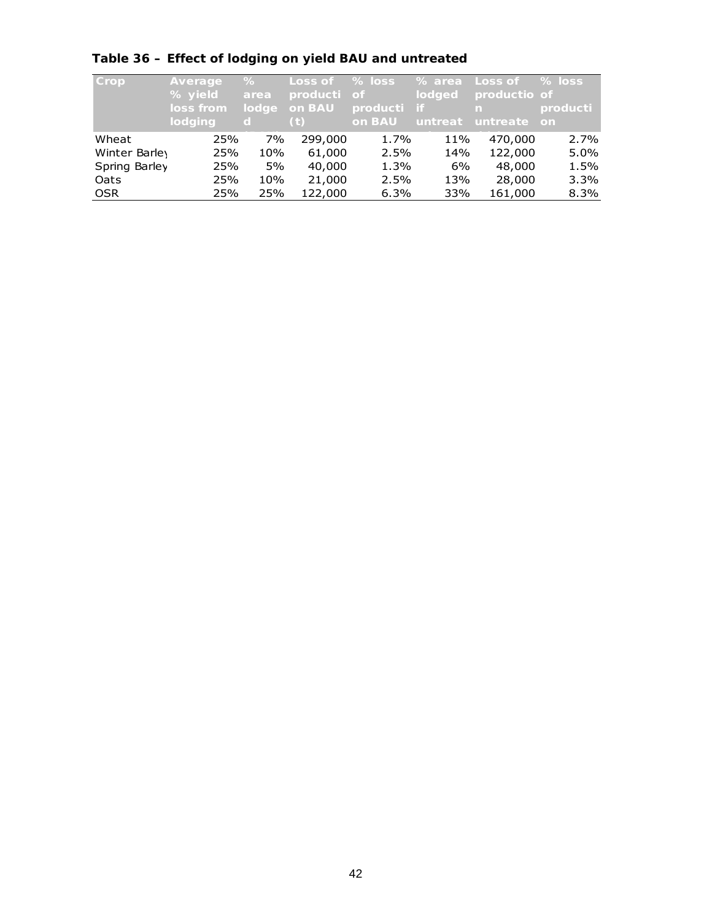**Table 36 – Effect of lodging on yield BAU and untreated**

| Crop | Average % yield loss from lodging | % area lodged | Loss of production BAU (t) | % loss of production BAU | % area lodged if untreated | Loss of production untreated | % loss production |
|---|---|---|---|---|---|---|---|
| Wheat | 25% | 7% | 299,000 | 1.7% | 11% | 470,000 | 2.7% |
| Winter Barley | 25% | 10% | 61,000 | 2.5% | 14% | 122,000 | 5.0% |
| Spring Barley | 25% | 5% | 40,000 | 1.3% | 6% | 48,000 | 1.5% |
| Oats | 25% | 10% | 21,000 | 2.5% | 13% | 28,000 | 3.3% |
| OSR | 25% | 25% | 122,000 | 6.3% | 33% | 161,000 | 8.3% |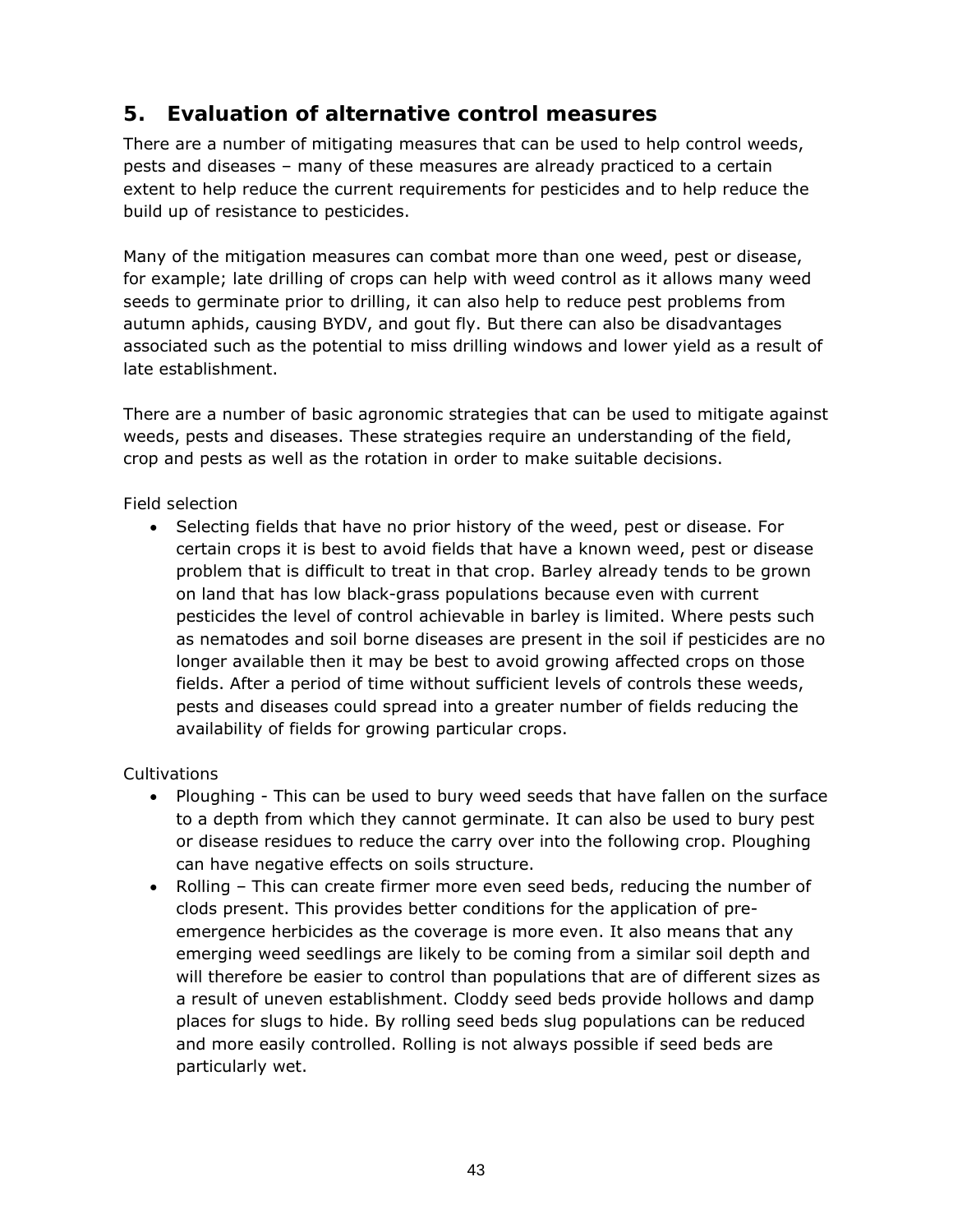## 5. Evaluation of alternative control measures

There are a number of mitigating measures that can be used to help control weeds, pests and diseases – many of these measures are already practiced to a certain extent to help reduce the current requirements for pesticides and to help reduce the build up of resistance to pesticides.

Many of the mitigation measures can combat more than one weed, pest or disease, for example; late drilling of crops can help with weed control as it allows many weed seeds to germinate prior to drilling, it can also help to reduce pest problems from autumn aphids, causing BYDV, and gout fly. But there can also be disadvantages associated such as the potential to miss drilling windows and lower yield as a result of late establishment.

There are a number of basic agronomic strategies that can be used to mitigate against weeds, pests and diseases. These strategies require an understanding of the field, crop and pests as well as the rotation in order to make suitable decisions.

Field selection

- Selecting fields that have no prior history of the weed, pest or disease. For certain crops it is best to avoid fields that have a known weed, pest or disease problem that is difficult to treat in that crop. Barley already tends to be grown on land that has low black-grass populations because even with current pesticides the level of control achievable in barley is limited. Where pests such as nematodes and soil borne diseases are present in the soil if pesticides are no longer available then it may be best to avoid growing affected crops on those fields. After a period of time without sufficient levels of controls these weeds, pests and diseases could spread into a greater number of fields reducing the availability of fields for growing particular crops.

Cultivations

- Ploughing - This can be used to bury weed seeds that have fallen on the surface to a depth from which they cannot germinate. It can also be used to bury pest or disease residues to reduce the carry over into the following crop. Ploughing can have negative effects on soils structure.
- Rolling – This can create firmer more even seed beds, reducing the number of clods present. This provides better conditions for the application of pre-emergence herbicides as the coverage is more even. It also means that any emerging weed seedlings are likely to be coming from a similar soil depth and will therefore be easier to control than populations that are of different sizes as a result of uneven establishment. Cloddy seed beds provide hollows and damp places for slugs to hide. By rolling seed beds slug populations can be reduced and more easily controlled. Rolling is not always possible if seed beds are particularly wet.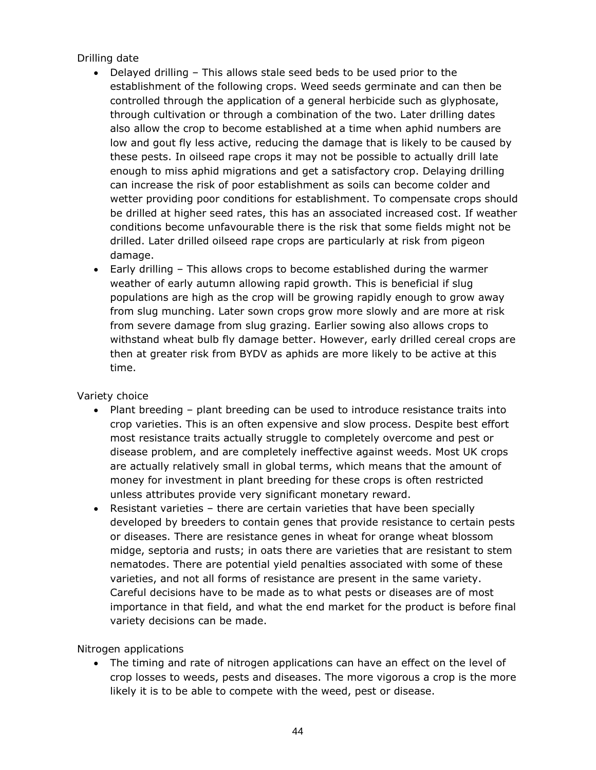Drilling date

- Delayed drilling – This allows stale seed beds to be used prior to the establishment of the following crops. Weed seeds germinate and can then be controlled through the application of a general herbicide such as glyphosate, through cultivation or through a combination of the two. Later drilling dates also allow the crop to become established at a time when aphid numbers are low and gout fly less active, reducing the damage that is likely to be caused by these pests. In oilseed rape crops it may not be possible to actually drill late enough to miss aphid migrations and get a satisfactory crop. Delaying drilling can increase the risk of poor establishment as soils can become colder and wetter providing poor conditions for establishment. To compensate crops should be drilled at higher seed rates, this has an associated increased cost. If weather conditions become unfavourable there is the risk that some fields might not be drilled. Later drilled oilseed rape crops are particularly at risk from pigeon damage.
- Early drilling – This allows crops to become established during the warmer weather of early autumn allowing rapid growth. This is beneficial if slug populations are high as the crop will be growing rapidly enough to grow away from slug munching. Later sown crops grow more slowly and are more at risk from severe damage from slug grazing. Earlier sowing also allows crops to withstand wheat bulb fly damage better. However, early drilled cereal crops are then at greater risk from BYDV as aphids are more likely to be active at this time.

Variety choice

- Plant breeding – plant breeding can be used to introduce resistance traits into crop varieties. This is an often expensive and slow process. Despite best effort most resistance traits actually struggle to completely overcome and pest or disease problem, and are completely ineffective against weeds. Most UK crops are actually relatively small in global terms, which means that the amount of money for investment in plant breeding for these crops is often restricted unless attributes provide very significant monetary reward.
- Resistant varieties – there are certain varieties that have been specially developed by breeders to contain genes that provide resistance to certain pests or diseases. There are resistance genes in wheat for orange wheat blossom midge, septoria and rusts; in oats there are varieties that are resistant to stem nematodes. There are potential yield penalties associated with some of these varieties, and not all forms of resistance are present in the same variety. Careful decisions have to be made as to what pests or diseases are of most importance in that field, and what the end market for the product is before final variety decisions can be made.

Nitrogen applications

- The timing and rate of nitrogen applications can have an effect on the level of crop losses to weeds, pests and diseases. The more vigorous a crop is the more likely it is to be able to compete with the weed, pest or disease.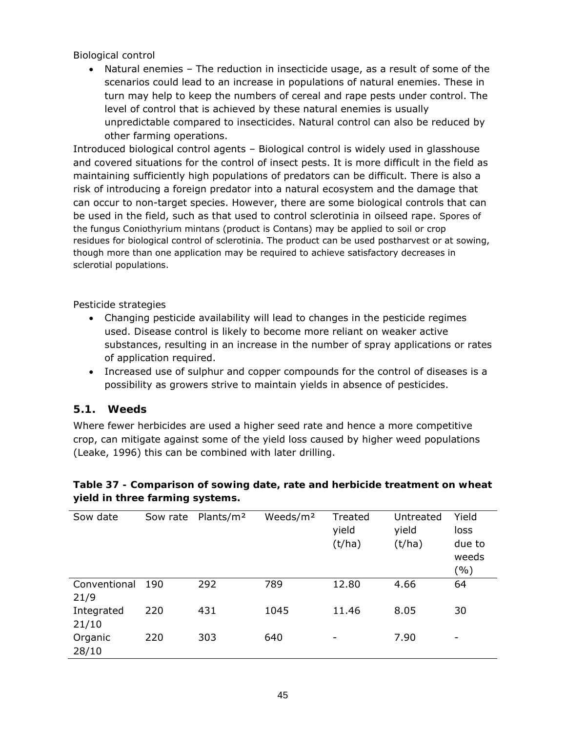Biological control

- Natural enemies – The reduction in insecticide usage, as a result of some of the scenarios could lead to an increase in populations of natural enemies. These in turn may help to keep the numbers of cereal and rape pests under control. The level of control that is achieved by these natural enemies is usually unpredictable compared to insecticides. Natural control can also be reduced by other farming operations.

Introduced biological control agents – Biological control is widely used in glasshouse and covered situations for the control of insect pests. It is more difficult in the field as maintaining sufficiently high populations of predators can be difficult. There is also a risk of introducing a foreign predator into a natural ecosystem and the damage that can occur to non-target species. However, there are some biological controls that can be used in the field, such as that used to control sclerotinia in oilseed rape. Spores of the fungus Coniothyrium mintans (product is Contans) may be applied to soil or crop residues for biological control of sclerotinia. The product can be used postharvest or at sowing, though more than one application may be required to achieve satisfactory decreases in sclerotial populations.

Pesticide strategies

- Changing pesticide availability will lead to changes in the pesticide regimes used. Disease control is likely to become more reliant on weaker active substances, resulting in an increase in the number of spray applications or rates of application required.
- Increased use of sulphur and copper compounds for the control of diseases is a possibility as growers strive to maintain yields in absence of pesticides.

## 5.1. Weeds

Where fewer herbicides are used a higher seed rate and hence a more competitive crop, can mitigate against some of the yield loss caused by higher weed populations (Leake, 1996) this can be combined with later drilling.

**Table 37 - Comparison of sowing date, rate and herbicide treatment on wheat yield in three farming systems.**

| Sow date | Sow rate | Plants/m² | Weeds/m² | Treated yield (t/ha) | Untreated yield (t/ha) | Yield loss due to weeds (%) |
|---|---|---|---|---|---|---|
| Conventional 21/9 | 190 | 292 | 789 | 12.80 | 4.66 | 64 |
| Integrated 21/10 | 220 | 431 | 1045 | 11.46 | 8.05 | 30 |
| Organic 28/10 | 220 | 303 | 640 | - | 7.90 | - |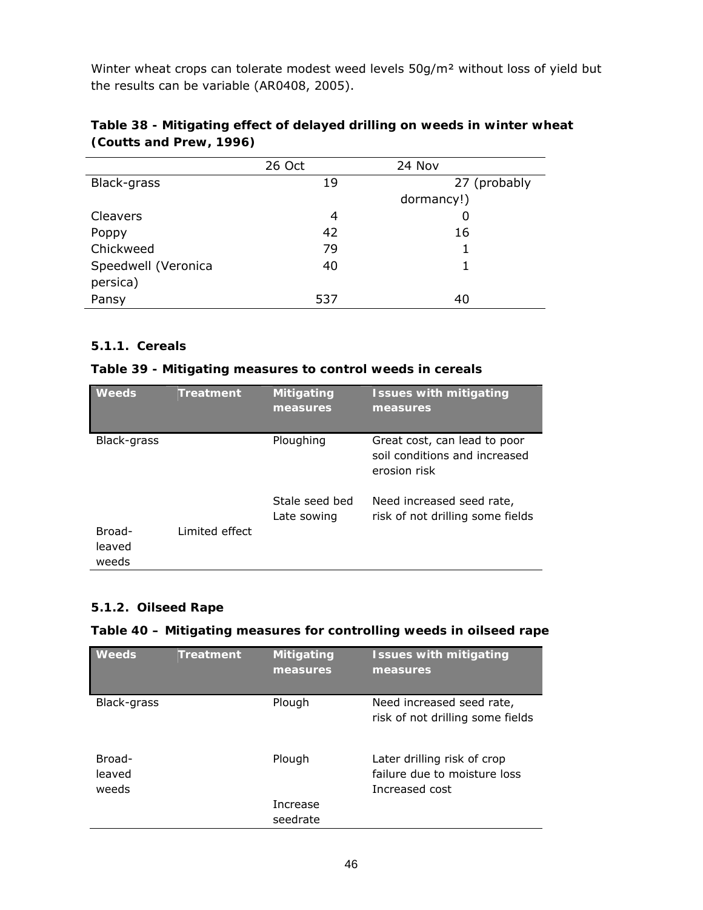Winter wheat crops can tolerate modest weed levels 50g/m² without loss of yield but the results can be variable (AR0408, 2005).

**Table 38 - Mitigating effect of delayed drilling on weeds in winter wheat (Coutts and Prew, 1996)**

| | 26 Oct | 24 Nov |
|---|---|---|
| Black-grass | 19 | 27 (probably dormancy!) |
| Cleavers | 4 | 0 |
| Poppy | 42 | 16 |
| Chickweed | 79 | 1 |
| Speedwell (Veronica persica) | 40 | 1 |
| Pansy | 537 | 40 |

### 5.1.1. Cereals

**Table 39 - Mitigating measures to control weeds in cereals**

| Weeds | Treatment | Mitigating measures | Issues with mitigating measures |
|---|---|---|---|
| Black-grass | | Ploughing | Great cost, can lead to poor soil conditions and increased erosion risk |
| | | Stale seed bed Late sowing | Need increased seed rate, risk of not drilling some fields |
| Broad-leaved weeds | Limited effect | | |

### 5.1.2. Oilseed Rape

**Table 40 – Mitigating measures for controlling weeds in oilseed rape**

| Weeds | Treatment | Mitigating measures | Issues with mitigating measures |
|---|---|---|---|
| Black-grass | | Plough | Need increased seed rate, risk of not drilling some fields |
| Broad-leaved weeds | | Plough | Later drilling risk of crop failure due to moisture loss Increased cost |
| | | Increase seedrate | |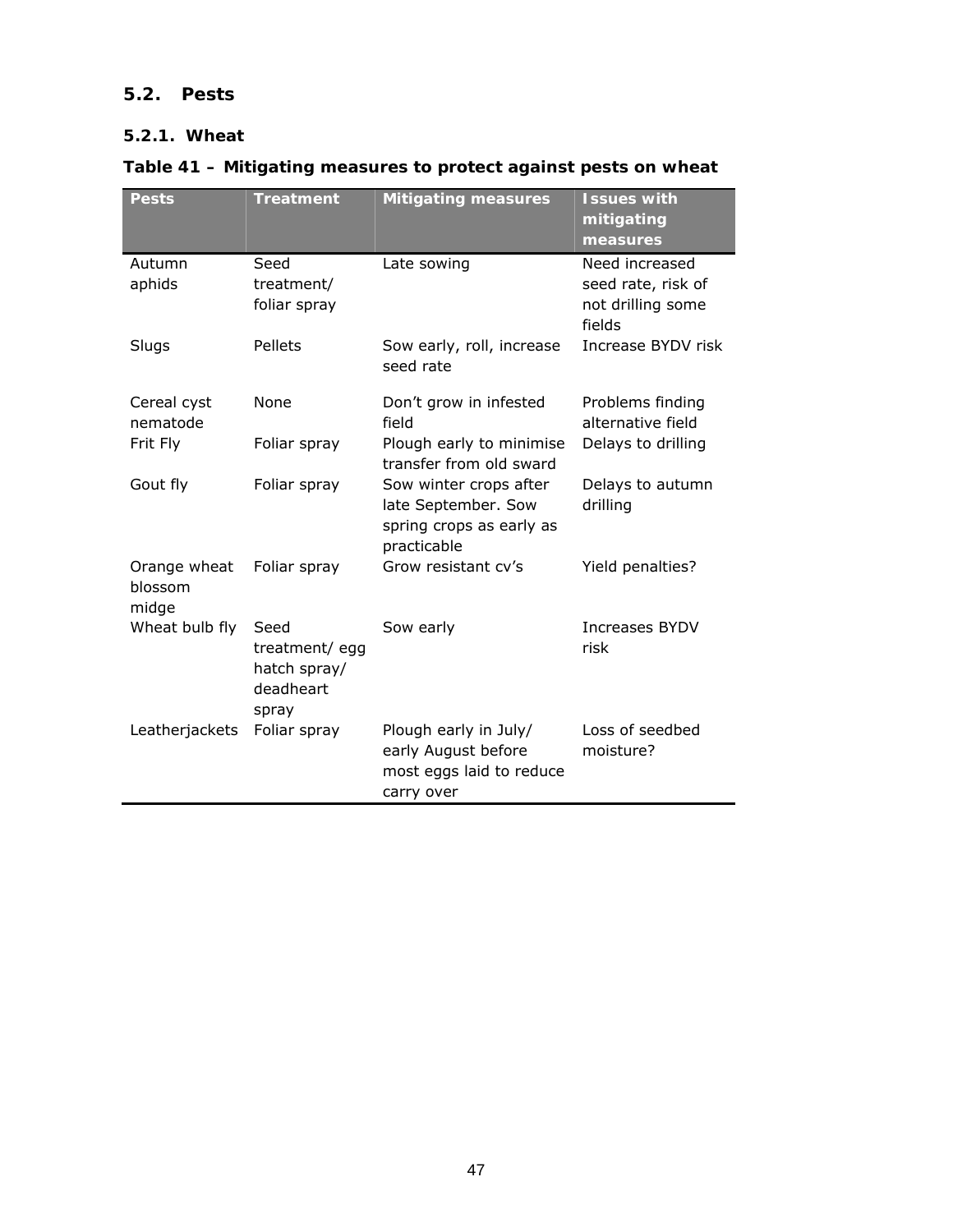## 5.2. Pests

### 5.2.1. Wheat

**Table 41 – Mitigating measures to protect against pests on wheat**

| Pests | Treatment | Mitigating measures | Issues with mitigating measures |
|---|---|---|---|
| Autumn aphids | Seed treatment/ foliar spray | Late sowing | Need increased seed rate, risk of not drilling some fields |
| Slugs | Pellets | Sow early, roll, increase seed rate | Increase BYDV risk |
| Cereal cyst nematode | None | Don't grow in infested field | Problems finding alternative field |
| Frit Fly | Foliar spray | Plough early to minimise transfer from old sward | Delays to drilling |
| Gout fly | Foliar spray | Sow winter crops after late September. Sow spring crops as early as practicable | Delays to autumn drilling |
| Orange wheat blossom midge | Foliar spray | Grow resistant cv's | Yield penalties? |
| Wheat bulb fly | Seed treatment/ egg hatch spray/ deadheart spray | Sow early | Increases BYDV risk |
| Leatherjackets | Foliar spray | Plough early in July/ early August before most eggs laid to reduce carry over | Loss of seedbed moisture? |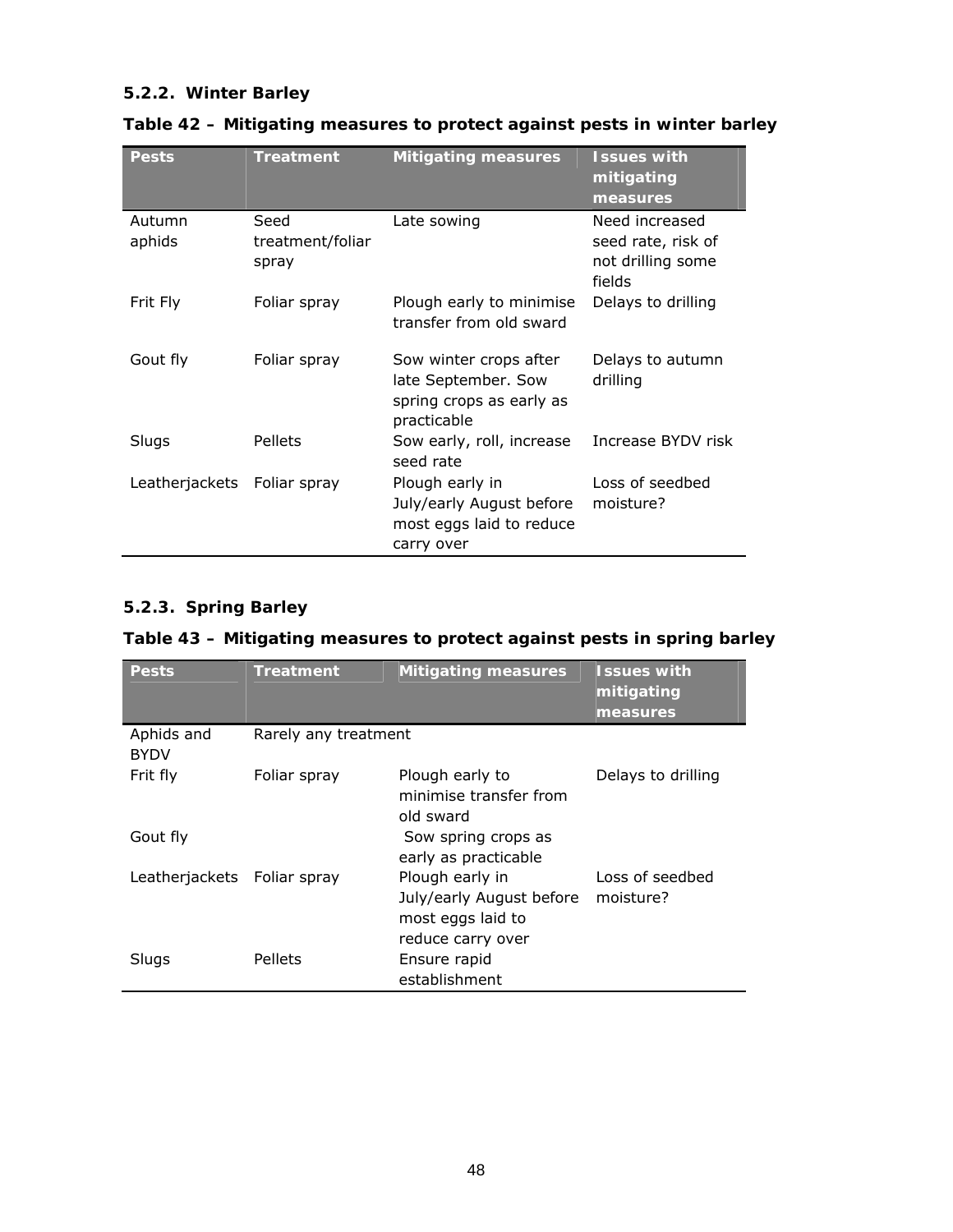### 5.2.2. Winter Barley

**Table 42 – Mitigating measures to protect against pests in winter barley**

| Pests | Treatment | Mitigating measures | Issues with mitigating measures |
|---|---|---|---|
| Autumn aphids | Seed treatment/foliar spray | Late sowing | Need increased seed rate, risk of not drilling some fields |
| Frit Fly | Foliar spray | Plough early to minimise transfer from old sward | Delays to drilling |
| Gout fly | Foliar spray | Sow winter crops after late September. Sow spring crops as early as practicable | Delays to autumn drilling |
| Slugs | Pellets | Sow early, roll, increase seed rate | Increase BYDV risk |
| Leatherjackets | Foliar spray | Plough early in July/early August before most eggs laid to reduce carry over | Loss of seedbed moisture? |

### 5.2.3. Spring Barley

**Table 43 – Mitigating measures to protect against pests in spring barley**

| Pests | Treatment | Mitigating measures | Issues with mitigating measures |
|---|---|---|---|
| Aphids and BYDV | Rarely any treatment | | |
| Frit fly | Foliar spray | Plough early to minimise transfer from old sward | Delays to drilling |
| Gout fly | | Sow spring crops as early as practicable | |
| Leatherjackets | Foliar spray | Plough early in July/early August before most eggs laid to reduce carry over | Loss of seedbed moisture? |
| Slugs | Pellets | Ensure rapid establishment | |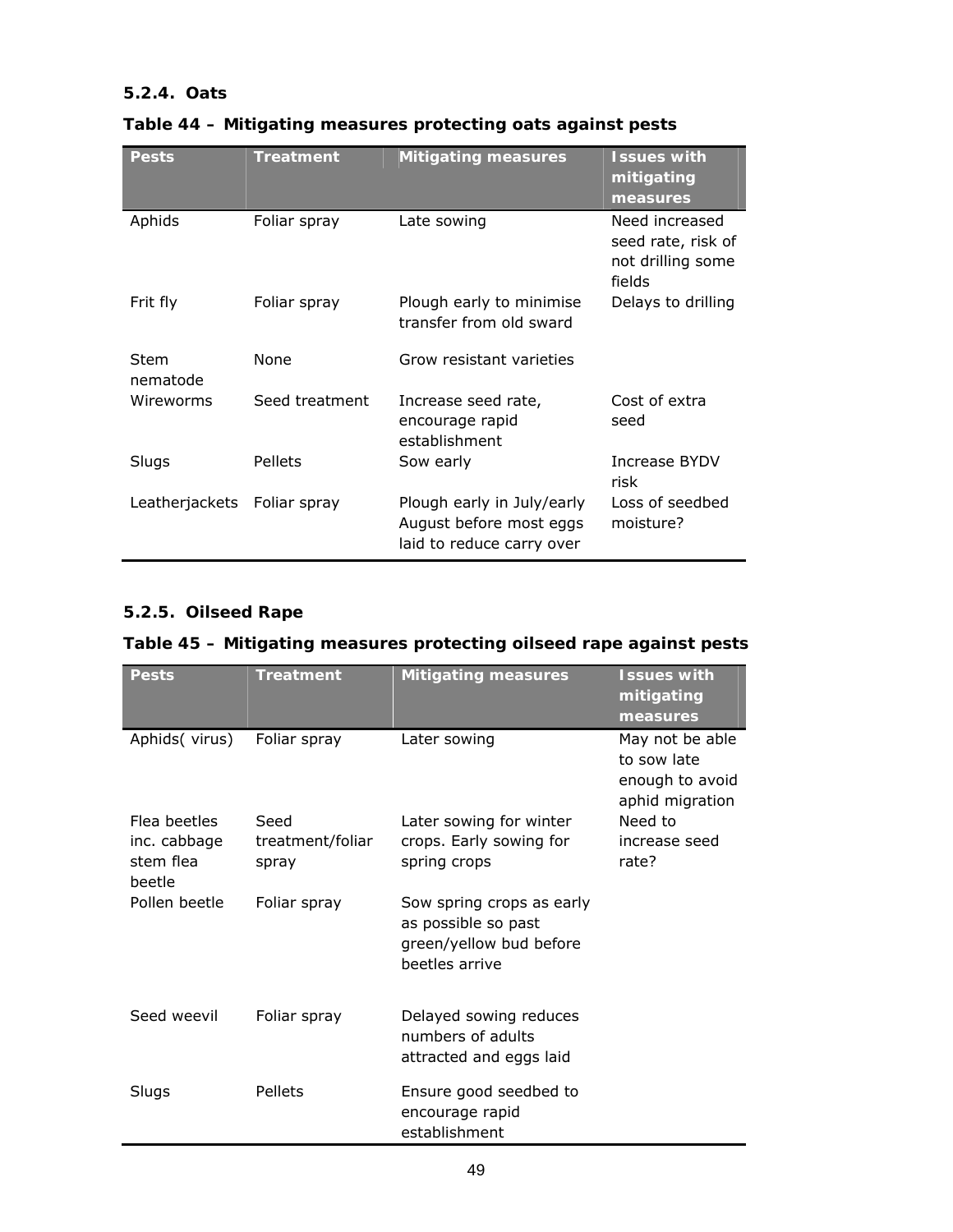### 5.2.4. Oats

**Table 44 – Mitigating measures protecting oats against pests**

| Pests | Treatment | Mitigating measures | Issues with mitigating measures |
|---|---|---|---|
| Aphids | Foliar spray | Late sowing | Need increased seed rate, risk of not drilling some fields |
| Frit fly | Foliar spray | Plough early to minimise transfer from old sward | Delays to drilling |
| Stem nematode | None | Grow resistant varieties | |
| Wireworms | Seed treatment | Increase seed rate, encourage rapid establishment | Cost of extra seed |
| Slugs | Pellets | Sow early | Increase BYDV risk |
| Leatherjackets | Foliar spray | Plough early in July/early August before most eggs laid to reduce carry over | Loss of seedbed moisture? |

### 5.2.5. Oilseed Rape

**Table 45 – Mitigating measures protecting oilseed rape against pests**

| Pests | Treatment | Mitigating measures | Issues with mitigating measures |
|---|---|---|---|
| Aphids( virus) | Foliar spray | Later sowing | May not be able to sow late enough to avoid aphid migration |
| Flea beetles inc. cabbage stem flea beetle | Seed treatment/foliar spray | Later sowing for winter crops. Early sowing for spring crops | Need to increase seed rate? |
| Pollen beetle | Foliar spray | Sow spring crops as early as possible so past green/yellow bud before beetles arrive | |
| Seed weevil | Foliar spray | Delayed sowing reduces numbers of adults attracted and eggs laid | |
| Slugs | Pellets | Ensure good seedbed to encourage rapid establishment | |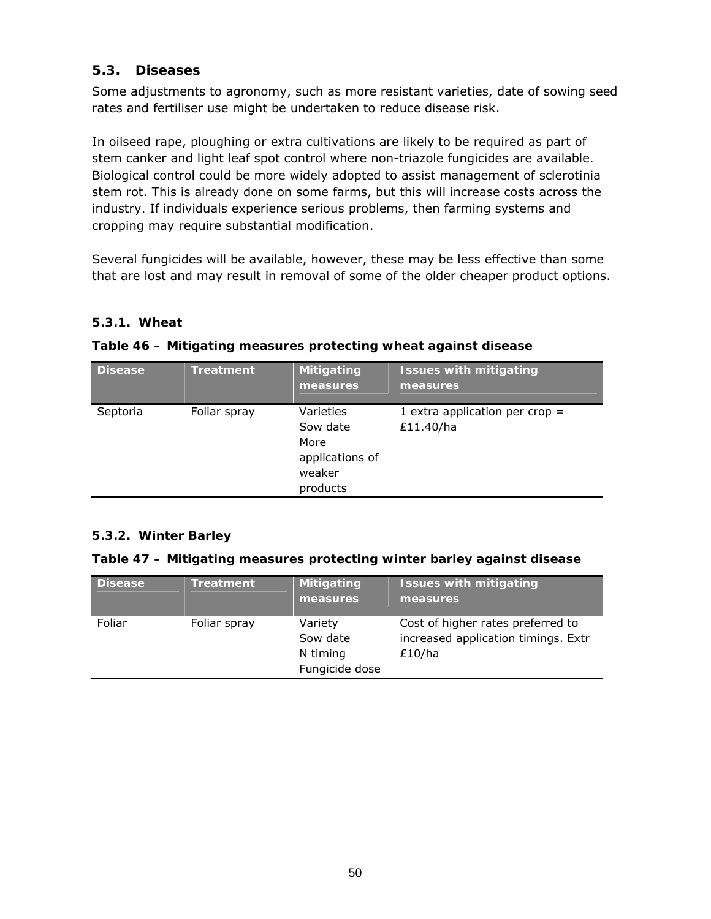## 5.3. Diseases

Some adjustments to agronomy, such as more resistant varieties, date of sowing seed rates and fertiliser use might be undertaken to reduce disease risk.

In oilseed rape, ploughing or extra cultivations are likely to be required as part of stem canker and light leaf spot control where non-triazole fungicides are available. Biological control could be more widely adopted to assist management of sclerotinia stem rot. This is already done on some farms, but this will increase costs across the industry. If individuals experience serious problems, then farming systems and cropping may require substantial modification.

Several fungicides will be available, however, these may be less effective than some that are lost and may result in removal of some of the older cheaper product options.

### 5.3.1. Wheat

**Table 46 – Mitigating measures protecting wheat against disease**

| Disease | Treatment | Mitigating measures | Issues with mitigating measures |
|---|---|---|---|
| Septoria | Foliar spray | Varieties<br>Sow date<br>More applications of weaker products | 1 extra application per crop = £11.40/ha |

### 5.3.2. Winter Barley

**Table 47 – Mitigating measures protecting winter barley against disease**

| Disease | Treatment | Mitigating measures | Issues with mitigating measures |
|---|---|---|---|
| Foliar | Foliar spray | Variety<br>Sow date<br>N timing<br>Fungicide dose | Cost of higher rates preferred to increased application timings. Extr £10/ha |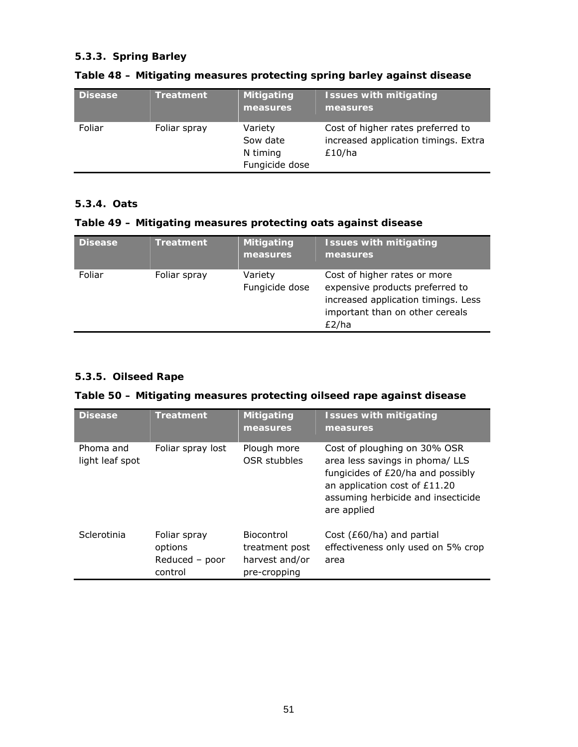### 5.3.3. Spring Barley

**Table 48 – Mitigating measures protecting spring barley against disease**

| Disease | Treatment | Mitigating measures | Issues with mitigating measures |
|---|---|---|---|
| Foliar | Foliar spray | Variety<br>Sow date<br>N timing<br>Fungicide dose | Cost of higher rates preferred to increased application timings. Extra £10/ha |

### 5.3.4. Oats

**Table 49 – Mitigating measures protecting oats against disease**

| Disease | Treatment | Mitigating measures | Issues with mitigating measures |
|---|---|---|---|
| Foliar | Foliar spray | Variety<br>Fungicide dose | Cost of higher rates or more expensive products preferred to increased application timings. Less important than on other cereals £2/ha |

### 5.3.5. Oilseed Rape

**Table 50 – Mitigating measures protecting oilseed rape against disease**

| Disease | Treatment | Mitigating measures | Issues with mitigating measures |
|---|---|---|---|
| Phoma and light leaf spot | Foliar spray lost | Plough more OSR stubbles | Cost of ploughing on 30% OSR area less savings in phoma/ LLS fungicides of £20/ha and possibly an application cost of £11.20 assuming herbicide and insecticide are applied |
| Sclerotinia | Foliar spray options<br>Reduced – poor control | Biocontrol treatment post harvest and/or pre-cropping | Cost (£60/ha) and partial effectiveness only used on 5% crop area |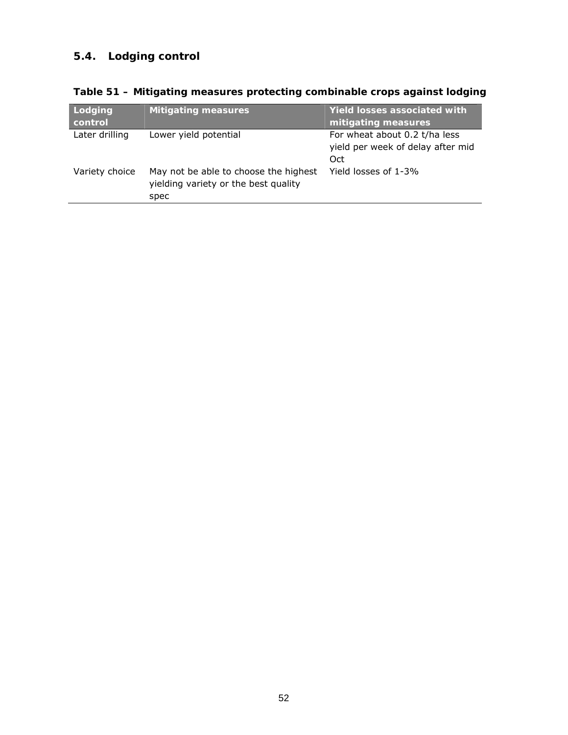## 5.4. Lodging control

**Table 51 – Mitigating measures protecting combinable crops against lodging**

| Lodging control | Mitigating measures | Yield losses associated with mitigating measures |
|---|---|---|
| Later drilling | Lower yield potential | For wheat about 0.2 t/ha less yield per week of delay after mid Oct |
| Variety choice | May not be able to choose the highest yielding variety or the best quality spec | Yield losses of 1-3% |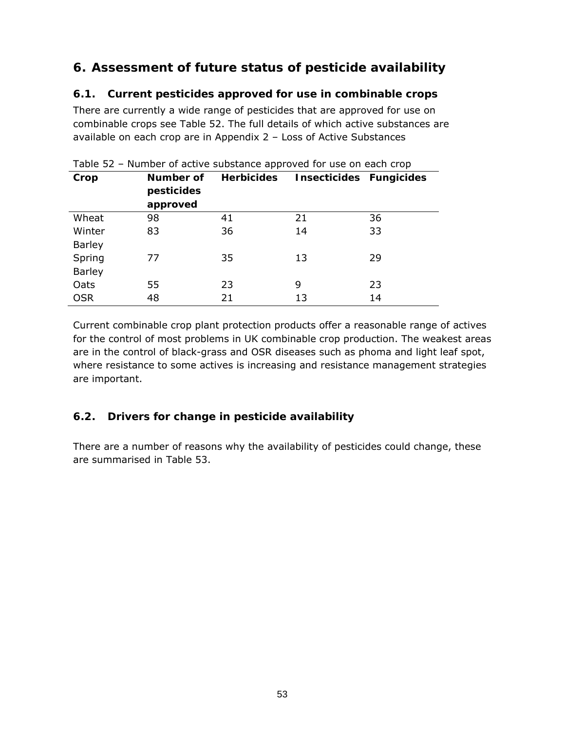# 6. Assessment of future status of pesticide availability

## 6.1. Current pesticides approved for use in combinable crops

There are currently a wide range of pesticides that are approved for use on combinable crops see Table 52. The full details of which active substances are available on each crop are in Appendix 2 – Loss of Active Substances

Table 52 – Number of active substance approved for use on each crop

| Crop | Number of pesticides approved | Herbicides | Insecticides | Fungicides |
|---|---|---|---|---|
| Wheat | 98 | 41 | 21 | 36 |
| Winter Barley | 83 | 36 | 14 | 33 |
| Spring Barley | 77 | 35 | 13 | 29 |
| Oats | 55 | 23 | 9 | 23 |
| OSR | 48 | 21 | 13 | 14 |

Current combinable crop plant protection products offer a reasonable range of actives for the control of most problems in UK combinable crop production. The weakest areas are in the control of black-grass and OSR diseases such as phoma and light leaf spot, where resistance to some actives is increasing and resistance management strategies are important.

## 6.2. Drivers for change in pesticide availability

There are a number of reasons why the availability of pesticides could change, these are summarised in Table 53.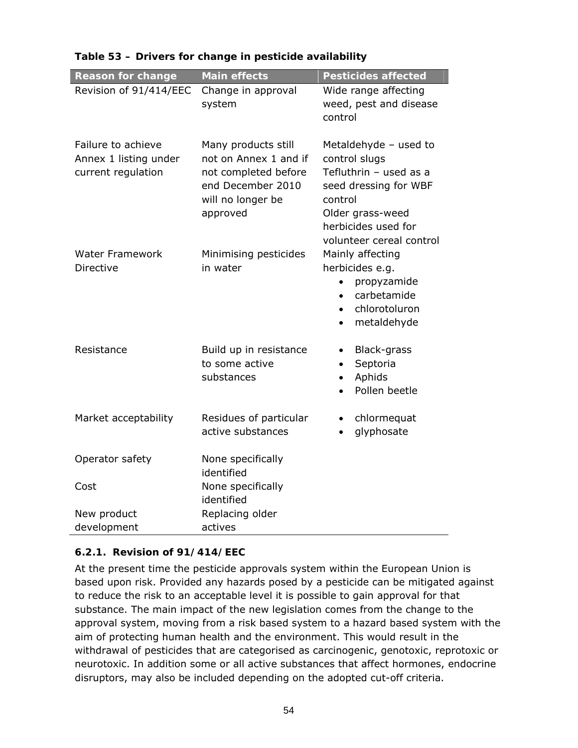**Table 53 – Drivers for change in pesticide availability**

| Reason for change | Main effects | Pesticides affected |
|---|---|---|
| Revision of 91/414/EEC | Change in approval system | Wide range affecting weed, pest and disease control |
| Failure to achieve Annex 1 listing under current regulation | Many products still not on Annex 1 and if not completed before end December 2010 will no longer be approved | Metaldehyde – used to control slugs<br>Tefluthrin – used as a seed dressing for WBF control<br>Older grass-weed herbicides used for volunteer cereal control |
| Water Framework Directive | Minimising pesticides in water | Mainly affecting herbicides e.g.<br>• propyzamide<br>• carbetamide<br>• chlorotoluron<br>• metaldehyde |
| Resistance | Build up in resistance to some active substances | • Black-grass<br>• Septoria<br>• Aphids<br>• Pollen beetle |
| Market acceptability | Residues of particular active substances | • chlormequat<br>• glyphosate |
| Operator safety | None specifically identified | |
| Cost | None specifically identified | |
| New product development | Replacing older actives | |

### 6.2.1. Revision of 91/414/EEC

At the present time the pesticide approvals system within the European Union is based upon risk. Provided any hazards posed by a pesticide can be mitigated against to reduce the risk to an acceptable level it is possible to gain approval for that substance. The main impact of the new legislation comes from the change to the approval system, moving from a risk based system to a hazard based system with the aim of protecting human health and the environment. This would result in the withdrawal of pesticides that are categorised as carcinogenic, genotoxic, reprotoxic or neurotoxic. In addition some or all active substances that affect hormones, endocrine disruptors, may also be included depending on the adopted cut-off criteria.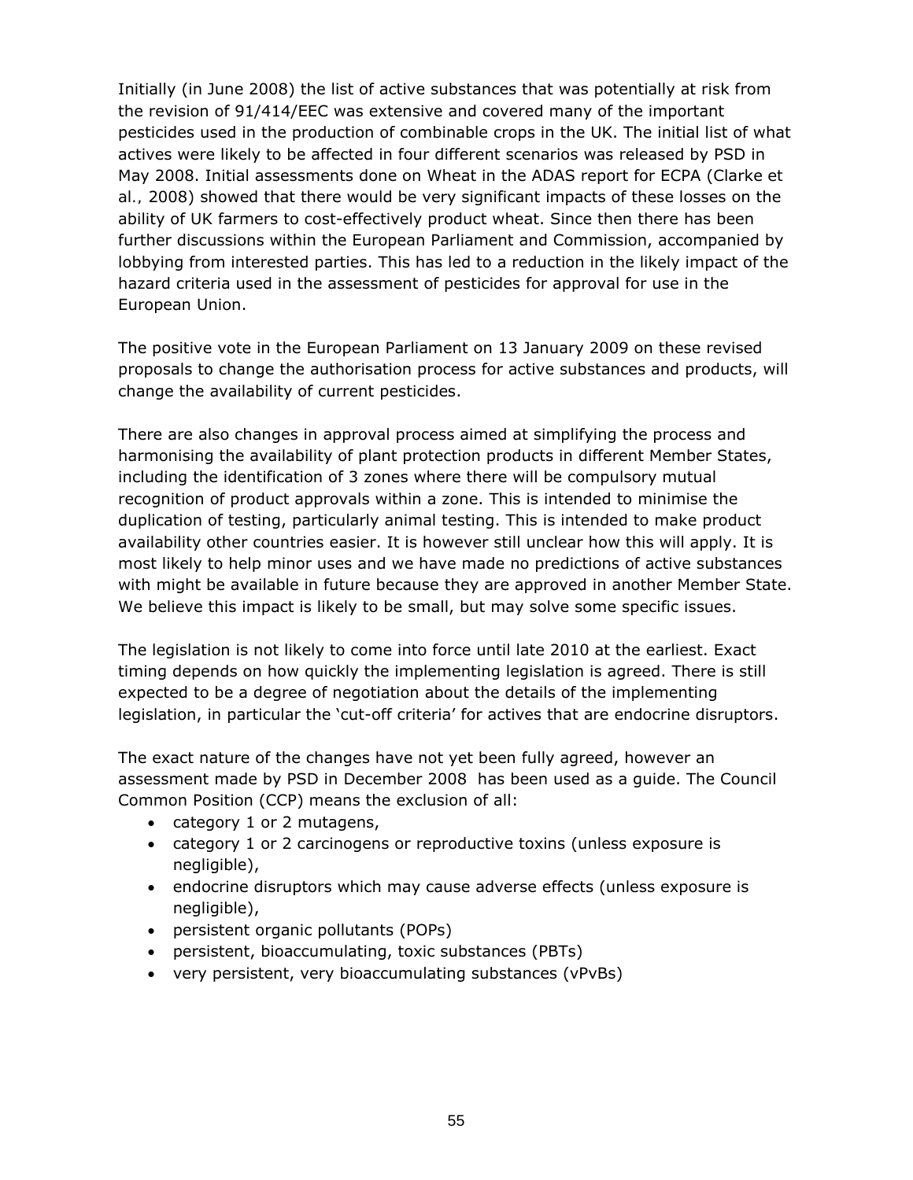Initially (in June 2008) the list of active substances that was potentially at risk from the revision of 91/414/EEC was extensive and covered many of the important pesticides used in the production of combinable crops in the UK. The initial list of what actives were likely to be affected in four different scenarios was released by PSD in May 2008. Initial assessments done on Wheat in the ADAS report for ECPA (Clarke et al., 2008) showed that there would be very significant impacts of these losses on the ability of UK farmers to cost-effectively product wheat. Since then there has been further discussions within the European Parliament and Commission, accompanied by lobbying from interested parties. This has led to a reduction in the likely impact of the hazard criteria used in the assessment of pesticides for approval for use in the European Union.

The positive vote in the European Parliament on 13 January 2009 on these revised proposals to change the authorisation process for active substances and products, will change the availability of current pesticides.

There are also changes in approval process aimed at simplifying the process and harmonising the availability of plant protection products in different Member States, including the identification of 3 zones where there will be compulsory mutual recognition of product approvals within a zone. This is intended to minimise the duplication of testing, particularly animal testing. This is intended to make product availability other countries easier. It is however still unclear how this will apply. It is most likely to help minor uses and we have made no predictions of active substances with might be available in future because they are approved in another Member State. We believe this impact is likely to be small, but may solve some specific issues.

The legislation is not likely to come into force until late 2010 at the earliest. Exact timing depends on how quickly the implementing legislation is agreed. There is still expected to be a degree of negotiation about the details of the implementing legislation, in particular the 'cut-off criteria' for actives that are endocrine disruptors.

The exact nature of the changes have not yet been fully agreed, however an assessment made by PSD in December 2008 has been used as a guide. The Council Common Position (CCP) means the exclusion of all:

- category 1 or 2 mutagens,
- category 1 or 2 carcinogens or reproductive toxins (unless exposure is negligible),
- endocrine disruptors which may cause adverse effects (unless exposure is negligible),
- persistent organic pollutants (POPs)
- persistent, bioaccumulating, toxic substances (PBTs)
- very persistent, very bioaccumulating substances (vPvBs)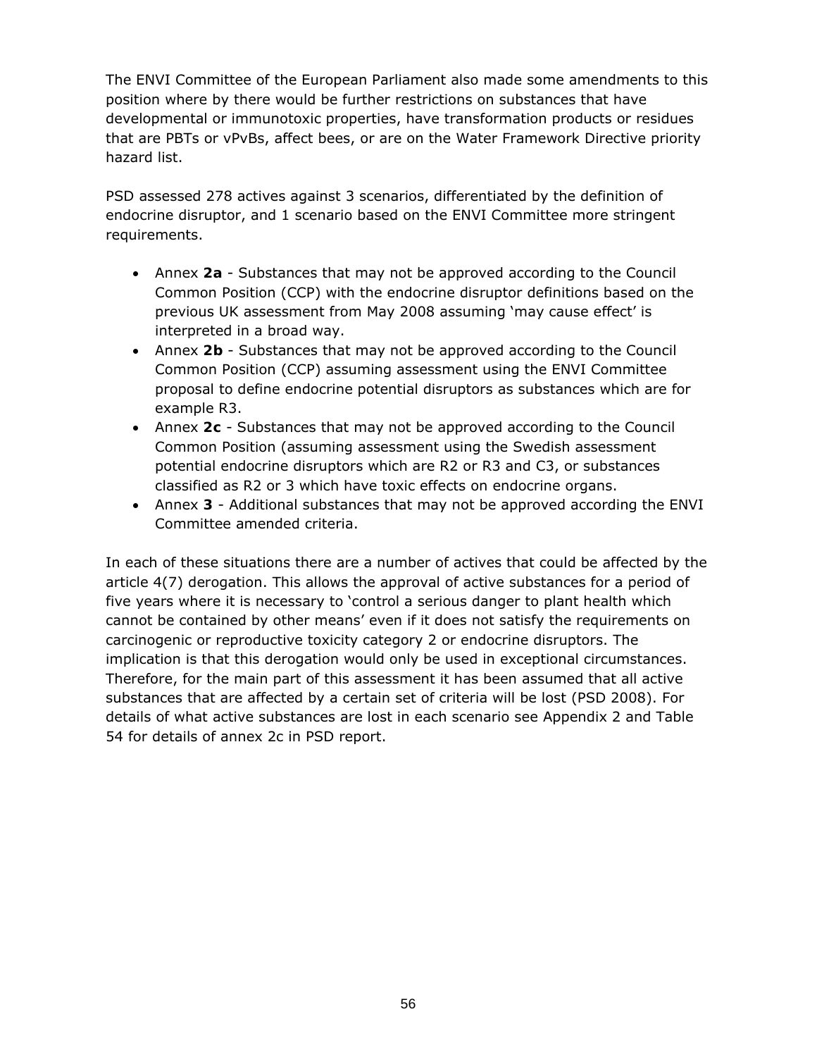The ENVI Committee of the European Parliament also made some amendments to this position where by there would be further restrictions on substances that have developmental or immunotoxic properties, have transformation products or residues that are PBTs or vPvBs, affect bees, or are on the Water Framework Directive priority hazard list.

PSD assessed 278 actives against 3 scenarios, differentiated by the definition of endocrine disruptor, and 1 scenario based on the ENVI Committee more stringent requirements.

- Annex **2a** - Substances that may not be approved according to the Council Common Position (CCP) with the endocrine disruptor definitions based on the previous UK assessment from May 2008 assuming 'may cause effect' is interpreted in a broad way.
- Annex **2b** - Substances that may not be approved according to the Council Common Position (CCP) assuming assessment using the ENVI Committee proposal to define endocrine potential disruptors as substances which are for example R3.
- Annex **2c** - Substances that may not be approved according to the Council Common Position (assuming assessment using the Swedish assessment potential endocrine disruptors which are R2 or R3 and C3, or substances classified as R2 or 3 which have toxic effects on endocrine organs.
- Annex **3** - Additional substances that may not be approved according the ENVI Committee amended criteria.

In each of these situations there are a number of actives that could be affected by the article 4(7) derogation. This allows the approval of active substances for a period of five years where it is necessary to 'control a serious danger to plant health which cannot be contained by other means' even if it does not satisfy the requirements on carcinogenic or reproductive toxicity category 2 or endocrine disruptors. The implication is that this derogation would only be used in exceptional circumstances. Therefore, for the main part of this assessment it has been assumed that all active substances that are affected by a certain set of criteria will be lost (PSD 2008). For details of what active substances are lost in each scenario see Appendix 2 and Table 54 for details of annex 2c in PSD report.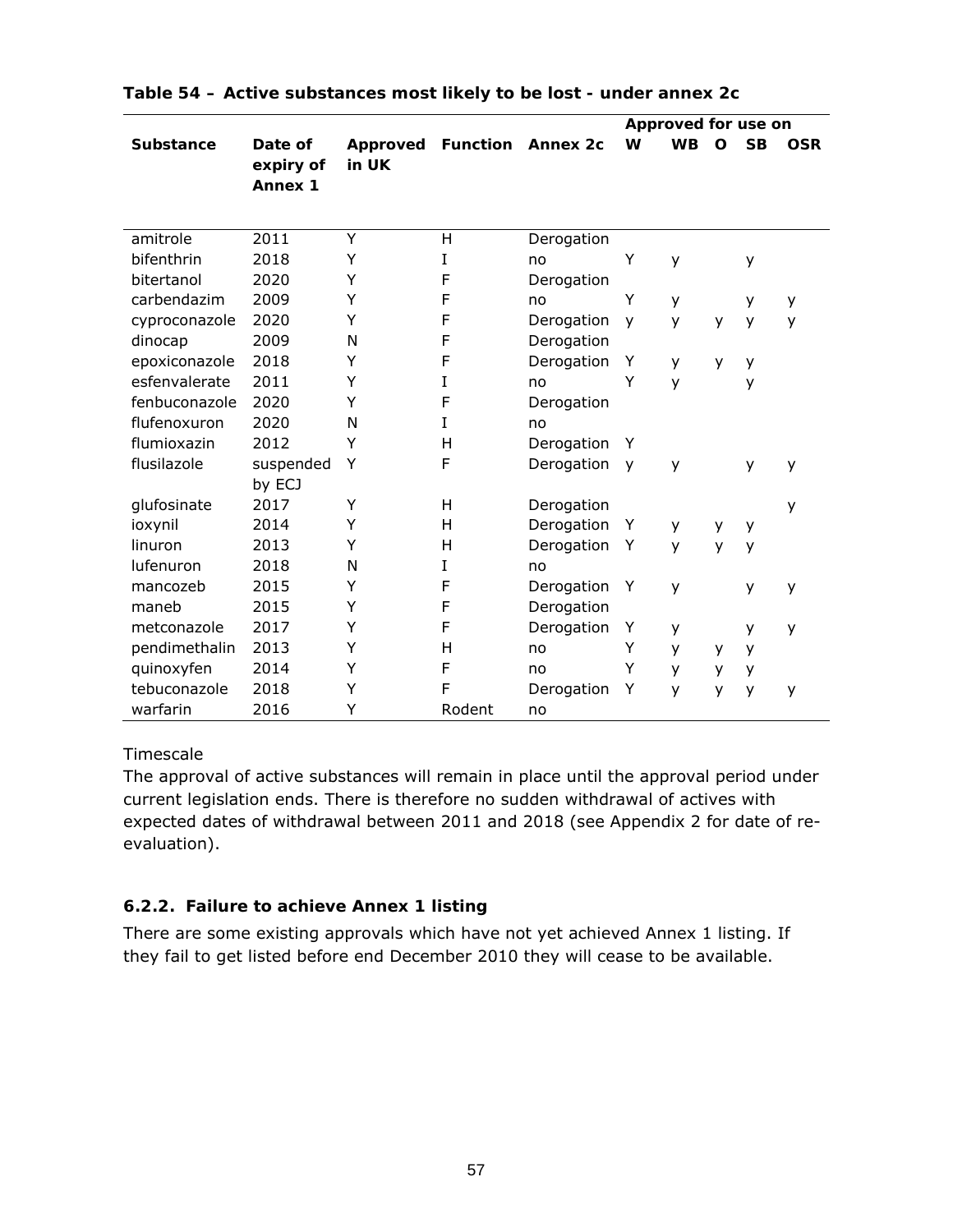**Table 54 – Active substances most likely to be lost - under annex 2c**

| Substance | Date of expiry of Annex 1 | Approved in UK | Function | Annex 2c | Approved for use on | | | | |
|---|---|---|---|---|---|---|---|---|---|
| | | | | | W | WB | O | SB | OSR |
| amitrole | 2011 | Y | H | Derogation | | | | | |
| bifenthrin | 2018 | Y | I | no | Y | y | | y | |
| bitertanol | 2020 | Y | F | Derogation | | | | | |
| carbendazim | 2009 | Y | F | no | Y | y | | y | y |
| cyproconazole | 2020 | Y | F | Derogation | y | y | y | y | y |
| dinocap | 2009 | N | F | Derogation | | | | | |
| epoxiconazole | 2018 | Y | F | Derogation | Y | y | y | y | |
| esfenvalerate | 2011 | Y | I | no | Y | y | | y | |
| fenbuconazole | 2020 | Y | F | Derogation | | | | | |
| flufenoxuron | 2020 | N | I | no | | | | | |
| flumioxazin | 2012 | Y | H | Derogation | Y | | | | |
| flusilazole | suspended by ECJ | Y | F | Derogation | y | y | | y | y |
| glufosinate | 2017 | Y | H | Derogation | | | | | y |
| ioxynil | 2014 | Y | H | Derogation | Y | y | y | y | |
| linuron | 2013 | Y | H | Derogation | Y | y | y | y | |
| lufenuron | 2018 | N | I | no | | | | | |
| mancozeb | 2015 | Y | F | Derogation | Y | y | | y | y |
| maneb | 2015 | Y | F | Derogation | | | | | |
| metconazole | 2017 | Y | F | Derogation | Y | y | | y | y |
| pendimethalin | 2013 | Y | H | no | Y | y | y | y | |
| quinoxyfen | 2014 | Y | F | no | Y | y | y | y | |
| tebuconazole | 2018 | Y | F | Derogation | Y | y | y | y | y |
| warfarin | 2016 | Y | Rodent | no | | | | | |

Timescale

The approval of active substances will remain in place until the approval period under current legislation ends. There is therefore no sudden withdrawal of actives with expected dates of withdrawal between 2011 and 2018 (see Appendix 2 for date of re-evaluation).

### 6.2.2. Failure to achieve Annex 1 listing

There are some existing approvals which have not yet achieved Annex 1 listing. If they fail to get listed before end December 2010 they will cease to be available.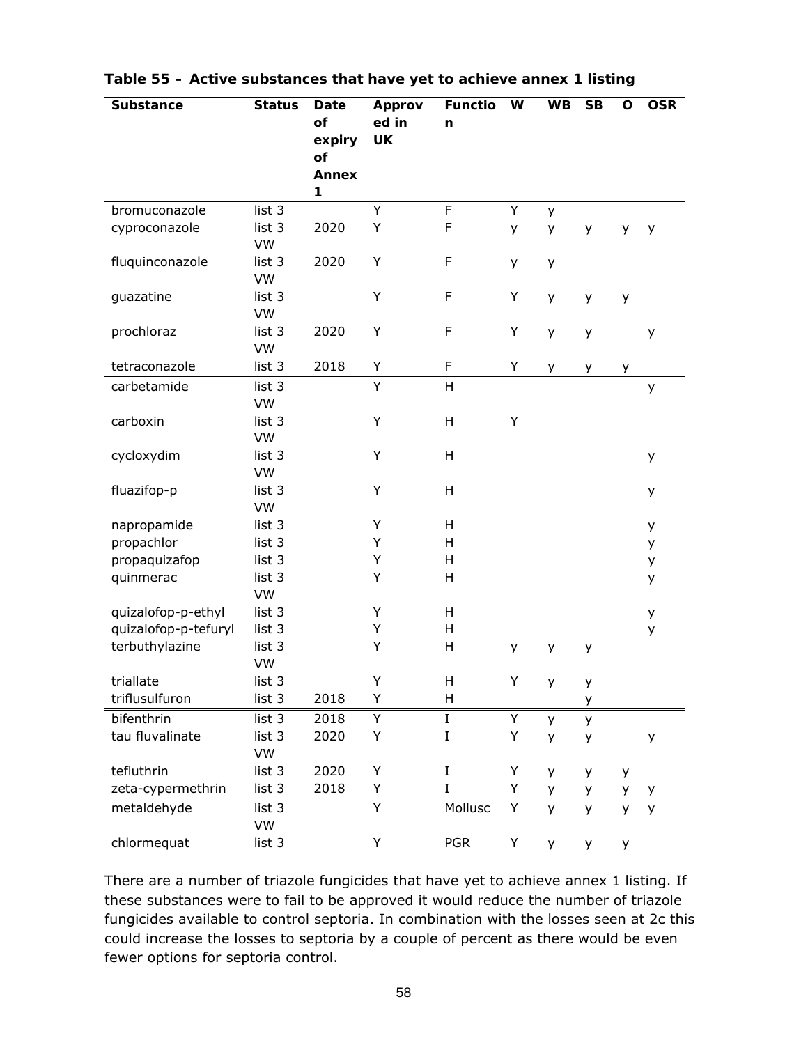**Table 55 – Active substances that have yet to achieve annex 1 listing**

| Substance | Status | Date of expiry of Annex 1 | Approved in UK | Function | W | WB | SB | O | OSR |
|---|---|---|---|---|---|---|---|---|---|
| bromuconazole | list 3 | | Y | F | Y | y | | | |
| cyproconazole | list 3 VW | 2020 | Y | F | y | y | y | y | y |
| fluquinconazole | list 3 VW | 2020 | Y | F | y | y | | | |
| guazatine | list 3 VW | | Y | F | Y | y | y | y | |
| prochloraz | list 3 VW | 2020 | Y | F | Y | y | y | | y |
| tetraconazole | list 3 | 2018 | Y | F | Y | y | y | y | |
| carbetamide | list 3 VW | | Y | H | | | | | y |
| carboxin | list 3 VW | | Y | H | Y | | | | |
| cycloxydim | list 3 VW | | Y | H | | | | | y |
| fluazifop-p | list 3 VW | | Y | H | | | | | y |
| napropamide | list 3 | | Y | H | | | | | y |
| propachlor | list 3 | | Y | H | | | | | y |
| propaquizafop | list 3 | | Y | H | | | | | y |
| quinmerac | list 3 VW | | Y | H | | | | | y |
| quizalofop-p-ethyl | list 3 | | Y | H | | | | | y |
| quizalofop-p-tefuryl | list 3 | | Y | H | | | | | y |
| terbuthylazine | list 3 VW | | Y | H | y | y | y | | |
| triallate | list 3 | | Y | H | Y | y | y | | |
| triflusulfuron | list 3 | 2018 | Y | H | | | y | | |
| bifenthrin | list 3 | 2018 | Y | I | Y | y | y | | |
| tau fluvalinate | list 3 VW | 2020 | Y | I | Y | y | y | | y |
| tefluthrin | list 3 | 2020 | Y | I | Y | y | y | y | |
| zeta-cypermethrin | list 3 | 2018 | Y | I | Y | y | y | y | y |
| metaldehyde | list 3 VW | | Y | Mollusc | Y | y | y | y | y |
| chlormequat | list 3 | | Y | PGR | Y | y | y | y | |

There are a number of triazole fungicides that have yet to achieve annex 1 listing. If these substances were to fail to be approved it would reduce the number of triazole fungicides available to control septoria. In combination with the losses seen at 2c this could increase the losses to septoria by a couple of percent as there would be even fewer options for septoria control.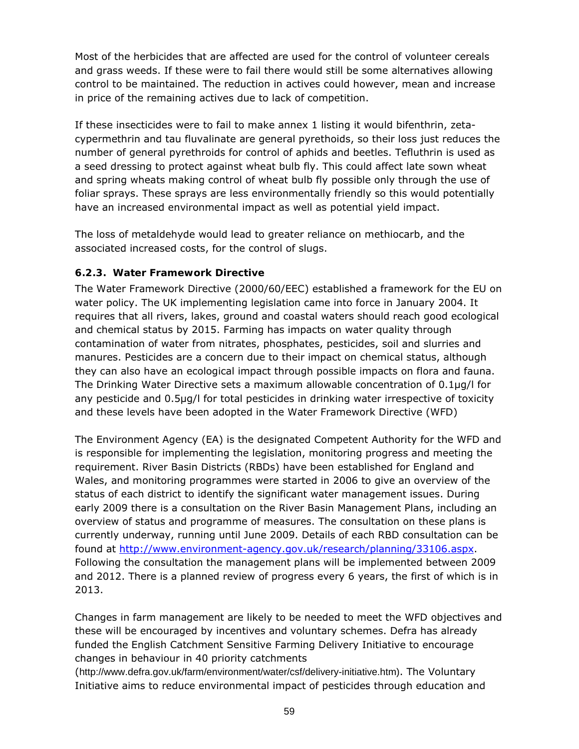Most of the herbicides that are affected are used for the control of volunteer cereals and grass weeds. If these were to fail there would still be some alternatives allowing control to be maintained. The reduction in actives could however, mean and increase in price of the remaining actives due to lack of competition.

If these insecticides were to fail to make annex 1 listing it would bifenthrin, zeta-cypermethrin and tau fluvalinate are general pyrethoids, so their loss just reduces the number of general pyrethroids for control of aphids and beetles. Tefluthrin is used as a seed dressing to protect against wheat bulb fly. This could affect late sown wheat and spring wheats making control of wheat bulb fly possible only through the use of foliar sprays. These sprays are less environmentally friendly so this would potentially have an increased environmental impact as well as potential yield impact.

The loss of metaldehyde would lead to greater reliance on methiocarb, and the associated increased costs, for the control of slugs.

### 6.2.3. Water Framework Directive

The Water Framework Directive (2000/60/EEC) established a framework for the EU on water policy. The UK implementing legislation came into force in January 2004. It requires that all rivers, lakes, ground and coastal waters should reach good ecological and chemical status by 2015. Farming has impacts on water quality through contamination of water from nitrates, phosphates, pesticides, soil and slurries and manures. Pesticides are a concern due to their impact on chemical status, although they can also have an ecological impact through possible impacts on flora and fauna. The Drinking Water Directive sets a maximum allowable concentration of 0.1µg/l for any pesticide and 0.5µg/l for total pesticides in drinking water irrespective of toxicity and these levels have been adopted in the Water Framework Directive (WFD)

The Environment Agency (EA) is the designated Competent Authority for the WFD and is responsible for implementing the legislation, monitoring progress and meeting the requirement. River Basin Districts (RBDs) have been established for England and Wales, and monitoring programmes were started in 2006 to give an overview of the status of each district to identify the significant water management issues. During early 2009 there is a consultation on the River Basin Management Plans, including an overview of status and programme of measures. The consultation on these plans is currently underway, running until June 2009. Details of each RBD consultation can be found at http://www.environment-agency.gov.uk/research/planning/33106.aspx. Following the consultation the management plans will be implemented between 2009 and 2012. There is a planned review of progress every 6 years, the first of which is in 2013.

Changes in farm management are likely to be needed to meet the WFD objectives and these will be encouraged by incentives and voluntary schemes. Defra has already funded the English Catchment Sensitive Farming Delivery Initiative to encourage changes in behaviour in 40 priority catchments (http://www.defra.gov.uk/farm/environment/water/csf/delivery-initiative.htm). The Voluntary Initiative aims to reduce environmental impact of pesticides through education and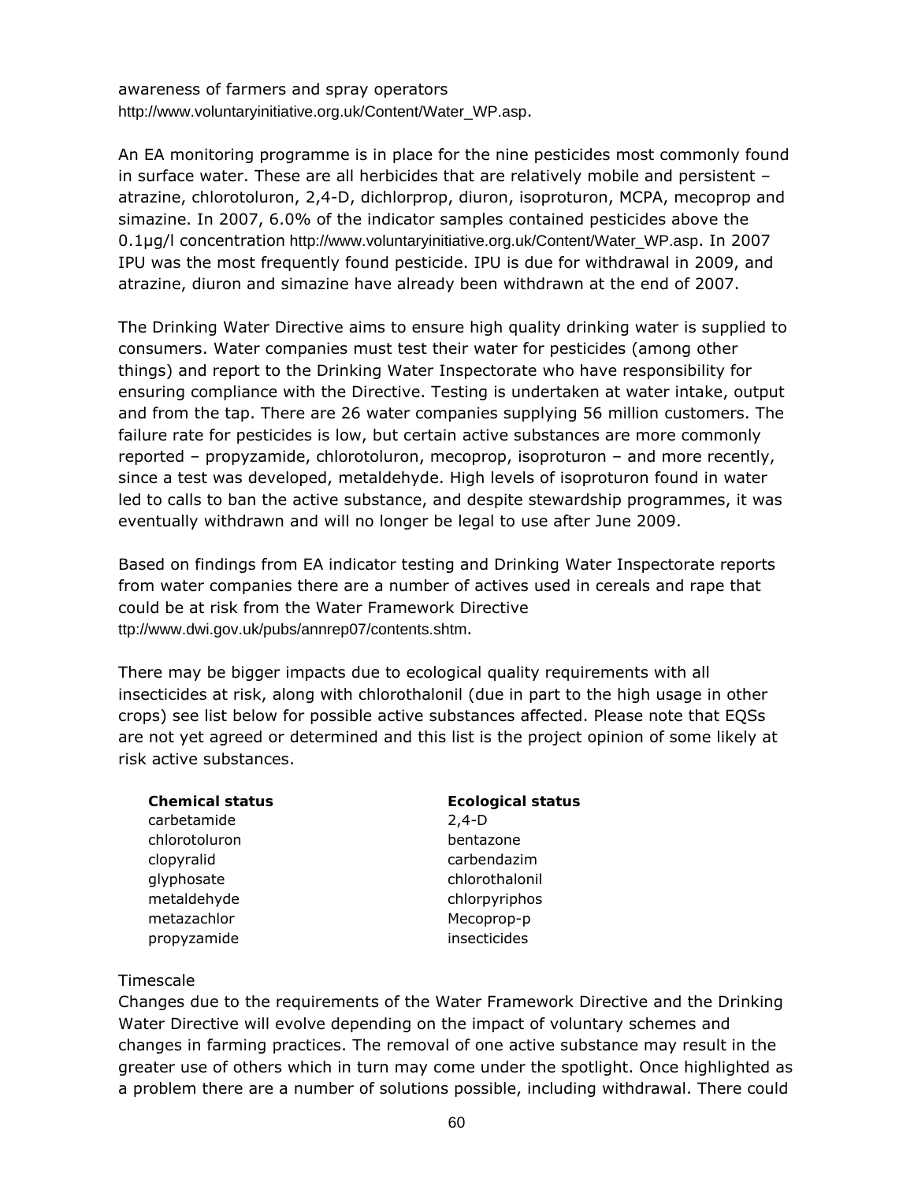awareness of farmers and spray operators http://www.voluntaryinitiative.org.uk/Content/Water_WP.asp.

An EA monitoring programme is in place for the nine pesticides most commonly found in surface water. These are all herbicides that are relatively mobile and persistent – atrazine, chlorotoluron, 2,4-D, dichlorprop, diuron, isoproturon, MCPA, mecoprop and simazine. In 2007, 6.0% of the indicator samples contained pesticides above the 0.1µg/l concentration http://www.voluntaryinitiative.org.uk/Content/Water_WP.asp. In 2007 IPU was the most frequently found pesticide. IPU is due for withdrawal in 2009, and atrazine, diuron and simazine have already been withdrawn at the end of 2007.

The Drinking Water Directive aims to ensure high quality drinking water is supplied to consumers. Water companies must test their water for pesticides (among other things) and report to the Drinking Water Inspectorate who have responsibility for ensuring compliance with the Directive. Testing is undertaken at water intake, output and from the tap. There are 26 water companies supplying 56 million customers. The failure rate for pesticides is low, but certain active substances are more commonly reported – propyzamide, chlorotoluron, mecoprop, isoproturon – and more recently, since a test was developed, metaldehyde. High levels of isoproturon found in water led to calls to ban the active substance, and despite stewardship programmes, it was eventually withdrawn and will no longer be legal to use after June 2009.

Based on findings from EA indicator testing and Drinking Water Inspectorate reports from water companies there are a number of actives used in cereals and rape that could be at risk from the Water Framework Directive ttp://www.dwi.gov.uk/pubs/annrep07/contents.shtm.

There may be bigger impacts due to ecological quality requirements with all insecticides at risk, along with chlorothalonil (due in part to the high usage in other crops) see list below for possible active substances affected. Please note that EQSs are not yet agreed or determined and this list is the project opinion of some likely at risk active substances.

| **Chemical status** | **Ecological status** |
|---|---|
| carbetamide | 2,4-D |
| chlorotoluron | bentazone |
| clopyralid | carbendazim |
| glyphosate | chlorothalonil |
| metaldehyde | chlorpyriphos |
| metazachlor | Mecoprop-p |
| propyzamide | insecticides |

Timescale

Changes due to the requirements of the Water Framework Directive and the Drinking Water Directive will evolve depending on the impact of voluntary schemes and changes in farming practices. The removal of one active substance may result in the greater use of others which in turn may come under the spotlight. Once highlighted as a problem there are a number of solutions possible, including withdrawal. There could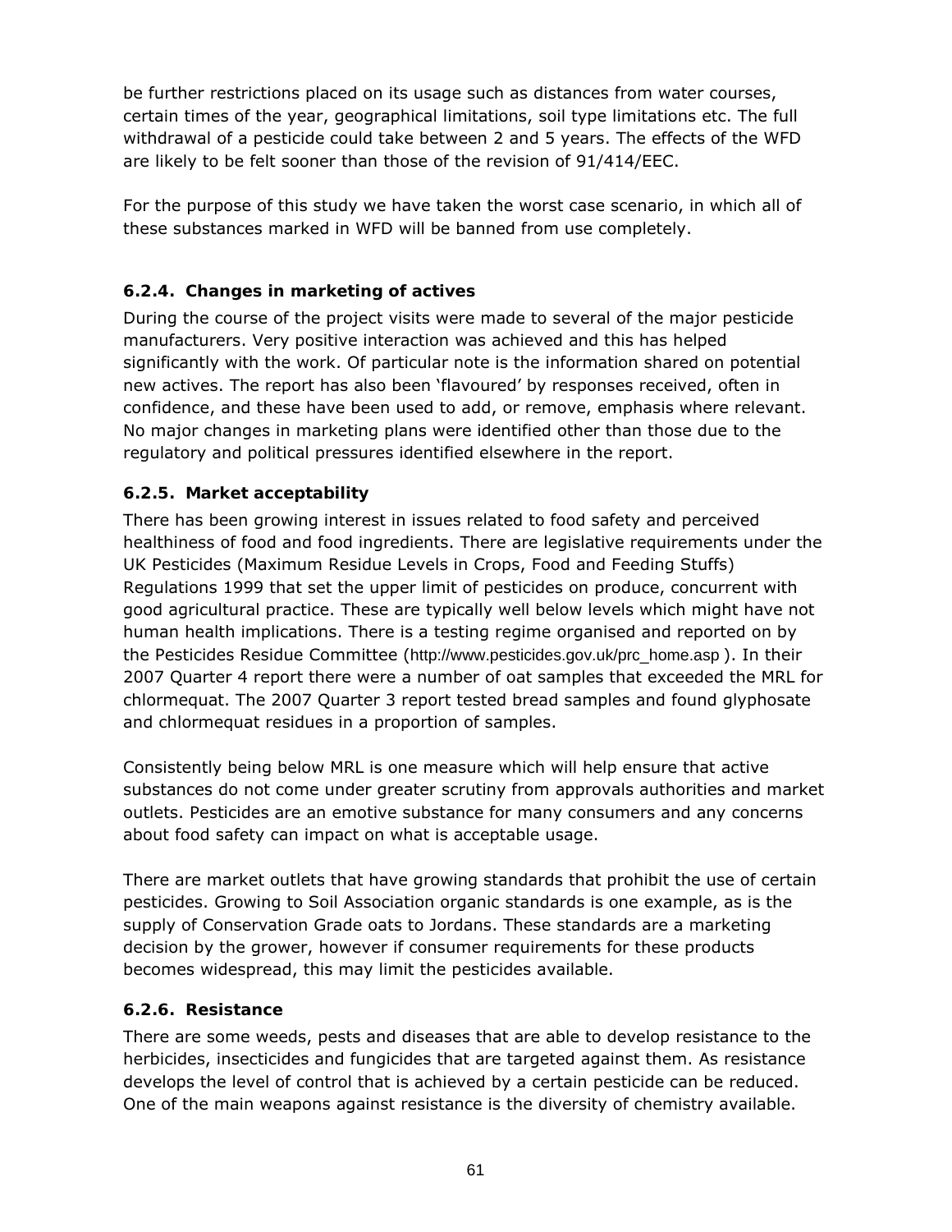be further restrictions placed on its usage such as distances from water courses, certain times of the year, geographical limitations, soil type limitations etc. The full withdrawal of a pesticide could take between 2 and 5 years. The effects of the WFD are likely to be felt sooner than those of the revision of 91/414/EEC.

For the purpose of this study we have taken the worst case scenario, in which all of these substances marked in WFD will be banned from use completely.

### 6.2.4. Changes in marketing of actives

During the course of the project visits were made to several of the major pesticide manufacturers. Very positive interaction was achieved and this has helped significantly with the work. Of particular note is the information shared on potential new actives. The report has also been 'flavoured' by responses received, often in confidence, and these have been used to add, or remove, emphasis where relevant. No major changes in marketing plans were identified other than those due to the regulatory and political pressures identified elsewhere in the report.

### 6.2.5. Market acceptability

There has been growing interest in issues related to food safety and perceived healthiness of food and food ingredients. There are legislative requirements under the UK Pesticides (Maximum Residue Levels in Crops, Food and Feeding Stuffs) Regulations 1999 that set the upper limit of pesticides on produce, concurrent with good agricultural practice. These are typically well below levels which might have not human health implications. There is a testing regime organised and reported on by the Pesticides Residue Committee (http://www.pesticides.gov.uk/prc_home.asp ). In their 2007 Quarter 4 report there were a number of oat samples that exceeded the MRL for chlormequat. The 2007 Quarter 3 report tested bread samples and found glyphosate and chlormequat residues in a proportion of samples.

Consistently being below MRL is one measure which will help ensure that active substances do not come under greater scrutiny from approvals authorities and market outlets. Pesticides are an emotive substance for many consumers and any concerns about food safety can impact on what is acceptable usage.

There are market outlets that have growing standards that prohibit the use of certain pesticides. Growing to Soil Association organic standards is one example, as is the supply of Conservation Grade oats to Jordans. These standards are a marketing decision by the grower, however if consumer requirements for these products becomes widespread, this may limit the pesticides available.

### 6.2.6. Resistance

There are some weeds, pests and diseases that are able to develop resistance to the herbicides, insecticides and fungicides that are targeted against them. As resistance develops the level of control that is achieved by a certain pesticide can be reduced. One of the main weapons against resistance is the diversity of chemistry available.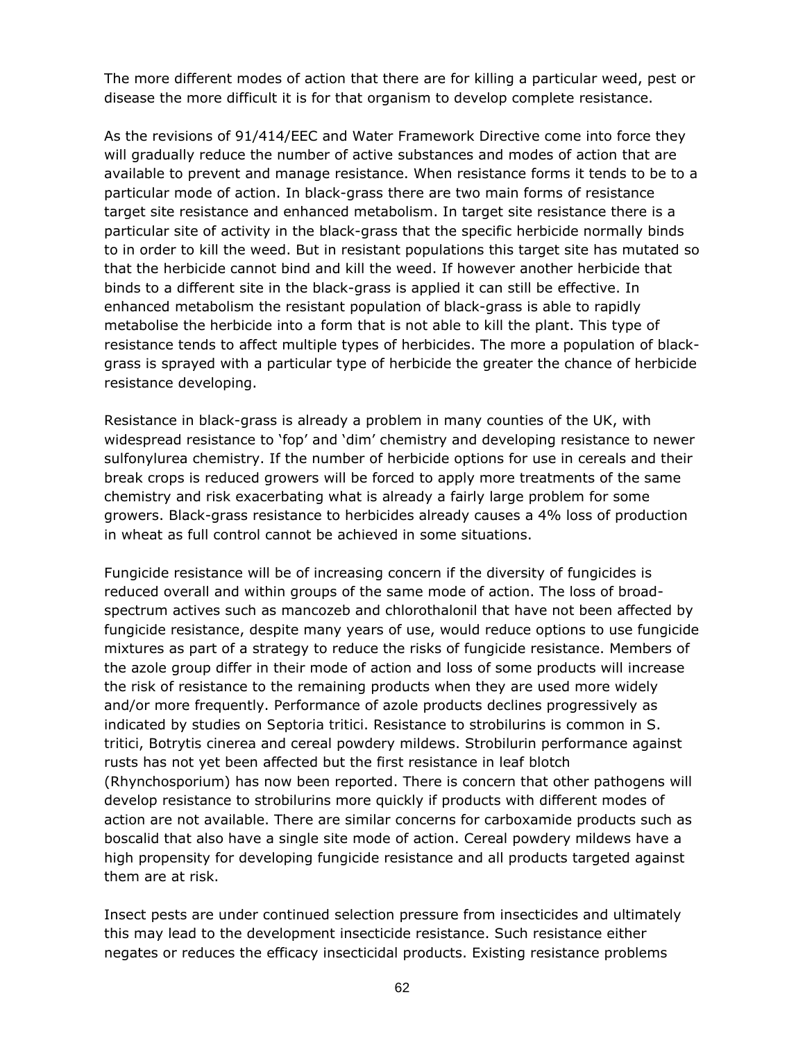The more different modes of action that there are for killing a particular weed, pest or disease the more difficult it is for that organism to develop complete resistance.

As the revisions of 91/414/EEC and Water Framework Directive come into force they will gradually reduce the number of active substances and modes of action that are available to prevent and manage resistance. When resistance forms it tends to be to a particular mode of action. In black-grass there are two main forms of resistance target site resistance and enhanced metabolism. In target site resistance there is a particular site of activity in the black-grass that the specific herbicide normally binds to in order to kill the weed. But in resistant populations this target site has mutated so that the herbicide cannot bind and kill the weed. If however another herbicide that binds to a different site in the black-grass is applied it can still be effective. In enhanced metabolism the resistant population of black-grass is able to rapidly metabolise the herbicide into a form that is not able to kill the plant. This type of resistance tends to affect multiple types of herbicides. The more a population of black-grass is sprayed with a particular type of herbicide the greater the chance of herbicide resistance developing.

Resistance in black-grass is already a problem in many counties of the UK, with widespread resistance to 'fop' and 'dim' chemistry and developing resistance to newer sulfonylurea chemistry. If the number of herbicide options for use in cereals and their break crops is reduced growers will be forced to apply more treatments of the same chemistry and risk exacerbating what is already a fairly large problem for some growers. Black-grass resistance to herbicides already causes a 4% loss of production in wheat as full control cannot be achieved in some situations.

Fungicide resistance will be of increasing concern if the diversity of fungicides is reduced overall and within groups of the same mode of action. The loss of broad-spectrum actives such as mancozeb and chlorothalonil that have not been affected by fungicide resistance, despite many years of use, would reduce options to use fungicide mixtures as part of a strategy to reduce the risks of fungicide resistance. Members of the azole group differ in their mode of action and loss of some products will increase the risk of resistance to the remaining products when they are used more widely and/or more frequently. Performance of azole products declines progressively as indicated by studies on Septoria tritici. Resistance to strobilurins is common in S. tritici, Botrytis cinerea and cereal powdery mildews. Strobilurin performance against rusts has not yet been affected but the first resistance in leaf blotch (Rhynchosporium) has now been reported. There is concern that other pathogens will develop resistance to strobilurins more quickly if products with different modes of action are not available. There are similar concerns for carboxamide products such as boscalid that also have a single site mode of action. Cereal powdery mildews have a high propensity for developing fungicide resistance and all products targeted against them are at risk.

Insect pests are under continued selection pressure from insecticides and ultimately this may lead to the development insecticide resistance. Such resistance either negates or reduces the efficacy insecticidal products. Existing resistance problems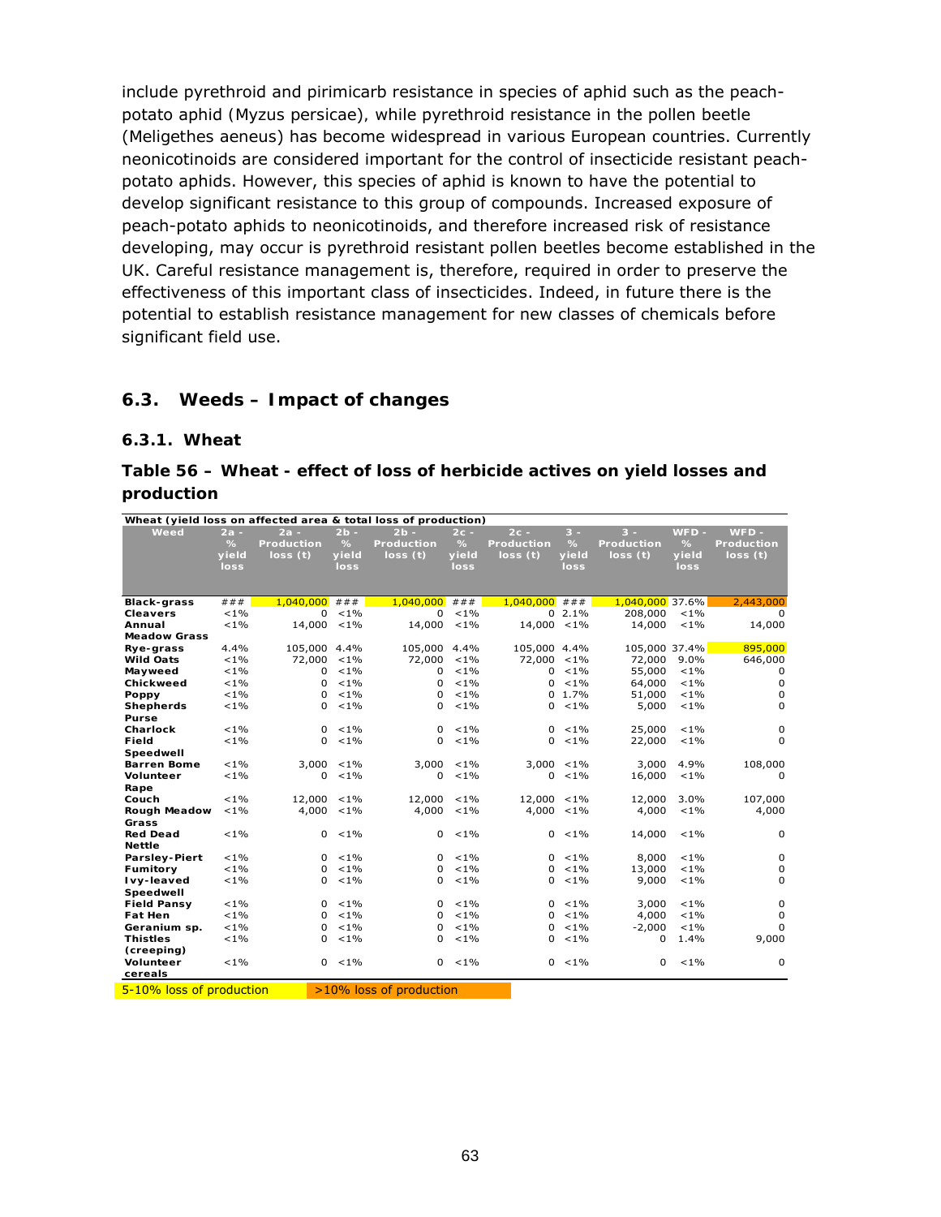include pyrethroid and pirimicarb resistance in species of aphid such as the peach-potato aphid (Myzus persicae), while pyrethroid resistance in the pollen beetle (Meligethes aeneus) has become widespread in various European countries. Currently neonicotinoids are considered important for the control of insecticide resistant peach-potato aphids. However, this species of aphid is known to have the potential to develop significant resistance to this group of compounds. Increased exposure of peach-potato aphids to neonicotinoids, and therefore increased risk of resistance developing, may occur is pyrethroid resistant pollen beetles become established in the UK. Careful resistance management is, therefore, required in order to preserve the effectiveness of this important class of insecticides. Indeed, in future there is the potential to establish resistance management for new classes of chemicals before significant field use.

## 6.3. Weeds – Impact of changes

### 6.3.1. Wheat

### Table 56 – Wheat - effect of loss of herbicide actives on yield losses and production

Wheat (yield loss on affected area & total loss of production)

| Weed | 2a - % yield loss | 2a - Production loss (t) | 2b - % yield loss | 2b - Production loss (t) | 2c - % yield loss | 2c - Production loss (t) | 3 - % yield loss | 3 - Production loss (t) | WFD - % yield loss | WFD - Production loss (t) |
|---|---|---|---|---|---|---|---|---|---|---|
| Black-grass | ### | 1,040,000 | ### | 1,040,000 | ### | 1,040,000 | ### | 1,040,000 | 37.6% | 2,443,000 |
| Cleavers | <1% | 0 | <1% | 0 | <1% | 0 | 2.1% | 208,000 | <1% | 0 |
| Annual Meadow Grass | <1% | 14,000 | <1% | 14,000 | <1% | 14,000 | <1% | 14,000 | <1% | 14,000 |
| Rye-grass | 4.4% | 105,000 | 4.4% | 105,000 | 4.4% | 105,000 | 4.4% | 105,000 | 37.4% | 895,000 |
| Wild Oats | <1% | 72,000 | <1% | 72,000 | <1% | 72,000 | <1% | 72,000 | 9.0% | 646,000 |
| Mayweed | <1% | 0 | <1% | 0 | <1% | 0 | <1% | 55,000 | <1% | 0 |
| Chickweed | <1% | 0 | <1% | 0 | <1% | 0 | <1% | 64,000 | <1% | 0 |
| Poppy | <1% | 0 | <1% | 0 | <1% | 0 | 1.7% | 51,000 | <1% | 0 |
| Shepherds Purse | <1% | 0 | <1% | 0 | <1% | 0 | <1% | 5,000 | <1% | 0 |
| Charlock | <1% | 0 | <1% | 0 | <1% | 0 | <1% | 25,000 | <1% | 0 |
| Field Speedwell | <1% | 0 | <1% | 0 | <1% | 0 | <1% | 22,000 | <1% | 0 |
| Barren Bome | <1% | 3,000 | <1% | 3,000 | <1% | 3,000 | <1% | 3,000 | 4.9% | 108,000 |
| Volunteer Rape | <1% | 0 | <1% | 0 | <1% | 0 | <1% | 16,000 | <1% | 0 |
| Couch | <1% | 12,000 | <1% | 12,000 | <1% | 12,000 | <1% | 12,000 | 3.0% | 107,000 |
| Rough Meadow Grass | <1% | 4,000 | <1% | 4,000 | <1% | 4,000 | <1% | 4,000 | <1% | 4,000 |
| Red Dead Nettle | <1% | 0 | <1% | 0 | <1% | 0 | <1% | 14,000 | <1% | 0 |
| Parsley-Piert | <1% | 0 | <1% | 0 | <1% | 0 | <1% | 8,000 | <1% | 0 |
| Fumitory | <1% | 0 | <1% | 0 | <1% | 0 | <1% | 13,000 | <1% | 0 |
| Ivy-leaved Speedwell | <1% | 0 | <1% | 0 | <1% | 0 | <1% | 9,000 | <1% | 0 |
| Field Pansy | <1% | 0 | <1% | 0 | <1% | 0 | <1% | 3,000 | <1% | 0 |
| Fat Hen | <1% | 0 | <1% | 0 | <1% | 0 | <1% | 4,000 | <1% | 0 |
| Geranium sp. | <1% | 0 | <1% | 0 | <1% | 0 | <1% | -2,000 | <1% | 0 |
| Thistles (creeping) | <1% | 0 | <1% | 0 | <1% | 0 | <1% | 0 | 1.4% | 9,000 |
| Volunteer cereals | <1% | 0 | <1% | 0 | <1% | 0 | <1% | 0 | <1% | 0 |

5-10% loss of production (highlighted yellow) | >10% loss of production (highlighted orange)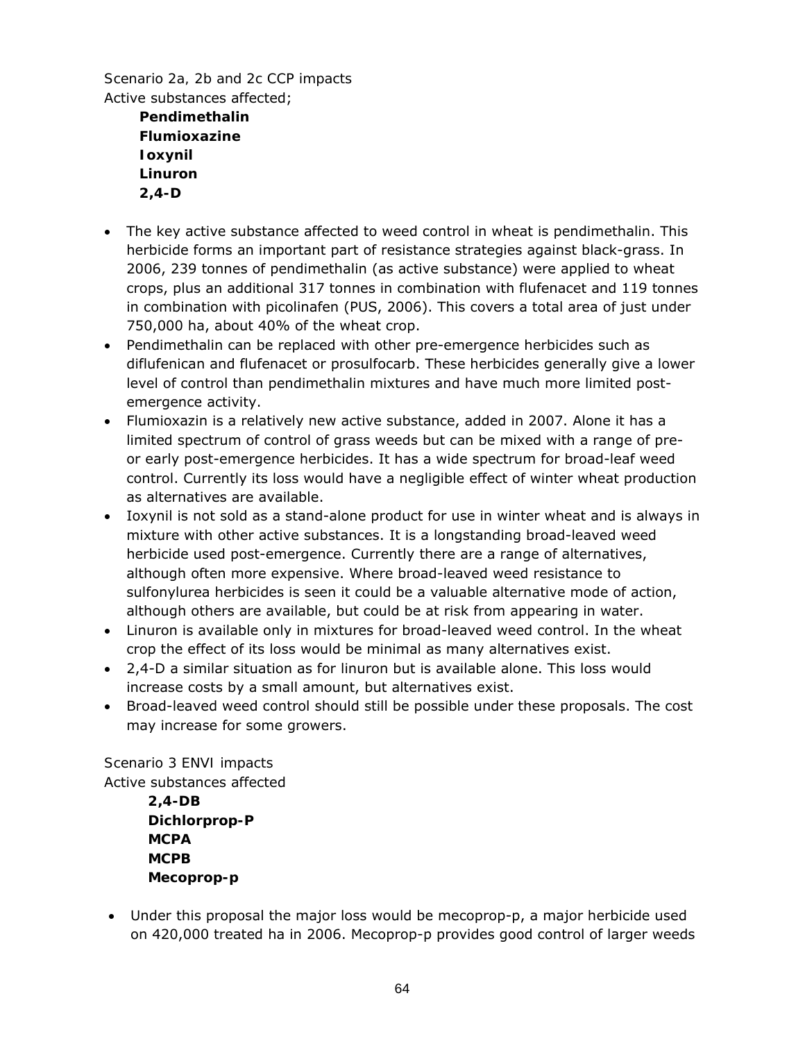Scenario 2a, 2b and 2c CCP impacts
Active substances affected;

**Pendimethalin**
**Flumioxazine**
**Ioxynil**
**Linuron**
**2,4-D**

- The key active substance affected to weed control in wheat is pendimethalin. This herbicide forms an important part of resistance strategies against black-grass. In 2006, 239 tonnes of pendimethalin (as active substance) were applied to wheat crops, plus an additional 317 tonnes in combination with flufenacet and 119 tonnes in combination with picolinafen (PUS, 2006). This covers a total area of just under 750,000 ha, about 40% of the wheat crop.
- Pendimethalin can be replaced with other pre-emergence herbicides such as diflufenican and flufenacet or prosulfocarb. These herbicides generally give a lower level of control than pendimethalin mixtures and have much more limited post-emergence activity.
- Flumioxazin is a relatively new active substance, added in 2007. Alone it has a limited spectrum of control of grass weeds but can be mixed with a range of pre- or early post-emergence herbicides. It has a wide spectrum for broad-leaf weed control. Currently its loss would have a negligible effect of winter wheat production as alternatives are available.
- Ioxynil is not sold as a stand-alone product for use in winter wheat and is always in mixture with other active substances. It is a longstanding broad-leaved weed herbicide used post-emergence. Currently there are a range of alternatives, although often more expensive. Where broad-leaved weed resistance to sulfonylurea herbicides is seen it could be a valuable alternative mode of action, although others are available, but could be at risk from appearing in water.
- Linuron is available only in mixtures for broad-leaved weed control. In the wheat crop the effect of its loss would be minimal as many alternatives exist.
- 2,4-D a similar situation as for linuron but is available alone. This loss would increase costs by a small amount, but alternatives exist.
- Broad-leaved weed control should still be possible under these proposals. The cost may increase for some growers.

Scenario 3 ENVI impacts
Active substances affected

**2,4-DB**
**Dichlorprop-P**
**MCPA**
**MCPB**
**Mecoprop-p**

- Under this proposal the major loss would be mecoprop-p, a major herbicide used on 420,000 treated ha in 2006. Mecoprop-p provides good control of larger weeds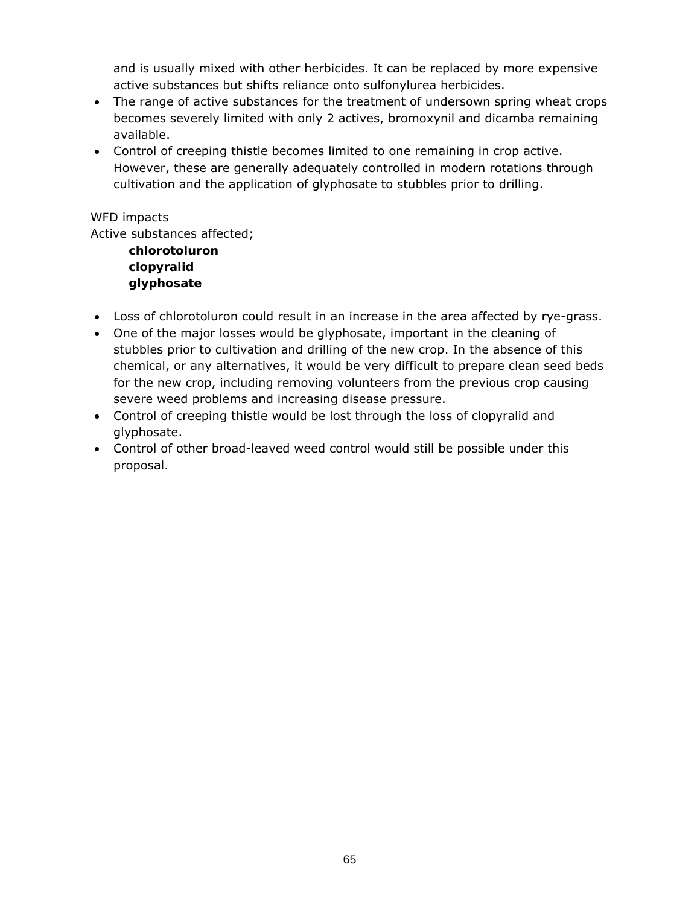and is usually mixed with other herbicides. It can be replaced by more expensive active substances but shifts reliance onto sulfonylurea herbicides.

- The range of active substances for the treatment of undersown spring wheat crops becomes severely limited with only 2 actives, bromoxynil and dicamba remaining available.
- Control of creeping thistle becomes limited to one remaining in crop active. However, these are generally adequately controlled in modern rotations through cultivation and the application of glyphosate to stubbles prior to drilling.

WFD impacts
Active substances affected;

**chlorotoluron**
**clopyralid**
**glyphosate**

- Loss of chlorotoluron could result in an increase in the area affected by rye-grass.
- One of the major losses would be glyphosate, important in the cleaning of stubbles prior to cultivation and drilling of the new crop. In the absence of this chemical, or any alternatives, it would be very difficult to prepare clean seed beds for the new crop, including removing volunteers from the previous crop causing severe weed problems and increasing disease pressure.
- Control of creeping thistle would be lost through the loss of clopyralid and glyphosate.
- Control of other broad-leaved weed control would still be possible under this proposal.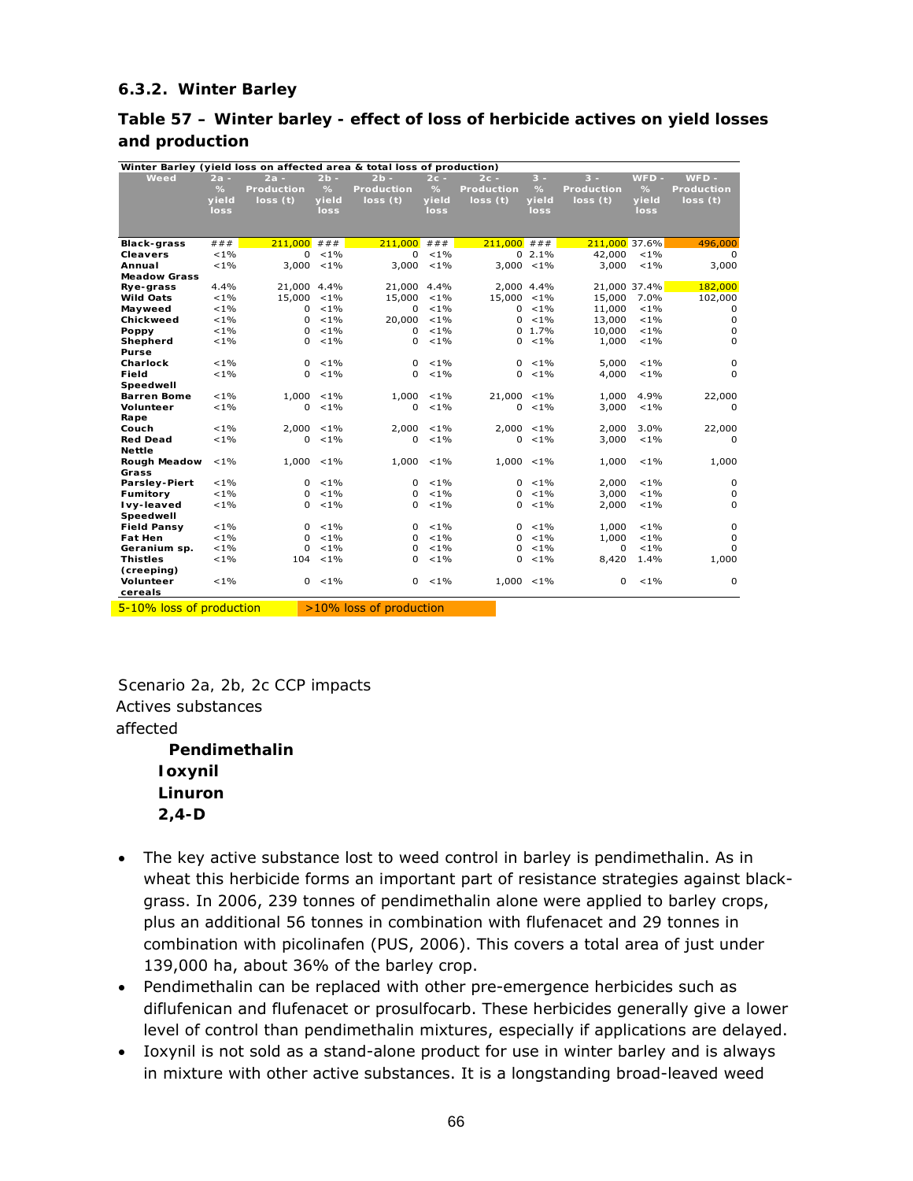### 6.3.2. Winter Barley

### Table 57 – Winter barley - effect of loss of herbicide actives on yield losses and production

| Winter Barley (yield loss on affected area & total loss of production) | | | | | | | | | | |
|---|---|---|---|---|---|---|---|---|---|---|
| Weed | 2a - % yield loss | 2a - Production loss (t) | 2b - % yield loss | 2b - Production loss (t) | 2c - % yield loss | 2c - Production loss (t) | 3 - % yield loss | 3 - Production loss (t) | WFD - % yield loss | WFD - Production loss (t) |
| Black-grass | ### | 211,000 | ### | 211,000 | ### | 211,000 | ### | 211,000 | 37.6% | 496,000 |
| Cleavers | <1% | 0 | <1% | 0 | <1% | 0 | 2.1% | 42,000 | <1% | 0 |
| Annual Meadow Grass | <1% | 3,000 | <1% | 3,000 | <1% | 3,000 | <1% | 3,000 | <1% | 3,000 |
| Rye-grass | 4.4% | 21,000 | 4.4% | 21,000 | 4.4% | 2,000 | 4.4% | 21,000 | 37.4% | 182,000 |
| Wild Oats | <1% | 15,000 | <1% | 15,000 | <1% | 15,000 | <1% | 15,000 | 7.0% | 102,000 |
| Mayweed | <1% | 0 | <1% | 0 | <1% | 0 | <1% | 11,000 | <1% | 0 |
| Chickweed | <1% | 0 | <1% | 20,000 | <1% | 0 | <1% | 13,000 | <1% | 0 |
| Poppy | <1% | 0 | <1% | 0 | <1% | 0 | 1.7% | 10,000 | <1% | 0 |
| Shepherd Purse | <1% | 0 | <1% | 0 | <1% | 0 | <1% | 1,000 | <1% | 0 |
| Charlock | <1% | 0 | <1% | 0 | <1% | 0 | <1% | 5,000 | <1% | 0 |
| Field Speedwell | <1% | 0 | <1% | 0 | <1% | 0 | <1% | 4,000 | <1% | 0 |
| Barren Bome | <1% | 1,000 | <1% | 1,000 | <1% | 21,000 | <1% | 1,000 | 4.9% | 22,000 |
| Volunteer Rape | <1% | 0 | <1% | 0 | <1% | 0 | <1% | 3,000 | <1% | 0 |
| Couch | <1% | 2,000 | <1% | 2,000 | <1% | 2,000 | <1% | 2,000 | 3.0% | 22,000 |
| Red Dead Nettle | <1% | 0 | <1% | 0 | <1% | 0 | <1% | 3,000 | <1% | 0 |
| Rough Meadow Grass | <1% | 1,000 | <1% | 1,000 | <1% | 1,000 | <1% | 1,000 | <1% | 1,000 |
| Parsley-Piert | <1% | 0 | <1% | 0 | <1% | 0 | <1% | 2,000 | <1% | 0 |
| Fumitory | <1% | 0 | <1% | 0 | <1% | 0 | <1% | 3,000 | <1% | 0 |
| Ivy-leaved Speedwell | <1% | 0 | <1% | 0 | <1% | 0 | <1% | 2,000 | <1% | 0 |
| Field Pansy | <1% | 0 | <1% | 0 | <1% | 0 | <1% | 1,000 | <1% | 0 |
| Fat Hen | <1% | 0 | <1% | 0 | <1% | 0 | <1% | 1,000 | <1% | 0 |
| Geranium sp. | <1% | 0 | <1% | 0 | <1% | 0 | <1% | 0 | <1% | 0 |
| Thistles (creeping) | <1% | 104 | <1% | 0 | <1% | 0 | <1% | 8,420 | 1.4% | 1,000 |
| Volunteer cereals | <1% | 0 | <1% | 0 | <1% | 1,000 | <1% | 0 | <1% | 0 |

5-10% loss of production | >10% loss of production

Scenario 2a, 2b, 2c CCP impacts
Actives substances affected

**Pendimethalin**
**Ioxynil**
**Linuron**
**2,4-D**

- The key active substance lost to weed control in barley is pendimethalin. As in wheat this herbicide forms an important part of resistance strategies against black-grass. In 2006, 239 tonnes of pendimethalin alone were applied to barley crops, plus an additional 56 tonnes in combination with flufenacet and 29 tonnes in combination with picolinafen (PUS, 2006). This covers a total area of just under 139,000 ha, about 36% of the barley crop.
- Pendimethalin can be replaced with other pre-emergence herbicides such as diflufenican and flufenacet or prosulfocarb. These herbicides generally give a lower level of control than pendimethalin mixtures, especially if applications are delayed.
- Ioxynil is not sold as a stand-alone product for use in winter barley and is always in mixture with other active substances. It is a longstanding broad-leaved weed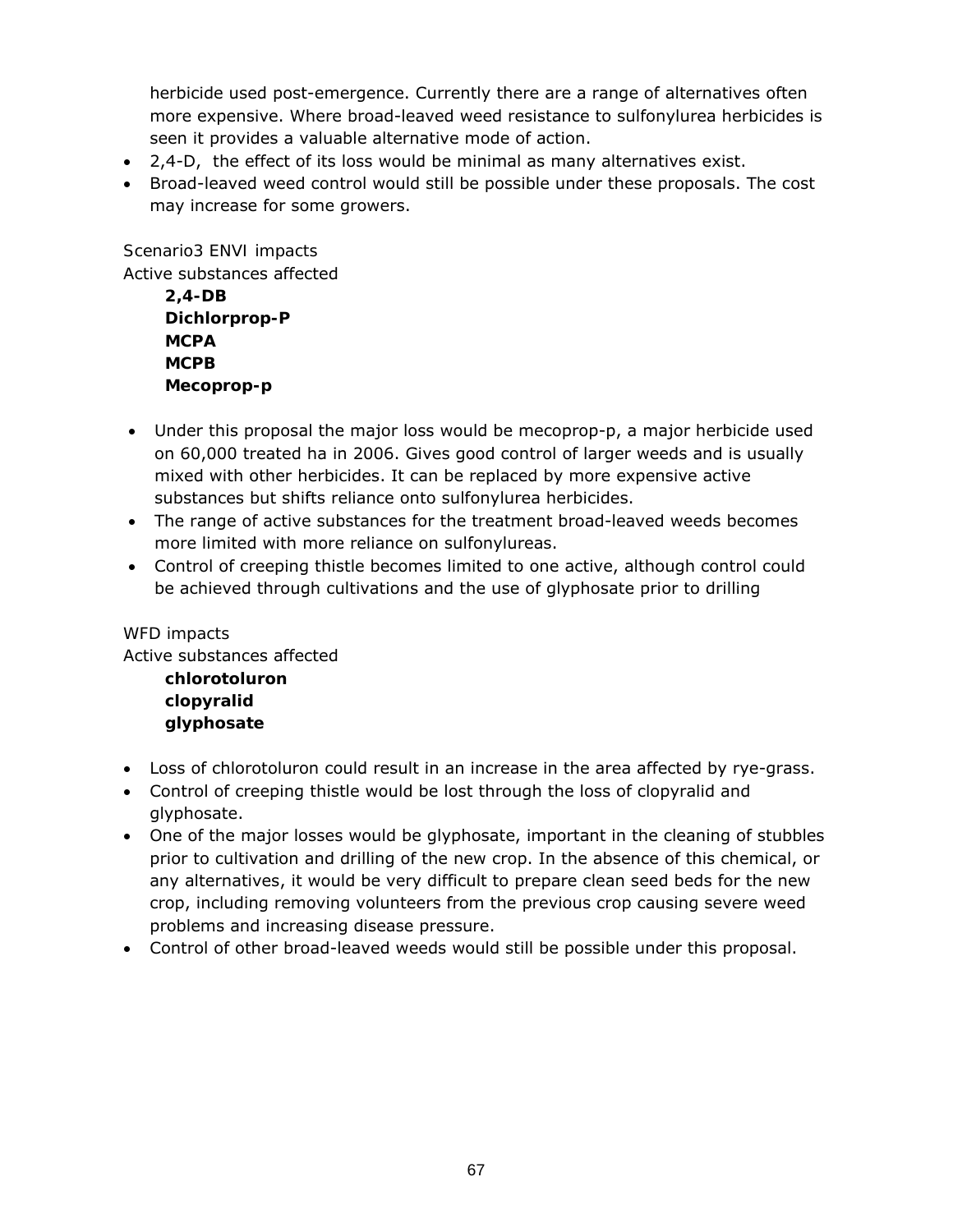herbicide used post-emergence. Currently there are a range of alternatives often more expensive. Where broad-leaved weed resistance to sulfonylurea herbicides is seen it provides a valuable alternative mode of action.
- 2,4-D, the effect of its loss would be minimal as many alternatives exist.
- Broad-leaved weed control would still be possible under these proposals. The cost may increase for some growers.

Scenario3 ENVI impacts
Active substances affected

**2,4-DB**
**Dichlorprop-P**
**MCPA**
**MCPB**
**Mecoprop-p**

- Under this proposal the major loss would be mecoprop-p, a major herbicide used on 60,000 treated ha in 2006. Gives good control of larger weeds and is usually mixed with other herbicides. It can be replaced by more expensive active substances but shifts reliance onto sulfonylurea herbicides.
- The range of active substances for the treatment broad-leaved weeds becomes more limited with more reliance on sulfonylureas.
- Control of creeping thistle becomes limited to one active, although control could be achieved through cultivations and the use of glyphosate prior to drilling

WFD impacts
Active substances affected

**chlorotoluron**
**clopyralid**
**glyphosate**

- Loss of chlorotoluron could result in an increase in the area affected by rye-grass.
- Control of creeping thistle would be lost through the loss of clopyralid and glyphosate.
- One of the major losses would be glyphosate, important in the cleaning of stubbles prior to cultivation and drilling of the new crop. In the absence of this chemical, or any alternatives, it would be very difficult to prepare clean seed beds for the new crop, including removing volunteers from the previous crop causing severe weed problems and increasing disease pressure.
- Control of other broad-leaved weeds would still be possible under this proposal.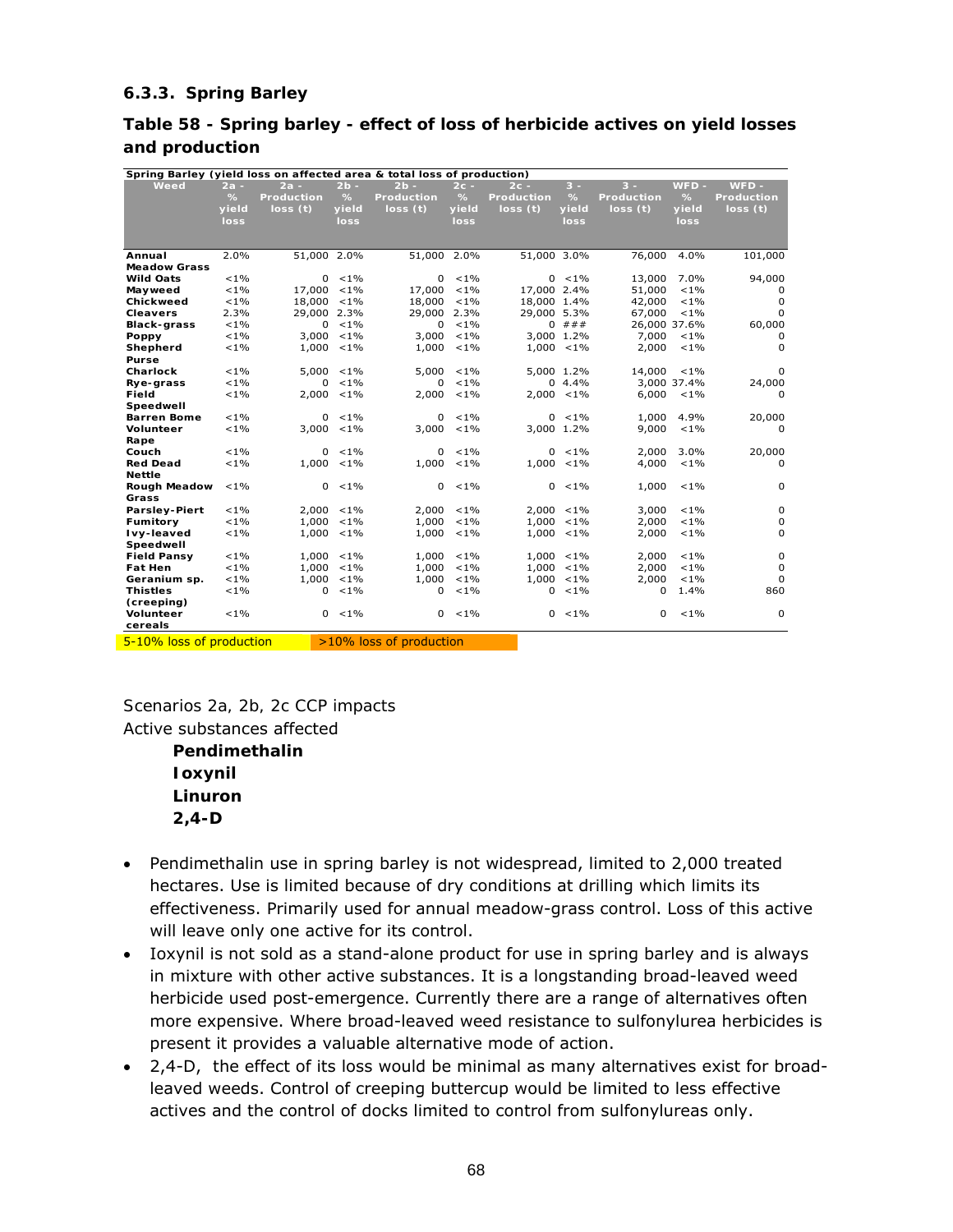### 6.3.3. Spring Barley

**Table 58 - Spring barley - effect of loss of herbicide actives on yield losses and production**

| Spring Barley (yield loss on affected area & total loss of production) | | | | | | | | | | |
|---|---|---|---|---|---|---|---|---|---|---|
| Weed | 2a - % yield loss | 2a - Production loss (t) | 2b - % yield loss | 2b - Production loss (t) | 2c - % yield loss | 2c - Production loss (t) | 3 - % yield loss | 3 - Production loss (t) | WFD - % yield loss | WFD - Production loss (t) |
| Annual Meadow Grass | 2.0% | 51,000 | 2.0% | 51,000 | 2.0% | 51,000 | 3.0% | 76,000 | 4.0% | 101,000 |
| Wild Oats | <1% | 0 | <1% | 0 | <1% | 0 | <1% | 13,000 | 7.0% | 94,000 |
| Mayweed | <1% | 17,000 | <1% | 17,000 | <1% | 17,000 | 2.4% | 51,000 | <1% | 0 |
| Chickweed | <1% | 18,000 | <1% | 18,000 | <1% | 18,000 | 1.4% | 42,000 | <1% | 0 |
| Cleavers | 2.3% | 29,000 | 2.3% | 29,000 | 2.3% | 29,000 | 5.3% | 67,000 | <1% | 0 |
| Black-grass | <1% | 0 | <1% | 0 | <1% | 0 | ### | 26,000 | 37.6% | 60,000 |
| Poppy | <1% | 3,000 | <1% | 3,000 | <1% | 3,000 | 1.2% | 7,000 | <1% | 0 |
| Shepherd Purse | <1% | 1,000 | <1% | 1,000 | <1% | 1,000 | <1% | 2,000 | <1% | 0 |
| Charlock | <1% | 5,000 | <1% | 5,000 | <1% | 5,000 | 1.2% | 14,000 | <1% | 0 |
| Rye-grass | <1% | 0 | <1% | 0 | <1% | 0 | 4.4% | 3,000 | 37.4% | 24,000 |
| Field Speedwell | <1% | 2,000 | <1% | 2,000 | <1% | 2,000 | <1% | 6,000 | <1% | 0 |
| Barren Bome | <1% | 0 | <1% | 0 | <1% | 0 | <1% | 1,000 | 4.9% | 20,000 |
| Volunteer Rape | <1% | 3,000 | <1% | 3,000 | <1% | 3,000 | 1.2% | 9,000 | <1% | 0 |
| Couch | <1% | 0 | <1% | 0 | <1% | 0 | <1% | 2,000 | 3.0% | 20,000 |
| Red Dead Nettle | <1% | 1,000 | <1% | 1,000 | <1% | 1,000 | <1% | 4,000 | <1% | 0 |
| Rough Meadow Grass | <1% | 0 | <1% | 0 | <1% | 0 | <1% | 1,000 | <1% | 0 |
| Parsley-Piert | <1% | 2,000 | <1% | 2,000 | <1% | 2,000 | <1% | 3,000 | <1% | 0 |
| Fumitory | <1% | 1,000 | <1% | 1,000 | <1% | 1,000 | <1% | 2,000 | <1% | 0 |
| Ivy-leaved Speedwell | <1% | 1,000 | <1% | 1,000 | <1% | 1,000 | <1% | 2,000 | <1% | 0 |
| Field Pansy | <1% | 1,000 | <1% | 1,000 | <1% | 1,000 | <1% | 2,000 | <1% | 0 |
| Fat Hen | <1% | 1,000 | <1% | 1,000 | <1% | 1,000 | <1% | 2,000 | <1% | 0 |
| Geranium sp. | <1% | 1,000 | <1% | 1,000 | <1% | 1,000 | <1% | 2,000 | <1% | 0 |
| Thistles (creeping) | <1% | 0 | <1% | 0 | <1% | 0 | <1% | 0 | 1.4% | 860 |
| Volunteer cereals | <1% | 0 | <1% | 0 | <1% | 0 | <1% | 0 | <1% | 0 |

5-10% loss of production    >10% loss of production

Scenarios 2a, 2b, 2c CCP impacts

Active substances affected

**Pendimethalin**
**Ioxynil**
**Linuron**
**2,4-D**

- Pendimethalin use in spring barley is not widespread, limited to 2,000 treated hectares. Use is limited because of dry conditions at drilling which limits its effectiveness. Primarily used for annual meadow-grass control. Loss of this active will leave only one active for its control.
- Ioxynil is not sold as a stand-alone product for use in spring barley and is always in mixture with other active substances. It is a longstanding broad-leaved weed herbicide used post-emergence. Currently there are a range of alternatives often more expensive. Where broad-leaved weed resistance to sulfonylurea herbicides is present it provides a valuable alternative mode of action.
- 2,4-D, the effect of its loss would be minimal as many alternatives exist for broad-leaved weeds. Control of creeping buttercup would be limited to less effective actives and the control of docks limited to control from sulfonylureas only.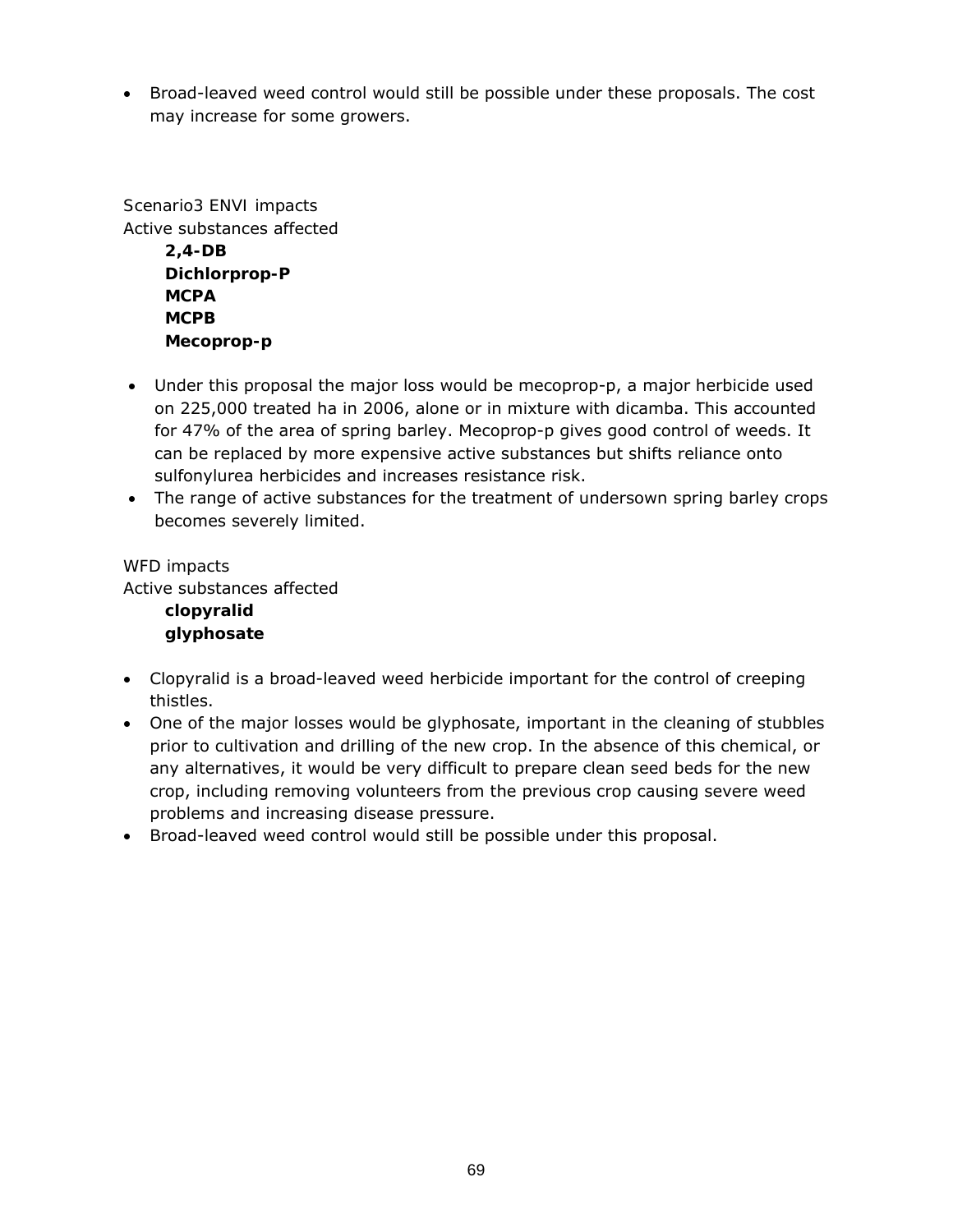- Broad-leaved weed control would still be possible under these proposals. The cost may increase for some growers.

Scenario3 ENVI impacts
Active substances affected

**2,4-DB**
**Dichlorprop-P**
**MCPA**
**MCPB**
**Mecoprop-p**

- Under this proposal the major loss would be mecoprop-p, a major herbicide used on 225,000 treated ha in 2006, alone or in mixture with dicamba. This accounted for 47% of the area of spring barley. Mecoprop-p gives good control of weeds. It can be replaced by more expensive active substances but shifts reliance onto sulfonylurea herbicides and increases resistance risk.
- The range of active substances for the treatment of undersown spring barley crops becomes severely limited.

WFD impacts
Active substances affected

**clopyralid**
**glyphosate**

- Clopyralid is a broad-leaved weed herbicide important for the control of creeping thistles.
- One of the major losses would be glyphosate, important in the cleaning of stubbles prior to cultivation and drilling of the new crop. In the absence of this chemical, or any alternatives, it would be very difficult to prepare clean seed beds for the new crop, including removing volunteers from the previous crop causing severe weed problems and increasing disease pressure.
- Broad-leaved weed control would still be possible under this proposal.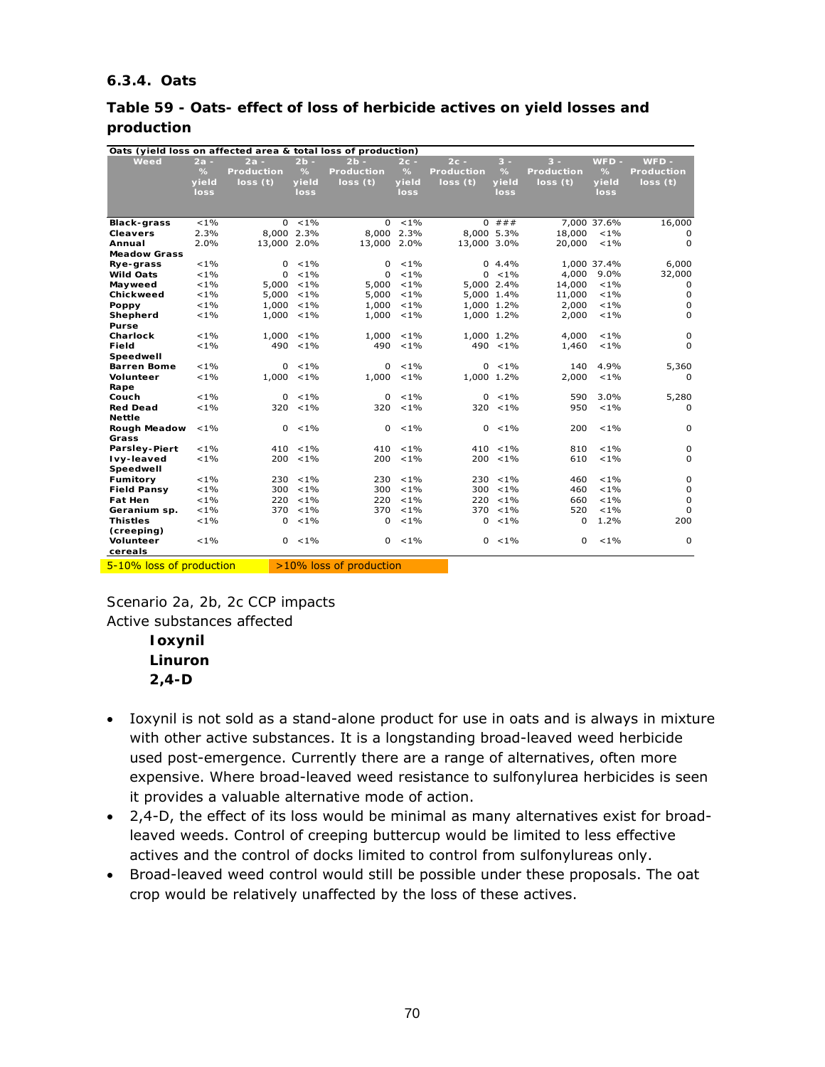### 6.3.4. Oats

**Table 59 - Oats- effect of loss of herbicide actives on yield losses and production**

| Oats (yield loss on affected area & total loss of production) | | | | | | | | | | |
|---|---|---|---|---|---|---|---|---|---|---|
| Weed | 2a - % yield loss | 2a - Production loss (t) | 2b - % yield loss | 2b - Production loss (t) | 2c - % yield loss | 2c - Production loss (t) | 3 - % yield loss | 3 - Production loss (t) | WFD - % yield loss | WFD - Production loss (t) |
| Black-grass | <1% | 0 | <1% | 0 | <1% | 0 | ### | 7,000 | 37.6% | 16,000 |
| Cleavers | 2.3% | 8,000 | 2.3% | 8,000 | 2.3% | 8,000 | 5.3% | 18,000 | <1% | 0 |
| Annual Meadow Grass | 2.0% | 13,000 | 2.0% | 13,000 | 2.0% | 13,000 | 3.0% | 20,000 | <1% | 0 |
| Rye-grass | <1% | 0 | <1% | 0 | <1% | 0 | 4.4% | 1,000 | 37.4% | 6,000 |
| Wild Oats | <1% | 0 | <1% | 0 | <1% | 0 | <1% | 4,000 | 9.0% | 32,000 |
| Mayweed | <1% | 5,000 | <1% | 5,000 | <1% | 5,000 | 2.4% | 14,000 | <1% | 0 |
| Chickweed | <1% | 5,000 | <1% | 5,000 | <1% | 5,000 | 1.4% | 11,000 | <1% | 0 |
| Poppy | <1% | 1,000 | <1% | 1,000 | <1% | 1,000 | 1.2% | 2,000 | <1% | 0 |
| Shepherd Purse | <1% | 1,000 | <1% | 1,000 | <1% | 1,000 | 1.2% | 2,000 | <1% | 0 |
| Charlock | <1% | 1,000 | <1% | 1,000 | <1% | 1,000 | 1.2% | 4,000 | <1% | 0 |
| Field Speedwell | <1% | 490 | <1% | 490 | <1% | 490 | <1% | 1,460 | <1% | 0 |
| Barren Bome | <1% | 0 | <1% | 0 | <1% | 0 | <1% | 140 | 4.9% | 5,360 |
| Volunteer Rape | <1% | 1,000 | <1% | 1,000 | <1% | 1,000 | 1.2% | 2,000 | <1% | 0 |
| Couch | <1% | 0 | <1% | 0 | <1% | 0 | <1% | 590 | 3.0% | 5,280 |
| Red Dead Nettle | <1% | 320 | <1% | 320 | <1% | 320 | <1% | 950 | <1% | 0 |
| Rough Meadow Grass | <1% | 0 | <1% | 0 | <1% | 0 | <1% | 200 | <1% | 0 |
| Parsley-Piert | <1% | 410 | <1% | 410 | <1% | 410 | <1% | 810 | <1% | 0 |
| Ivy-leaved Speedwell | <1% | 200 | <1% | 200 | <1% | 200 | <1% | 610 | <1% | 0 |
| Fumitory | <1% | 230 | <1% | 230 | <1% | 230 | <1% | 460 | <1% | 0 |
| Field Pansy | <1% | 300 | <1% | 300 | <1% | 300 | <1% | 460 | <1% | 0 |
| Fat Hen | <1% | 220 | <1% | 220 | <1% | 220 | <1% | 660 | <1% | 0 |
| Geranium sp. | <1% | 370 | <1% | 370 | <1% | 370 | <1% | 520 | <1% | 0 |
| Thistles (creeping) | <1% | 0 | <1% | 0 | <1% | 0 | <1% | 0 | 1.2% | 200 |
| Volunteer cereals | <1% | 0 | <1% | 0 | <1% | 0 | <1% | 0 | <1% | 0 |

5-10% loss of production | >10% loss of production

Scenario 2a, 2b, 2c CCP impacts
Active substances affected

**Ioxynil**
**Linuron**
**2,4-D**

- Ioxynil is not sold as a stand-alone product for use in oats and is always in mixture with other active substances. It is a longstanding broad-leaved weed herbicide used post-emergence. Currently there are a range of alternatives, often more expensive. Where broad-leaved weed resistance to sulfonylurea herbicides is seen it provides a valuable alternative mode of action.
- 2,4-D, the effect of its loss would be minimal as many alternatives exist for broad-leaved weeds. Control of creeping buttercup would be limited to less effective actives and the control of docks limited to control from sulfonylureas only.
- Broad-leaved weed control would still be possible under these proposals. The oat crop would be relatively unaffected by the loss of these actives.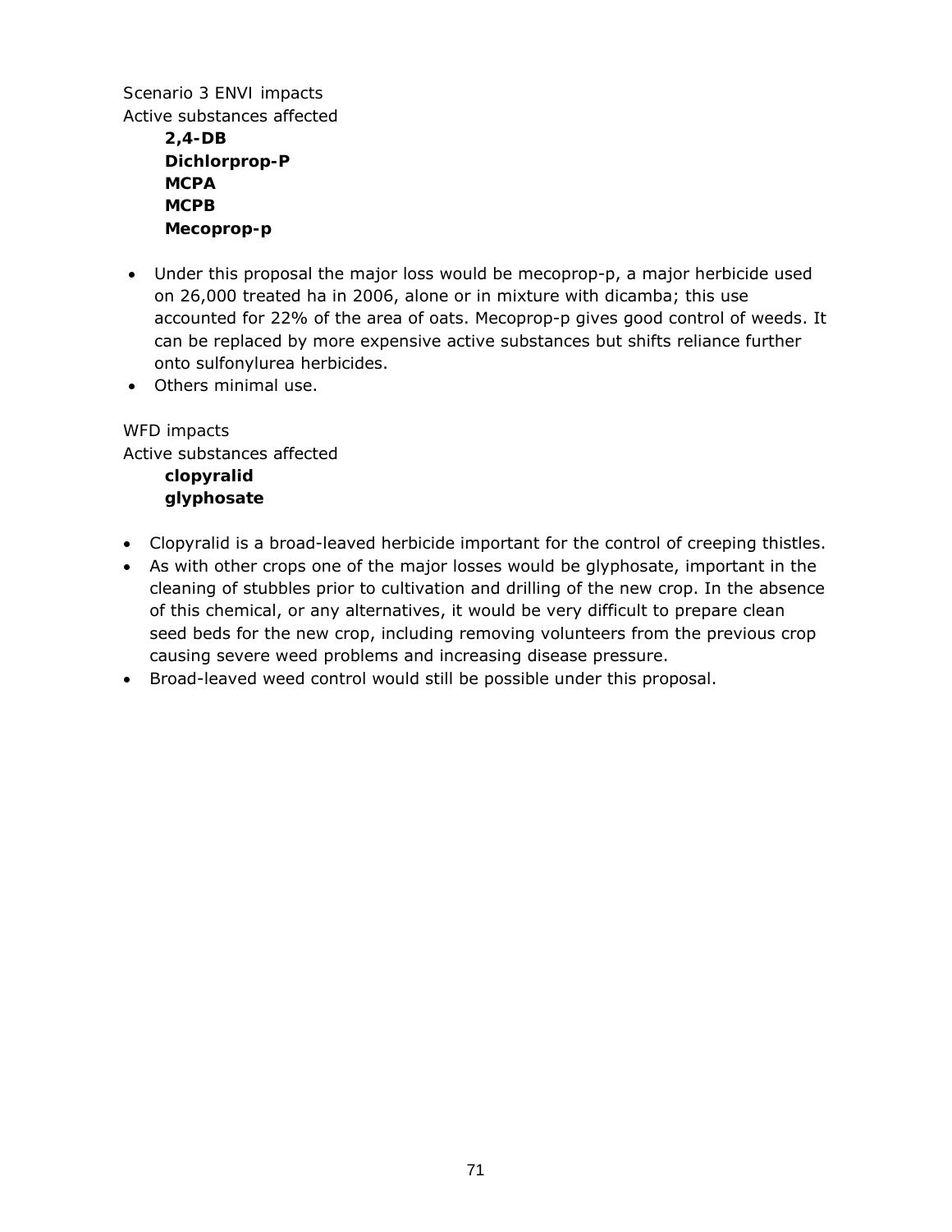Scenario 3 ENVI impacts

Active substances affected

**2,4-DB**
**Dichlorprop-P**
**MCPA**
**MCPB**
**Mecoprop-p**

- Under this proposal the major loss would be mecoprop-p, a major herbicide used on 26,000 treated ha in 2006, alone or in mixture with dicamba; this use accounted for 22% of the area of oats. Mecoprop-p gives good control of weeds. It can be replaced by more expensive active substances but shifts reliance further onto sulfonylurea herbicides.
- Others minimal use.

WFD impacts

Active substances affected

**clopyralid**
**glyphosate**

- Clopyralid is a broad-leaved herbicide important for the control of creeping thistles.
- As with other crops one of the major losses would be glyphosate, important in the cleaning of stubbles prior to cultivation and drilling of the new crop. In the absence of this chemical, or any alternatives, it would be very difficult to prepare clean seed beds for the new crop, including removing volunteers from the previous crop causing severe weed problems and increasing disease pressure.
- Broad-leaved weed control would still be possible under this proposal.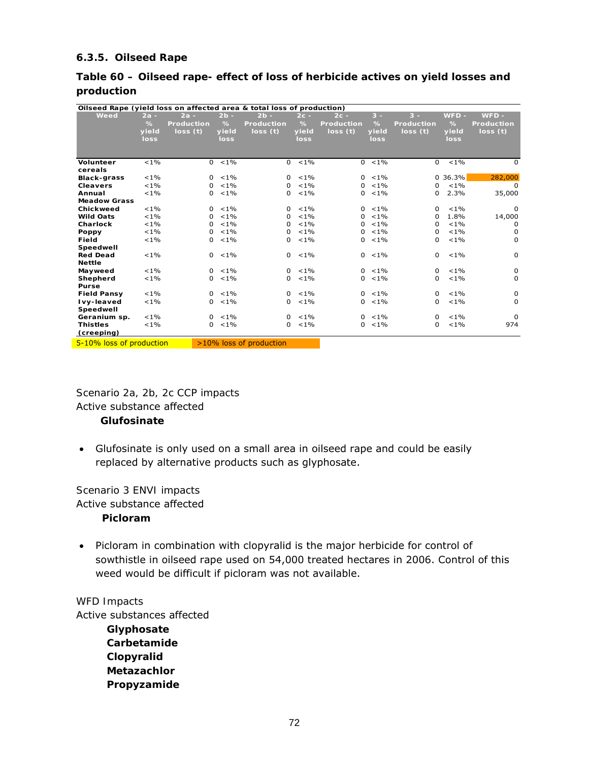### 6.3.5. Oilseed Rape

**Table 60 – Oilseed rape- effect of loss of herbicide actives on yield losses and production**

| Oilseed Rape (yield loss on affected area & total loss of production) | | | | | | | | | | |
|---|---|---|---|---|---|---|---|---|---|---|
| Weed | 2a - % yield loss | 2a - Production loss (t) | 2b - % yield loss | 2b - Production loss (t) | 2c - % yield loss | 2c - Production loss (t) | 3 - % yield loss | 3 - Production loss (t) | WFD - % yield loss | WFD - Production loss (t) |
| Volunteer cereals | <1% | 0 | <1% | 0 | <1% | 0 | <1% | 0 | <1% | 0 |
| Black-grass | <1% | 0 | <1% | 0 | <1% | 0 | <1% | 0 | 36.3% | 282,000 |
| Cleavers | <1% | 0 | <1% | 0 | <1% | 0 | <1% | 0 | <1% | 0 |
| Annual Meadow Grass | <1% | 0 | <1% | 0 | <1% | 0 | <1% | 0 | 2.3% | 35,000 |
| Chickweed | <1% | 0 | <1% | 0 | <1% | 0 | <1% | 0 | <1% | 0 |
| Wild Oats | <1% | 0 | <1% | 0 | <1% | 0 | <1% | 0 | 1.8% | 14,000 |
| Charlock | <1% | 0 | <1% | 0 | <1% | 0 | <1% | 0 | <1% | 0 |
| Poppy | <1% | 0 | <1% | 0 | <1% | 0 | <1% | 0 | <1% | 0 |
| Field Speedwell | <1% | 0 | <1% | 0 | <1% | 0 | <1% | 0 | <1% | 0 |
| Red Dead Nettle | <1% | 0 | <1% | 0 | <1% | 0 | <1% | 0 | <1% | 0 |
| Mayweed | <1% | 0 | <1% | 0 | <1% | 0 | <1% | 0 | <1% | 0 |
| Shepherd Purse | <1% | 0 | <1% | 0 | <1% | 0 | <1% | 0 | <1% | 0 |
| Field Pansy | <1% | 0 | <1% | 0 | <1% | 0 | <1% | 0 | <1% | 0 |
| Ivy-leaved Speedwell | <1% | 0 | <1% | 0 | <1% | 0 | <1% | 0 | <1% | 0 |
| Geranium sp. | <1% | 0 | <1% | 0 | <1% | 0 | <1% | 0 | <1% | 0 |
| Thistles (creeping) | <1% | 0 | <1% | 0 | <1% | 0 | <1% | 0 | <1% | 974 |

5-10% loss of production | >10% loss of production

Scenario 2a, 2b, 2c CCP impacts
Active substance affected

**Glufosinate**

- Glufosinate is only used on a small area in oilseed rape and could be easily replaced by alternative products such as glyphosate.

Scenario 3 ENVI impacts
Active substance affected

**Picloram**

- Picloram in combination with clopyralid is the major herbicide for control of sowthistle in oilseed rape used on 54,000 treated hectares in 2006. Control of this weed would be difficult if picloram was not available.

WFD Impacts
Active substances affected

**Glyphosate**
**Carbetamide**
**Clopyralid**
**Metazachlor**
**Propyzamide**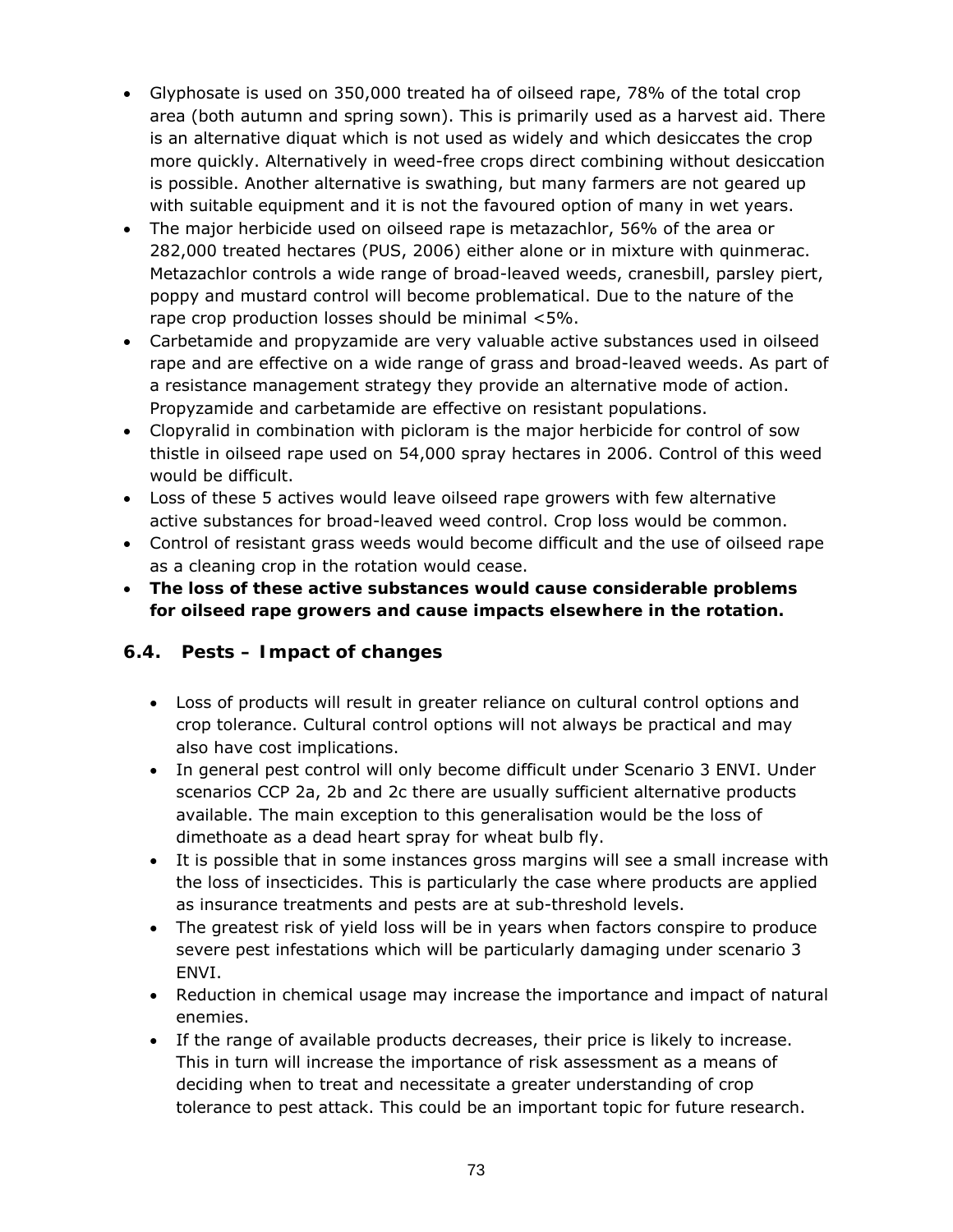- Glyphosate is used on 350,000 treated ha of oilseed rape, 78% of the total crop area (both autumn and spring sown). This is primarily used as a harvest aid. There is an alternative diquat which is not used as widely and which desiccates the crop more quickly. Alternatively in weed-free crops direct combining without desiccation is possible. Another alternative is swathing, but many farmers are not geared up with suitable equipment and it is not the favoured option of many in wet years.
- The major herbicide used on oilseed rape is metazachlor, 56% of the area or 282,000 treated hectares (PUS, 2006) either alone or in mixture with quinmerac. Metazachlor controls a wide range of broad-leaved weeds, cranesbill, parsley piert, poppy and mustard control will become problematical. Due to the nature of the rape crop production losses should be minimal <5%.
- Carbetamide and propyzamide are very valuable active substances used in oilseed rape and are effective on a wide range of grass and broad-leaved weeds. As part of a resistance management strategy they provide an alternative mode of action. Propyzamide and carbetamide are effective on resistant populations.
- Clopyralid in combination with picloram is the major herbicide for control of sow thistle in oilseed rape used on 54,000 spray hectares in 2006. Control of this weed would be difficult.
- Loss of these 5 actives would leave oilseed rape growers with few alternative active substances for broad-leaved weed control. Crop loss would be common.
- Control of resistant grass weeds would become difficult and the use of oilseed rape as a cleaning crop in the rotation would cease.
- **The loss of these active substances would cause considerable problems for oilseed rape growers and cause impacts elsewhere in the rotation.**

## 6.4. Pests – Impact of changes

- Loss of products will result in greater reliance on cultural control options and crop tolerance. Cultural control options will not always be practical and may also have cost implications.
- In general pest control will only become difficult under Scenario 3 ENVI. Under scenarios CCP 2a, 2b and 2c there are usually sufficient alternative products available. The main exception to this generalisation would be the loss of dimethoate as a dead heart spray for wheat bulb fly.
- It is possible that in some instances gross margins will see a small increase with the loss of insecticides. This is particularly the case where products are applied as insurance treatments and pests are at sub-threshold levels.
- The greatest risk of yield loss will be in years when factors conspire to produce severe pest infestations which will be particularly damaging under scenario 3 ENVI.
- Reduction in chemical usage may increase the importance and impact of natural enemies.
- If the range of available products decreases, their price is likely to increase. This in turn will increase the importance of risk assessment as a means of deciding when to treat and necessitate a greater understanding of crop tolerance to pest attack. This could be an important topic for future research.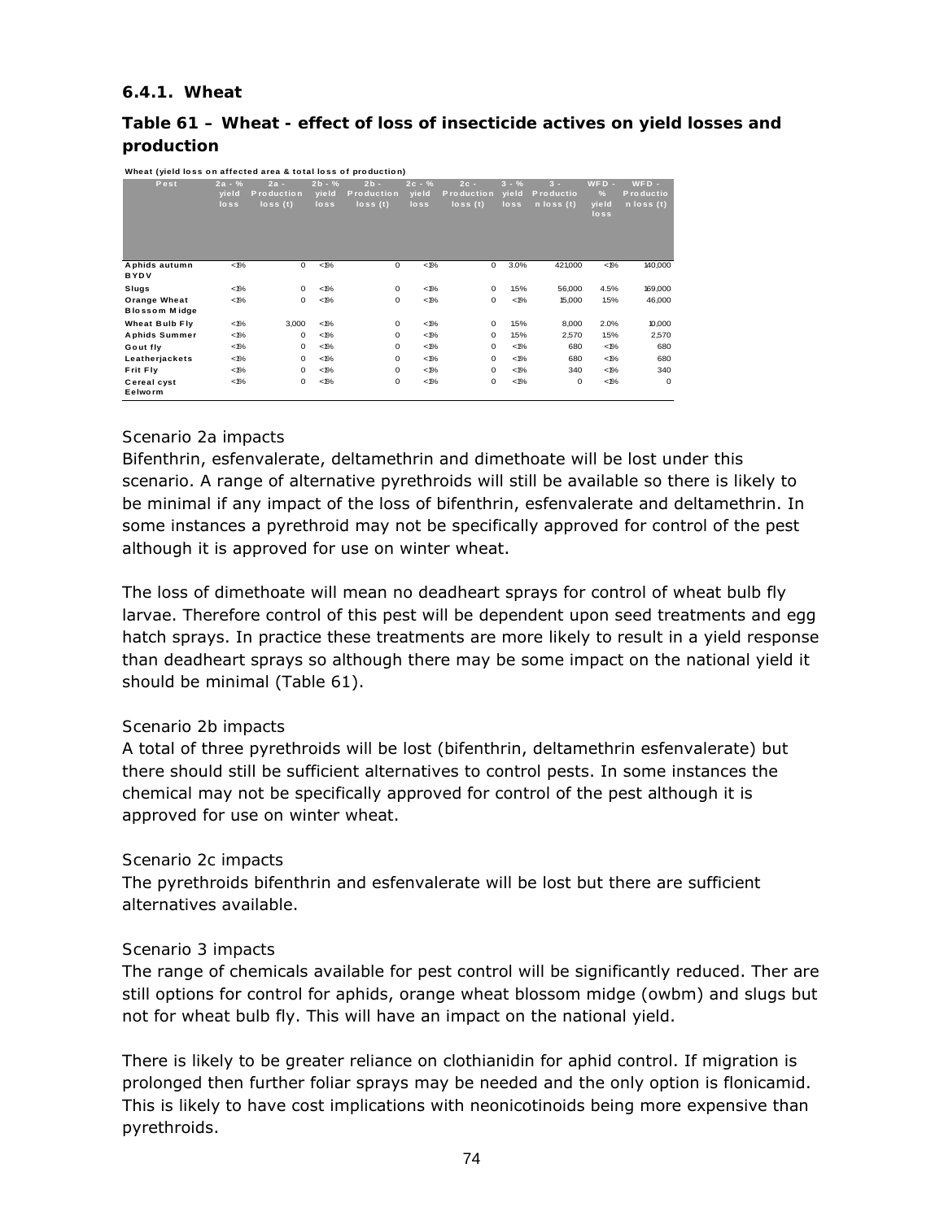### 6.4.1. Wheat

### Table 61 – Wheat - effect of loss of insecticide actives on yield losses and production

Wheat (yield loss on affected area & total loss of production)

| Pest | 2a - % yield loss | 2a - Production loss (t) | 2b - % yield loss | 2b - Production loss (t) | 2c - % yield loss | 2c - Production loss (t) | 3 - % yield loss | 3 - Production loss (t) | WFD - % yield loss | WFD - Production loss (t) |
|---|---|---|---|---|---|---|---|---|---|---|
| Aphids autumn BYDV | <1% | 0 | <1% | 0 | <1% | 0 | 3.0% | 421,000 | <1% | 140,000 |
| Slugs | <1% | 0 | <1% | 0 | <1% | 0 | 1.5% | 56,000 | 4.5% | 169,000 |
| Orange Wheat Blossom Midge | <1% | 0 | <1% | 0 | <1% | 0 | <1% | 15,000 | 1.5% | 46,000 |
| Wheat Bulb Fly | <1% | 3,000 | <1% | 0 | <1% | 0 | 1.5% | 8,000 | 2.0% | 10,000 |
| Aphids Summer | <1% | 0 | <1% | 0 | <1% | 0 | 1.5% | 2,570 | 1.5% | 2,570 |
| Gout fly | <1% | 0 | <1% | 0 | <1% | 0 | <1% | 680 | <1% | 680 |
| Leatherjackets | <1% | 0 | <1% | 0 | <1% | 0 | <1% | 680 | <1% | 680 |
| Frit Fly | <1% | 0 | <1% | 0 | <1% | 0 | <1% | 340 | <1% | 340 |
| Cereal cyst Eelworm | <1% | 0 | <1% | 0 | <1% | 0 | <1% | 0 | <1% | 0 |

Scenario 2a impacts

Bifenthrin, esfenvalerate, deltamethrin and dimethoate will be lost under this scenario. A range of alternative pyrethroids will still be available so there is likely to be minimal if any impact of the loss of bifenthrin, esfenvalerate and deltamethrin. In some instances a pyrethroid may not be specifically approved for control of the pest although it is approved for use on winter wheat.

The loss of dimethoate will mean no deadheart sprays for control of wheat bulb fly larvae. Therefore control of this pest will be dependent upon seed treatments and egg hatch sprays. In practice these treatments are more likely to result in a yield response than deadheart sprays so although there may be some impact on the national yield it should be minimal (Table 61).

Scenario 2b impacts

A total of three pyrethroids will be lost (bifenthrin, deltamethrin esfenvalerate) but there should still be sufficient alternatives to control pests. In some instances the chemical may not be specifically approved for control of the pest although it is approved for use on winter wheat.

Scenario 2c impacts

The pyrethroids bifenthrin and esfenvalerate will be lost but there are sufficient alternatives available.

Scenario 3 impacts

The range of chemicals available for pest control will be significantly reduced. Ther are still options for control for aphids, orange wheat blossom midge (owbm) and slugs but not for wheat bulb fly. This will have an impact on the national yield.

There is likely to be greater reliance on clothianidin for aphid control. If migration is prolonged then further foliar sprays may be needed and the only option is flonicamid. This is likely to have cost implications with neonicotinoids being more expensive than pyrethroids.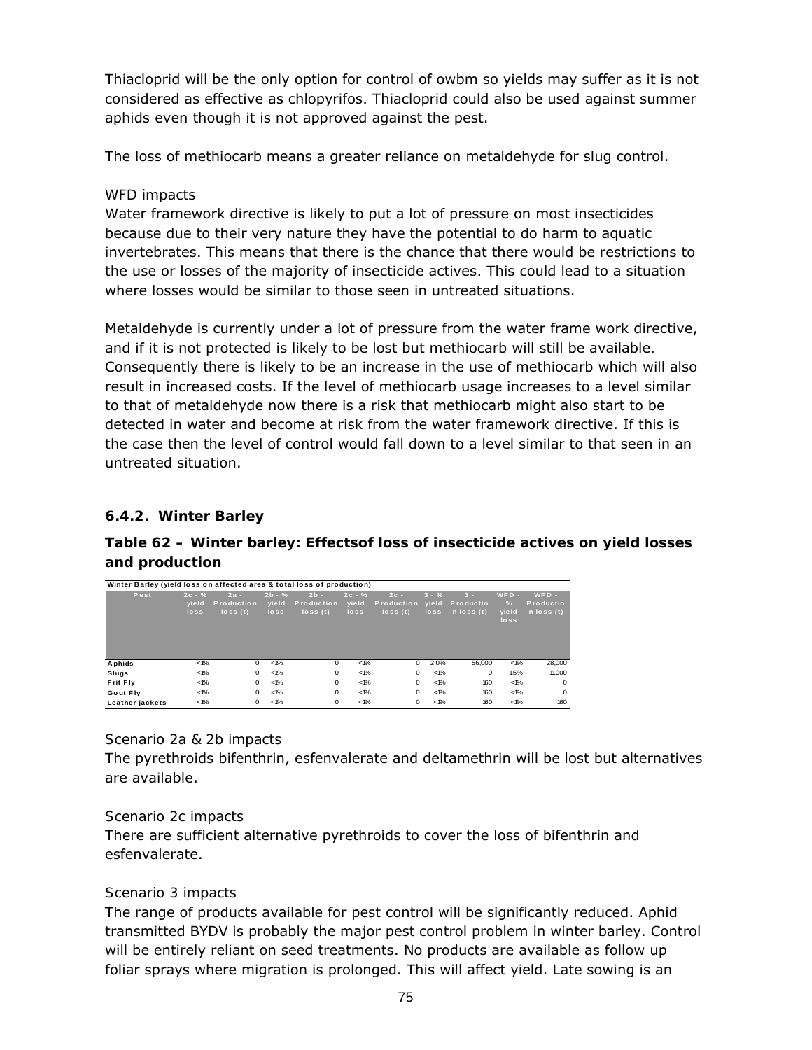Thiacloprid will be the only option for control of owbm so yields may suffer as it is not considered as effective as chlopyrifos. Thiacloprid could also be used against summer aphids even though it is not approved against the pest.

The loss of methiocarb means a greater reliance on metaldehyde for slug control.

WFD impacts

Water framework directive is likely to put a lot of pressure on most insecticides because due to their very nature they have the potential to do harm to aquatic invertebrates. This means that there is the chance that there would be restrictions to the use or losses of the majority of insecticide actives. This could lead to a situation where losses would be similar to those seen in untreated situations.

Metaldehyde is currently under a lot of pressure from the water frame work directive, and if it is not protected is likely to be lost but methiocarb will still be available. Consequently there is likely to be an increase in the use of methiocarb which will also result in increased costs. If the level of methiocarb usage increases to a level similar to that of metaldehyde now there is a risk that methiocarb might also start to be detected in water and become at risk from the water framework directive. If this is the case then the level of control would fall down to a level similar to that seen in an untreated situation.

### 6.4.2. Winter Barley

**Table 62 – Winter barley: Effectsof loss of insecticide actives on yield losses and production**

Winter Barley (yield loss on affected area & total loss of production)

| Pest | 2c - % yield loss | 2a - Production loss (t) | 2b - % yield loss | 2b - Production loss (t) | 2c - % yield loss | 2c - Production loss (t) | 3 - % yield loss | 3 - Production loss (t) | WFD - % yield loss | WFD - Production loss (t) |
|---|---|---|---|---|---|---|---|---|---|---|
| Aphids | <1% | 0 | <1% | 0 | <1% | 0 | 2.0% | 56,000 | <1% | 28,000 |
| Slugs | <1% | 0 | <1% | 0 | <1% | 0 | <1% | 0 | 1.5% | 11,000 |
| Frit Fly | <1% | 0 | <1% | 0 | <1% | 0 | <1% | 160 | <1% | 0 |
| Gout Fly | <1% | 0 | <1% | 0 | <1% | 0 | <1% | 160 | <1% | 0 |
| Leather jackets | <1% | 0 | <1% | 0 | <1% | 0 | <1% | 160 | <1% | 160 |

Scenario 2a & 2b impacts

The pyrethroids bifenthrin, esfenvalerate and deltamethrin will be lost but alternatives are available.

Scenario 2c impacts

There are sufficient alternative pyrethroids to cover the loss of bifenthrin and esfenvalerate.

Scenario 3 impacts

The range of products available for pest control will be significantly reduced. Aphid transmitted BYDV is probably the major pest control problem in winter barley. Control will be entirely reliant on seed treatments. No products are available as follow up foliar sprays where migration is prolonged. This will affect yield. Late sowing is an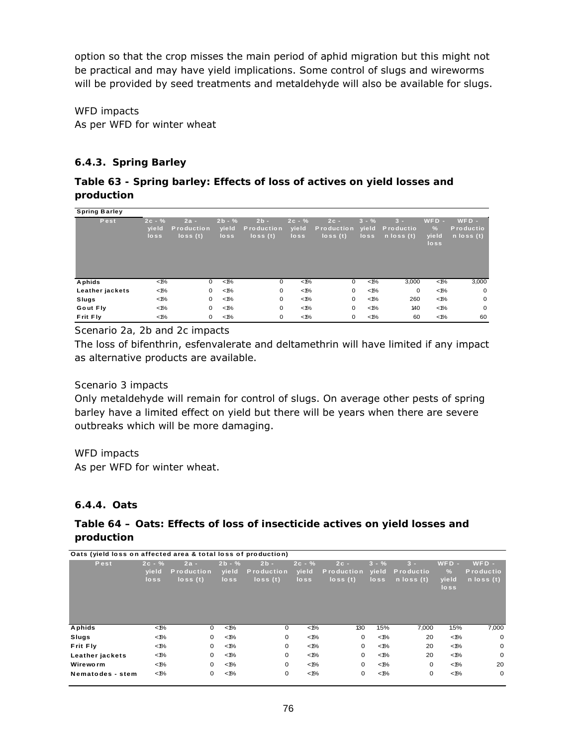option so that the crop misses the main period of aphid migration but this might not be practical and may have yield implications. Some control of slugs and wireworms will be provided by seed treatments and metaldehyde will also be available for slugs.

WFD impacts
As per WFD for winter wheat

### 6.4.3. Spring Barley

**Table 63 - Spring barley: Effects of loss of actives on yield losses and production**

| Spring Barley | | | | | | | | | | |
|---|---|---|---|---|---|---|---|---|---|---|
| Pest | 2c - % yield loss | 2a - Production loss (t) | 2b - % yield loss | 2b - Production loss (t) | 2c - % yield loss | 2c - Production loss (t) | 3 - % yield loss | 3 - Production loss (t) | WFD - % yield loss | WFD - Production loss (t) |
| Aphids | <1% | 0 | <1% | 0 | <1% | 0 | <1% | 3,000 | <1% | 3,000 |
| Leather jackets | <1% | 0 | <1% | 0 | <1% | 0 | <1% | 0 | <1% | 0 |
| Slugs | <1% | 0 | <1% | 0 | <1% | 0 | <1% | 260 | <1% | 0 |
| Gout Fly | <1% | 0 | <1% | 0 | <1% | 0 | <1% | 140 | <1% | 0 |
| Frit Fly | <1% | 0 | <1% | 0 | <1% | 0 | <1% | 60 | <1% | 60 |

Scenario 2a, 2b and 2c impacts
The loss of bifenthrin, esfenvalerate and deltamethrin will have limited if any impact as alternative products are available.

Scenario 3 impacts
Only metaldehyde will remain for control of slugs. On average other pests of spring barley have a limited effect on yield but there will be years when there are severe outbreaks which will be more damaging.

WFD impacts
As per WFD for winter wheat.

### 6.4.4. Oats

**Table 64 – Oats: Effects of loss of insecticide actives on yield losses and production**

| Oats (yield loss on affected area & total loss of production) | | | | | | | | | | |
|---|---|---|---|---|---|---|---|---|---|---|
| Pest | 2c - % yield loss | 2a - Production loss (t) | 2b - % yield loss | 2b - Production loss (t) | 2c - % yield loss | 2c - Production loss (t) | 3 - % yield loss | 3 - Production loss (t) | WFD - % yield loss | WFD - Production loss (t) |
| Aphids | <1% | 0 | <1% | 0 | <1% | 130 | 15% | 7,000 | 15% | 7,000 |
| Slugs | <1% | 0 | <1% | 0 | <1% | 0 | <1% | 20 | <1% | 0 |
| Frit Fly | <1% | 0 | <1% | 0 | <1% | 0 | <1% | 20 | <1% | 0 |
| Leather jackets | <1% | 0 | <1% | 0 | <1% | 0 | <1% | 20 | <1% | 0 |
| Wireworm | <1% | 0 | <1% | 0 | <1% | 0 | <1% | 0 | <1% | 20 |
| Nematodes - stem | <1% | 0 | <1% | 0 | <1% | 0 | <1% | 0 | <1% | 0 |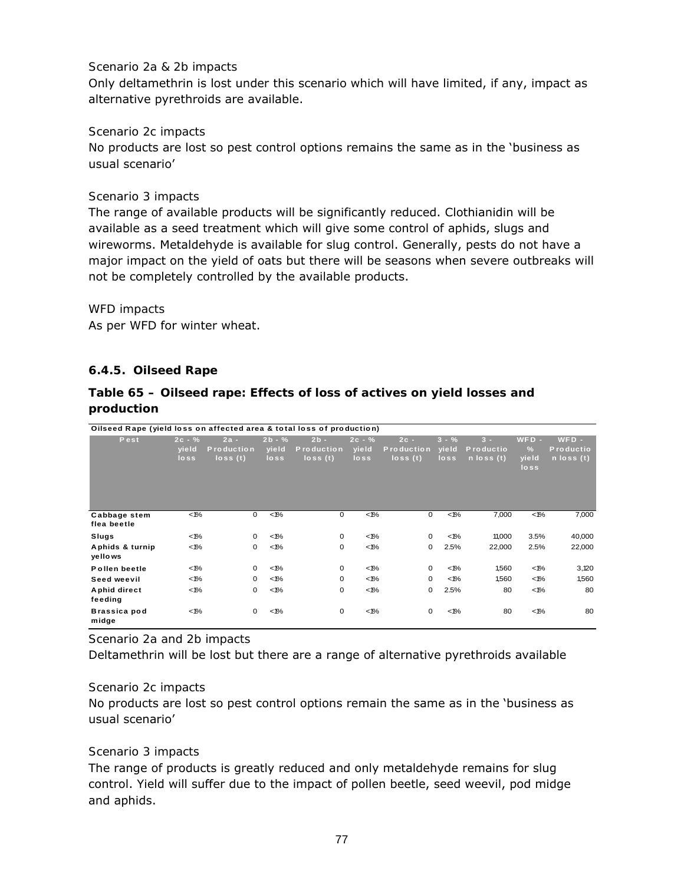Scenario 2a & 2b impacts
Only deltamethrin is lost under this scenario which will have limited, if any, impact as alternative pyrethroids are available.

Scenario 2c impacts
No products are lost so pest control options remains the same as in the 'business as usual scenario'

Scenario 3 impacts
The range of available products will be significantly reduced. Clothianidin will be available as a seed treatment which will give some control of aphids, slugs and wireworms. Metaldehyde is available for slug control. Generally, pests do not have a major impact on the yield of oats but there will be seasons when severe outbreaks will not be completely controlled by the available products.

WFD impacts
As per WFD for winter wheat.

### 6.4.5. Oilseed Rape

**Table 65 – Oilseed rape: Effects of loss of actives on yield losses and production**

Oilseed Rape (yield loss on affected area & total loss of production)

| Pest | 2c - % yield loss | 2a - Production loss (t) | 2b - % yield loss | 2b - Production loss (t) | 2c - % yield loss | 2c - Production loss (t) | 3 - % yield loss | 3 - Production loss (t) | WFD - % yield loss | WFD - Production loss (t) |
|---|---|---|---|---|---|---|---|---|---|---|
| Cabbage stem flea beetle | <1% | 0 | <1% | 0 | <1% | 0 | <1% | 7,000 | <1% | 7,000 |
| Slugs | <1% | 0 | <1% | 0 | <1% | 0 | <1% | 11,000 | 3.5% | 40,000 |
| Aphids & turnip yellows | <1% | 0 | <1% | 0 | <1% | 0 | 2.5% | 22,000 | 2.5% | 22,000 |
| Pollen beetle | <1% | 0 | <1% | 0 | <1% | 0 | <1% | 1,560 | <1% | 3,120 |
| Seed weevil | <1% | 0 | <1% | 0 | <1% | 0 | <1% | 1,560 | <1% | 1,560 |
| Aphid direct feeding | <1% | 0 | <1% | 0 | <1% | 0 | 2.5% | 80 | <1% | 80 |
| Brassica pod midge | <1% | 0 | <1% | 0 | <1% | 0 | <1% | 80 | <1% | 80 |

Scenario 2a and 2b impacts
Deltamethrin will be lost but there are a range of alternative pyrethroids available

Scenario 2c impacts
No products are lost so pest control options remain the same as in the 'business as usual scenario'

Scenario 3 impacts
The range of products is greatly reduced and only metaldehyde remains for slug control. Yield will suffer due to the impact of pollen beetle, seed weevil, pod midge and aphids.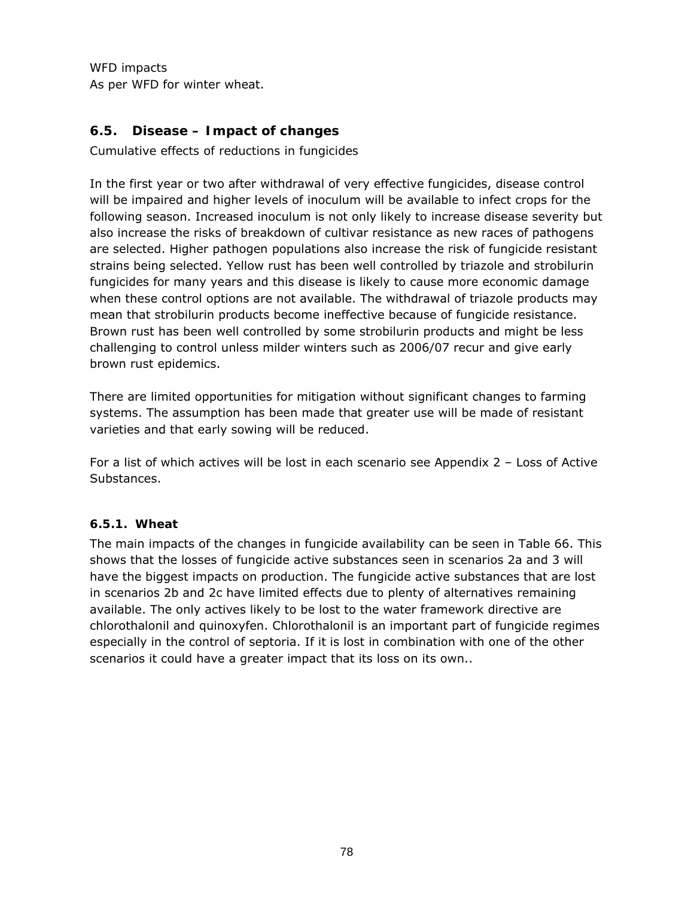WFD impacts

As per WFD for winter wheat.

## 6.5. Disease – Impact of changes

Cumulative effects of reductions in fungicides

In the first year or two after withdrawal of very effective fungicides, disease control will be impaired and higher levels of inoculum will be available to infect crops for the following season. Increased inoculum is not only likely to increase disease severity but also increase the risks of breakdown of cultivar resistance as new races of pathogens are selected. Higher pathogen populations also increase the risk of fungicide resistant strains being selected. Yellow rust has been well controlled by triazole and strobilurin fungicides for many years and this disease is likely to cause more economic damage when these control options are not available. The withdrawal of triazole products may mean that strobilurin products become ineffective because of fungicide resistance. Brown rust has been well controlled by some strobilurin products and might be less challenging to control unless milder winters such as 2006/07 recur and give early brown rust epidemics.

There are limited opportunities for mitigation without significant changes to farming systems. The assumption has been made that greater use will be made of resistant varieties and that early sowing will be reduced.

For a list of which actives will be lost in each scenario see Appendix 2 – Loss of Active Substances.

### 6.5.1. Wheat

The main impacts of the changes in fungicide availability can be seen in Table 66. This shows that the losses of fungicide active substances seen in scenarios 2a and 3 will have the biggest impacts on production. The fungicide active substances that are lost in scenarios 2b and 2c have limited effects due to plenty of alternatives remaining available. The only actives likely to be lost to the water framework directive are chlorothalonil and quinoxyfen. Chlorothalonil is an important part of fungicide regimes especially in the control of septoria. If it is lost in combination with one of the other scenarios it could have a greater impact that its loss on its own..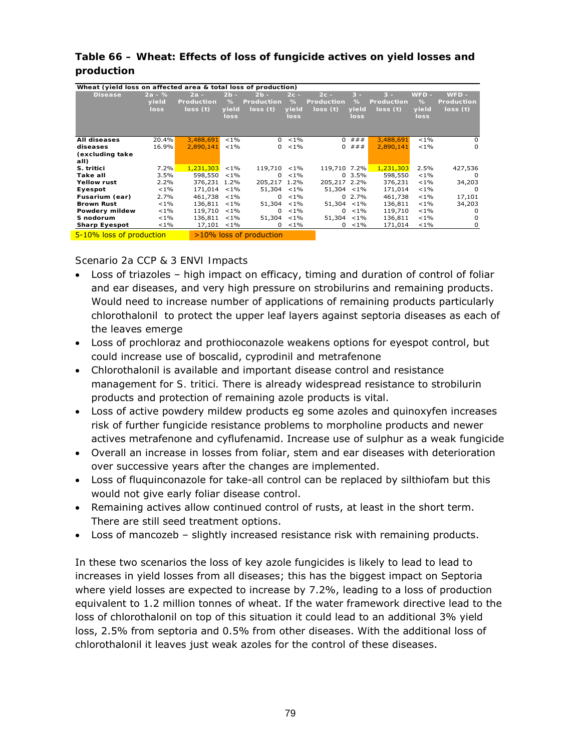**Table 66 – Wheat: Effects of loss of fungicide actives on yield losses and production**

| Wheat (yield loss on affected area & total loss of production) | | | | | | | | | | |
|---|---|---|---|---|---|---|---|---|---|---|
| Disease | 2a - % yield loss | 2a - Production loss (t) | 2b - % yield loss | 2b - Production loss (t) | 2c - % yield loss | 2c - Production loss (t) | 3 - % yield loss | 3 - Production loss (t) | WFD - % yield loss | WFD - Production loss (t) |
| All diseases | 20.4% | 3,488,691 | <1% | 0 | <1% | 0 | ### | 3,488,691 | <1% | 0 |
| diseases (excluding take all) | 16.9% | 2,890,141 | <1% | 0 | <1% | 0 | ### | 2,890,141 | <1% | 0 |
| S. tritici | 7.2% | 1,231,303 | <1% | 119,710 | <1% | 119,710 | 7.2% | 1,231,303 | 2.5% | 427,536 |
| Take all | 3.5% | 598,550 | <1% | 0 | <1% | 0 | 3.5% | 598,550 | <1% | 0 |
| Yellow rust | 2.2% | 376,231 | 1.2% | 205,217 | 1.2% | 205,217 | 2.2% | 376,231 | <1% | 34,203 |
| Eyespot | <1% | 171,014 | <1% | 51,304 | <1% | 51,304 | <1% | 171,014 | <1% | 0 |
| Fusarium (ear) | 2.7% | 461,738 | <1% | 0 | <1% | 0 | 2.7% | 461,738 | <1% | 17,101 |
| Brown Rust | <1% | 136,811 | <1% | 51,304 | <1% | 51,304 | <1% | 136,811 | <1% | 34,203 |
| Powdery mildew | <1% | 119,710 | <1% | 0 | <1% | 0 | <1% | 119,710 | <1% | 0 |
| S nodorum | <1% | 136,811 | <1% | 51,304 | <1% | 51,304 | <1% | 136,811 | <1% | 0 |
| Sharp Eyespot | <1% | 17,101 | <1% | 0 | <1% | 0 | <1% | 171,014 | <1% | 0 |

5-10% loss of production | >10% loss of production

Scenario 2a CCP & 3 ENVI Impacts

- Loss of triazoles – high impact on efficacy, timing and duration of control of foliar and ear diseases, and very high pressure on strobilurins and remaining products. Would need to increase number of applications of remaining products particularly chlorothalonil to protect the upper leaf layers against septoria diseases as each of the leaves emerge
- Loss of prochloraz and prothioconazole weakens options for eyespot control, but could increase use of boscalid, cyprodinil and metrafenone
- Chlorothalonil is available and important disease control and resistance management for S. tritici. There is already widespread resistance to strobilurin products and protection of remaining azole products is vital.
- Loss of active powdery mildew products eg some azoles and quinoxyfen increases risk of further fungicide resistance problems to morpholine products and newer actives metrafenone and cyflufenamid. Increase use of sulphur as a weak fungicide
- Overall an increase in losses from foliar, stem and ear diseases with deterioration over successive years after the changes are implemented.
- Loss of fluquinconazole for take-all control can be replaced by silthiofam but this would not give early foliar disease control.
- Remaining actives allow continued control of rusts, at least in the short term. There are still seed treatment options.
- Loss of mancozeb – slightly increased resistance risk with remaining products.

In these two scenarios the loss of key azole fungicides is likely to lead to lead to increases in yield losses from all diseases; this has the biggest impact on Septoria where yield losses are expected to increase by 7.2%, leading to a loss of production equivalent to 1.2 million tonnes of wheat. If the water framework directive lead to the loss of chlorothalonil on top of this situation it could lead to an additional 3% yield loss, 2.5% from septoria and 0.5% from other diseases. With the additional loss of chlorothalonil it leaves just weak azoles for the control of these diseases.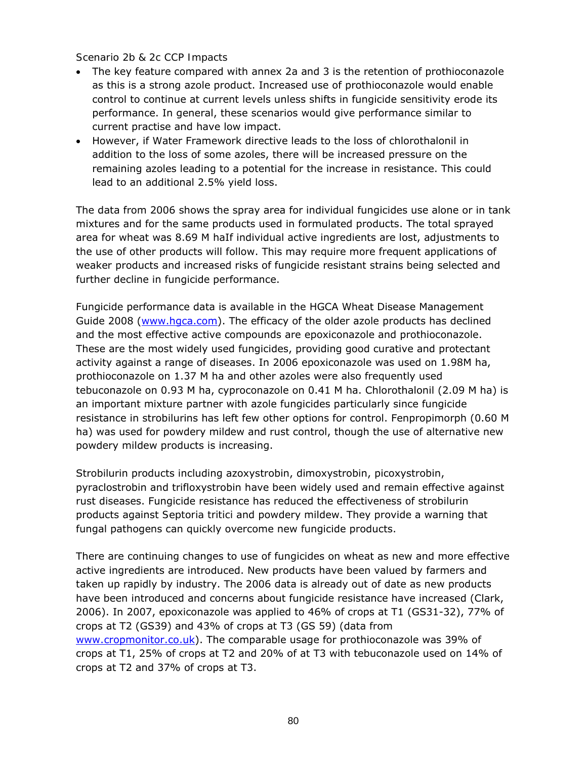Scenario 2b & 2c CCP Impacts

- The key feature compared with annex 2a and 3 is the retention of prothioconazole as this is a strong azole product. Increased use of prothioconazole would enable control to continue at current levels unless shifts in fungicide sensitivity erode its performance. In general, these scenarios would give performance similar to current practise and have low impact.
- However, if Water Framework directive leads to the loss of chlorothalonil in addition to the loss of some azoles, there will be increased pressure on the remaining azoles leading to a potential for the increase in resistance. This could lead to an additional 2.5% yield loss.

The data from 2006 shows the spray area for individual fungicides use alone or in tank mixtures and for the same products used in formulated products. The total sprayed area for wheat was 8.69 M haIf individual active ingredients are lost, adjustments to the use of other products will follow. This may require more frequent applications of weaker products and increased risks of fungicide resistant strains being selected and further decline in fungicide performance.

Fungicide performance data is available in the HGCA Wheat Disease Management Guide 2008 ([www.hgca.com](www.hgca.com)). The efficacy of the older azole products has declined and the most effective active compounds are epoxiconazole and prothioconazole. These are the most widely used fungicides, providing good curative and protectant activity against a range of diseases. In 2006 epoxiconazole was used on 1.98M ha, prothioconazole on 1.37 M ha and other azoles were also frequently used tebuconazole on 0.93 M ha, cyproconazole on 0.41 M ha. Chlorothalonil (2.09 M ha) is an important mixture partner with azole fungicides particularly since fungicide resistance in strobilurins has left few other options for control. Fenpropimorph (0.60 M ha) was used for powdery mildew and rust control, though the use of alternative new powdery mildew products is increasing.

Strobilurin products including azoxystrobin, dimoxystrobin, picoxystrobin, pyraclostrobin and trifloxystrobin have been widely used and remain effective against rust diseases. Fungicide resistance has reduced the effectiveness of strobilurin products against Septoria tritici and powdery mildew. They provide a warning that fungal pathogens can quickly overcome new fungicide products.

There are continuing changes to use of fungicides on wheat as new and more effective active ingredients are introduced. New products have been valued by farmers and taken up rapidly by industry. The 2006 data is already out of date as new products have been introduced and concerns about fungicide resistance have increased (Clark, 2006). In 2007, epoxiconazole was applied to 46% of crops at T1 (GS31-32), 77% of crops at T2 (GS39) and 43% of crops at T3 (GS 59) (data from [www.cropmonitor.co.uk](www.cropmonitor.co.uk)). The comparable usage for prothioconazole was 39% of crops at T1, 25% of crops at T2 and 20% of at T3 with tebuconazole used on 14% of crops at T2 and 37% of crops at T3.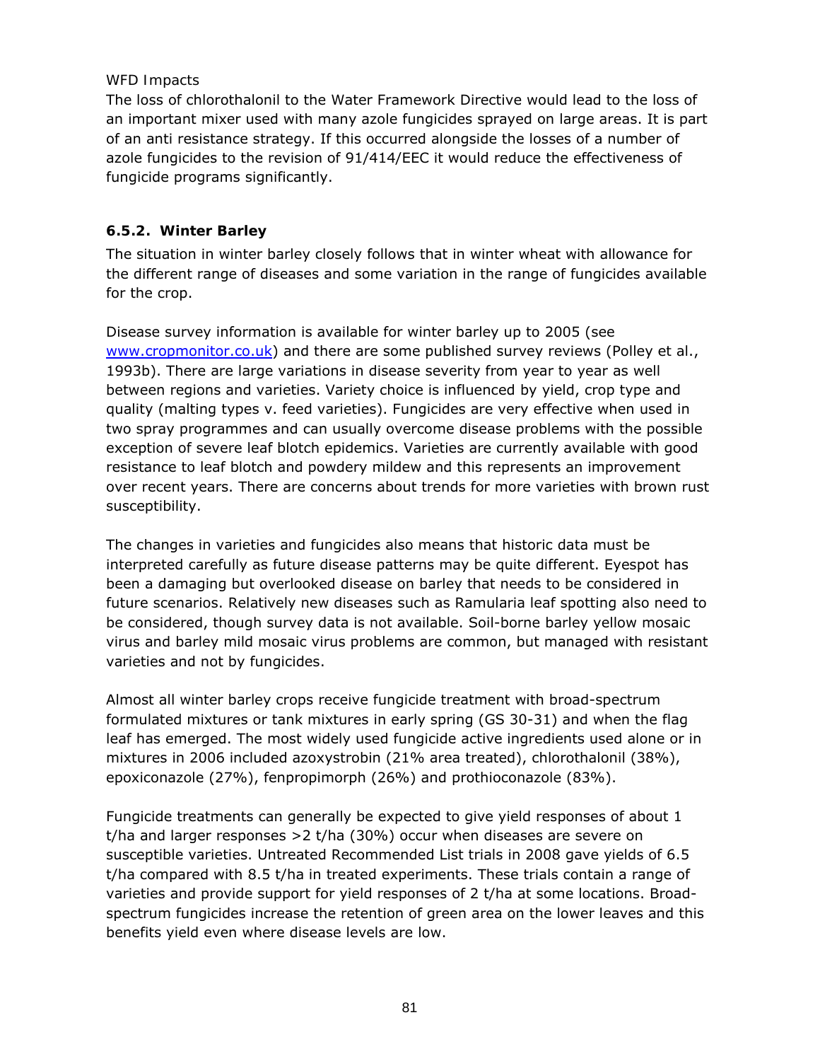*WFD Impacts*

The loss of chlorothalonil to the Water Framework Directive would lead to the loss of an important mixer used with many azole fungicides sprayed on large areas. It is part of an anti resistance strategy. If this occurred alongside the losses of a number of azole fungicides to the revision of 91/414/EEC it would reduce the effectiveness of fungicide programs significantly.

### 6.5.2. Winter Barley

The situation in winter barley closely follows that in winter wheat with allowance for the different range of diseases and some variation in the range of fungicides available for the crop.

Disease survey information is available for winter barley up to 2005 (see [www.cropmonitor.co.uk](http://www.cropmonitor.co.uk)) and there are some published survey reviews (Polley et al., 1993b). There are large variations in disease severity from year to year as well between regions and varieties. Variety choice is influenced by yield, crop type and quality (malting types v. feed varieties). Fungicides are very effective when used in two spray programmes and can usually overcome disease problems with the possible exception of severe leaf blotch epidemics. Varieties are currently available with good resistance to leaf blotch and powdery mildew and this represents an improvement over recent years. There are concerns about trends for more varieties with brown rust susceptibility.

The changes in varieties and fungicides also means that historic data must be interpreted carefully as future disease patterns may be quite different. Eyespot has been a damaging but overlooked disease on barley that needs to be considered in future scenarios. Relatively new diseases such as Ramularia leaf spotting also need to be considered, though survey data is not available. Soil-borne barley yellow mosaic virus and barley mild mosaic virus problems are common, but managed with resistant varieties and not by fungicides.

Almost all winter barley crops receive fungicide treatment with broad-spectrum formulated mixtures or tank mixtures in early spring (GS 30-31) and when the flag leaf has emerged. The most widely used fungicide active ingredients used alone or in mixtures in 2006 included azoxystrobin (21% area treated), chlorothalonil (38%), epoxiconazole (27%), fenpropimorph (26%) and prothioconazole (83%).

Fungicide treatments can generally be expected to give yield responses of about 1 t/ha and larger responses >2 t/ha (30%) occur when diseases are severe on susceptible varieties. Untreated Recommended List trials in 2008 gave yields of 6.5 t/ha compared with 8.5 t/ha in treated experiments. These trials contain a range of varieties and provide support for yield responses of 2 t/ha at some locations. Broad-spectrum fungicides increase the retention of green area on the lower leaves and this benefits yield even where disease levels are low.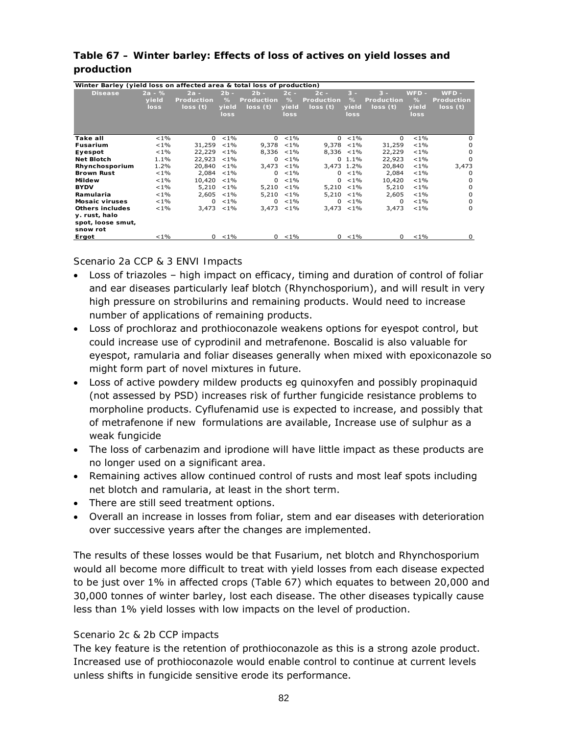**Table 67 – Winter barley: Effects of loss of actives on yield losses and production**

| Winter Barley (yield loss on affected area & total loss of production) | | | | | | | | | | |
|---|---|---|---|---|---|---|---|---|---|---|
| Disease | 2a - % yield loss | 2a - Production loss (t) | 2b - % yield loss | 2b - Production loss (t) | 2c - % yield loss | 2c - Production loss (t) | 3 - % yield loss | 3 - Production loss (t) | WFD - % yield loss | WFD - Production loss (t) |
| Take all | <1% | 0 | <1% | 0 | <1% | 0 | <1% | 0 | <1% | 0 |
| Fusarium | <1% | 31,259 | <1% | 9,378 | <1% | 9,378 | <1% | 31,259 | <1% | 0 |
| Eyespot | <1% | 22,229 | <1% | 8,336 | <1% | 8,336 | <1% | 22,229 | <1% | 0 |
| Net Blotch | 1.1% | 22,923 | <1% | 0 | <1% | 0 | 1.1% | 22,923 | <1% | 0 |
| Rhynchosporium | 1.2% | 20,840 | <1% | 3,473 | <1% | 3,473 | 1.2% | 20,840 | <1% | 3,473 |
| Brown Rust | <1% | 2,084 | <1% | 0 | <1% | 0 | <1% | 2,084 | <1% | 0 |
| Mildew | <1% | 10,420 | <1% | 0 | <1% | 0 | <1% | 10,420 | <1% | 0 |
| BYDV | <1% | 5,210 | <1% | 5,210 | <1% | 5,210 | <1% | 5,210 | <1% | 0 |
| Ramularia | <1% | 2,605 | <1% | 5,210 | <1% | 5,210 | <1% | 2,605 | <1% | 0 |
| Mosaic viruses | <1% | 0 | <1% | 0 | <1% | 0 | <1% | 0 | <1% | 0 |
| Others includes y. rust, halo spot, loose smut, snow rot | <1% | 3,473 | <1% | 3,473 | <1% | 3,473 | <1% | 3,473 | <1% | 0 |
| Ergot | <1% | 0 | <1% | 0 | <1% | 0 | <1% | 0 | <1% | 0 |

Scenario 2a CCP & 3 ENVI Impacts

- Loss of triazoles – high impact on efficacy, timing and duration of control of foliar and ear diseases particularly leaf blotch (Rhynchosporium), and will result in very high pressure on strobilurins and remaining products. Would need to increase number of applications of remaining products.
- Loss of prochloraz and prothioconazole weakens options for eyespot control, but could increase use of cyprodinil and metrafenone. Boscalid is also valuable for eyespot, ramularia and foliar diseases generally when mixed with epoxiconazole so might form part of novel mixtures in future.
- Loss of active powdery mildew products eg quinoxyfen and possibly propinaquid (not assessed by PSD) increases risk of further fungicide resistance problems to morpholine products. Cyflufenamid use is expected to increase, and possibly that of metrafenone if new formulations are available, Increase use of sulphur as a weak fungicide
- The loss of carbenazim and iprodione will have little impact as these products are no longer used on a significant area.
- Remaining actives allow continued control of rusts and most leaf spots including net blotch and ramularia, at least in the short term.
- There are still seed treatment options.
- Overall an increase in losses from foliar, stem and ear diseases with deterioration over successive years after the changes are implemented.

The results of these losses would be that Fusarium, net blotch and Rhynchosporium would all become more difficult to treat with yield losses from each disease expected to be just over 1% in affected crops (Table 67) which equates to between 20,000 and 30,000 tonnes of winter barley, lost each disease. The other diseases typically cause less than 1% yield losses with low impacts on the level of production.

Scenario 2c & 2b CCP impacts

The key feature is the retention of prothioconazole as this is a strong azole product. Increased use of prothioconazole would enable control to continue at current levels unless shifts in fungicide sensitive erode its performance.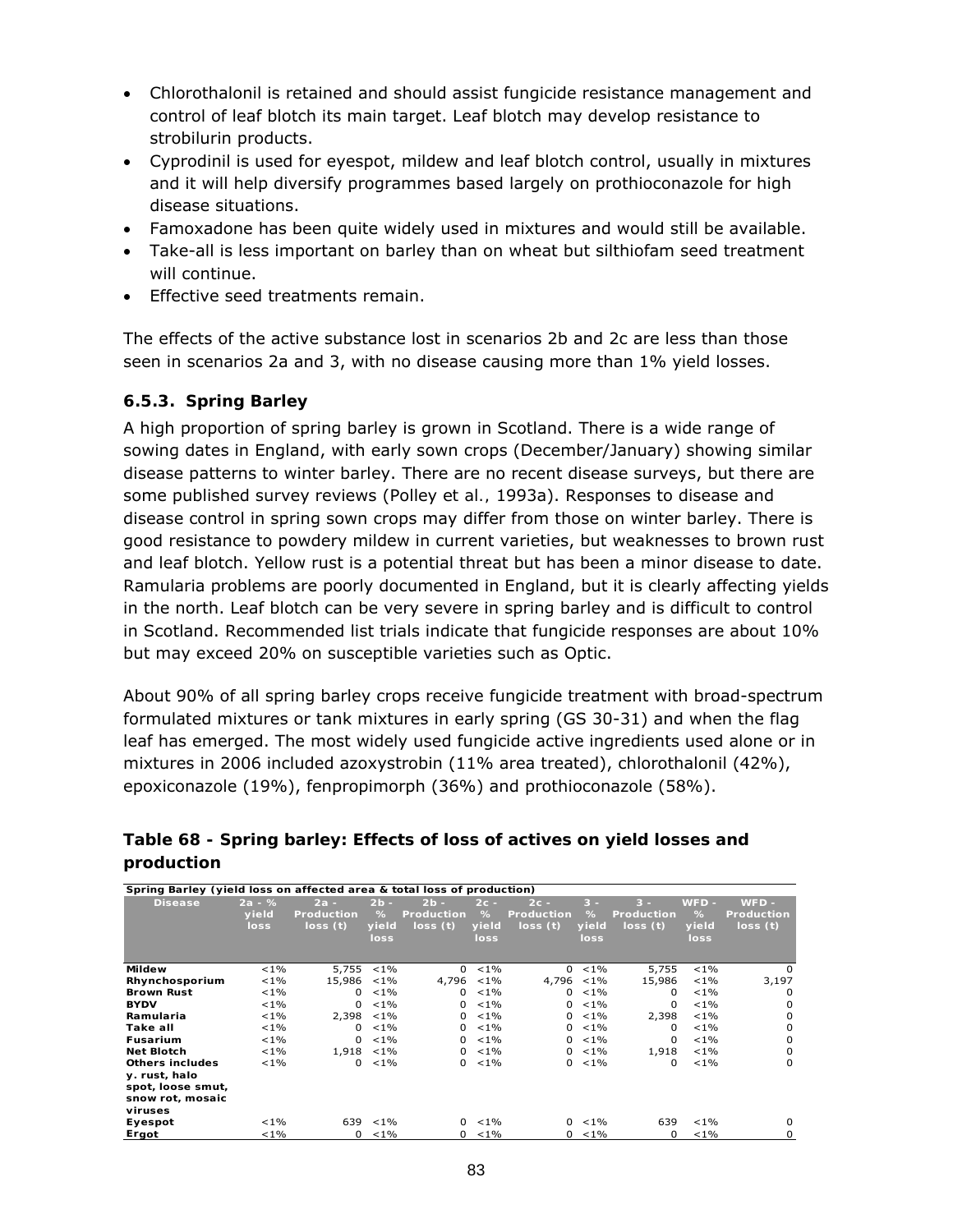- Chlorothalonil is retained and should assist fungicide resistance management and control of leaf blotch its main target. Leaf blotch may develop resistance to strobilurin products.
- Cyprodinil is used for eyespot, mildew and leaf blotch control, usually in mixtures and it will help diversify programmes based largely on prothioconazole for high disease situations.
- Famoxadone has been quite widely used in mixtures and would still be available.
- Take-all is less important on barley than on wheat but silthiofam seed treatment will continue.
- Effective seed treatments remain.

The effects of the active substance lost in scenarios 2b and 2c are less than those seen in scenarios 2a and 3, with no disease causing more than 1% yield losses.

### 6.5.3. Spring Barley

A high proportion of spring barley is grown in Scotland. There is a wide range of sowing dates in England, with early sown crops (December/January) showing similar disease patterns to winter barley. There are no recent disease surveys, but there are some published survey reviews (Polley et al., 1993a). Responses to disease and disease control in spring sown crops may differ from those on winter barley. There is good resistance to powdery mildew in current varieties, but weaknesses to brown rust and leaf blotch. Yellow rust is a potential threat but has been a minor disease to date. Ramularia problems are poorly documented in England, but it is clearly affecting yields in the north. Leaf blotch can be very severe in spring barley and is difficult to control in Scotland. Recommended list trials indicate that fungicide responses are about 10% but may exceed 20% on susceptible varieties such as Optic.

About 90% of all spring barley crops receive fungicide treatment with broad-spectrum formulated mixtures or tank mixtures in early spring (GS 30-31) and when the flag leaf has emerged. The most widely used fungicide active ingredients used alone or in mixtures in 2006 included azoxystrobin (11% area treated), chlorothalonil (42%), epoxiconazole (19%), fenpropimorph (36%) and prothioconazole (58%).

**Table 68 - Spring barley: Effects of loss of actives on yield losses and production**

Spring Barley (yield loss on affected area & total loss of production)

| Disease | 2a - % yield loss | 2a - Production loss (t) | 2b - % yield loss | 2b - Production loss (t) | 2c - % yield loss | 2c - Production loss (t) | 3 - % yield loss | 3 - Production loss (t) | WFD - % yield loss | WFD - Production loss (t) |
|---|---|---|---|---|---|---|---|---|---|---|
| Mildew | <1% | 5,755 | <1% | 0 | <1% | 0 | <1% | 5,755 | <1% | 0 |
| Rhynchosporium | <1% | 15,986 | <1% | 4,796 | <1% | 4,796 | <1% | 15,986 | <1% | 3,197 |
| Brown Rust | <1% | 0 | <1% | 0 | <1% | 0 | <1% | 0 | <1% | 0 |
| BYDV | <1% | 0 | <1% | 0 | <1% | 0 | <1% | 0 | <1% | 0 |
| Ramularia | <1% | 2,398 | <1% | 0 | <1% | 0 | <1% | 2,398 | <1% | 0 |
| Take all | <1% | 0 | <1% | 0 | <1% | 0 | <1% | 0 | <1% | 0 |
| Fusarium | <1% | 0 | <1% | 0 | <1% | 0 | <1% | 0 | <1% | 0 |
| Net Blotch | <1% | 1,918 | <1% | 0 | <1% | 0 | <1% | 1,918 | <1% | 0 |
| Others includes y. rust, halo spot, loose smut, snow rot, mosaic viruses | <1% | 0 | <1% | 0 | <1% | 0 | <1% | 0 | <1% | 0 |
| Eyespot | <1% | 639 | <1% | 0 | <1% | 0 | <1% | 639 | <1% | 0 |
| Ergot | <1% | 0 | <1% | 0 | <1% | 0 | <1% | 0 | <1% | 0 |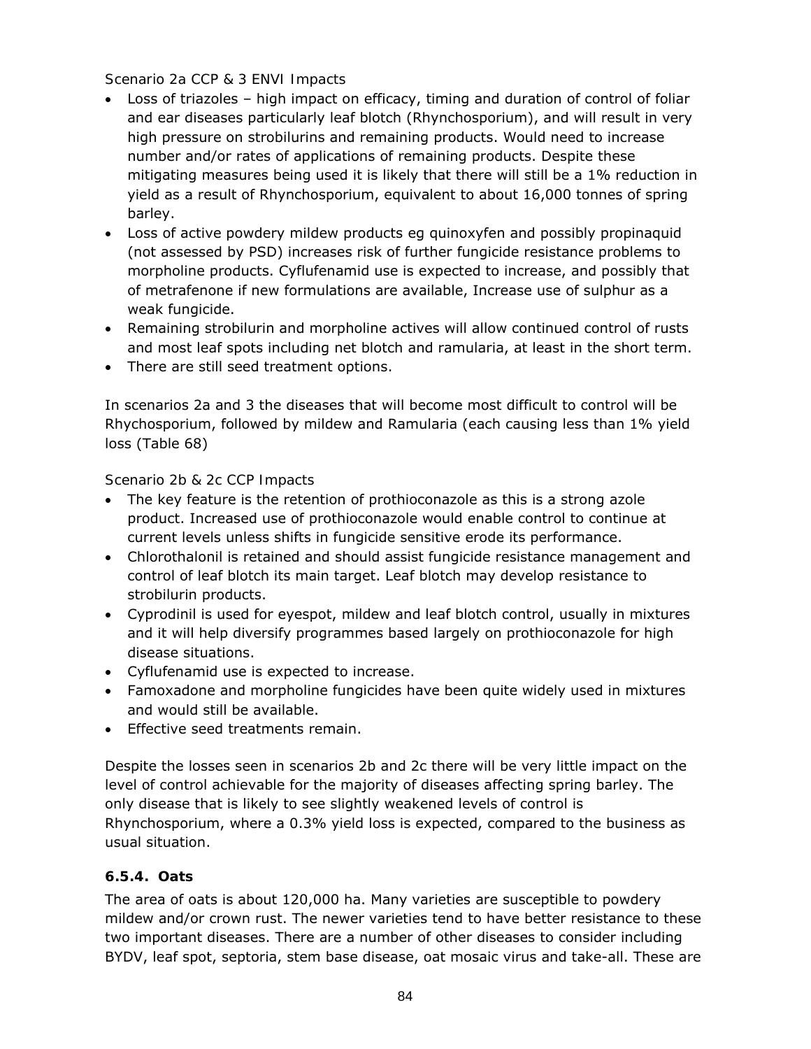Scenario 2a CCP & 3 ENVI Impacts

- Loss of triazoles – high impact on efficacy, timing and duration of control of foliar and ear diseases particularly leaf blotch (Rhynchosporium), and will result in very high pressure on strobilurins and remaining products. Would need to increase number and/or rates of applications of remaining products. Despite these mitigating measures being used it is likely that there will still be a 1% reduction in yield as a result of Rhynchosporium, equivalent to about 16,000 tonnes of spring barley.
- Loss of active powdery mildew products eg quinoxyfen and possibly propinaquid (not assessed by PSD) increases risk of further fungicide resistance problems to morpholine products. Cyflufenamid use is expected to increase, and possibly that of metrafenone if new formulations are available, Increase use of sulphur as a weak fungicide.
- Remaining strobilurin and morpholine actives will allow continued control of rusts and most leaf spots including net blotch and ramularia, at least in the short term.
- There are still seed treatment options.

In scenarios 2a and 3 the diseases that will become most difficult to control will be Rhychosporium, followed by mildew and Ramularia (each causing less than 1% yield loss (Table 68)

Scenario 2b & 2c CCP Impacts

- The key feature is the retention of prothioconazole as this is a strong azole product. Increased use of prothioconazole would enable control to continue at current levels unless shifts in fungicide sensitive erode its performance.
- Chlorothalonil is retained and should assist fungicide resistance management and control of leaf blotch its main target. Leaf blotch may develop resistance to strobilurin products.
- Cyprodinil is used for eyespot, mildew and leaf blotch control, usually in mixtures and it will help diversify programmes based largely on prothioconazole for high disease situations.
- Cyflufenamid use is expected to increase.
- Famoxadone and morpholine fungicides have been quite widely used in mixtures and would still be available.
- Effective seed treatments remain.

Despite the losses seen in scenarios 2b and 2c there will be very little impact on the level of control achievable for the majority of diseases affecting spring barley. The only disease that is likely to see slightly weakened levels of control is Rhynchosporium, where a 0.3% yield loss is expected, compared to the business as usual situation.

### 6.5.4. Oats

The area of oats is about 120,000 ha. Many varieties are susceptible to powdery mildew and/or crown rust. The newer varieties tend to have better resistance to these two important diseases. There are a number of other diseases to consider including BYDV, leaf spot, septoria, stem base disease, oat mosaic virus and take-all. These are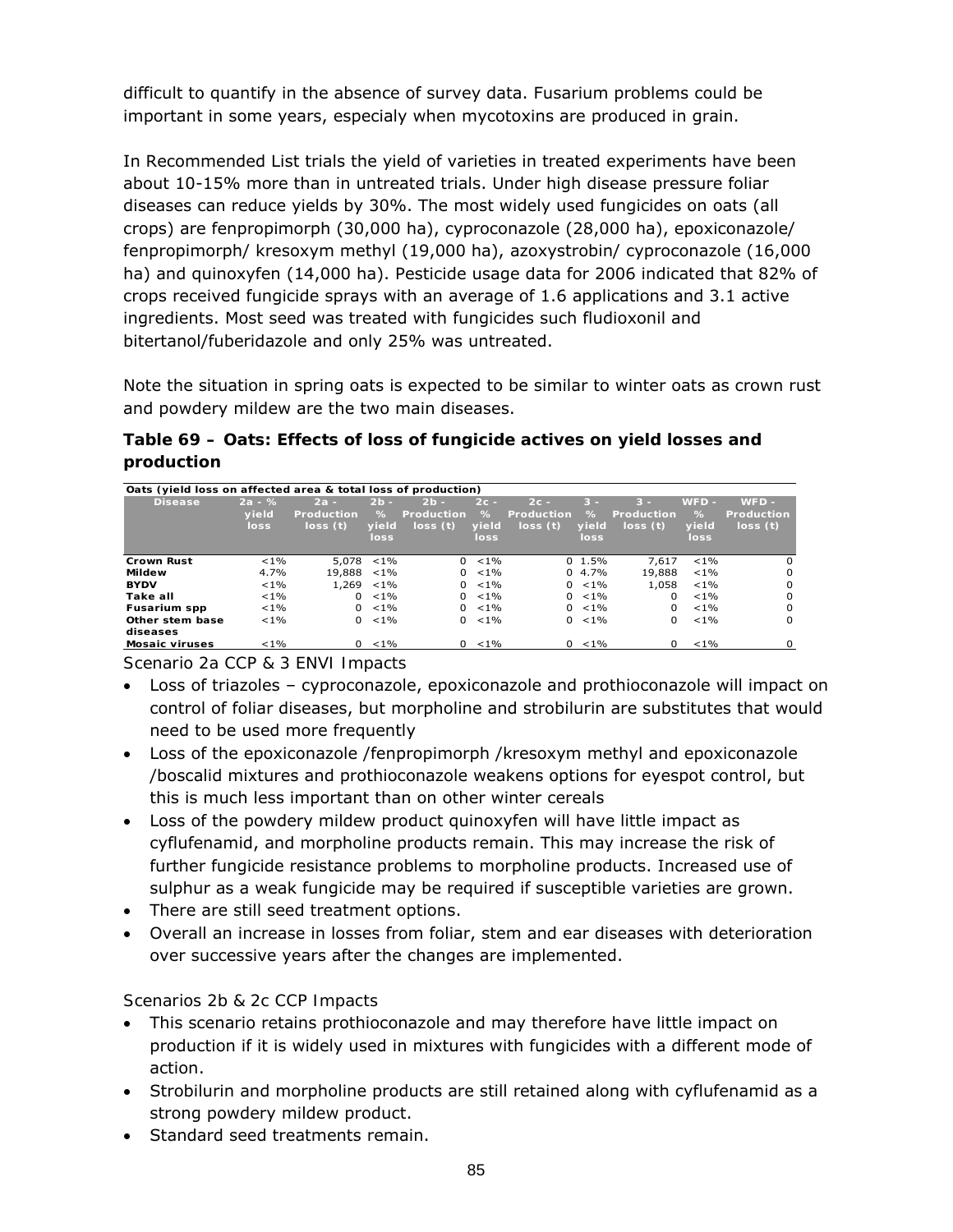difficult to quantify in the absence of survey data. Fusarium problems could be important in some years, especialy when mycotoxins are produced in grain.

In Recommended List trials the yield of varieties in treated experiments have been about 10-15% more than in untreated trials. Under high disease pressure foliar diseases can reduce yields by 30%. The most widely used fungicides on oats (all crops) are fenpropimorph (30,000 ha), cyproconazole (28,000 ha), epoxiconazole/ fenpropimorph/ kresoxym methyl (19,000 ha), azoxystrobin/ cyproconazole (16,000 ha) and quinoxyfen (14,000 ha). Pesticide usage data for 2006 indicated that 82% of crops received fungicide sprays with an average of 1.6 applications and 3.1 active ingredients. Most seed was treated with fungicides such fludioxonil and bitertanol/fuberidazole and only 25% was untreated.

Note the situation in spring oats is expected to be similar to winter oats as crown rust and powdery mildew are the two main diseases.

**Table 69 – Oats: Effects of loss of fungicide actives on yield losses and production**

| Oats (yield loss on affected area & total loss of production) | | | | | | | | | | |
|---|---|---|---|---|---|---|---|---|---|---|
| Disease | 2a - % yield loss | 2a - Production loss (t) | 2b - % yield loss | 2b - Production loss (t) | 2c - % yield loss | 2c - Production loss (t) | 3 - % yield loss | 3 - Production loss (t) | WFD - % yield loss | WFD - Production loss (t) |
| Crown Rust | <1% | 5,078 | <1% | 0 | <1% | 0 | 1.5% | 7,617 | <1% | 0 |
| Mildew | 4.7% | 19,888 | <1% | 0 | <1% | 0 | 4.7% | 19,888 | <1% | 0 |
| BYDV | <1% | 1,269 | <1% | 0 | <1% | 0 | <1% | 1,058 | <1% | 0 |
| Take all | <1% | 0 | <1% | 0 | <1% | 0 | <1% | 0 | <1% | 0 |
| Fusarium spp | <1% | 0 | <1% | 0 | <1% | 0 | <1% | 0 | <1% | 0 |
| Other stem base diseases | <1% | 0 | <1% | 0 | <1% | 0 | <1% | 0 | <1% | 0 |
| Mosaic viruses | <1% | 0 | <1% | 0 | <1% | 0 | <1% | 0 | <1% | 0 |

Scenario 2a CCP & 3 ENVI Impacts

- Loss of triazoles – cyproconazole, epoxiconazole and prothioconazole will impact on control of foliar diseases, but morpholine and strobilurin are substitutes that would need to be used more frequently
- Loss of the epoxiconazole /fenpropimorph /kresoxym methyl and epoxiconazole /boscalid mixtures and prothioconazole weakens options for eyespot control, but this is much less important than on other winter cereals
- Loss of the powdery mildew product quinoxyfen will have little impact as cyflufenamid, and morpholine products remain. This may increase the risk of further fungicide resistance problems to morpholine products. Increased use of sulphur as a weak fungicide may be required if susceptible varieties are grown.
- There are still seed treatment options.
- Overall an increase in losses from foliar, stem and ear diseases with deterioration over successive years after the changes are implemented.

Scenarios 2b & 2c CCP Impacts

- This scenario retains prothioconazole and may therefore have little impact on production if it is widely used in mixtures with fungicides with a different mode of action.
- Strobilurin and morpholine products are still retained along with cyflufenamid as a strong powdery mildew product.
- Standard seed treatments remain.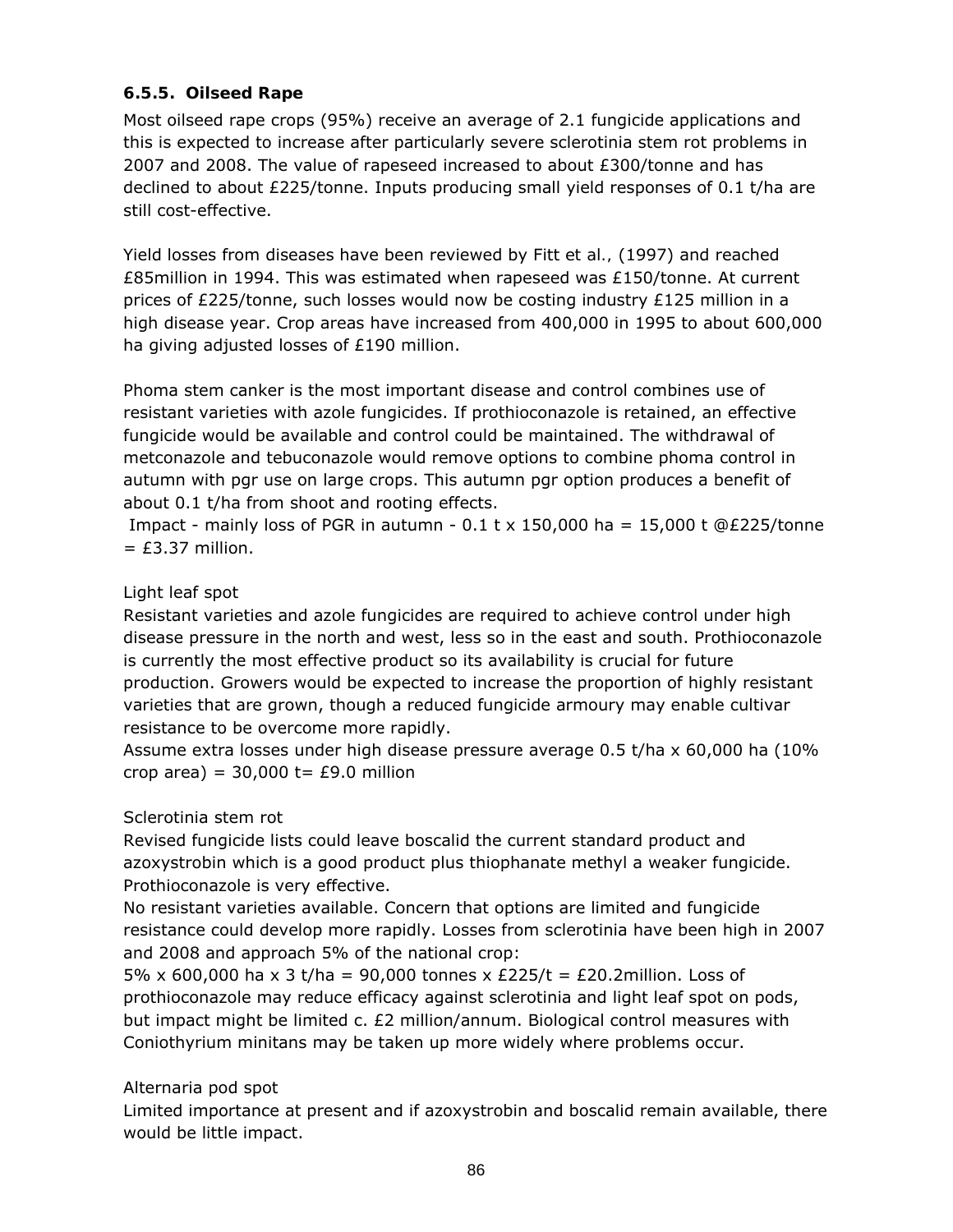### 6.5.5. Oilseed Rape

Most oilseed rape crops (95%) receive an average of 2.1 fungicide applications and this is expected to increase after particularly severe sclerotinia stem rot problems in 2007 and 2008. The value of rapeseed increased to about £300/tonne and has declined to about £225/tonne. Inputs producing small yield responses of 0.1 t/ha are still cost-effective.

Yield losses from diseases have been reviewed by Fitt et al., (1997) and reached £85million in 1994. This was estimated when rapeseed was £150/tonne. At current prices of £225/tonne, such losses would now be costing industry £125 million in a high disease year. Crop areas have increased from 400,000 in 1995 to about 600,000 ha giving adjusted losses of £190 million.

Phoma stem canker is the most important disease and control combines use of resistant varieties with azole fungicides. If prothioconazole is retained, an effective fungicide would be available and control could be maintained. The withdrawal of metconazole and tebuconazole would remove options to combine phoma control in autumn with pgr use on large crops. This autumn pgr option produces a benefit of about 0.1 t/ha from shoot and rooting effects.

Impact - mainly loss of PGR in autumn - 0.1 t x 150,000 ha = 15,000 t @£225/tonne = £3.37 million.

Light leaf spot

Resistant varieties and azole fungicides are required to achieve control under high disease pressure in the north and west, less so in the east and south. Prothioconazole is currently the most effective product so its availability is crucial for future production. Growers would be expected to increase the proportion of highly resistant varieties that are grown, though a reduced fungicide armoury may enable cultivar resistance to be overcome more rapidly.

Assume extra losses under high disease pressure average 0.5 t/ha x 60,000 ha (10% crop area) = 30,000 t= £9.0 million

Sclerotinia stem rot

Revised fungicide lists could leave boscalid the current standard product and azoxystrobin which is a good product plus thiophanate methyl a weaker fungicide. Prothioconazole is very effective.

No resistant varieties available. Concern that options are limited and fungicide resistance could develop more rapidly. Losses from sclerotinia have been high in 2007 and 2008 and approach 5% of the national crop:

5% x 600,000 ha x 3 t/ha = 90,000 tonnes x £225/t = £20.2million. Loss of prothioconazole may reduce efficacy against sclerotinia and light leaf spot on pods, but impact might be limited c. £2 million/annum. Biological control measures with Coniothyrium minitans may be taken up more widely where problems occur.

Alternaria pod spot

Limited importance at present and if azoxystrobin and boscalid remain available, there would be little impact.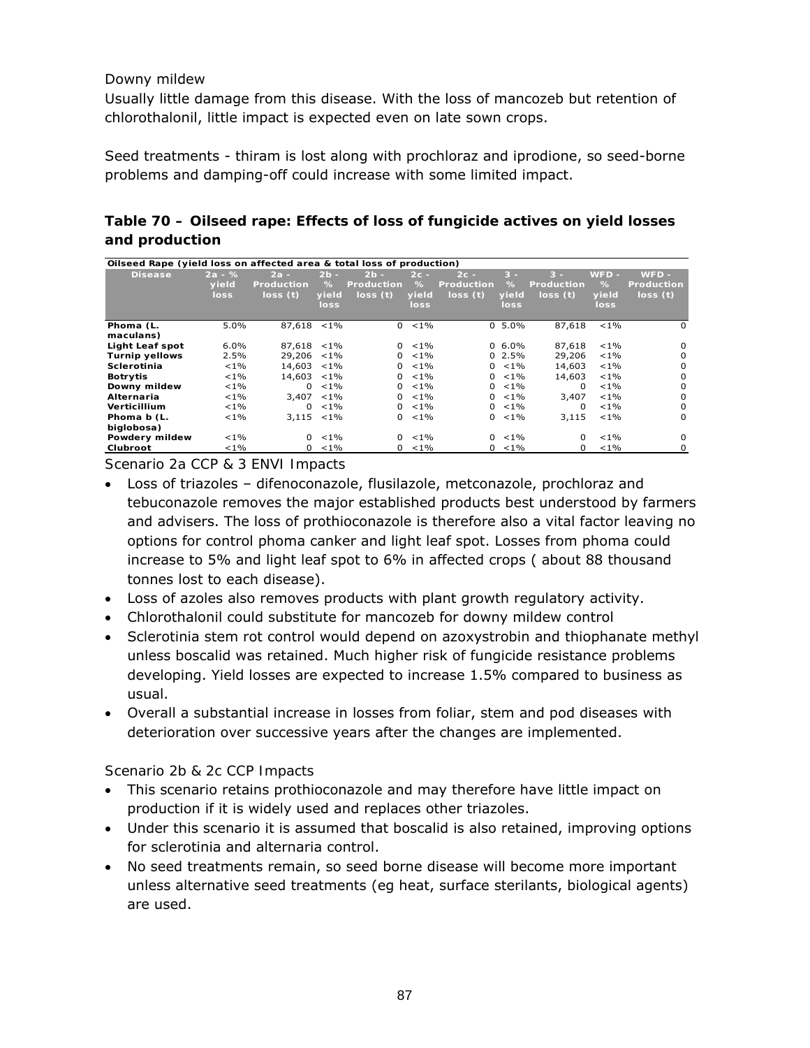Downy mildew

Usually little damage from this disease. With the loss of mancozeb but retention of chlorothalonil, little impact is expected even on late sown crops.

Seed treatments - thiram is lost along with prochloraz and iprodione, so seed-borne problems and damping-off could increase with some limited impact.

**Table 70 – Oilseed rape: Effects of loss of fungicide actives on yield losses and production**

| Oilseed Rape (yield loss on affected area & total loss of production) | | | | | | | | | | |
|---|---|---|---|---|---|---|---|---|---|---|
| **Disease** | **2a - % yield loss** | **2a - Production loss (t)** | **2b - % yield loss** | **2b - Production loss (t)** | **2c - % yield loss** | **2c - Production loss (t)** | **3 - % yield loss** | **3 - Production loss (t)** | **WFD - % yield loss** | **WFD - Production loss (t)** |
| **Phoma (L. maculans)** | 5.0% | 87,618 | <1% | 0 | <1% | 0 | 5.0% | 87,618 | <1% | 0 |
| **Light Leaf spot** | 6.0% | 87,618 | <1% | 0 | <1% | 0 | 6.0% | 87,618 | <1% | 0 |
| **Turnip yellows** | 2.5% | 29,206 | <1% | 0 | <1% | 0 | 2.5% | 29,206 | <1% | 0 |
| **Sclerotinia** | <1% | 14,603 | <1% | 0 | <1% | 0 | <1% | 14,603 | <1% | 0 |
| **Botrytis** | <1% | 14,603 | <1% | 0 | <1% | 0 | <1% | 14,603 | <1% | 0 |
| **Downy mildew** | <1% | 0 | <1% | 0 | <1% | 0 | <1% | 0 | <1% | 0 |
| **Alternaria** | <1% | 3,407 | <1% | 0 | <1% | 0 | <1% | 3,407 | <1% | 0 |
| **Verticillium** | <1% | 0 | <1% | 0 | <1% | 0 | <1% | 0 | <1% | 0 |
| **Phoma b (L. biglobosa)** | <1% | 3,115 | <1% | 0 | <1% | 0 | <1% | 3,115 | <1% | 0 |
| **Powdery mildew** | <1% | 0 | <1% | 0 | <1% | 0 | <1% | 0 | <1% | 0 |
| **Clubroot** | <1% | 0 | <1% | 0 | <1% | 0 | <1% | 0 | <1% | 0 |

Scenario 2a CCP & 3 ENVI Impacts

- Loss of triazoles – difenoconazole, flusilazole, metconazole, prochloraz and tebuconazole removes the major established products best understood by farmers and advisers. The loss of prothioconazole is therefore also a vital factor leaving no options for control phoma canker and light leaf spot. Losses from phoma could increase to 5% and light leaf spot to 6% in affected crops ( about 88 thousand tonnes lost to each disease).
- Loss of azoles also removes products with plant growth regulatory activity.
- Chlorothalonil could substitute for mancozeb for downy mildew control
- Sclerotinia stem rot control would depend on azoxystrobin and thiophanate methyl unless boscalid was retained. Much higher risk of fungicide resistance problems developing. Yield losses are expected to increase 1.5% compared to business as usual.
- Overall a substantial increase in losses from foliar, stem and pod diseases with deterioration over successive years after the changes are implemented.

Scenario 2b & 2c CCP Impacts

- This scenario retains prothioconazole and may therefore have little impact on production if it is widely used and replaces other triazoles.
- Under this scenario it is assumed that boscalid is also retained, improving options for sclerotinia and alternaria control.
- No seed treatments remain, so seed borne disease will become more important unless alternative seed treatments (eg heat, surface sterilants, biological agents) are used.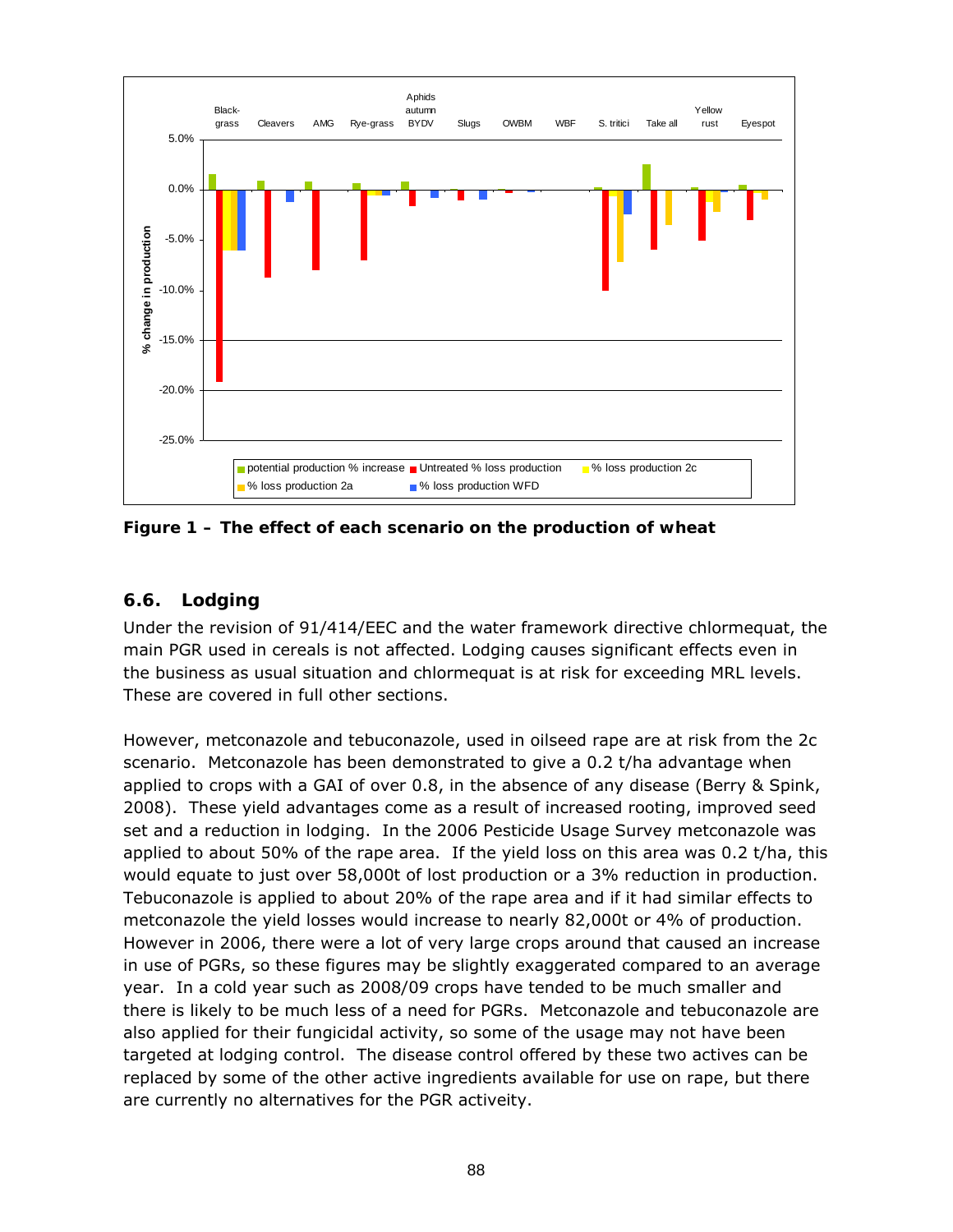**Figure 1 – The effect of each scenario on the production of wheat**

## 6.6. Lodging

Under the revision of 91/414/EEC and the water framework directive chlormequat, the main PGR used in cereals is not affected. Lodging causes significant effects even in the business as usual situation and chlormequat is at risk for exceeding MRL levels. These are covered in full other sections.

However, metconazole and tebuconazole, used in oilseed rape are at risk from the 2c scenario. Metconazole has been demonstrated to give a 0.2 t/ha advantage when applied to crops with a GAI of over 0.8, in the absence of any disease (Berry & Spink, 2008). These yield advantages come as a result of increased rooting, improved seed set and a reduction in lodging. In the 2006 Pesticide Usage Survey metconazole was applied to about 50% of the rape area. If the yield loss on this area was 0.2 t/ha, this would equate to just over 58,000t of lost production or a 3% reduction in production. Tebuconazole is applied to about 20% of the rape area and if it had similar effects to metconazole the yield losses would increase to nearly 82,000t or 4% of production. However in 2006, there were a lot of very large crops around that caused an increase in use of PGRs, so these figures may be slightly exaggerated compared to an average year. In a cold year such as 2008/09 crops have tended to be much smaller and there is likely to be much less of a need for PGRs. Metconazole and tebuconazole are also applied for their fungicidal activity, so some of the usage may not have been targeted at lodging control. The disease control offered by these two actives can be replaced by some of the other active ingredients available for use on rape, but there are currently no alternatives for the PGR activeity.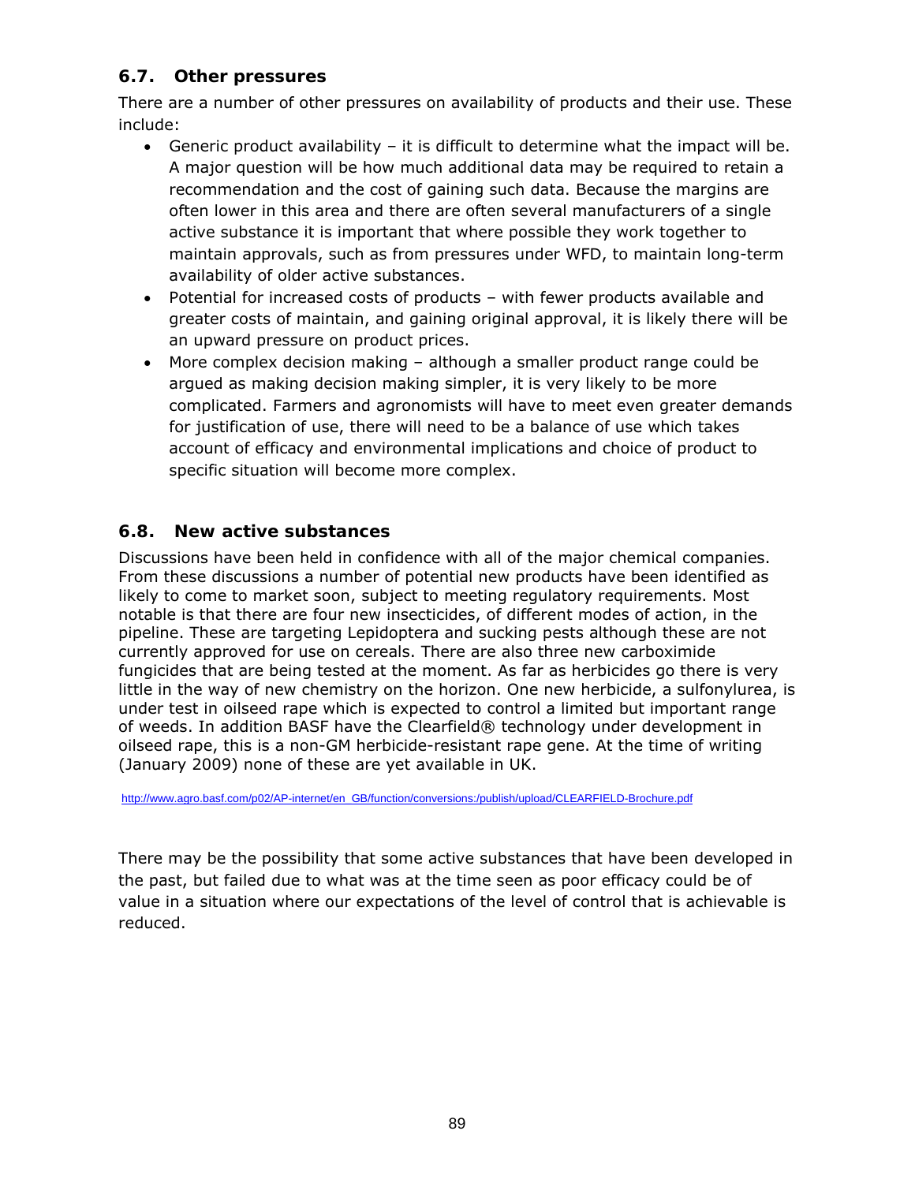## 6.7. Other pressures

There are a number of other pressures on availability of products and their use. These include:

- Generic product availability – it is difficult to determine what the impact will be. A major question will be how much additional data may be required to retain a recommendation and the cost of gaining such data. Because the margins are often lower in this area and there are often several manufacturers of a single active substance it is important that where possible they work together to maintain approvals, such as from pressures under WFD, to maintain long-term availability of older active substances.
- Potential for increased costs of products – with fewer products available and greater costs of maintain, and gaining original approval, it is likely there will be an upward pressure on product prices.
- More complex decision making – although a smaller product range could be argued as making decision making simpler, it is very likely to be more complicated. Farmers and agronomists will have to meet even greater demands for justification of use, there will need to be a balance of use which takes account of efficacy and environmental implications and choice of product to specific situation will become more complex.

## 6.8. New active substances

Discussions have been held in confidence with all of the major chemical companies. From these discussions a number of potential new products have been identified as likely to come to market soon, subject to meeting regulatory requirements. Most notable is that there are four new insecticides, of different modes of action, in the pipeline. These are targeting Lepidoptera and sucking pests although these are not currently approved for use on cereals. There are also three new carboximide fungicides that are being tested at the moment. As far as herbicides go there is very little in the way of new chemistry on the horizon. One new herbicide, a sulfonylurea, is under test in oilseed rape which is expected to control a limited but important range of weeds. In addition BASF have the Clearfield® technology under development in oilseed rape, this is a non-GM herbicide-resistant rape gene. At the time of writing (January 2009) none of these are yet available in UK.

http://www.agro.basf.com/p02/AP-internet/en_GB/function/conversions:/publish/upload/CLEARFIELD-Brochure.pdf

There may be the possibility that some active substances that have been developed in the past, but failed due to what was at the time seen as poor efficacy could be of value in a situation where our expectations of the level of control that is achievable is reduced.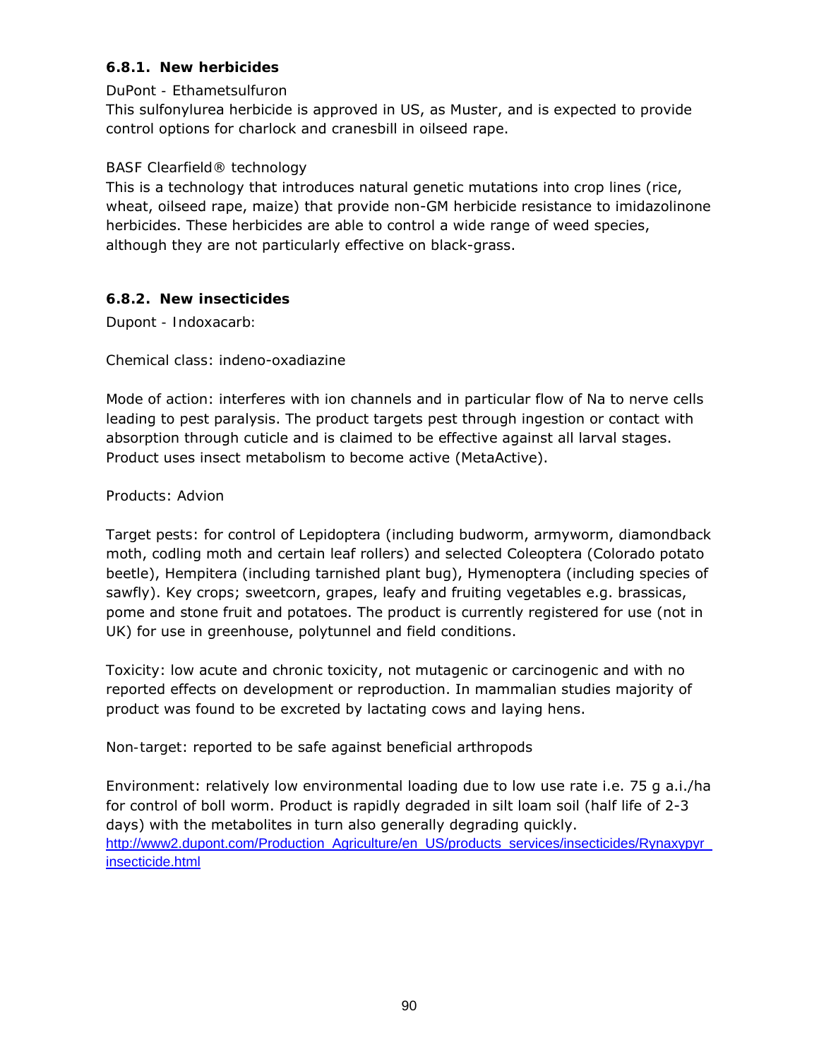### 6.8.1. New herbicides

DuPont - Ethametsulfuron

This sulfonylurea herbicide is approved in US, as Muster, and is expected to provide control options for charlock and cranesbill in oilseed rape.

BASF Clearfield® technology

This is a technology that introduces natural genetic mutations into crop lines (rice, wheat, oilseed rape, maize) that provide non-GM herbicide resistance to imidazolinone herbicides. These herbicides are able to control a wide range of weed species, although they are not particularly effective on black-grass.

### 6.8.2. New insecticides

Dupont - Indoxacarb:

Chemical class: indeno-oxadiazine

Mode of action: interferes with ion channels and in particular flow of Na to nerve cells leading to pest paralysis. The product targets pest through ingestion or contact with absorption through cuticle and is claimed to be effective against all larval stages. Product uses insect metabolism to become active (MetaActive).

Products: Advion

Target pests: for control of Lepidoptera (including budworm, armyworm, diamondback moth, codling moth and certain leaf rollers) and selected Coleoptera (Colorado potato beetle), Hempitera (including tarnished plant bug), Hymenoptera (including species of sawfly). Key crops; sweetcorn, grapes, leafy and fruiting vegetables e.g. brassicas, pome and stone fruit and potatoes. The product is currently registered for use (not in UK) for use in greenhouse, polytunnel and field conditions.

Toxicity: low acute and chronic toxicity, not mutagenic or carcinogenic and with no reported effects on development or reproduction. In mammalian studies majority of product was found to be excreted by lactating cows and laying hens.

Non-target: reported to be safe against beneficial arthropods

Environment: relatively low environmental loading due to low use rate i.e. 75 g a.i./ha for control of boll worm. Product is rapidly degraded in silt loam soil (half life of 2-3 days) with the metabolites in turn also generally degrading quickly.
http://www2.dupont.com/Production_Agriculture/en_US/products_services/insecticides/Rynaxypyr_insecticide.html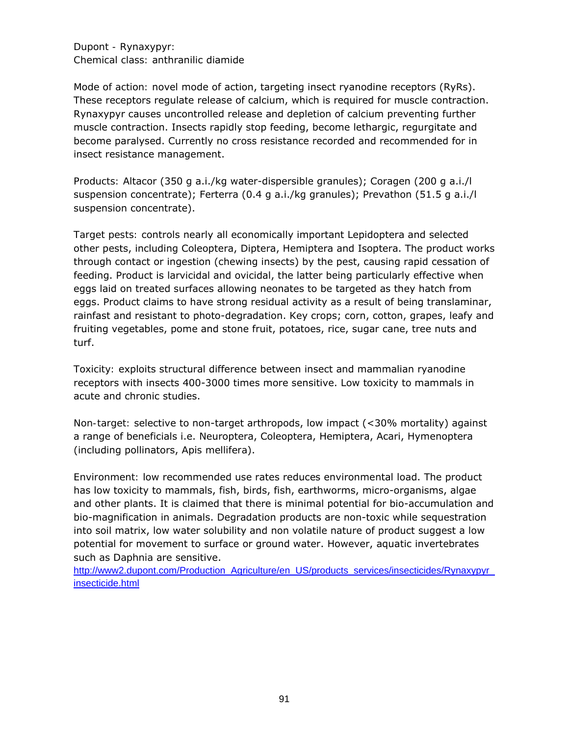Dupont - Rynaxypyr:
Chemical class: anthranilic diamide

Mode of action: novel mode of action, targeting insect ryanodine receptors (RyRs). These receptors regulate release of calcium, which is required for muscle contraction. Rynaxypyr causes uncontrolled release and depletion of calcium preventing further muscle contraction. Insects rapidly stop feeding, become lethargic, regurgitate and become paralysed. Currently no cross resistance recorded and recommended for in insect resistance management.

Products: Altacor (350 g a.i./kg water-dispersible granules); Coragen (200 g a.i./l suspension concentrate); Ferterra (0.4 g a.i./kg granules); Prevathon (51.5 g a.i./l suspension concentrate).

Target pests: controls nearly all economically important Lepidoptera and selected other pests, including Coleoptera, Diptera, Hemiptera and Isoptera. The product works through contact or ingestion (chewing insects) by the pest, causing rapid cessation of feeding. Product is larvicidal and ovicidal, the latter being particularly effective when eggs laid on treated surfaces allowing neonates to be targeted as they hatch from eggs. Product claims to have strong residual activity as a result of being translaminar, rainfast and resistant to photo-degradation. Key crops; corn, cotton, grapes, leafy and fruiting vegetables, pome and stone fruit, potatoes, rice, sugar cane, tree nuts and turf.

Toxicity: exploits structural difference between insect and mammalian ryanodine receptors with insects 400-3000 times more sensitive. Low toxicity to mammals in acute and chronic studies.

Non-target: selective to non-target arthropods, low impact (<30% mortality) against a range of beneficials i.e. Neuroptera, Coleoptera, Hemiptera, Acari, Hymenoptera (including pollinators, Apis mellifera).

Environment: low recommended use rates reduces environmental load. The product has low toxicity to mammals, fish, birds, fish, earthworms, micro-organisms, algae and other plants. It is claimed that there is minimal potential for bio-accumulation and bio-magnification in animals. Degradation products are non-toxic while sequestration into soil matrix, low water solubility and non volatile nature of product suggest a low potential for movement to surface or ground water. However, aquatic invertebrates such as Daphnia are sensitive.
http://www2.dupont.com/Production_Agriculture/en_US/products_services/insecticides/Rynaxypyr_insecticide.html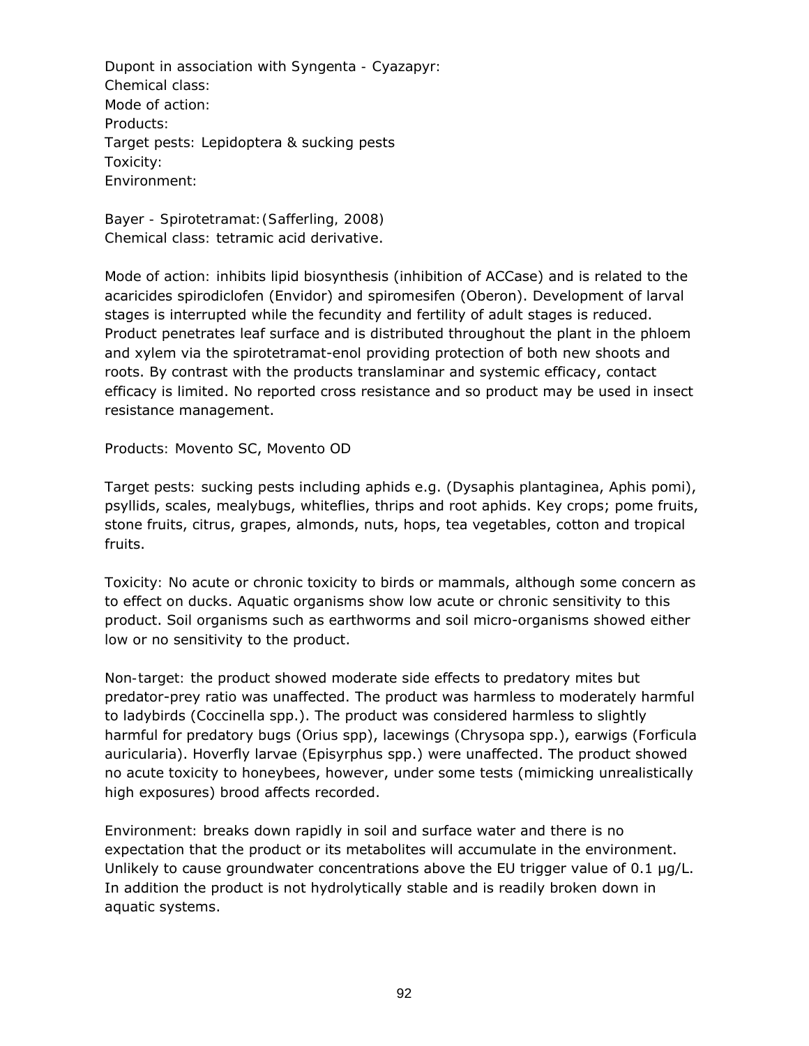Dupont in association with Syngenta - Cyazapyr:
Chemical class:
Mode of action:
Products:
Target pests: Lepidoptera & sucking pests
Toxicity:
Environment:

Bayer - Spirotetramat: (Safferling, 2008)
Chemical class: tetramic acid derivative.

Mode of action: inhibits lipid biosynthesis (inhibition of ACCase) and is related to the acaricides spirodiclofen (Envidor) and spiromesifen (Oberon). Development of larval stages is interrupted while the fecundity and fertility of adult stages is reduced. Product penetrates leaf surface and is distributed throughout the plant in the phloem and xylem via the spirotetramat-enol providing protection of both new shoots and roots. By contrast with the products translaminar and systemic efficacy, contact efficacy is limited. No reported cross resistance and so product may be used in insect resistance management.

Products: Movento SC, Movento OD

Target pests: sucking pests including aphids e.g. (Dysaphis plantaginea, Aphis pomi), psyllids, scales, mealybugs, whiteflies, thrips and root aphids. Key crops; pome fruits, stone fruits, citrus, grapes, almonds, nuts, hops, tea vegetables, cotton and tropical fruits.

Toxicity: No acute or chronic toxicity to birds or mammals, although some concern as to effect on ducks. Aquatic organisms show low acute or chronic sensitivity to this product. Soil organisms such as earthworms and soil micro-organisms showed either low or no sensitivity to the product.

Non-target: the product showed moderate side effects to predatory mites but predator-prey ratio was unaffected. The product was harmless to moderately harmful to ladybirds (Coccinella spp.). The product was considered harmless to slightly harmful for predatory bugs (Orius spp), lacewings (Chrysopa spp.), earwigs (Forficula auricularia). Hoverfly larvae (Episyrphus spp.) were unaffected. The product showed no acute toxicity to honeybees, however, under some tests (mimicking unrealistically high exposures) brood affects recorded.

Environment: breaks down rapidly in soil and surface water and there is no expectation that the product or its metabolites will accumulate in the environment. Unlikely to cause groundwater concentrations above the EU trigger value of 0.1 µg/L. In addition the product is not hydrolytically stable and is readily broken down in aquatic systems.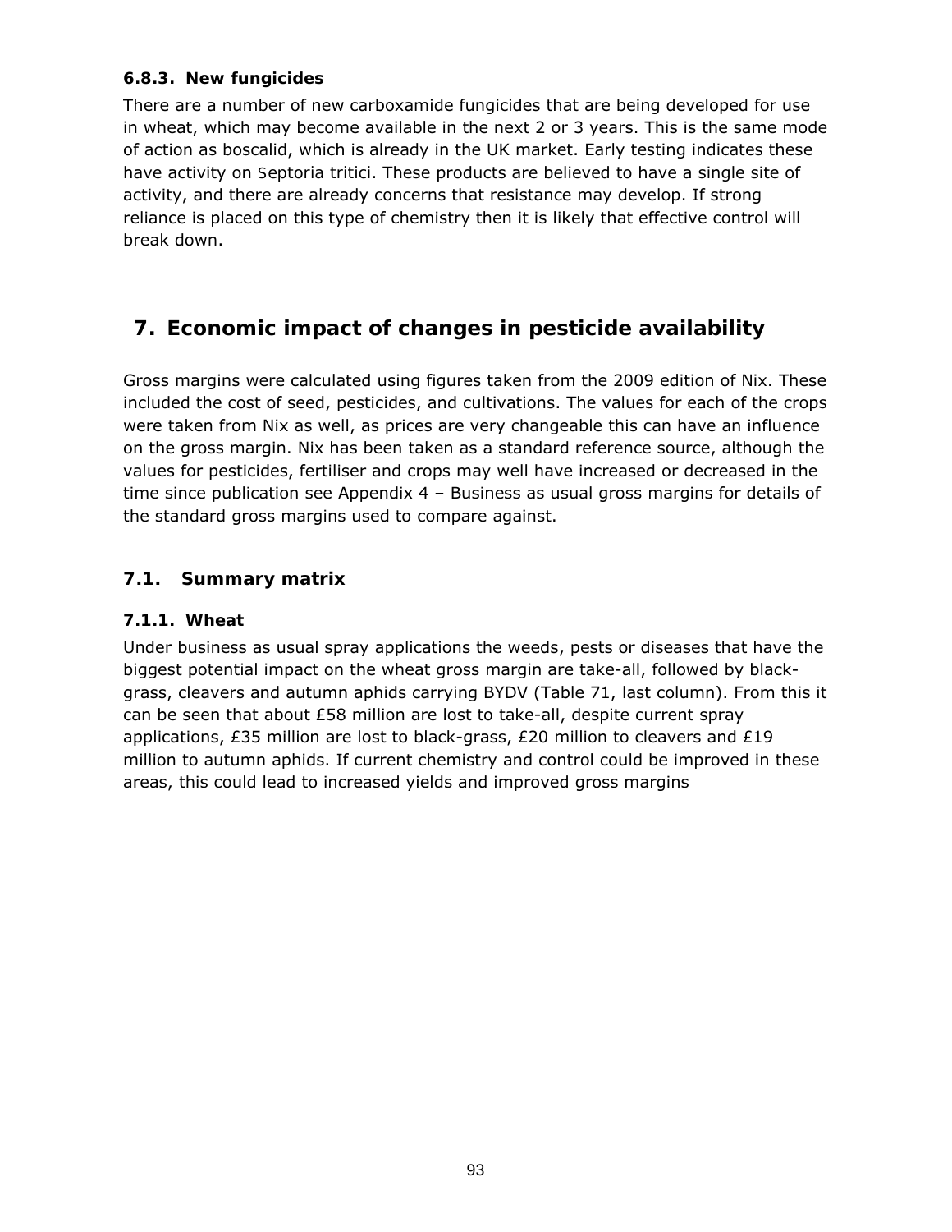### 6.8.3. New fungicides

There are a number of new carboxamide fungicides that are being developed for use in wheat, which may become available in the next 2 or 3 years. This is the same mode of action as boscalid, which is already in the UK market. Early testing indicates these have activity on Septoria tritici. These products are believed to have a single site of activity, and there are already concerns that resistance may develop. If strong reliance is placed on this type of chemistry then it is likely that effective control will break down.

# 7. Economic impact of changes in pesticide availability

Gross margins were calculated using figures taken from the 2009 edition of Nix. These included the cost of seed, pesticides, and cultivations. The values for each of the crops were taken from Nix as well, as prices are very changeable this can have an influence on the gross margin. Nix has been taken as a standard reference source, although the values for pesticides, fertiliser and crops may well have increased or decreased in the time since publication see Appendix 4 – Business as usual gross margins for details of the standard gross margins used to compare against.

## 7.1. Summary matrix

### 7.1.1. Wheat

Under business as usual spray applications the weeds, pests or diseases that have the biggest potential impact on the wheat gross margin are take-all, followed by black-grass, cleavers and autumn aphids carrying BYDV (Table 71, last column). From this it can be seen that about £58 million are lost to take-all, despite current spray applications, £35 million are lost to black-grass, £20 million to cleavers and £19 million to autumn aphids. If current chemistry and control could be improved in these areas, this could lead to increased yields and improved gross margins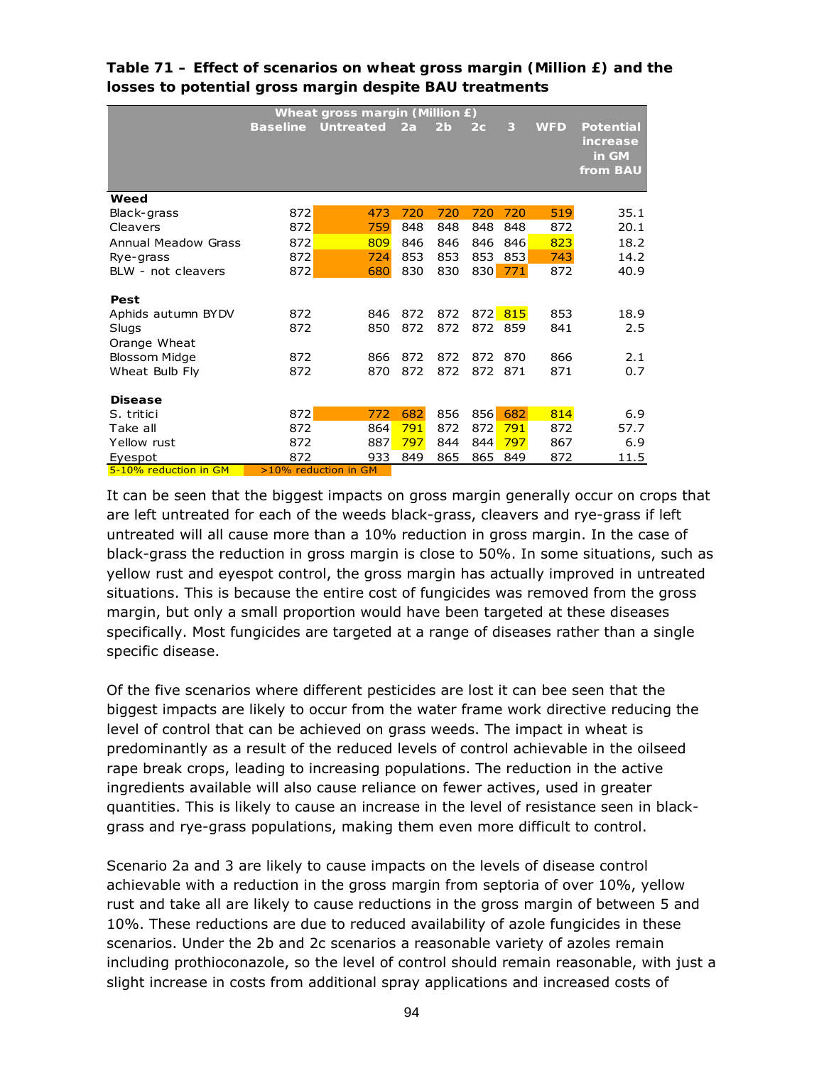**Table 71 – Effect of scenarios on wheat gross margin (Million £) and the losses to potential gross margin despite BAU treatments**

| | Wheat gross margin (Million £) | | | | | | | |
|---|---|---|---|---|---|---|---|---|
| | Baseline | Untreated | 2a | 2b | 2c | 3 | WFD | Potential increase in GM from BAU |
| **Weed** | | | | | | | | |
| Black-grass | 872 | 473 | 720 | 720 | 720 | 720 | 519 | 35.1 |
| Cleavers | 872 | 759 | 848 | 848 | 848 | 848 | 872 | 20.1 |
| Annual Meadow Grass | 872 | 809 | 846 | 846 | 846 | 846 | 823 | 18.2 |
| Rye-grass | 872 | 724 | 853 | 853 | 853 | 853 | 743 | 14.2 |
| BLW - not cleavers | 872 | 680 | 830 | 830 | 830 | 771 | 872 | 40.9 |
| **Pest** | | | | | | | | |
| Aphids autumn BYDV | 872 | 846 | 872 | 872 | 872 | 815 | 853 | 18.9 |
| Slugs | 872 | 850 | 872 | 872 | 872 | 859 | 841 | 2.5 |
| Orange Wheat Blossom Midge | 872 | 866 | 872 | 872 | 872 | 870 | 866 | 2.1 |
| Wheat Bulb Fly | 872 | 870 | 872 | 872 | 872 | 871 | 871 | 0.7 |
| **Disease** | | | | | | | | |
| S. tritici | 872 | 772 | 682 | 856 | 856 | 682 | 814 | 6.9 |
| Take all | 872 | 864 | 791 | 872 | 872 | 791 | 872 | 57.7 |
| Yellow rust | 872 | 887 | 797 | 844 | 844 | 797 | 867 | 6.9 |
| Eyespot | 872 | 933 | 849 | 865 | 865 | 849 | 872 | 11.5 |

5-10% reduction in GM; >10% reduction in GM

It can be seen that the biggest impacts on gross margin generally occur on crops that are left untreated for each of the weeds black-grass, cleavers and rye-grass if left untreated will all cause more than a 10% reduction in gross margin. In the case of black-grass the reduction in gross margin is close to 50%. In some situations, such as yellow rust and eyespot control, the gross margin has actually improved in untreated situations. This is because the entire cost of fungicides was removed from the gross margin, but only a small proportion would have been targeted at these diseases specifically. Most fungicides are targeted at a range of diseases rather than a single specific disease.

Of the five scenarios where different pesticides are lost it can bee seen that the biggest impacts are likely to occur from the water frame work directive reducing the level of control that can be achieved on grass weeds. The impact in wheat is predominantly as a result of the reduced levels of control achievable in the oilseed rape break crops, leading to increasing populations. The reduction in the active ingredients available will also cause reliance on fewer actives, used in greater quantities. This is likely to cause an increase in the level of resistance seen in black-grass and rye-grass populations, making them even more difficult to control.

Scenario 2a and 3 are likely to cause impacts on the levels of disease control achievable with a reduction in the gross margin from septoria of over 10%, yellow rust and take all are likely to cause reductions in the gross margin of between 5 and 10%. These reductions are due to reduced availability of azole fungicides in these scenarios. Under the 2b and 2c scenarios a reasonable variety of azoles remain including prothioconazole, so the level of control should remain reasonable, with just a slight increase in costs from additional spray applications and increased costs of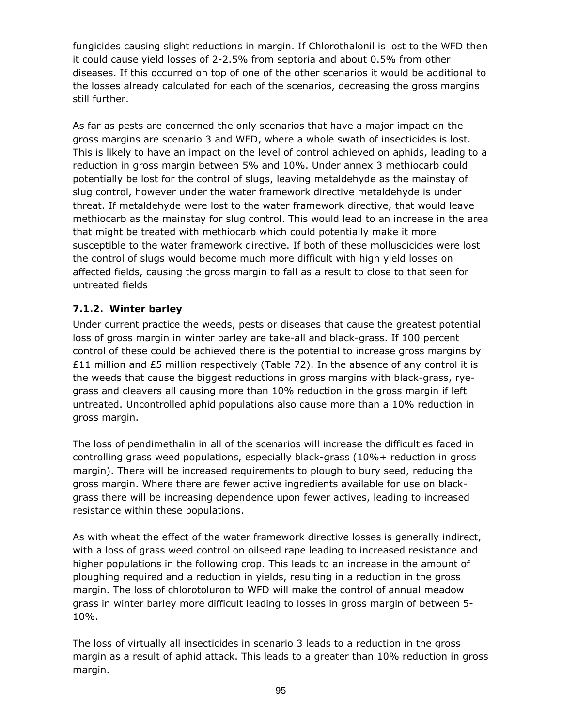fungicides causing slight reductions in margin. If Chlorothalonil is lost to the WFD then it could cause yield losses of 2-2.5% from septoria and about 0.5% from other diseases. If this occurred on top of one of the other scenarios it would be additional to the losses already calculated for each of the scenarios, decreasing the gross margins still further.

As far as pests are concerned the only scenarios that have a major impact on the gross margins are scenario 3 and WFD, where a whole swath of insecticides is lost. This is likely to have an impact on the level of control achieved on aphids, leading to a reduction in gross margin between 5% and 10%. Under annex 3 methiocarb could potentially be lost for the control of slugs, leaving metaldehyde as the mainstay of slug control, however under the water framework directive metaldehyde is under threat. If metaldehyde were lost to the water framework directive, that would leave methiocarb as the mainstay for slug control. This would lead to an increase in the area that might be treated with methiocarb which could potentially make it more susceptible to the water framework directive. If both of these molluscicides were lost the control of slugs would become much more difficult with high yield losses on affected fields, causing the gross margin to fall as a result to close to that seen for untreated fields

### 7.1.2. Winter barley

Under current practice the weeds, pests or diseases that cause the greatest potential loss of gross margin in winter barley are take-all and black-grass. If 100 percent control of these could be achieved there is the potential to increase gross margins by £11 million and £5 million respectively (Table 72). In the absence of any control it is the weeds that cause the biggest reductions in gross margins with black-grass, rye-grass and cleavers all causing more than 10% reduction in the gross margin if left untreated. Uncontrolled aphid populations also cause more than a 10% reduction in gross margin.

The loss of pendimethalin in all of the scenarios will increase the difficulties faced in controlling grass weed populations, especially black-grass (10%+ reduction in gross margin). There will be increased requirements to plough to bury seed, reducing the gross margin. Where there are fewer active ingredients available for use on black-grass there will be increasing dependence upon fewer actives, leading to increased resistance within these populations.

As with wheat the effect of the water framework directive losses is generally indirect, with a loss of grass weed control on oilseed rape leading to increased resistance and higher populations in the following crop. This leads to an increase in the amount of ploughing required and a reduction in yields, resulting in a reduction in the gross margin. The loss of chlorotoluron to WFD will make the control of annual meadow grass in winter barley more difficult leading to losses in gross margin of between 5-10%.

The loss of virtually all insecticides in scenario 3 leads to a reduction in the gross margin as a result of aphid attack. This leads to a greater than 10% reduction in gross margin.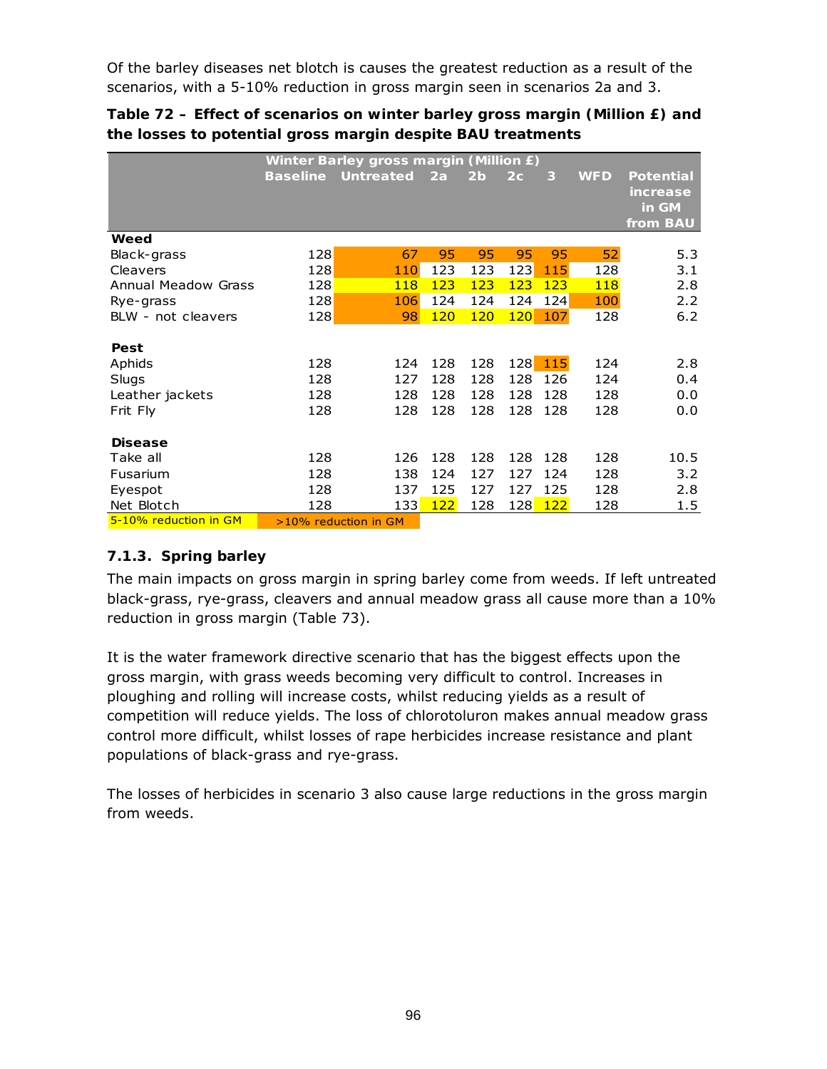Of the barley diseases net blotch is causes the greatest reduction as a result of the scenarios, with a 5-10% reduction in gross margin seen in scenarios 2a and 3.

**Table 72 – Effect of scenarios on winter barley gross margin (Million £) and the losses to potential gross margin despite BAU treatments**

| | Winter Barley gross margin (Million £) | | | | | | | |
|---|---|---|---|---|---|---|---|---|
| | Baseline | Untreated | 2a | 2b | 2c | 3 | WFD | Potential increase in GM from BAU |
| **Weed** | | | | | | | | |
| Black-grass | 128 | 67 | 95 | 95 | 95 | 95 | 52 | 5.3 |
| Cleavers | 128 | 110 | 123 | 123 | 123 | 115 | 128 | 3.1 |
| Annual Meadow Grass | 128 | 118 | 123 | 123 | 123 | 123 | 118 | 2.8 |
| Rye-grass | 128 | 106 | 124 | 124 | 124 | 124 | 100 | 2.2 |
| BLW - not cleavers | 128 | 98 | 120 | 120 | 120 | 107 | 128 | 6.2 |
| **Pest** | | | | | | | | |
| Aphids | 128 | 124 | 128 | 128 | 128 | 115 | 124 | 2.8 |
| Slugs | 128 | 127 | 128 | 128 | 128 | 126 | 124 | 0.4 |
| Leather jackets | 128 | 128 | 128 | 128 | 128 | 128 | 128 | 0.0 |
| Frit Fly | 128 | 128 | 128 | 128 | 128 | 128 | 128 | 0.0 |
| **Disease** | | | | | | | | |
| Take all | 128 | 126 | 128 | 128 | 128 | 128 | 128 | 10.5 |
| Fusarium | 128 | 138 | 124 | 127 | 127 | 124 | 128 | 3.2 |
| Eyespot | 128 | 137 | 125 | 127 | 127 | 125 | 128 | 2.8 |
| Net Blotch | 128 | 133 | 122 | 128 | 128 | 122 | 128 | 1.5 |

5-10% reduction in GM (yellow) | >10% reduction in GM (orange)

### 7.1.3. Spring barley

The main impacts on gross margin in spring barley come from weeds. If left untreated black-grass, rye-grass, cleavers and annual meadow grass all cause more than a 10% reduction in gross margin (Table 73).

It is the water framework directive scenario that has the biggest effects upon the gross margin, with grass weeds becoming very difficult to control. Increases in ploughing and rolling will increase costs, whilst reducing yields as a result of competition will reduce yields. The loss of chlorotoluron makes annual meadow grass control more difficult, whilst losses of rape herbicides increase resistance and plant populations of black-grass and rye-grass.

The losses of herbicides in scenario 3 also cause large reductions in the gross margin from weeds.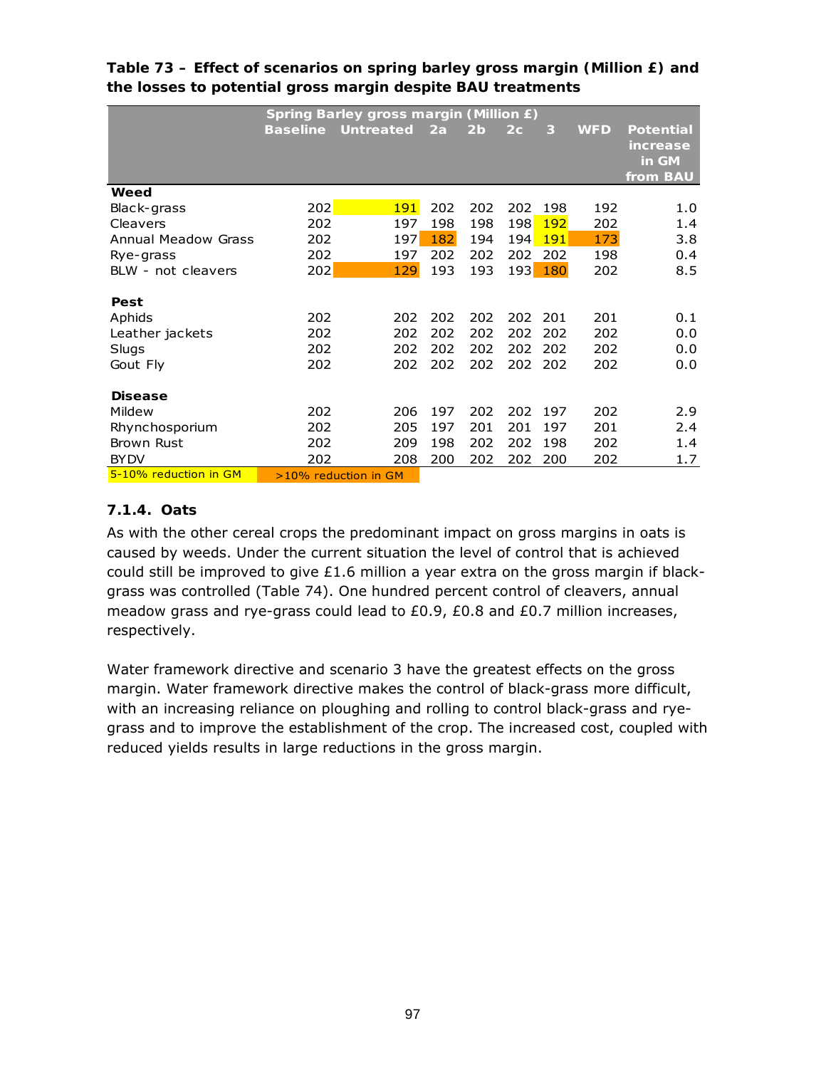**Table 73 – Effect of scenarios on spring barley gross margin (Million £) and the losses to potential gross margin despite BAU treatments**

| | Spring Barley gross margin (Million £) | | | | | | | |
|---|---|---|---|---|---|---|---|---|
| | Baseline | Untreated | 2a | 2b | 2c | 3 | WFD | Potential increase in GM from BAU |
| **Weed** | | | | | | | | |
| Black-grass | 202 | 191 | 202 | 202 | 202 | 198 | 192 | 1.0 |
| Cleavers | 202 | 197 | 198 | 198 | 198 | 192 | 202 | 1.4 |
| Annual Meadow Grass | 202 | 197 | 182 | 194 | 194 | 191 | 173 | 3.8 |
| Rye-grass | 202 | 197 | 202 | 202 | 202 | 202 | 198 | 0.4 |
| BLW - not cleavers | 202 | 129 | 193 | 193 | 193 | 180 | 202 | 8.5 |
| **Pest** | | | | | | | | |
| Aphids | 202 | 202 | 202 | 202 | 202 | 201 | 201 | 0.1 |
| Leather jackets | 202 | 202 | 202 | 202 | 202 | 202 | 202 | 0.0 |
| Slugs | 202 | 202 | 202 | 202 | 202 | 202 | 202 | 0.0 |
| Gout Fly | 202 | 202 | 202 | 202 | 202 | 202 | 202 | 0.0 |
| **Disease** | | | | | | | | |
| Mildew | 202 | 206 | 197 | 202 | 202 | 197 | 202 | 2.9 |
| Rhynchosporium | 202 | 205 | 197 | 201 | 201 | 197 | 201 | 2.4 |
| Brown Rust | 202 | 209 | 198 | 202 | 202 | 198 | 202 | 1.4 |
| BYDV | 202 | 208 | 200 | 202 | 202 | 200 | 202 | 1.7 |

5-10% reduction in GM (highlighted yellow); >10% reduction in GM (highlighted orange)

### 7.1.4. Oats

As with the other cereal crops the predominant impact on gross margins in oats is caused by weeds. Under the current situation the level of control that is achieved could still be improved to give £1.6 million a year extra on the gross margin if black-grass was controlled (Table 74). One hundred percent control of cleavers, annual meadow grass and rye-grass could lead to £0.9, £0.8 and £0.7 million increases, respectively.

Water framework directive and scenario 3 have the greatest effects on the gross margin. Water framework directive makes the control of black-grass more difficult, with an increasing reliance on ploughing and rolling to control black-grass and rye-grass and to improve the establishment of the crop. The increased cost, coupled with reduced yields results in large reductions in the gross margin.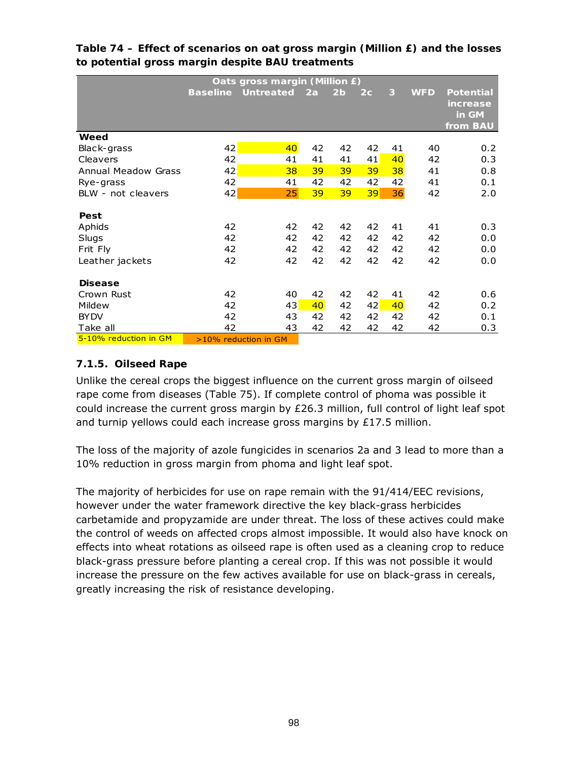**Table 74 – Effect of scenarios on oat gross margin (Million £) and the losses to potential gross margin despite BAU treatments**

| | Oats gross margin (Million £) | | | | | | | |
|---|---|---|---|---|---|---|---|---|
| | Baseline | Untreated | 2a | 2b | 2c | 3 | WFD | Potential increase in GM from BAU |
| **Weed** | | | | | | | | |
| Black-grass | 42 | 40 | 42 | 42 | 42 | 41 | 40 | 0.2 |
| Cleavers | 42 | 41 | 41 | 41 | 41 | 40 | 42 | 0.3 |
| Annual Meadow Grass | 42 | 38 | 39 | 39 | 39 | 38 | 41 | 0.8 |
| Rye-grass | 42 | 41 | 42 | 42 | 42 | 42 | 41 | 0.1 |
| BLW - not cleavers | 42 | 25 | 39 | 39 | 39 | 36 | 42 | 2.0 |
| **Pest** | | | | | | | | |
| Aphids | 42 | 42 | 42 | 42 | 42 | 41 | 41 | 0.3 |
| Slugs | 42 | 42 | 42 | 42 | 42 | 42 | 42 | 0.0 |
| Frit Fly | 42 | 42 | 42 | 42 | 42 | 42 | 42 | 0.0 |
| Leather jackets | 42 | 42 | 42 | 42 | 42 | 42 | 42 | 0.0 |
| **Disease** | | | | | | | | |
| Crown Rust | 42 | 40 | 42 | 42 | 42 | 41 | 42 | 0.6 |
| Mildew | 42 | 43 | 40 | 42 | 42 | 40 | 42 | 0.2 |
| BYDV | 42 | 43 | 42 | 42 | 42 | 42 | 42 | 0.1 |
| Take all | 42 | 43 | 42 | 42 | 42 | 42 | 42 | 0.3 |

5-10% reduction in GM | >10% reduction in GM

### 7.1.5. Oilseed Rape

Unlike the cereal crops the biggest influence on the current gross margin of oilseed rape come from diseases (Table 75). If complete control of phoma was possible it could increase the current gross margin by £26.3 million, full control of light leaf spot and turnip yellows could each increase gross margins by £17.5 million.

The loss of the majority of azole fungicides in scenarios 2a and 3 lead to more than a 10% reduction in gross margin from phoma and light leaf spot.

The majority of herbicides for use on rape remain with the 91/414/EEC revisions, however under the water framework directive the key black-grass herbicides carbetamide and propyzamide are under threat. The loss of these actives could make the control of weeds on affected crops almost impossible. It would also have knock on effects into wheat rotations as oilseed rape is often used as a cleaning crop to reduce black-grass pressure before planting a cereal crop. If this was not possible it would increase the pressure on the few actives available for use on black-grass in cereals, greatly increasing the risk of resistance developing.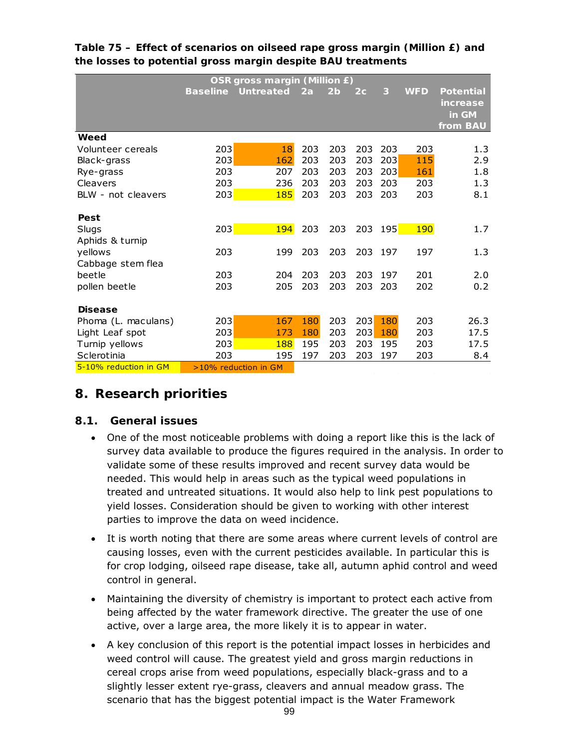**Table 75 – Effect of scenarios on oilseed rape gross margin (Million £) and the losses to potential gross margin despite BAU treatments**

| | OSR gross margin (Million £) | | | | | | | |
|---|---|---|---|---|---|---|---|---|
| | Baseline | Untreated | 2a | 2b | 2c | 3 | WFD | Potential increase in GM from BAU |
| **Weed** | | | | | | | | |
| Volunteer cereals | 203 | 18 | 203 | 203 | 203 | 203 | 203 | 1.3 |
| Black-grass | 203 | 162 | 203 | 203 | 203 | 203 | 115 | 2.9 |
| Rye-grass | 203 | 207 | 203 | 203 | 203 | 203 | 161 | 1.8 |
| Cleavers | 203 | 236 | 203 | 203 | 203 | 203 | 203 | 1.3 |
| BLW - not cleavers | 203 | 185 | 203 | 203 | 203 | 203 | 203 | 8.1 |
| **Pest** | | | | | | | | |
| Slugs | 203 | 194 | 203 | 203 | 203 | 195 | 190 | 1.7 |
| Aphids & turnip yellows | 203 | 199 | 203 | 203 | 203 | 197 | 197 | 1.3 |
| Cabbage stem flea beetle | 203 | 204 | 203 | 203 | 203 | 197 | 201 | 2.0 |
| pollen beetle | 203 | 205 | 203 | 203 | 203 | 203 | 202 | 0.2 |
| **Disease** | | | | | | | | |
| Phoma (L. maculans) | 203 | 167 | 180 | 203 | 203 | 180 | 203 | 26.3 |
| Light Leaf spot | 203 | 173 | 180 | 203 | 203 | 180 | 203 | 17.5 |
| Turnip yellows | 203 | 188 | 195 | 203 | 203 | 195 | 203 | 17.5 |
| Sclerotinia | 203 | 195 | 197 | 203 | 203 | 197 | 203 | 8.4 |

5-10% reduction in GM (yellow) | >10% reduction in GM (orange)

## 8. Research priorities

### 8.1. General issues

- One of the most noticeable problems with doing a report like this is the lack of survey data available to produce the figures required in the analysis. In order to validate some of these results improved and recent survey data would be needed. This would help in areas such as the typical weed populations in treated and untreated situations. It would also help to link pest populations to yield losses. Consideration should be given to working with other interest parties to improve the data on weed incidence.
- It is worth noting that there are some areas where current levels of control are causing losses, even with the current pesticides available. In particular this is for crop lodging, oilseed rape disease, take all, autumn aphid control and weed control in general.
- Maintaining the diversity of chemistry is important to protect each active from being affected by the water framework directive. The greater the use of one active, over a large area, the more likely it is to appear in water.
- A key conclusion of this report is the potential impact losses in herbicides and weed control will cause. The greatest yield and gross margin reductions in cereal crops arise from weed populations, especially black-grass and to a slightly lesser extent rye-grass, cleavers and annual meadow grass. The scenario that has the biggest potential impact is the Water Framework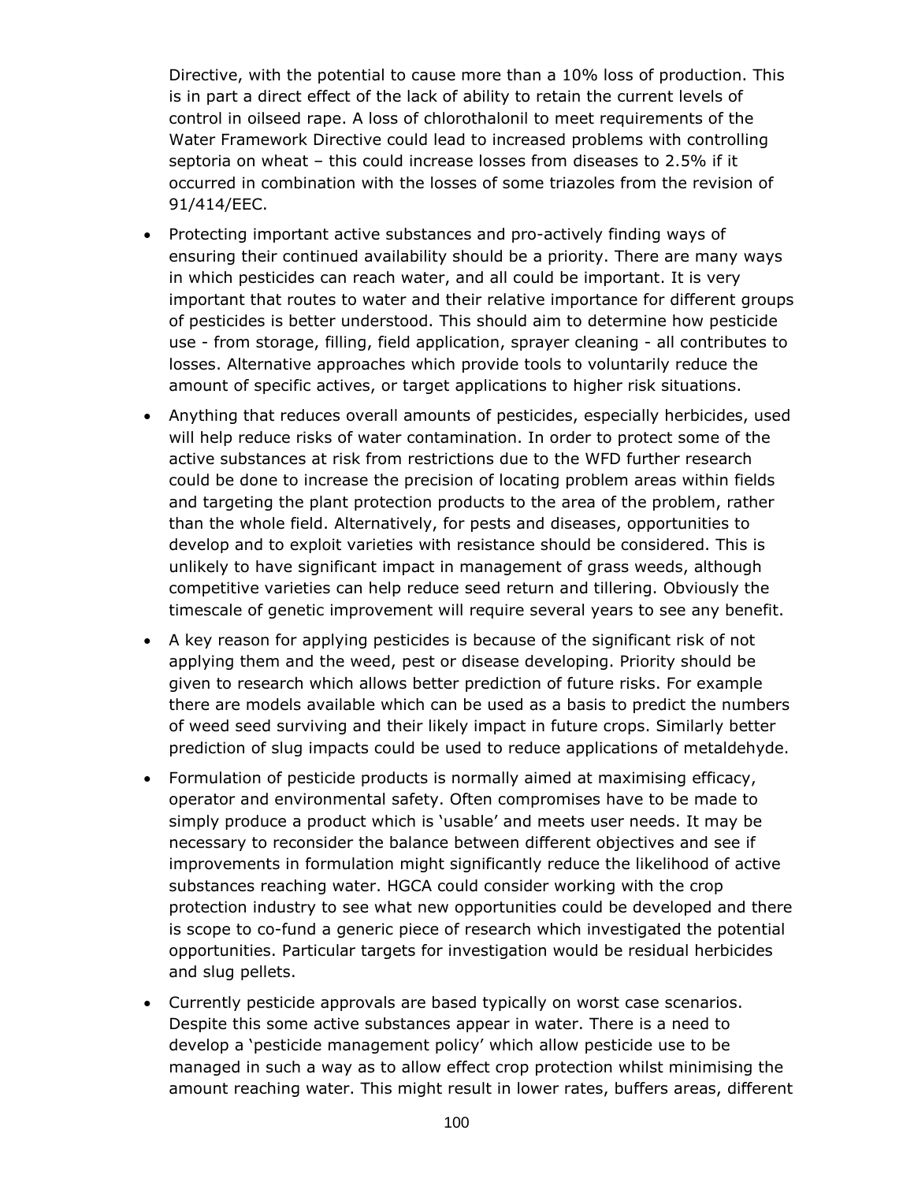Directive, with the potential to cause more than a 10% loss of production. This is in part a direct effect of the lack of ability to retain the current levels of control in oilseed rape. A loss of chlorothalonil to meet requirements of the Water Framework Directive could lead to increased problems with controlling septoria on wheat – this could increase losses from diseases to 2.5% if it occurred in combination with the losses of some triazoles from the revision of 91/414/EEC.

- Protecting important active substances and pro-actively finding ways of ensuring their continued availability should be a priority. There are many ways in which pesticides can reach water, and all could be important. It is very important that routes to water and their relative importance for different groups of pesticides is better understood. This should aim to determine how pesticide use - from storage, filling, field application, sprayer cleaning - all contributes to losses. Alternative approaches which provide tools to voluntarily reduce the amount of specific actives, or target applications to higher risk situations.
- Anything that reduces overall amounts of pesticides, especially herbicides, used will help reduce risks of water contamination. In order to protect some of the active substances at risk from restrictions due to the WFD further research could be done to increase the precision of locating problem areas within fields and targeting the plant protection products to the area of the problem, rather than the whole field. Alternatively, for pests and diseases, opportunities to develop and to exploit varieties with resistance should be considered. This is unlikely to have significant impact in management of grass weeds, although competitive varieties can help reduce seed return and tillering. Obviously the timescale of genetic improvement will require several years to see any benefit.
- A key reason for applying pesticides is because of the significant risk of not applying them and the weed, pest or disease developing. Priority should be given to research which allows better prediction of future risks. For example there are models available which can be used as a basis to predict the numbers of weed seed surviving and their likely impact in future crops. Similarly better prediction of slug impacts could be used to reduce applications of metaldehyde.
- Formulation of pesticide products is normally aimed at maximising efficacy, operator and environmental safety. Often compromises have to be made to simply produce a product which is 'usable' and meets user needs. It may be necessary to reconsider the balance between different objectives and see if improvements in formulation might significantly reduce the likelihood of active substances reaching water. HGCA could consider working with the crop protection industry to see what new opportunities could be developed and there is scope to co-fund a generic piece of research which investigated the potential opportunities. Particular targets for investigation would be residual herbicides and slug pellets.
- Currently pesticide approvals are based typically on worst case scenarios. Despite this some active substances appear in water. There is a need to develop a 'pesticide management policy' which allow pesticide use to be managed in such a way as to allow effect crop protection whilst minimising the amount reaching water. This might result in lower rates, buffers areas, different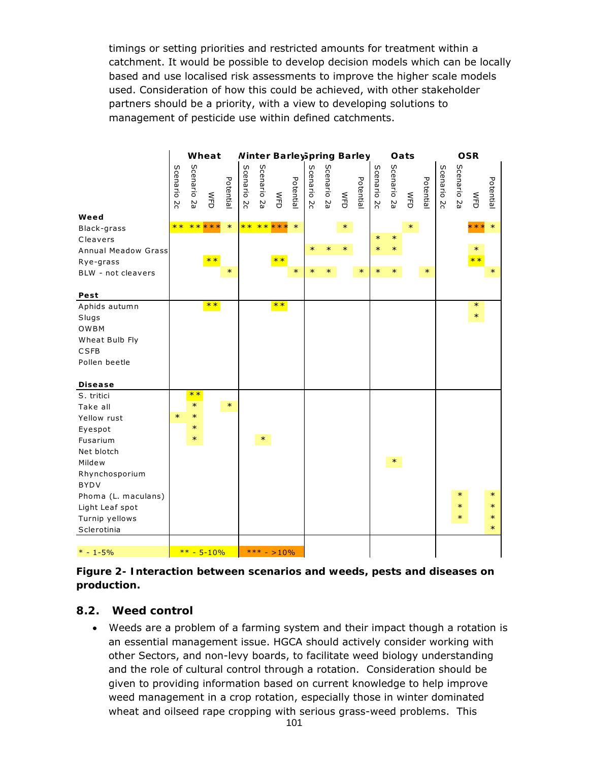timings or setting priorities and restricted amounts for treatment within a catchment. It would be possible to develop decision models which can be locally based and use localised risk assessments to improve the higher scale models used. Consideration of how this could be achieved, with other stakeholder partners should be a priority, with a view to developing solutions to management of pesticide use within defined catchments.

| | Wheat | | | | Winter Barley | | | | Spring Barley | | | | Oats | | | | OSR | | | |
|---|---|---|---|---|---|---|---|---|---|---|---|---|---|---|---|---|---|---|---|---|
| | Scenario 2c | Scenario 2a | WFD | Potential | Scenario 2c | Scenario 2a | WFD | Potential | Scenario 2c | Scenario 2a | WFD | Potential | Scenario 2c | Scenario 2a | WFD | Potential | Scenario 2c | Scenario 2a | WFD | Potential |
| **Weed** | | | | | | | | | | | | | | | | | | | | |
| Black-grass | ** | ** | *** | * | ** | ** | *** | * | | | * | | | | * | | | | *** | * |
| Cleavers | | | | | | | | | | | | | * | * | | | | | | |
| Annual Meadow Grass | | | | | | | | | * | * | * | | * | * | | | | | * | |
| Rye-grass | | | ** | | | | ** | | | | | | | | | | | | ** | |
| BLW - not cleavers | | | | * | | | | * | * | * | | * | * | * | | * | | | | * |
| **Pest** | | | | | | | | | | | | | | | | | | | | |
| Aphids autumn | | | ** | | | | ** | | | | | | | | | | | | * | |
| Slugs | | | | | | | | | | | | | | | | | | | * | |
| OWBM | | | | | | | | | | | | | | | | | | | | |
| Wheat Bulb Fly | | | | | | | | | | | | | | | | | | | | |
| CSFB | | | | | | | | | | | | | | | | | | | | |
| Pollen beetle | | | | | | | | | | | | | | | | | | | | |
| **Disease** | | | | | | | | | | | | | | | | | | | | |
| S. tritici | | ** | | | | | | | | | | | | | | | | | | |
| Take all | | * | | * | | | | | | | | | | | | | | | | |
| Yellow rust | * | * | | | | | | | | | | | | | | | | | | |
| Eyespot | | * | | | | | | | | | | | | | | | | | | |
| Fusarium | | * | | | | * | | | | | | | | | | | | | | |
| Net blotch | | | | | | | | | | | | | | | | | | | | |
| Mildew | | | | | | | | | | | | | | * | | | | | | |
| Rhynchosporium | | | | | | | | | | | | | | | | | | | | |
| BYDV | | | | | | | | | | | | | | | | | | | | |
| Phoma (L. maculans) | | | | | | | | | | | | | | | | | | * | | * |
| Light Leaf spot | | | | | | | | | | | | | | | | | | * | | * |
| Turnip yellows | | | | | | | | | | | | | | | | | | * | | * |
| Sclerotinia | | | | | | | | | | | | | | | | | | | | * |

\* - 1-5% &nbsp;&nbsp; ** - 5-10% &nbsp;&nbsp; *** - >10%

**Figure 2- Interaction between scenarios and weeds, pests and diseases on production.**

## 8.2. Weed control

- Weeds are a problem of a farming system and their impact though a rotation is an essential management issue. HGCA should actively consider working with other Sectors, and non-levy boards, to facilitate weed biology understanding and the role of cultural control through a rotation. Consideration should be given to providing information based on current knowledge to help improve weed management in a crop rotation, especially those in winter dominated wheat and oilseed rape cropping with serious grass-weed problems. This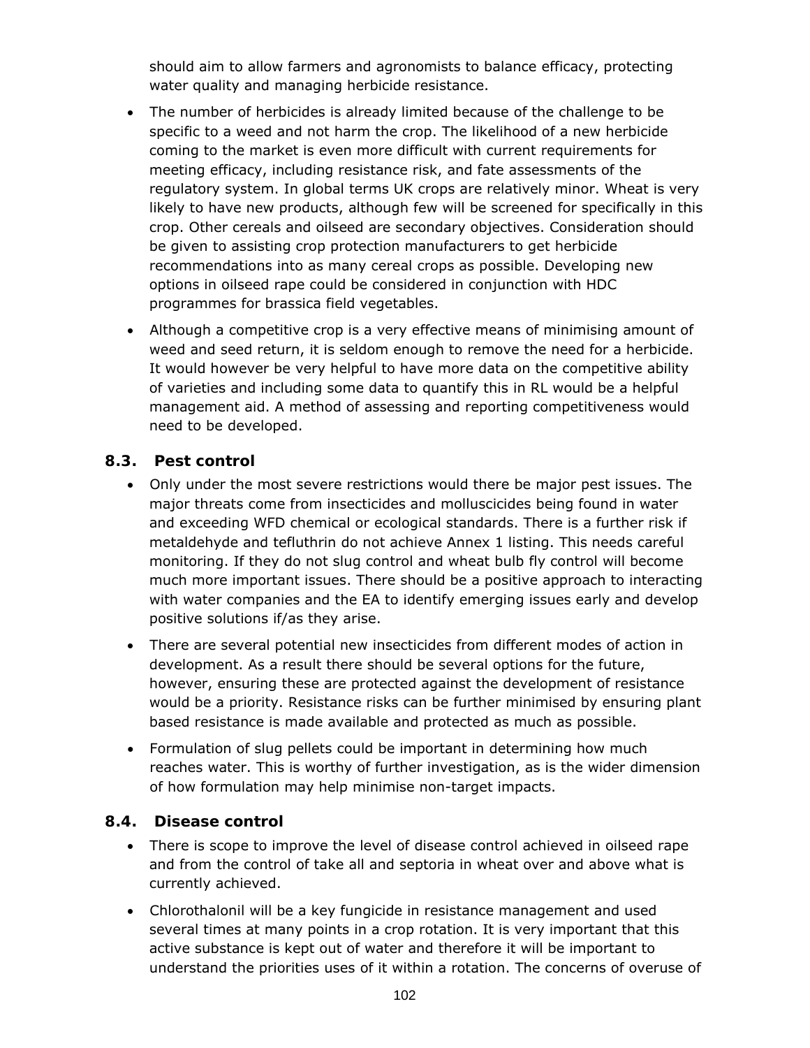should aim to allow farmers and agronomists to balance efficacy, protecting water quality and managing herbicide resistance.

- The number of herbicides is already limited because of the challenge to be specific to a weed and not harm the crop. The likelihood of a new herbicide coming to the market is even more difficult with current requirements for meeting efficacy, including resistance risk, and fate assessments of the regulatory system. In global terms UK crops are relatively minor. Wheat is very likely to have new products, although few will be screened for specifically in this crop. Other cereals and oilseed are secondary objectives. Consideration should be given to assisting crop protection manufacturers to get herbicide recommendations into as many cereal crops as possible. Developing new options in oilseed rape could be considered in conjunction with HDC programmes for brassica field vegetables.
- Although a competitive crop is a very effective means of minimising amount of weed and seed return, it is seldom enough to remove the need for a herbicide. It would however be very helpful to have more data on the competitive ability of varieties and including some data to quantify this in RL would be a helpful management aid. A method of assessing and reporting competitiveness would need to be developed.

## 8.3. Pest control

- Only under the most severe restrictions would there be major pest issues. The major threats come from insecticides and molluscicides being found in water and exceeding WFD chemical or ecological standards. There is a further risk if metaldehyde and tefluthrin do not achieve Annex 1 listing. This needs careful monitoring. If they do not slug control and wheat bulb fly control will become much more important issues. There should be a positive approach to interacting with water companies and the EA to identify emerging issues early and develop positive solutions if/as they arise.
- There are several potential new insecticides from different modes of action in development. As a result there should be several options for the future, however, ensuring these are protected against the development of resistance would be a priority. Resistance risks can be further minimised by ensuring plant based resistance is made available and protected as much as possible.
- Formulation of slug pellets could be important in determining how much reaches water. This is worthy of further investigation, as is the wider dimension of how formulation may help minimise non-target impacts.

## 8.4. Disease control

- There is scope to improve the level of disease control achieved in oilseed rape and from the control of take all and septoria in wheat over and above what is currently achieved.
- Chlorothalonil will be a key fungicide in resistance management and used several times at many points in a crop rotation. It is very important that this active substance is kept out of water and therefore it will be important to understand the priorities uses of it within a rotation. The concerns of overuse of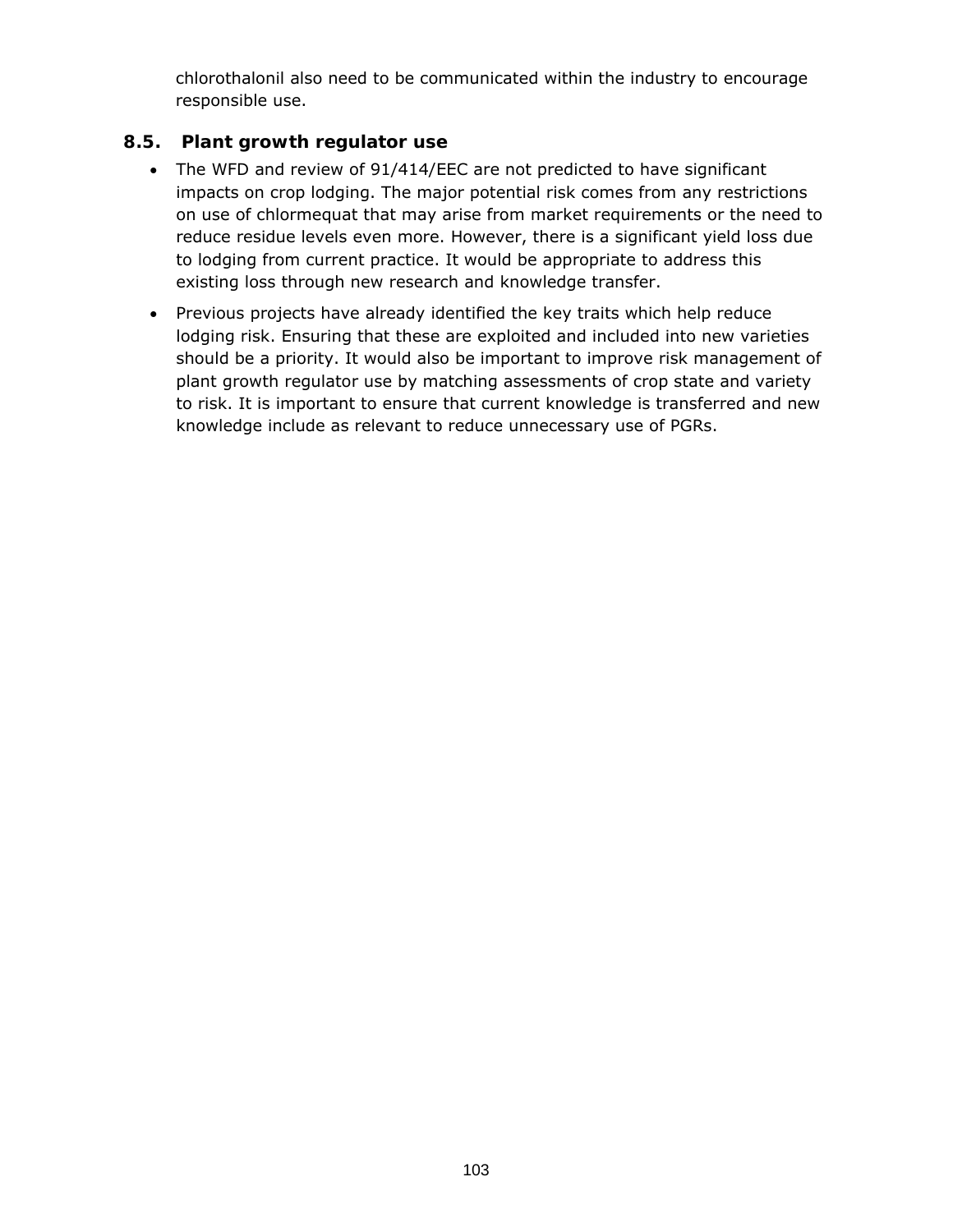chlorothalonil also need to be communicated within the industry to encourage responsible use.

### 8.5. Plant growth regulator use

- The WFD and review of 91/414/EEC are not predicted to have significant impacts on crop lodging. The major potential risk comes from any restrictions on use of chlormequat that may arise from market requirements or the need to reduce residue levels even more. However, there is a significant yield loss due to lodging from current practice. It would be appropriate to address this existing loss through new research and knowledge transfer.
- Previous projects have already identified the key traits which help reduce lodging risk. Ensuring that these are exploited and included into new varieties should be a priority. It would also be important to improve risk management of plant growth regulator use by matching assessments of crop state and variety to risk. It is important to ensure that current knowledge is transferred and new knowledge include as relevant to reduce unnecessary use of PGRs.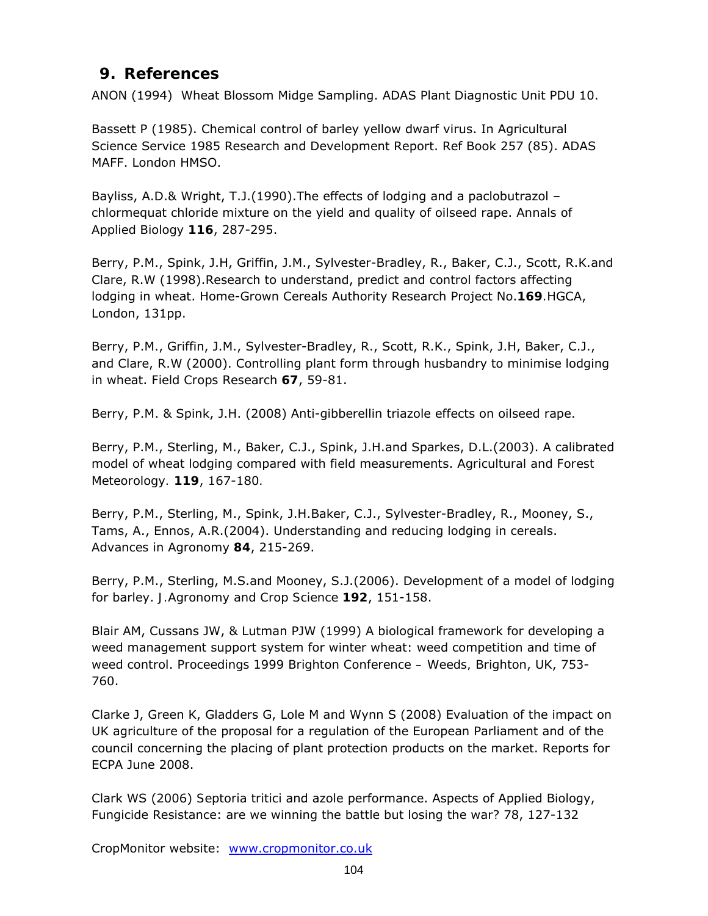## 9. References

ANON (1994) Wheat Blossom Midge Sampling. ADAS Plant Diagnostic Unit PDU 10.

Bassett P (1985). Chemical control of barley yellow dwarf virus. In Agricultural Science Service 1985 Research and Development Report. Ref Book 257 (85). ADAS MAFF. London HMSO.

Bayliss, A.D.& Wright, T.J.(1990).The effects of lodging and a paclobutrazol – chlormequat chloride mixture on the yield and quality of oilseed rape. Annals of Applied Biology **116**, 287-295.

Berry, P.M., Spink, J.H, Griffin, J.M., Sylvester-Bradley, R., Baker, C.J., Scott, R.K.and Clare, R.W (1998).Research to understand, predict and control factors affecting lodging in wheat. Home-Grown Cereals Authority Research Project No.**169**.HGCA, London, 131pp.

Berry, P.M., Griffin, J.M., Sylvester-Bradley, R., Scott, R.K., Spink, J.H, Baker, C.J., and Clare, R.W (2000). Controlling plant form through husbandry to minimise lodging in wheat. Field Crops Research **67**, 59-81.

Berry, P.M. & Spink, J.H. (2008) Anti-gibberellin triazole effects on oilseed rape.

Berry, P.M., Sterling, M., Baker, C.J., Spink, J.H.and Sparkes, D.L.(2003). A calibrated model of wheat lodging compared with field measurements. Agricultural and Forest Meteorology. **119**, 167-180.

Berry, P.M., Sterling, M., Spink, J.H.Baker, C.J., Sylvester-Bradley, R., Mooney, S., Tams, A., Ennos, A.R.(2004). Understanding and reducing lodging in cereals. Advances in Agronomy **84**, 215-269.

Berry, P.M., Sterling, M.S.and Mooney, S.J.(2006). Development of a model of lodging for barley. J.Agronomy and Crop Science **192**, 151-158.

Blair AM, Cussans JW, & Lutman PJW (1999) A biological framework for developing a weed management support system for winter wheat: weed competition and time of weed control. Proceedings 1999 Brighton Conference – Weeds, Brighton, UK, 753-760.

Clarke J, Green K, Gladders G, Lole M and Wynn S (2008) Evaluation of the impact on UK agriculture of the proposal for a regulation of the European Parliament and of the council concerning the placing of plant protection products on the market. Reports for ECPA June 2008.

Clark WS (2006) Septoria tritici and azole performance. Aspects of Applied Biology, Fungicide Resistance: are we winning the battle but losing the war? 78, 127-132

CropMonitor website: www.cropmonitor.co.uk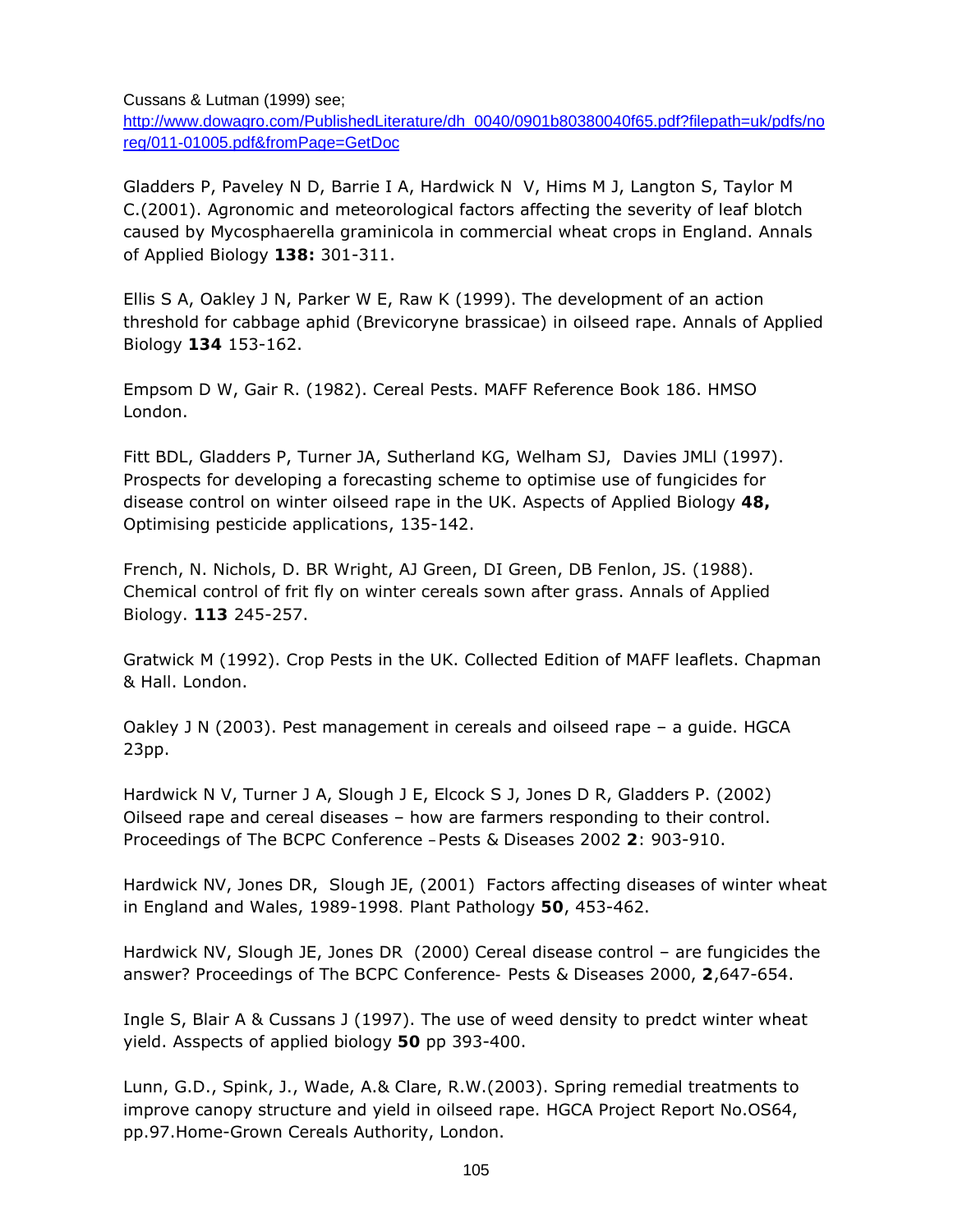Cussans & Lutman (1999) see; http://www.dowagro.com/PublishedLiterature/dh_0040/0901b80380040f65.pdf?filepath=uk/pdfs/noreg/011-01005.pdf&fromPage=GetDoc

Gladders P, Paveley N D, Barrie I A, Hardwick N V, Hims M J, Langton S, Taylor M C.(2001). Agronomic and meteorological factors affecting the severity of leaf blotch caused by Mycosphaerella graminicola in commercial wheat crops in England. Annals of Applied Biology **138:** 301-311.

Ellis S A, Oakley J N, Parker W E, Raw K (1999). The development of an action threshold for cabbage aphid (Brevicoryne brassicae) in oilseed rape. Annals of Applied Biology **134** 153-162.

Empsom D W, Gair R. (1982). Cereal Pests. MAFF Reference Book 186. HMSO London.

Fitt BDL, Gladders P, Turner JA, Sutherland KG, Welham SJ, Davies JMLl (1997). Prospects for developing a forecasting scheme to optimise use of fungicides for disease control on winter oilseed rape in the UK. Aspects of Applied Biology **48,** Optimising pesticide applications, 135-142.

French, N. Nichols, D. BR Wright, AJ Green, DI Green, DB Fenlon, JS. (1988). Chemical control of frit fly on winter cereals sown after grass. Annals of Applied Biology. **113** 245-257.

Gratwick M (1992). Crop Pests in the UK. Collected Edition of MAFF leaflets. Chapman & Hall. London.

Oakley J N (2003). Pest management in cereals and oilseed rape – a guide. HGCA 23pp.

Hardwick N V, Turner J A, Slough J E, Elcock S J, Jones D R, Gladders P. (2002) Oilseed rape and cereal diseases – how are farmers responding to their control. Proceedings of The BCPC Conference – Pests & Diseases 2002 **2**: 903-910.

Hardwick NV, Jones DR, Slough JE, (2001) Factors affecting diseases of winter wheat in England and Wales, 1989-1998. Plant Pathology **50**, 453-462.

Hardwick NV, Slough JE, Jones DR (2000) Cereal disease control – are fungicides the answer? Proceedings of The BCPC Conference- Pests & Diseases 2000, **2**,647-654.

Ingle S, Blair A & Cussans J (1997). The use of weed density to predct winter wheat yield. Asspects of applied biology **50** pp 393-400.

Lunn, G.D., Spink, J., Wade, A.& Clare, R.W.(2003). Spring remedial treatments to improve canopy structure and yield in oilseed rape. HGCA Project Report No.OS64, pp.97.Home-Grown Cereals Authority, London.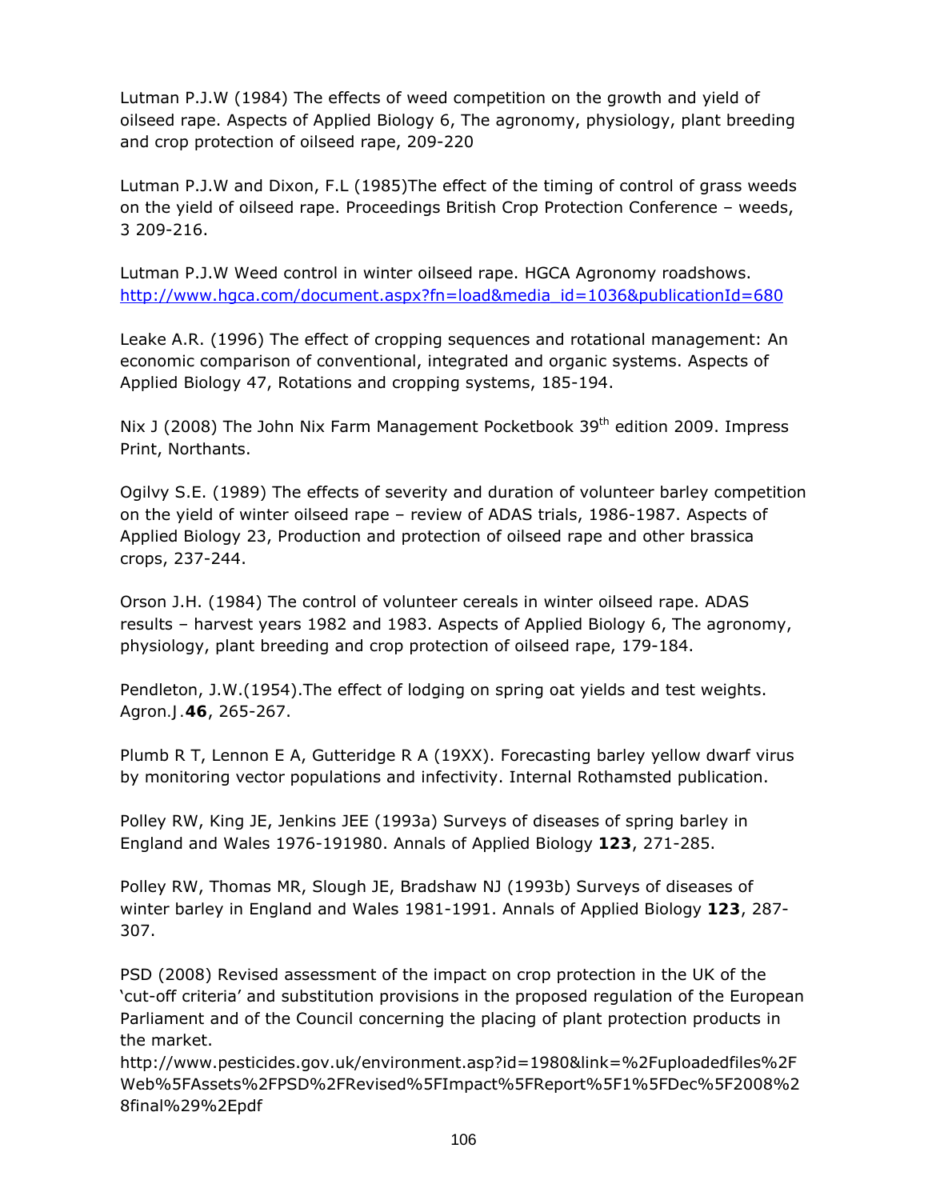Lutman P.J.W (1984) The effects of weed competition on the growth and yield of oilseed rape. Aspects of Applied Biology 6, The agronomy, physiology, plant breeding and crop protection of oilseed rape, 209-220

Lutman P.J.W and Dixon, F.L (1985)The effect of the timing of control of grass weeds on the yield of oilseed rape. Proceedings British Crop Protection Conference – weeds, 3 209-216.

Lutman P.J.W Weed control in winter oilseed rape. HGCA Agronomy roadshows. http://www.hgca.com/document.aspx?fn=load&media_id=1036&publicationId=680

Leake A.R. (1996) The effect of cropping sequences and rotational management: An economic comparison of conventional, integrated and organic systems. Aspects of Applied Biology 47, Rotations and cropping systems, 185-194.

Nix J (2008) The John Nix Farm Management Pocketbook 39th edition 2009. Impress Print, Northants.

Ogilvy S.E. (1989) The effects of severity and duration of volunteer barley competition on the yield of winter oilseed rape – review of ADAS trials, 1986-1987. Aspects of Applied Biology 23, Production and protection of oilseed rape and other brassica crops, 237-244.

Orson J.H. (1984) The control of volunteer cereals in winter oilseed rape. ADAS results – harvest years 1982 and 1983. Aspects of Applied Biology 6, The agronomy, physiology, plant breeding and crop protection of oilseed rape, 179-184.

Pendleton, J.W.(1954).The effect of lodging on spring oat yields and test weights. Agron.J.**46**, 265-267.

Plumb R T, Lennon E A, Gutteridge R A (19XX). Forecasting barley yellow dwarf virus by monitoring vector populations and infectivity. Internal Rothamsted publication.

Polley RW, King JE, Jenkins JEE (1993a) Surveys of diseases of spring barley in England and Wales 1976-191980. Annals of Applied Biology **123**, 271-285.

Polley RW, Thomas MR, Slough JE, Bradshaw NJ (1993b) Surveys of diseases of winter barley in England and Wales 1981-1991. Annals of Applied Biology **123**, 287-307.

PSD (2008) Revised assessment of the impact on crop protection in the UK of the 'cut-off criteria' and substitution provisions in the proposed regulation of the European Parliament and of the Council concerning the placing of plant protection products in the market.
http://www.pesticides.gov.uk/environment.asp?id=1980&link=%2Fuploadedfiles%2FWeb%5FAssets%2FPSD%2FRevised%5FImpact%5FReport%5F1%5FDec%5F2008%28final%29%2Epdf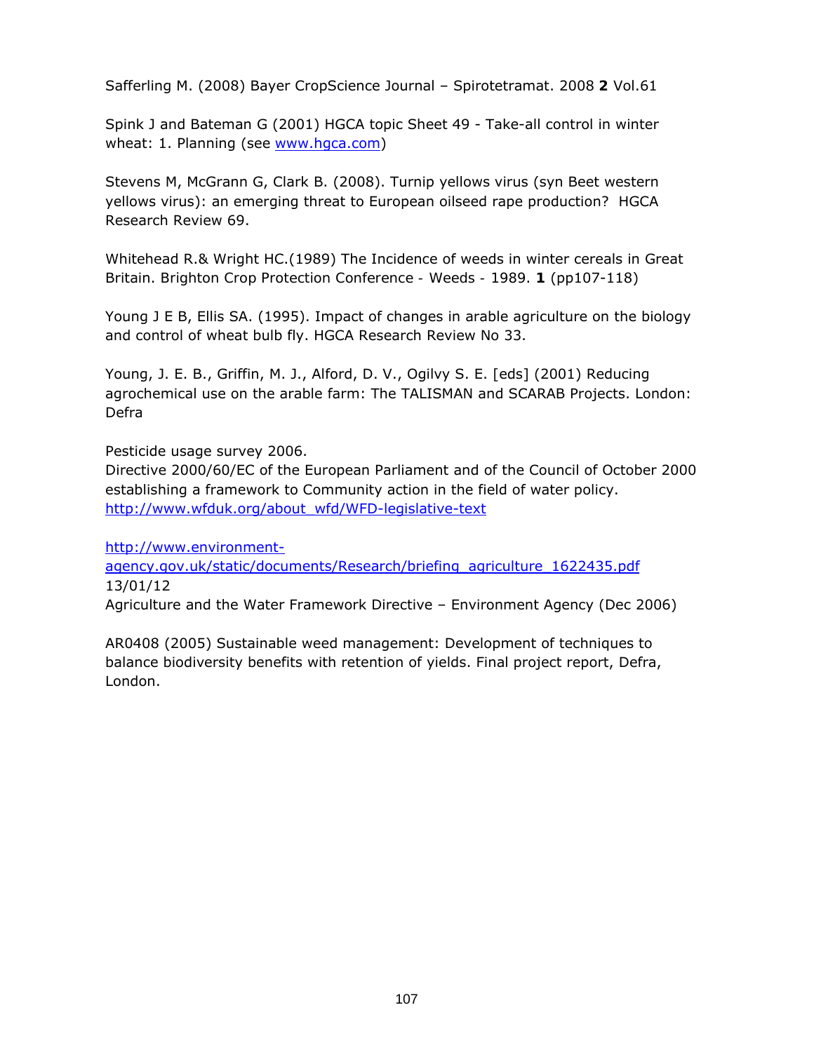Safferling M. (2008) Bayer CropScience Journal – Spirotetramat. 2008 **2** Vol.61

Spink J and Bateman G (2001) HGCA topic Sheet 49 - Take-all control in winter wheat: 1. Planning (see www.hgca.com)

Stevens M, McGrann G, Clark B. (2008). Turnip yellows virus (syn Beet western yellows virus): an emerging threat to European oilseed rape production? HGCA Research Review 69.

Whitehead R.& Wright HC.(1989) The Incidence of weeds in winter cereals in Great Britain. Brighton Crop Protection Conference - Weeds - 1989. **1** (pp107-118)

Young J E B, Ellis SA. (1995). Impact of changes in arable agriculture on the biology and control of wheat bulb fly. HGCA Research Review No 33.

Young, J. E. B., Griffin, M. J., Alford, D. V., Ogilvy S. E. [eds] (2001) Reducing agrochemical use on the arable farm: The TALISMAN and SCARAB Projects. London: Defra

Pesticide usage survey 2006.
Directive 2000/60/EC of the European Parliament and of the Council of October 2000 establishing a framework to Community action in the field of water policy. http://www.wfduk.org/about_wfd/WFD-legislative-text

http://www.environment-agency.gov.uk/static/documents/Research/briefing_agriculture_1622435.pdf
13/01/12
Agriculture and the Water Framework Directive – Environment Agency (Dec 2006)

AR0408 (2005) Sustainable weed management: Development of techniques to balance biodiversity benefits with retention of yields. Final project report, Defra, London.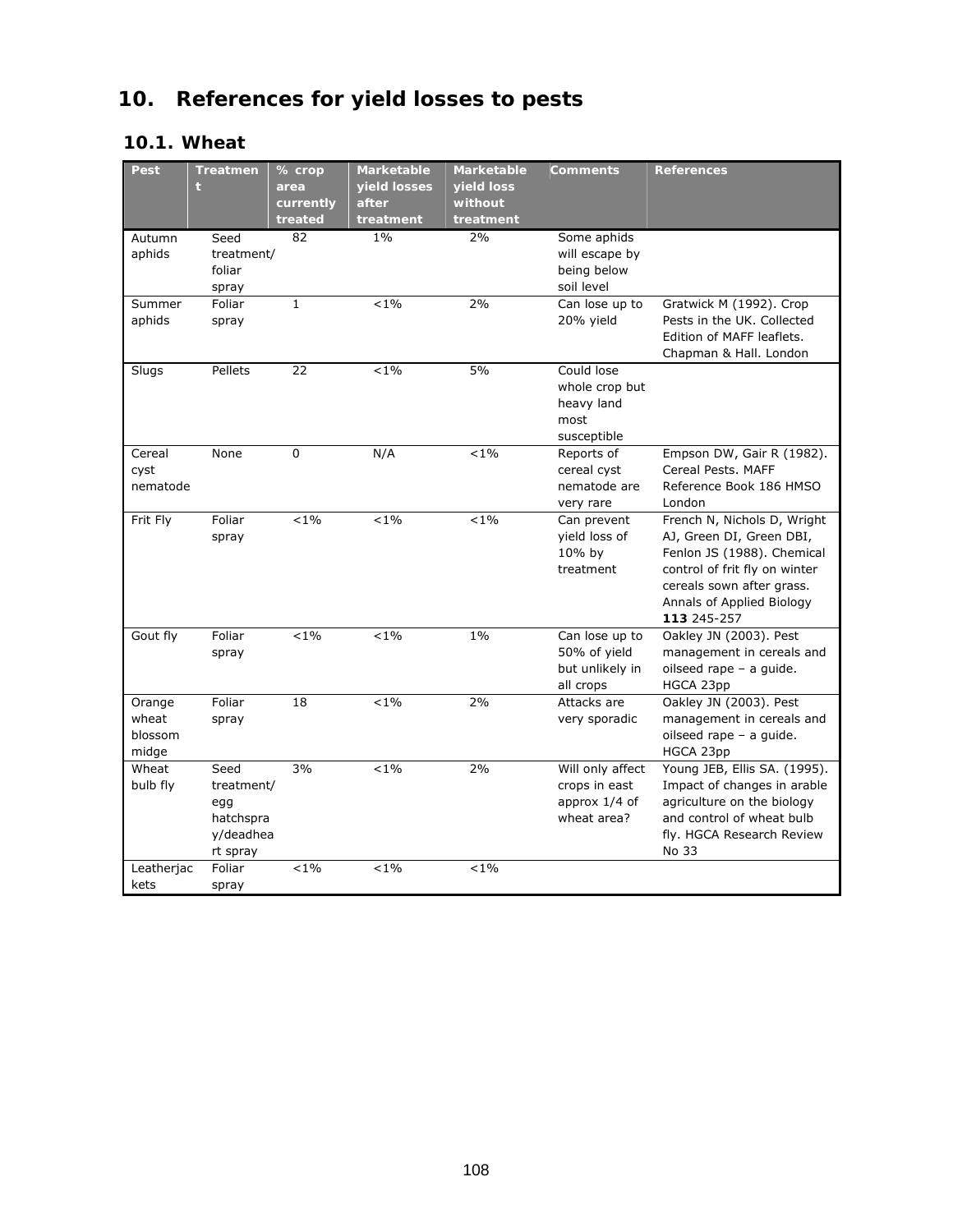# 10. References for yield losses to pests

## 10.1. Wheat

| Pest | Treatment | % crop area currently treated | Marketable yield losses after treatment | Marketable yield loss without treatment | Comments | References |
|---|---|---|---|---|---|---|
| Autumn aphids | Seed treatment/ foliar spray | 82 | 1% | 2% | Some aphids will escape by being below soil level | |
| Summer aphids | Foliar spray | 1 | <1% | 2% | Can lose up to 20% yield | Gratwick M (1992). Crop Pests in the UK. Collected Edition of MAFF leaflets. Chapman & Hall. London |
| Slugs | Pellets | 22 | <1% | 5% | Could lose whole crop but heavy land most susceptible | |
| Cereal cyst nematode | None | 0 | N/A | <1% | Reports of cereal cyst nematode are very rare | Empson DW, Gair R (1982). Cereal Pests. MAFF Reference Book 186 HMSO London |
| Frit Fly | Foliar spray | <1% | <1% | <1% | Can prevent yield loss of 10% by treatment | French N, Nichols D, Wright AJ, Green DI, Green DBI, Fenlon JS (1988). Chemical control of frit fly on winter cereals sown after grass. Annals of Applied Biology **113** 245-257 |
| Gout fly | Foliar spray | <1% | <1% | 1% | Can lose up to 50% of yield but unlikely in all crops | Oakley JN (2003). Pest management in cereals and oilseed rape – a guide. HGCA 23pp |
| Orange wheat blossom midge | Foliar spray | 18 | <1% | 2% | Attacks are very sporadic | Oakley JN (2003). Pest management in cereals and oilseed rape – a guide. HGCA 23pp |
| Wheat bulb fly | Seed treatment/ egg hatchspray/deadheart spray | 3% | <1% | 2% | Will only affect crops in east approx 1/4 of wheat area? | Young JEB, Ellis SA. (1995). Impact of changes in arable agriculture on the biology and control of wheat bulb fly. HGCA Research Review No 33 |
| Leatherjackets | Foliar spray | <1% | <1% | <1% | | |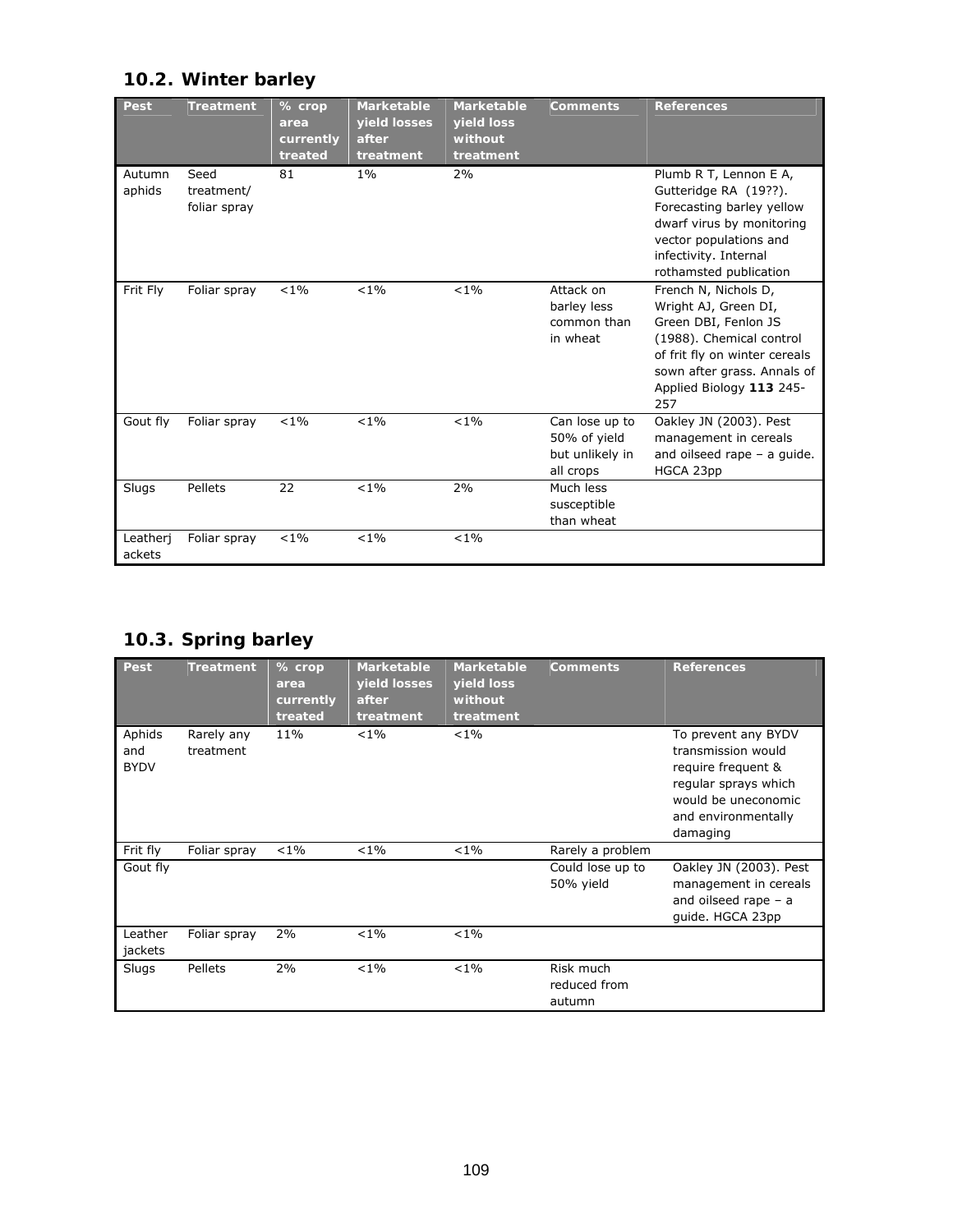## 10.2. Winter barley

| Pest | Treatment | % crop area currently treated | Marketable yield losses after treatment | Marketable yield loss without treatment | Comments | References |
|---|---|---|---|---|---|---|
| Autumn aphids | Seed treatment/ foliar spray | 81 | 1% | 2% | | Plumb R T, Lennon E A, Gutteridge RA (19??). Forecasting barley yellow dwarf virus by monitoring vector populations and infectivity. Internal rothamsted publication |
| Frit Fly | Foliar spray | <1% | <1% | <1% | Attack on barley less common than in wheat | French N, Nichols D, Wright AJ, Green DI, Green DBI, Fenlon JS (1988). Chemical control of frit fly on winter cereals sown after grass. Annals of Applied Biology **113** 245-257 |
| Gout fly | Foliar spray | <1% | <1% | <1% | Can lose up to 50% of yield but unlikely in all crops | Oakley JN (2003). Pest management in cereals and oilseed rape – a guide. HGCA 23pp |
| Slugs | Pellets | 22 | <1% | 2% | Much less susceptible than wheat | |
| Leatherjackets | Foliar spray | <1% | <1% | <1% | | |

## 10.3. Spring barley

| Pest | Treatment | % crop area currently treated | Marketable yield losses after treatment | Marketable yield loss without treatment | Comments | References |
|---|---|---|---|---|---|---|
| Aphids and BYDV | Rarely any treatment | 11% | <1% | <1% | | To prevent any BYDV transmission would require frequent & regular sprays which would be uneconomic and environmentally damaging |
| Frit fly | Foliar spray | <1% | <1% | <1% | Rarely a problem | |
| Gout fly | | | | | Could lose up to 50% yield | Oakley JN (2003). Pest management in cereals and oilseed rape – a guide. HGCA 23pp |
| Leather jackets | Foliar spray | 2% | <1% | <1% | | |
| Slugs | Pellets | 2% | <1% | <1% | Risk much reduced from autumn | |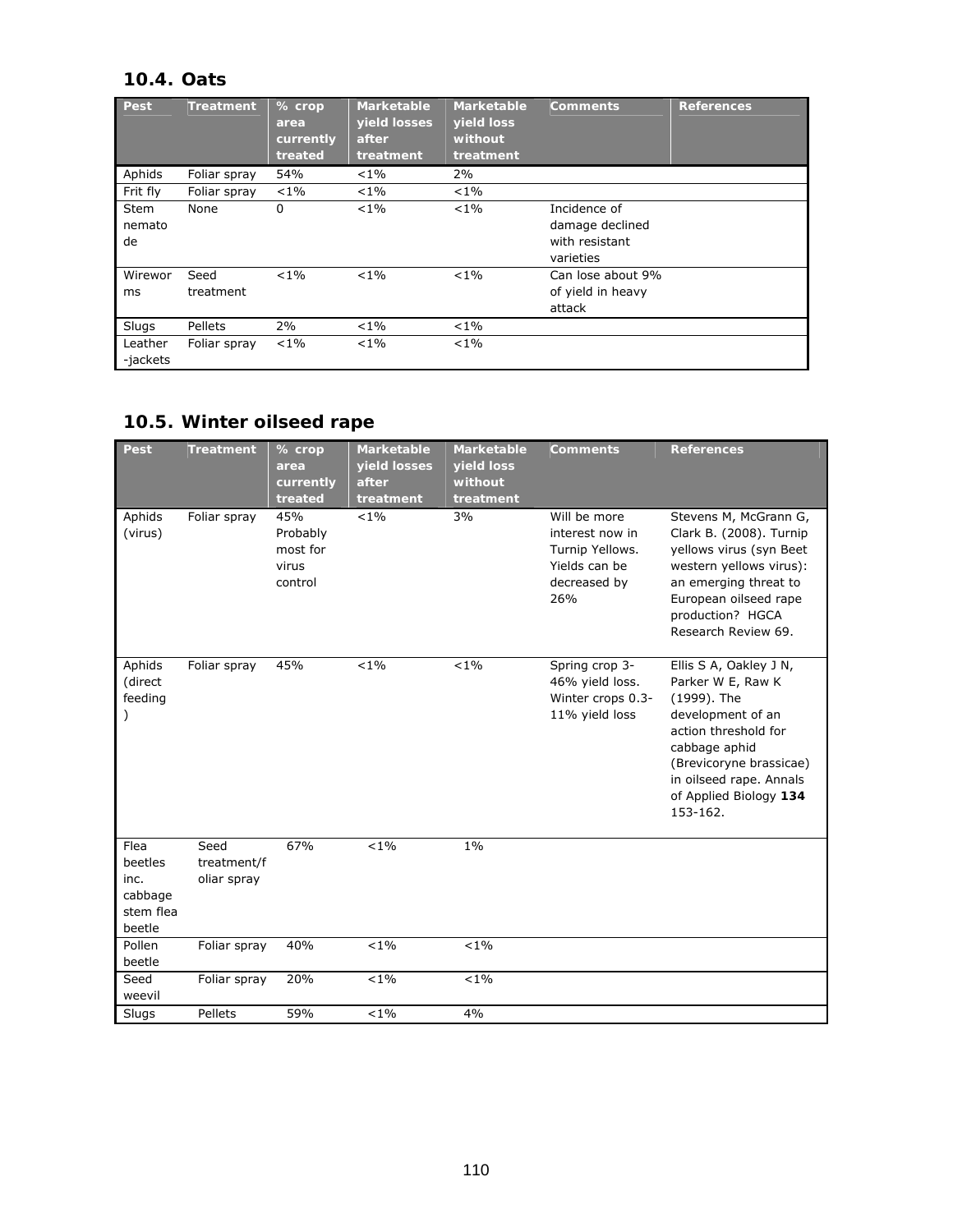## 10.4. Oats

| Pest | Treatment | % crop area currently treated | Marketable yield losses after treatment | Marketable yield loss without treatment | Comments | References |
|---|---|---|---|---|---|---|
| Aphids | Foliar spray | 54% | <1% | 2% | | |
| Frit fly | Foliar spray | <1% | <1% | <1% | | |
| Stem nematode | None | 0 | <1% | <1% | Incidence of damage declined with resistant varieties | |
| Wireworms | Seed treatment | <1% | <1% | <1% | Can lose about 9% of yield in heavy attack | |
| Slugs | Pellets | 2% | <1% | <1% | | |
| Leather-jackets | Foliar spray | <1% | <1% | <1% | | |

## 10.5. Winter oilseed rape

| Pest | Treatment | % crop area currently treated | Marketable yield losses after treatment | Marketable yield loss without treatment | Comments | References |
|---|---|---|---|---|---|---|
| Aphids (virus) | Foliar spray | 45% Probably most for virus control | <1% | 3% | Will be more interest now in Turnip Yellows. Yields can be decreased by 26% | Stevens M, McGrann G, Clark B. (2008). Turnip yellows virus (syn Beet western yellows virus): an emerging threat to European oilseed rape production? HGCA Research Review 69. |
| Aphids (direct feeding) | Foliar spray | 45% | <1% | <1% | Spring crop 3-46% yield loss. Winter crops 0.3-11% yield loss | Ellis S A, Oakley J N, Parker W E, Raw K (1999). The development of an action threshold for cabbage aphid (Brevicoryne brassicae) in oilseed rape. Annals of Applied Biology **134** 153-162. |
| Flea beetles inc. cabbage stem flea beetle | Seed treatment/foliar spray | 67% | <1% | 1% | | |
| Pollen beetle | Foliar spray | 40% | <1% | <1% | | |
| Seed weevil | Foliar spray | 20% | <1% | <1% | | |
| Slugs | Pellets | 59% | <1% | 4% | | |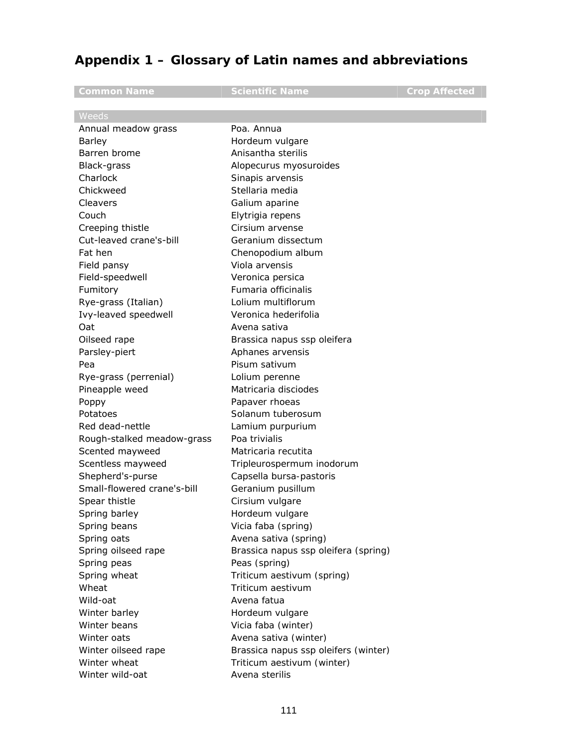# Appendix 1 – Glossary of Latin names and abbreviations

| Common Name | Scientific Name | Crop Affected |
|---|---|---|
| **Weeds** | | |
| Annual meadow grass | Poa. Annua | |
| Barley | Hordeum vulgare | |
| Barren brome | Anisantha sterilis | |
| Black-grass | Alopecurus myosuroides | |
| Charlock | Sinapis arvensis | |
| Chickweed | Stellaria media | |
| Cleavers | Galium aparine | |
| Couch | Elytrigia repens | |
| Creeping thistle | Cirsium arvense | |
| Cut-leaved crane's-bill | Geranium dissectum | |
| Fat hen | Chenopodium album | |
| Field pansy | Viola arvensis | |
| Field-speedwell | Veronica persica | |
| Fumitory | Fumaria officinalis | |
| Rye-grass (Italian) | Lolium multiflorum | |
| Ivy-leaved speedwell | Veronica hederifolia | |
| Oat | Avena sativa | |
| Oilseed rape | Brassica napus ssp oleifera | |
| Parsley-piert | Aphanes arvensis | |
| Pea | Pisum sativum | |
| Rye-grass (perrenial) | Lolium perenne | |
| Pineapple weed | Matricaria disciodes | |
| Poppy | Papaver rhoeas | |
| Potatoes | Solanum tuberosum | |
| Red dead-nettle | Lamium purpurium | |
| Rough-stalked meadow-grass | Poa trivialis | |
| Scented mayweed | Matricaria recutita | |
| Scentless mayweed | Tripleurospermum inodorum | |
| Shepherd's-purse | Capsella bursa-pastoris | |
| Small-flowered crane's-bill | Geranium pusillum | |
| Spear thistle | Cirsium vulgare | |
| Spring barley | Hordeum vulgare | |
| Spring beans | Vicia faba (spring) | |
| Spring oats | Avena sativa (spring) | |
| Spring oilseed rape | Brassica napus ssp oleifera (spring) | |
| Spring peas | Peas (spring) | |
| Spring wheat | Triticum aestivum (spring) | |
| Wheat | Triticum aestivum | |
| Wild-oat | Avena fatua | |
| Winter barley | Hordeum vulgare | |
| Winter beans | Vicia faba (winter) | |
| Winter oats | Avena sativa (winter) | |
| Winter oilseed rape | Brassica napus ssp oleifers (winter) | |
| Winter wheat | Triticum aestivum (winter) | |
| Winter wild-oat | Avena sterilis | |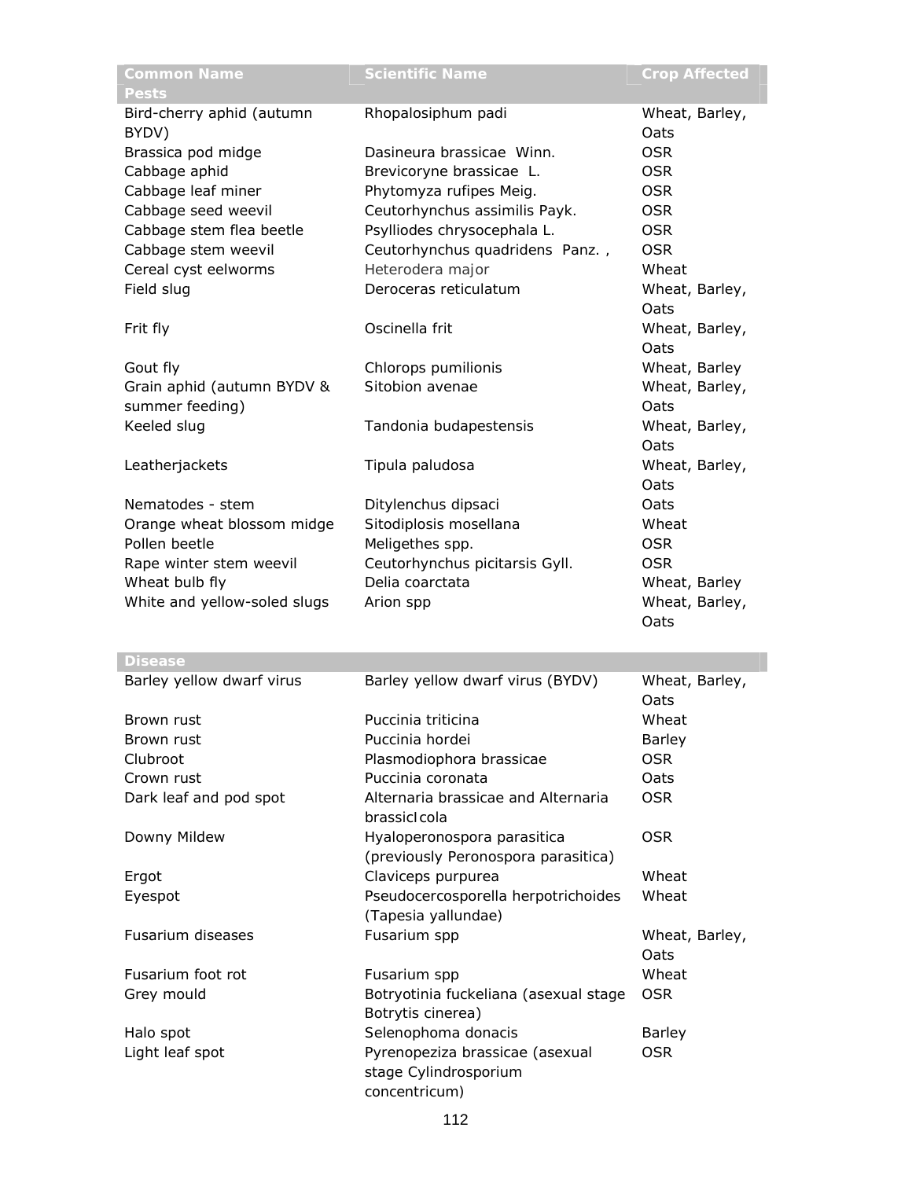| Common Name | Scientific Name | Crop Affected |
|---|---|---|
| **Pests** | | |
| Bird-cherry aphid (autumn BYDV) | Rhopalosiphum padi | Wheat, Barley, Oats |
| Brassica pod midge | Dasineura brassicae Winn. | OSR |
| Cabbage aphid | Brevicoryne brassicae L. | OSR |
| Cabbage leaf miner | Phytomyza rufipes Meig. | OSR |
| Cabbage seed weevil | Ceutorhynchus assimilis Payk. | OSR |
| Cabbage stem flea beetle | Psylliodes chrysocephala L. | OSR |
| Cabbage stem weevil | Ceutorhynchus quadridens Panz. , | OSR |
| Cereal cyst eelworms | Heterodera major | Wheat |
| Field slug | Deroceras reticulatum | Wheat, Barley, Oats |
| Frit fly | Oscinella frit | Wheat, Barley, Oats |
| Gout fly | Chlorops pumilionis | Wheat, Barley |
| Grain aphid (autumn BYDV & summer feeding) | Sitobion avenae | Wheat, Barley, Oats |
| Keeled slug | Tandonia budapestensis | Wheat, Barley, Oats |
| Leatherjackets | Tipula paludosa | Wheat, Barley, Oats |
| Nematodes - stem | Ditylenchus dipsaci | Oats |
| Orange wheat blossom midge | Sitodiplosis mosellana | Wheat |
| Pollen beetle | Meligethes spp. | OSR |
| Rape winter stem weevil | Ceutorhynchus picitarsis Gyll. | OSR |
| Wheat bulb fly | Delia coarctata | Wheat, Barley |
| White and yellow-soled slugs | Arion spp | Wheat, Barley, Oats |
| **Disease** | | |
| Barley yellow dwarf virus | Barley yellow dwarf virus (BYDV) | Wheat, Barley, Oats |
| Brown rust | Puccinia triticina | Wheat |
| Brown rust | Puccinia hordei | Barley |
| Clubroot | Plasmodiophora brassicae | OSR |
| Crown rust | Puccinia coronata | Oats |
| Dark leaf and pod spot | Alternaria brassicae and Alternaria brassicIcola | OSR |
| Downy Mildew | Hyaloperonospora parasitica (previously Peronospora parasitica) | OSR |
| Ergot | Claviceps purpurea | Wheat |
| Eyespot | Pseudocercosporella herpotrichoides (Tapesia yallundae) | Wheat |
| Fusarium diseases | Fusarium spp | Wheat, Barley, Oats |
| Fusarium foot rot | Fusarium spp | Wheat |
| Grey mould | Botryotinia fuckeliana (asexual stage Botrytis cinerea) | OSR |
| Halo spot | Selenophoma donacis | Barley |
| Light leaf spot | Pyrenopeziza brassicae (asexual stage Cylindrosporium concentricum) | OSR |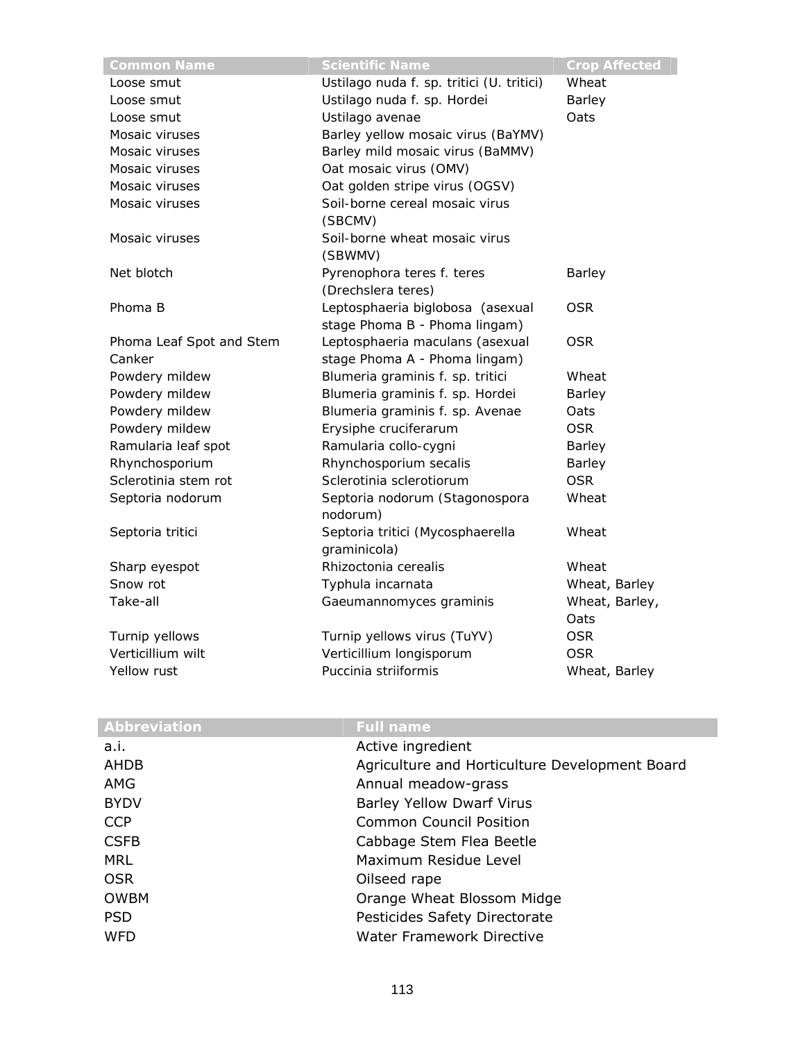| Common Name | Scientific Name | Crop Affected |
| --- | --- | --- |
| Loose smut | Ustilago nuda f. sp. tritici (U. tritici) | Wheat |
| Loose smut | Ustilago nuda f. sp. Hordei | Barley |
| Loose smut | Ustilago avenae | Oats |
| Mosaic viruses | Barley yellow mosaic virus (BaYMV) | |
| Mosaic viruses | Barley mild mosaic virus (BaMMV) | |
| Mosaic viruses | Oat mosaic virus (OMV) | |
| Mosaic viruses | Oat golden stripe virus (OGSV) | |
| Mosaic viruses | Soil-borne cereal mosaic virus (SBCMV) | |
| Mosaic viruses | Soil-borne wheat mosaic virus (SBWMV) | |
| Net blotch | Pyrenophora teres f. teres (Drechslera teres) | Barley |
| Phoma B | Leptosphaeria biglobosa (asexual stage Phoma B - Phoma lingam) | OSR |
| Phoma Leaf Spot and Stem Canker | Leptosphaeria maculans (asexual stage Phoma A - Phoma lingam) | OSR |
| Powdery mildew | Blumeria graminis f. sp. tritici | Wheat |
| Powdery mildew | Blumeria graminis f. sp. Hordei | Barley |
| Powdery mildew | Blumeria graminis f. sp. Avenae | Oats |
| Powdery mildew | Erysiphe cruciferarum | OSR |
| Ramularia leaf spot | Ramularia collo-cygni | Barley |
| Rhynchosporium | Rhynchosporium secalis | Barley |
| Sclerotinia stem rot | Sclerotinia sclerotiorum | OSR |
| Septoria nodorum | Septoria nodorum (Stagonospora nodorum) | Wheat |
| Septoria tritici | Septoria tritici (Mycosphaerella graminicola) | Wheat |
| Sharp eyespot | Rhizoctonia cerealis | Wheat |
| Snow rot | Typhula incarnata | Wheat, Barley |
| Take-all | Gaeumannomyces graminis | Wheat, Barley, Oats |
| Turnip yellows | Turnip yellows virus (TuYV) | OSR |
| Verticillium wilt | Verticillium longisporum | OSR |
| Yellow rust | Puccinia striiformis | Wheat, Barley |

| Abbreviation | Full name |
| --- | --- |
| a.i. | Active ingredient |
| AHDB | Agriculture and Horticulture Development Board |
| AMG | Annual meadow-grass |
| BYDV | Barley Yellow Dwarf Virus |
| CCP | Common Council Position |
| CSFB | Cabbage Stem Flea Beetle |
| MRL | Maximum Residue Level |
| OSR | Oilseed rape |
| OWBM | Orange Wheat Blossom Midge |
| PSD | Pesticides Safety Directorate |
| WFD | Water Framework Directive |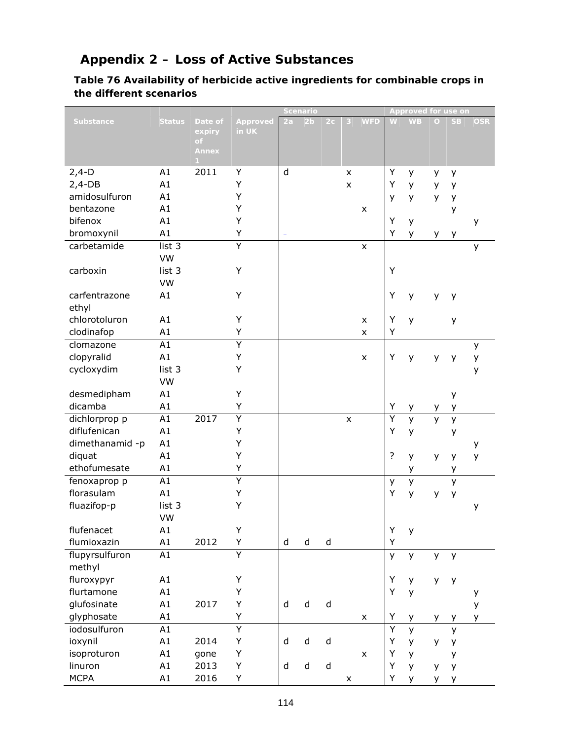## Appendix 2 – Loss of Active Substances

### Table 76 Availability of herbicide active ingredients for combinable crops in the different scenarios

| Substance | Status | Date of expiry of Annex 1 | Approved in UK | Scenario | | | | | Approved for use on | | | | |
|---|---|---|---|---|---|---|---|---|---|---|---|---|---|
| | | | | 2a | 2b | 2c | 3 | WFD | W | WB | O | SB | OSR |
| 2,4-D | A1 | 2011 | Y | d | | | x | | Y | y | y | y | |
| 2,4-DB | A1 | | Y | | | | x | | Y | y | y | y | |
| amidosulfuron | A1 | | Y | | | | | | y | y | y | y | |
| bentazone | A1 | | Y | | | | | x | | | | y | |
| bifenox | A1 | | Y | | | | | | Y | y | | | y |
| bromoxynil | A1 | | Y | - | | | | | Y | y | y | y | |
| carbetamide | list 3 VW | | Y | | | | | x | | | | | y |
| carboxin | list 3 VW | | Y | | | | | | Y | | | | |
| carfentrazone ethyl | A1 | | Y | | | | | | Y | y | y | y | |
| chlorotoluron | A1 | | Y | | | | | x | Y | y | | y | |
| clodinafop | A1 | | Y | | | | | x | Y | | | | |
| clomazone | A1 | | Y | | | | | | | | | | y |
| clopyralid | A1 | | Y | | | | | x | Y | y | y | y | y |
| cycloxydim | list 3 VW | | Y | | | | | | | | | | y |
| desmedipham | A1 | | Y | | | | | | | | | y | |
| dicamba | A1 | | Y | | | | | | Y | y | y | y | |
| dichlorprop p | A1 | 2017 | Y | | | | x | | Y | y | y | y | |
| diflufenican | A1 | | Y | | | | | | Y | y | | y | |
| dimethanamid -p | A1 | | Y | | | | | | | | | | y |
| diquat | A1 | | Y | | | | | | ? | y | y | y | y |
| ethofumesate | A1 | | Y | | | | | | | y | | y | |
| fenoxaprop p | A1 | | Y | | | | | | y | y | | y | |
| florasulam | A1 | | Y | | | | | | Y | y | y | y | |
| fluazifop-p | list 3 VW | | Y | | | | | | | | | | y |
| flufenacet | A1 | | Y | | | | | | Y | y | | | |
| flumioxazin | A1 | 2012 | Y | d | d | d | | | Y | | | | |
| flupyrsulfuron methyl | A1 | | Y | | | | | | y | y | y | y | |
| fluroxypyr | A1 | | Y | | | | | | Y | y | y | y | |
| flurtamone | A1 | | Y | | | | | | Y | y | | | y |
| glufosinate | A1 | 2017 | Y | d | d | d | | | | | | | y |
| glyphosate | A1 | | Y | | | | | x | Y | y | y | y | y |
| iodosulfuron | A1 | | Y | | | | | | Y | y | | y | |
| ioxynil | A1 | 2014 | Y | d | d | d | | | Y | y | y | y | |
| isoproturon | A1 | gone | Y | | | | | x | Y | y | | y | |
| linuron | A1 | 2013 | Y | d | d | d | | | Y | y | y | y | |
| MCPA | A1 | 2016 | Y | | | | x | | Y | y | y | y | |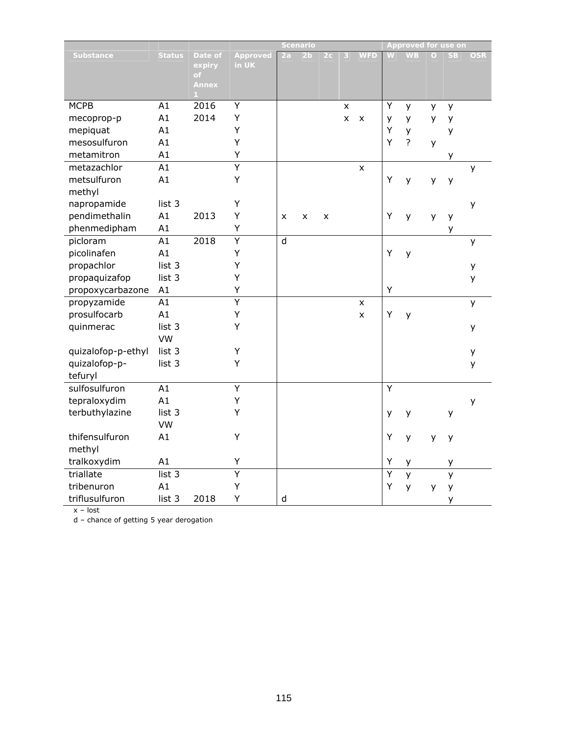| Substance | Status | Date of expiry of Annex 1 | Approved in UK | Scenario | | | | | Approved for use on | | | | |
|---|---|---|---|---|---|---|---|---|---|---|---|---|---|
| | | | | 2a | 2b | 2c | 3 | WFD | W | WB | O | SB | OSR |
| MCPB | A1 | 2016 | Y | | | | x | | Y | y | y | y | |
| mecoprop-p | A1 | 2014 | Y | | | | x | x | y | y | y | y | |
| mepiquat | A1 | | Y | | | | | | Y | y | | y | |
| mesosulfuron | A1 | | Y | | | | | | Y | ? | y | | |
| metamitron | A1 | | Y | | | | | | | | | y | |
| metazachlor | A1 | | Y | | | | | x | | | | | y |
| metsulfuron methyl | A1 | | Y | | | | | | Y | y | y | y | |
| napropamide | list 3 | | Y | | | | | | | | | | y |
| pendimethalin | A1 | 2013 | Y | x | x | x | | | Y | y | y | y | |
| phenmedipham | A1 | | Y | | | | | | | | | y | |
| picloram | A1 | 2018 | Y | d | | | | | | | | | y |
| picolinafen | A1 | | Y | | | | | | Y | y | | | |
| propachlor | list 3 | | Y | | | | | | | | | | y |
| propaquizafop | list 3 | | Y | | | | | | | | | | y |
| propoxycarbazone | A1 | | Y | | | | | | Y | | | | |
| propyzamide | A1 | | Y | | | | | x | | | | | y |
| prosulfocarb | A1 | | Y | | | | | x | Y | y | | | |
| quinmerac | list 3 VW | | Y | | | | | | | | | | y |
| quizalofop-p-ethyl | list 3 | | Y | | | | | | | | | | y |
| quizalofop-p-tefuryl | list 3 | | Y | | | | | | | | | | y |
| sulfosulfuron | A1 | | Y | | | | | | Y | | | | |
| tepraloxydim | A1 | | Y | | | | | | | | | | y |
| terbuthylazine | list 3 VW | | Y | | | | | | y | y | | y | |
| thifensulfuron methyl | A1 | | Y | | | | | | Y | y | y | y | |
| tralkoxydim | A1 | | Y | | | | | | Y | y | | y | |
| triallate | list 3 | | Y | | | | | | Y | y | | y | |
| tribenuron | A1 | | Y | | | | | | Y | y | y | y | |
| triflusulfuron | list 3 | 2018 | Y | d | | | | | | | | y | |

x – lost

d – chance of getting 5 year derogation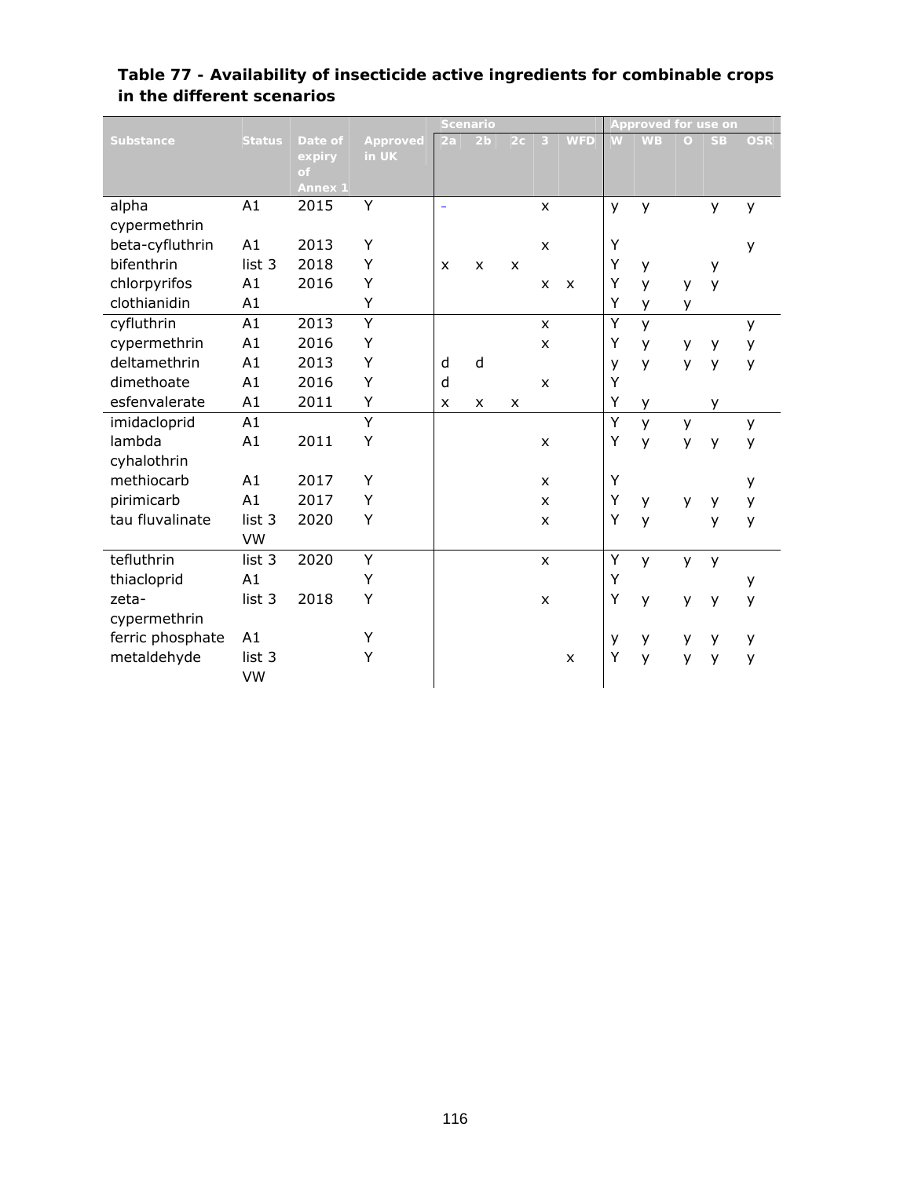**Table 77 - Availability of insecticide active ingredients for combinable crops in the different scenarios**

| Substance | Status | Date of expiry of Annex 1 | Approved in UK | Scenario | | | | | Approved for use on | | | | |
|---|---|---|---|---|---|---|---|---|---|---|---|---|---|
| | | | | 2a | 2b | 2c | 3 | WFD | W | WB | O | SB | OSR |
| alpha cypermethrin | A1 | 2015 | Y | – | | | x | | y | y | | y | y |
| beta-cyfluthrin | A1 | 2013 | Y | | | | x | | Y | | | | y |
| bifenthrin | list 3 | 2018 | Y | x | x | x | | | Y | y | | y | |
| chlorpyrifos | A1 | 2016 | Y | | | | x | x | Y | y | y | y | |
| clothianidin | A1 | | Y | | | | | | Y | y | y | | |
| cyfluthrin | A1 | 2013 | Y | | | | x | | Y | y | | | y |
| cypermethrin | A1 | 2016 | Y | | | | x | | Y | y | y | y | y |
| deltamethrin | A1 | 2013 | Y | d | d | | | | y | y | y | y | y |
| dimethoate | A1 | 2016 | Y | d | | | x | | Y | | | | |
| esfenvalerate | A1 | 2011 | Y | x | x | x | | | Y | y | | y | |
| imidacloprid | A1 | | Y | | | | | | Y | y | y | | y |
| lambda cyhalothrin | A1 | 2011 | Y | | | | x | | Y | y | y | y | y |
| methiocarb | A1 | 2017 | Y | | | | x | | Y | | | | y |
| pirimicarb | A1 | 2017 | Y | | | | x | | Y | y | y | y | y |
| tau fluvalinate | list 3 VW | 2020 | Y | | | | x | | Y | y | | y | y |
| tefluthrin | list 3 | 2020 | Y | | | | x | | Y | y | y | y | |
| thiacloprid | A1 | | Y | | | | | | Y | | | | y |
| zeta-cypermethrin | list 3 | 2018 | Y | | | | x | | Y | y | y | y | y |
| ferric phosphate | A1 | | Y | | | | | | y | y | y | y | y |
| metaldehyde | list 3 VW | | Y | | | | | x | Y | y | y | y | y |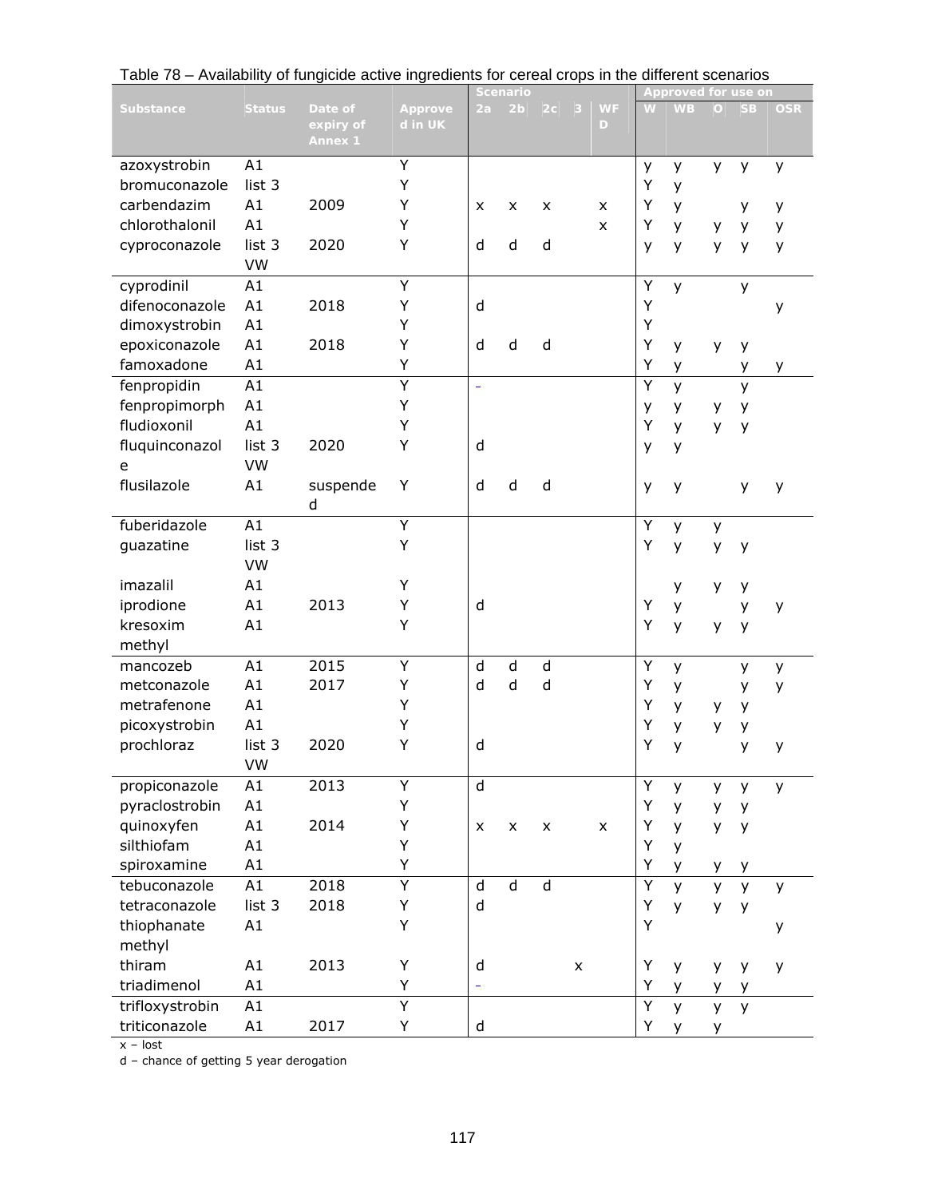Table 78 – Availability of fungicide active ingredients for cereal crops in the different scenarios

| Substance | Status | Date of expiry of Annex 1 | Approved in UK | Scenario | | | | | Approved for use on | | | | |
|---|---|---|---|---|---|---|---|---|---|---|---|---|---|
| | | | | 2a | 2b | 2c | 3 | WFD | W | WB | O | SB | OSR |
| azoxystrobin | A1 | | Y | | | | | | y | y | y | y | y |
| bromuconazole | list 3 | | Y | | | | | | Y | y | | | |
| carbendazim | A1 | 2009 | Y | x | x | x | | x | Y | y | | y | y |
| chlorothalonil | A1 | | Y | | | | | x | Y | y | y | y | y |
| cyproconazole | list 3 VW | 2020 | Y | d | d | d | | | y | y | y | y | y |
| cyprodinil | A1 | | Y | | | | | | Y | y | | y | |
| difenoconazole | A1 | 2018 | Y | d | | | | | Y | | | | y |
| dimoxystrobin | A1 | | Y | | | | | | Y | | | | |
| epoxiconazole | A1 | 2018 | Y | d | d | d | | | Y | y | y | y | |
| famoxadone | A1 | | Y | | | | | | Y | y | | y | y |
| fenpropidin | A1 | | Y | - | | | | | Y | y | | y | |
| fenpropimorph | A1 | | Y | | | | | | y | y | y | y | |
| fludioxonil | A1 | | Y | | | | | | Y | y | y | y | |
| fluquinconazole | list 3 VW | 2020 | Y | d | | | | | y | y | | | |
| flusilazole | A1 | suspended | Y | d | d | d | | | y | y | | y | y |
| fuberidazole | A1 | | Y | | | | | | Y | y | y | | |
| guazatine | list 3 VW | | Y | | | | | | Y | y | y | y | |
| imazalil | A1 | | Y | | | | | | | y | y | y | |
| iprodione | A1 | 2013 | Y | d | | | | | Y | y | | y | y |
| kresoxim methyl | A1 | | Y | | | | | | Y | y | y | y | |
| mancozeb | A1 | 2015 | Y | d | d | d | | | Y | y | | y | y |
| metconazole | A1 | 2017 | Y | d | d | d | | | Y | y | | y | y |
| metrafenone | A1 | | Y | | | | | | Y | y | y | y | |
| picoxystrobin | A1 | | Y | | | | | | Y | y | y | y | |
| prochloraz | list 3 VW | 2020 | Y | d | | | | | Y | y | | y | y |
| propiconazole | A1 | 2013 | Y | d | | | | | Y | y | y | y | y |
| pyraclostrobin | A1 | | Y | | | | | | Y | y | y | y | |
| quinoxyfen | A1 | 2014 | Y | x | x | x | | x | Y | y | y | y | |
| silthiofam | A1 | | Y | | | | | | Y | y | | | |
| spiroxamine | A1 | | Y | | | | | | Y | y | y | y | |
| tebuconazole | A1 | 2018 | Y | d | d | d | | | Y | y | y | y | y |
| tetraconazole | list 3 | 2018 | Y | d | | | | | Y | y | y | y | |
| thiophanate methyl | A1 | | Y | | | | | | Y | | | | y |
| thiram | A1 | 2013 | Y | d | | | x | | Y | y | y | y | y |
| triadimenol | A1 | | Y | - | | | | | Y | y | y | y | |
| trifloxystrobin | A1 | | Y | | | | | | Y | y | y | y | |
| triticonazole | A1 | 2017 | Y | d | | | | | Y | y | y | | |

x – lost

d – chance of getting 5 year derogation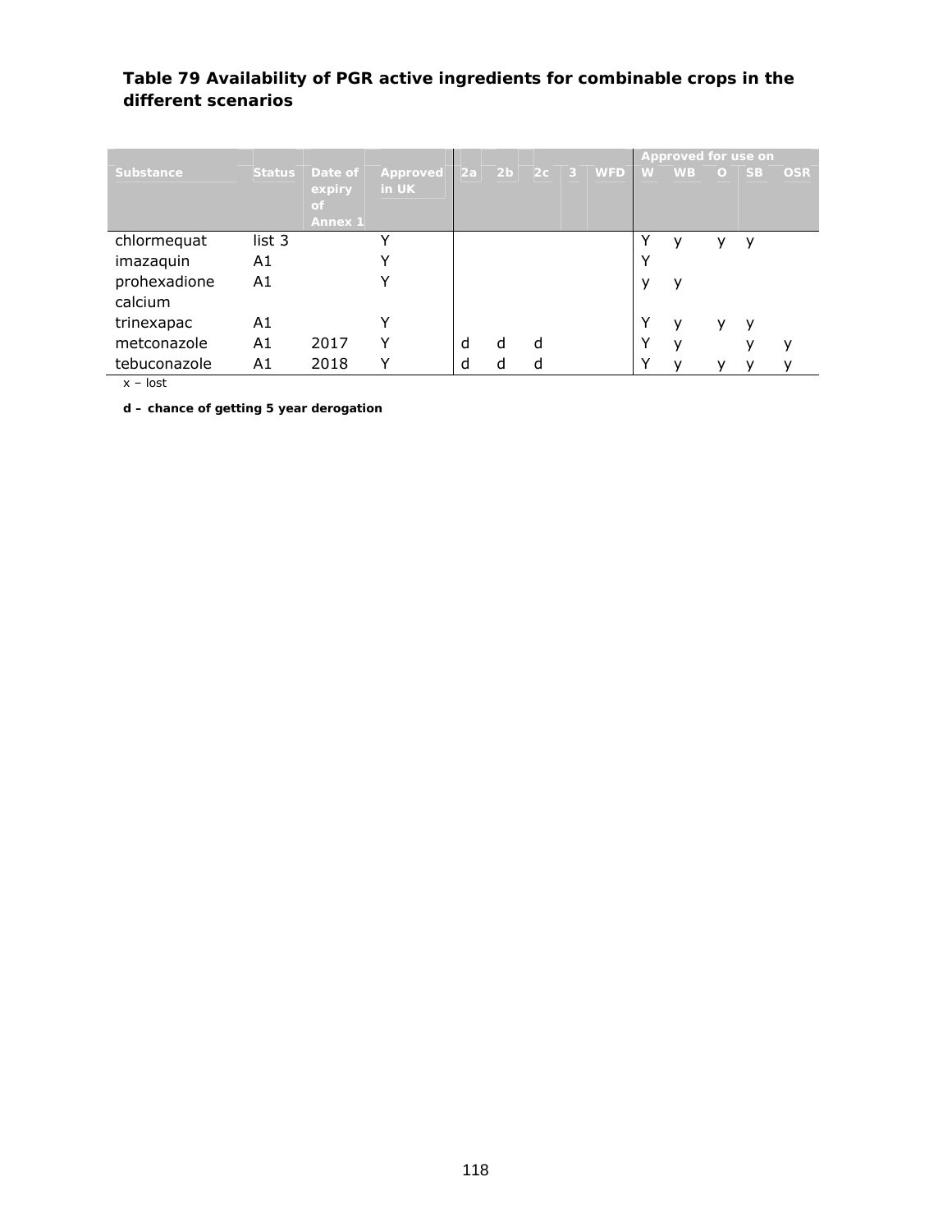**Table 79 Availability of PGR active ingredients for combinable crops in the different scenarios**

| Substance | Status | Date of expiry of Annex 1 | Approved in UK | 2a | 2b | 2c | 3 | WFD | Approved for use on | | | | |
|---|---|---|---|---|---|---|---|---|---|---|---|---|---|
| | | | | | | | | | W | WB | O | SB | OSR |
| chlormequat | list 3 | | Y | | | | | | Y | y | y | y | |
| imazaquin | A1 | | Y | | | | | | Y | | | | |
| prohexadione calcium | A1 | | Y | | | | | | y | y | | | |
| trinexapac | A1 | | Y | | | | | | Y | y | y | y | |
| metconazole | A1 | 2017 | Y | d | d | d | | | Y | y | | y | y |
| tebuconazole | A1 | 2018 | Y | d | d | d | | | Y | y | y | y | y |

x – lost

**d – chance of getting 5 year derogation**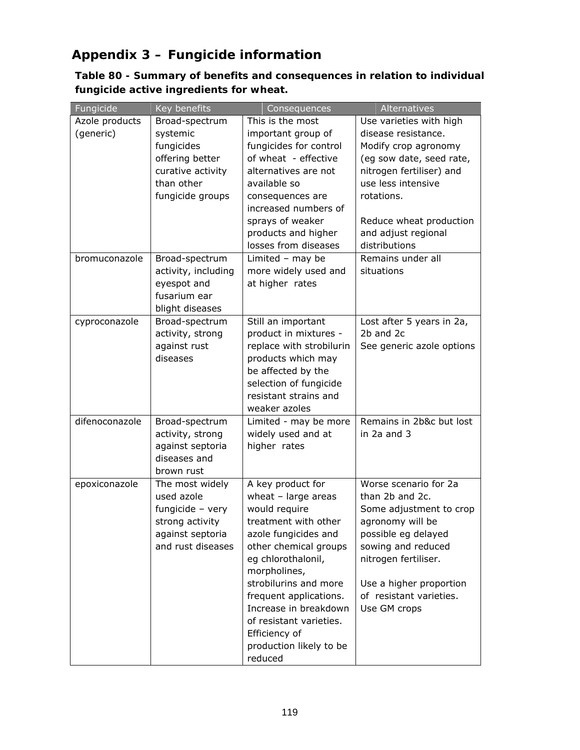# Appendix 3 – Fungicide information

**Table 80 - Summary of benefits and consequences in relation to individual fungicide active ingredients for wheat.**

| Fungicide | Key benefits | Consequences | Alternatives |
|---|---|---|---|
| Azole products (generic) | Broad-spectrum systemic fungicides offering better curative activity than other fungicide groups | This is the most important group of fungicides for control of wheat - effective alternatives are not available so consequences are increased numbers of sprays of weaker products and higher losses from diseases | Use varieties with high disease resistance. Modify crop agronomy (eg sow date, seed rate, nitrogen fertiliser) and use less intensive rotations. <br><br> Reduce wheat production and adjust regional distributions |
| bromuconazole | Broad-spectrum activity, including eyespot and fusarium ear blight diseases | Limited – may be more widely used and at higher rates | Remains under all situations |
| cyproconazole | Broad-spectrum activity, strong against rust diseases | Still an important product in mixtures - replace with strobilurin products which may be affected by the selection of fungicide resistant strains and weaker azoles | Lost after 5 years in 2a, 2b and 2c <br> See generic azole options |
| difenoconazole | Broad-spectrum activity, strong against septoria diseases and brown rust | Limited - may be more widely used and at higher rates | Remains in 2b&c but lost in 2a and 3 |
| epoxiconazole | The most widely used azole fungicide – very strong activity against septoria and rust diseases | A key product for wheat – large areas would require treatment with other azole fungicides and other chemical groups eg chlorothalonil, morpholines, strobilurins and more frequent applications. Increase in breakdown of resistant varieties. Efficiency of production likely to be reduced | Worse scenario for 2a than 2b and 2c. <br> Some adjustment to crop agronomy will be possible eg delayed sowing and reduced nitrogen fertiliser. <br><br> Use a higher proportion of resistant varieties. <br> Use GM crops |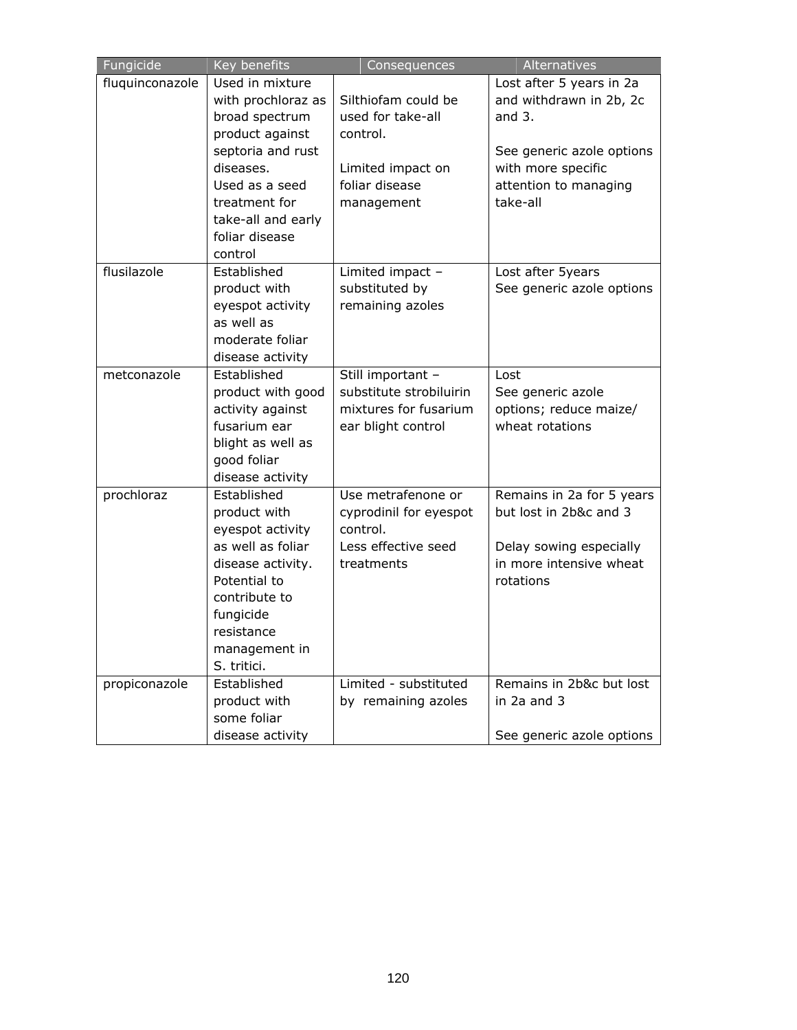| Fungicide | Key benefits | Consequences | Alternatives |
|---|---|---|---|
| fluquinconazole | Used in mixture with prochloraz as broad spectrum product against septoria and rust diseases. Used as a seed treatment for take-all and early foliar disease control | Silthiofam could be used for take-all control. Limited impact on foliar disease management | Lost after 5 years in 2a and withdrawn in 2b, 2c and 3. See generic azole options with more specific attention to managing take-all |
| flusilazole | Established product with eyespot activity as well as moderate foliar disease activity | Limited impact – substituted by remaining azoles | Lost after 5years See generic azole options |
| metconazole | Established product with good activity against fusarium ear blight as well as good foliar disease activity | Still important – substitute strobiluirin mixtures for fusarium ear blight control | Lost See generic azole options; reduce maize/ wheat rotations |
| prochloraz | Established product with eyespot activity as well as foliar disease activity. Potential to contribute to fungicide resistance management in S. tritici. | Use metrafenone or cyprodinil for eyespot control. Less effective seed treatments | Remains in 2a for 5 years but lost in 2b&c and 3 Delay sowing especially in more intensive wheat rotations |
| propiconazole | Established product with some foliar disease activity | Limited - substituted by remaining azoles | Remains in 2b&c but lost in 2a and 3 See generic azole options |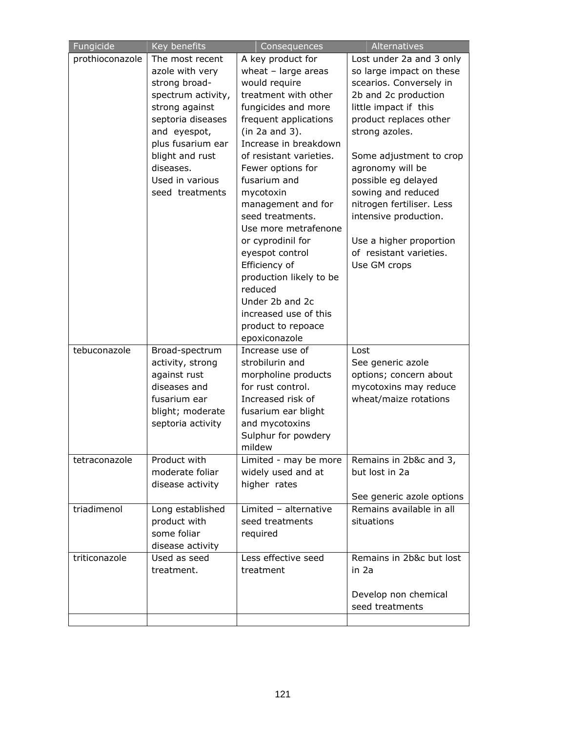| Fungicide | Key benefits | Consequences | Alternatives |
|---|---|---|---|
| prothioconazole | The most recent azole with very strong broad-spectrum activity, strong against septoria diseases and eyespot, plus fusarium ear blight and rust diseases.<br>Used in various seed treatments | A key product for wheat – large areas would require treatment with other fungicides and more frequent applications (in 2a and 3).<br>Increase in breakdown of resistant varieties.<br>Fewer options for fusarium and mycotoxin management and for seed treatments.<br>Use more metrafenone or cyprodinil for eyespot control<br>Efficiency of production likely to be reduced<br>Under 2b and 2c increased use of this product to repoace epoxiconazole | Lost under 2a and 3 only so large impact on these scearios. Conversely in 2b and 2c production little impact if this product replaces other strong azoles.<br><br>Some adjustment to crop agronomy will be possible eg delayed sowing and reduced nitrogen fertiliser. Less intensive production.<br><br>Use a higher proportion of resistant varieties.<br>Use GM crops |
| tebuconazole | Broad-spectrum activity, strong against rust diseases and fusarium ear blight; moderate septoria activity | Increase use of strobilurin and morpholine products for rust control.<br>Increased risk of fusarium ear blight and mycotoxins<br>Sulphur for powdery mildew | Lost<br>See generic azole options; concern about mycotoxins may reduce wheat/maize rotations |
| tetraconazole | Product with moderate foliar disease activity | Limited - may be more widely used and at higher rates | Remains in 2b&c and 3, but lost in 2a<br><br>See generic azole options |
| triadimenol | Long established product with some foliar disease activity | Limited – alternative seed treatments required | Remains available in all situations |
| triticonazole | Used as seed treatment. | Less effective seed treatment | Remains in 2b&c but lost in 2a<br><br>Develop non chemical seed treatments |
| | | | |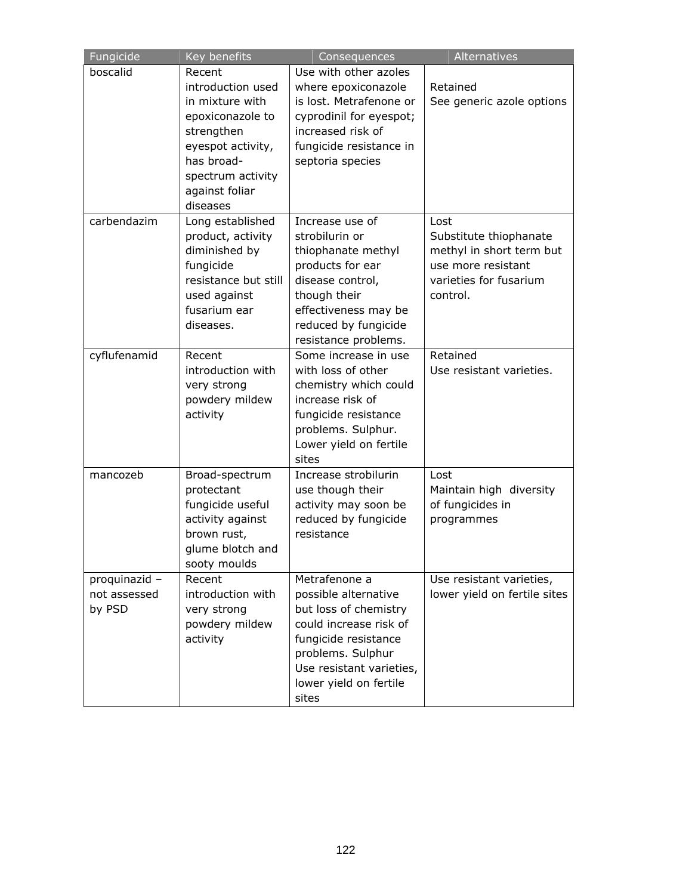| Fungicide | Key benefits | Consequences | Alternatives |
|---|---|---|---|
| boscalid | Recent introduction used in mixture with epoxiconazole to strengthen eyespot activity, has broad-spectrum activity against foliar diseases | Use with other azoles where epoxiconazole is lost. Metrafenone or cyprodinil for eyespot; increased risk of fungicide resistance in septoria species | Retained<br>See generic azole options |
| carbendazim | Long established product, activity diminished by fungicide resistance but still used against fusarium ear diseases. | Increase use of strobilurin or thiophanate methyl products for ear disease control, though their effectiveness may be reduced by fungicide resistance problems. | Lost<br>Substitute thiophanate methyl in short term but use more resistant varieties for fusarium control. |
| cyflufenamid | Recent introduction with very strong powdery mildew activity | Some increase in use with loss of other chemistry which could increase risk of fungicide resistance problems. Sulphur. Lower yield on fertile sites | Retained<br>Use resistant varieties. |
| mancozeb | Broad-spectrum protectant fungicide useful activity against brown rust, glume blotch and sooty moulds | Increase strobilurin use though their activity may soon be reduced by fungicide resistance | Lost<br>Maintain high diversity of fungicides in programmes |
| proquinazid – not assessed by PSD | Recent introduction with very strong powdery mildew activity | Metrafenone a possible alternative but loss of chemistry could increase risk of fungicide resistance problems. Sulphur<br>Use resistant varieties, lower yield on fertile sites | Use resistant varieties, lower yield on fertile sites |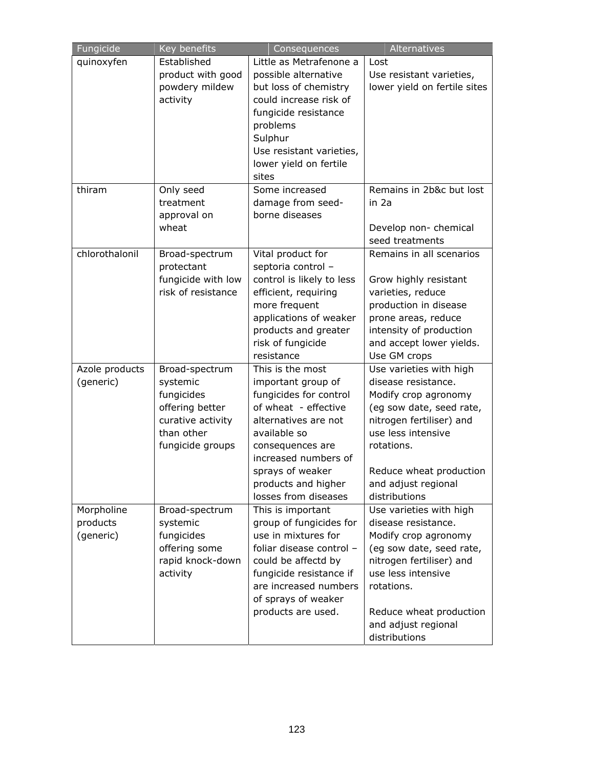| Fungicide | Key benefits | Consequences | Alternatives |
|---|---|---|---|
| quinoxyfen | Established product with good powdery mildew activity | Little as Metrafenone a possible alternative but loss of chemistry could increase risk of fungicide resistance problems<br>Sulphur<br>Use resistant varieties, lower yield on fertile sites | Lost<br>Use resistant varieties, lower yield on fertile sites |
| thiram | Only seed treatment approval on wheat | Some increased damage from seed-borne diseases | Remains in 2b&c but lost in 2a<br><br>Develop non- chemical seed treatments |
| chlorothalonil | Broad-spectrum protectant fungicide with low risk of resistance | Vital product for septoria control – control is likely to less efficient, requiring more frequent applications of weaker products and greater risk of fungicide resistance | Remains in all scenarios<br><br>Grow highly resistant varieties, reduce production in disease prone areas, reduce intensity of production and accept lower yields. Use GM crops |
| Azole products (generic) | Broad-spectrum systemic fungicides offering better curative activity than other fungicide groups | This is the most important group of fungicides for control of wheat - effective alternatives are not available so consequences are increased numbers of sprays of weaker products and higher losses from diseases | Use varieties with high disease resistance. Modify crop agronomy (eg sow date, seed rate, nitrogen fertiliser) and use less intensive rotations.<br><br>Reduce wheat production and adjust regional distributions |
| Morpholine products (generic) | Broad-spectrum systemic fungicides offering some rapid knock-down activity | This is important group of fungicides for use in mixtures for foliar disease control – could be affectd by fungicide resistance if are increased numbers of sprays of weaker products are used. | Use varieties with high disease resistance. Modify crop agronomy (eg sow date, seed rate, nitrogen fertiliser) and use less intensive rotations.<br><br>Reduce wheat production and adjust regional distributions |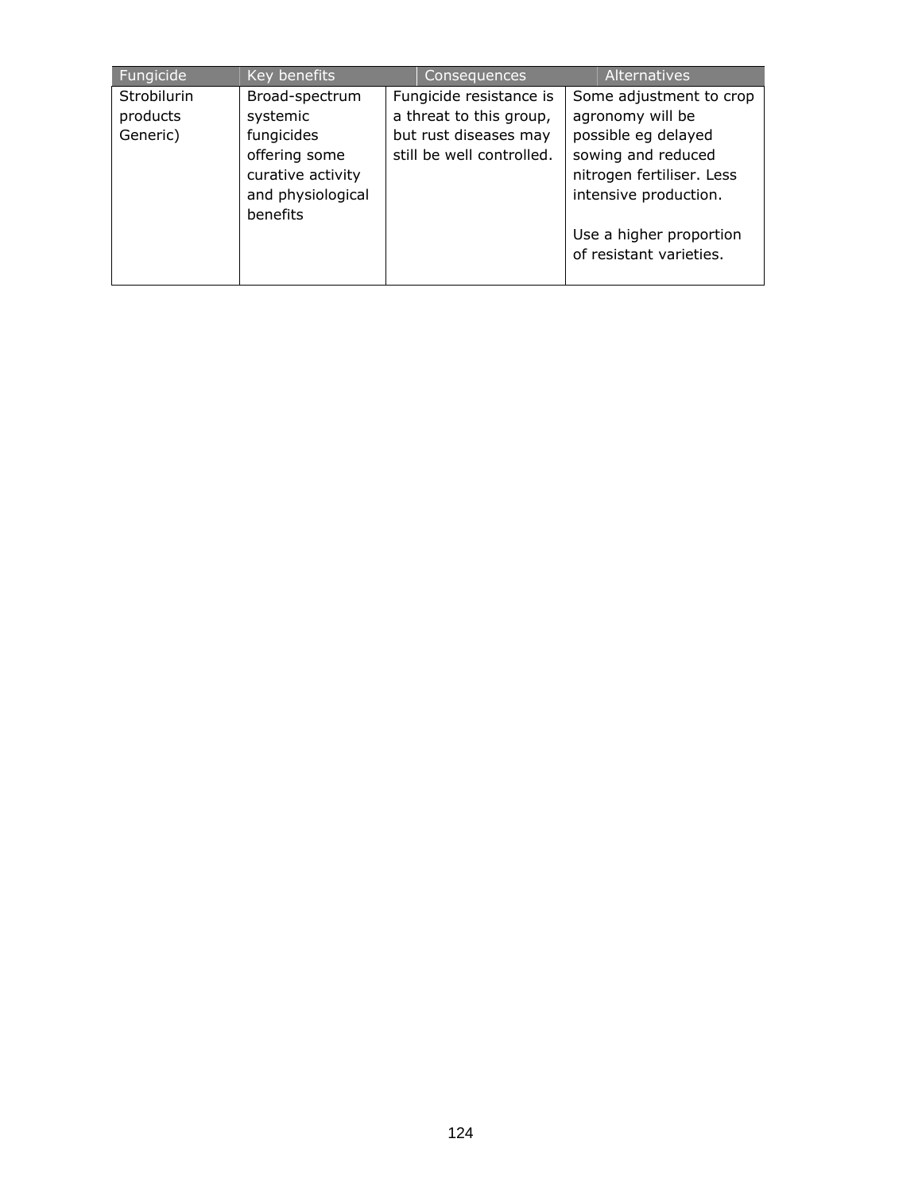| Fungicide | Key benefits | Consequences | Alternatives |
|---|---|---|---|
| Strobilurin products Generic) | Broad-spectrum systemic fungicides offering some curative activity and physiological benefits | Fungicide resistance is a threat to this group, but rust diseases may still be well controlled. | Some adjustment to crop agronomy will be possible eg delayed sowing and reduced nitrogen fertiliser. Less intensive production.<br><br>Use a higher proportion of resistant varieties. |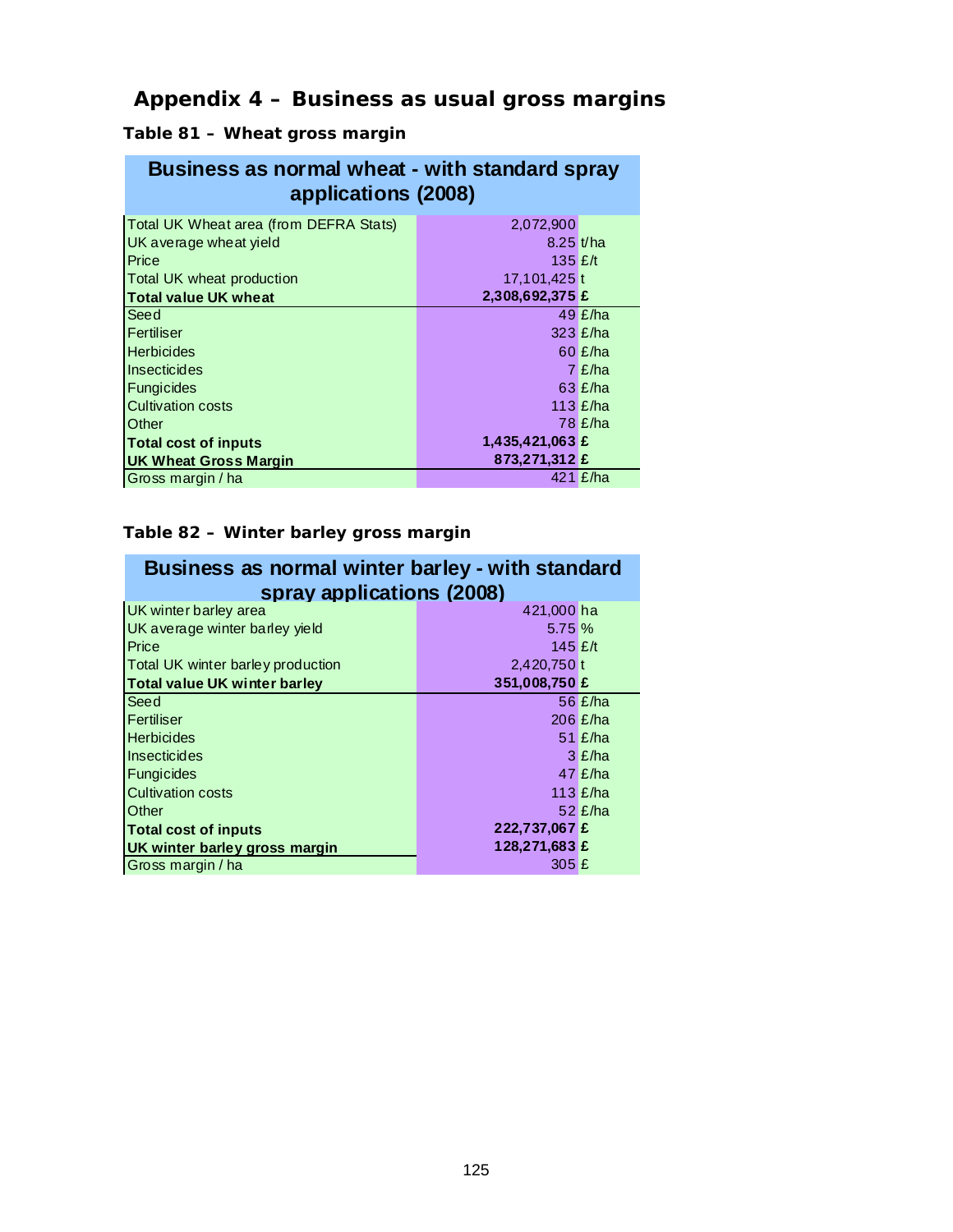# Appendix 4 – Business as usual gross margins

**Table 81 – Wheat gross margin**

| Business as normal wheat - with standard spray applications (2008) | | |
|---|---|---|
| Total UK Wheat area (from DEFRA Stats) | 2,072,900 | |
| UK average wheat yield | 8.25 | t/ha |
| Price | 135 | £/t |
| Total UK wheat production | 17,101,425 | t |
| **Total value UK wheat** | **2,308,692,375** | **£** |
| Seed | 49 | £/ha |
| Fertiliser | 323 | £/ha |
| Herbicides | 60 | £/ha |
| Insecticides | 7 | £/ha |
| Fungicides | 63 | £/ha |
| Cultivation costs | 113 | £/ha |
| Other | 78 | £/ha |
| **Total cost of inputs** | **1,435,421,063** | **£** |
| **UK Wheat Gross Margin** | **873,271,312** | **£** |
| Gross margin / ha | 421 | £/ha |

**Table 82 – Winter barley gross margin**

| Business as normal winter barley - with standard spray applications (2008) | | |
|---|---|---|
| UK winter barley area | 421,000 | ha |
| UK average winter barley yield | 5.75 | % |
| Price | 145 | £/t |
| Total UK winter barley production | 2,420,750 | t |
| **Total value UK winter barley** | **351,008,750** | **£** |
| Seed | 56 | £/ha |
| Fertiliser | 206 | £/ha |
| Herbicides | 51 | £/ha |
| Insecticides | 3 | £/ha |
| Fungicides | 47 | £/ha |
| Cultivation costs | 113 | £/ha |
| Other | 52 | £/ha |
| **Total cost of inputs** | **222,737,067** | **£** |
| **UK winter barley gross margin** | **128,271,683** | **£** |
| Gross margin / ha | 305 | £ |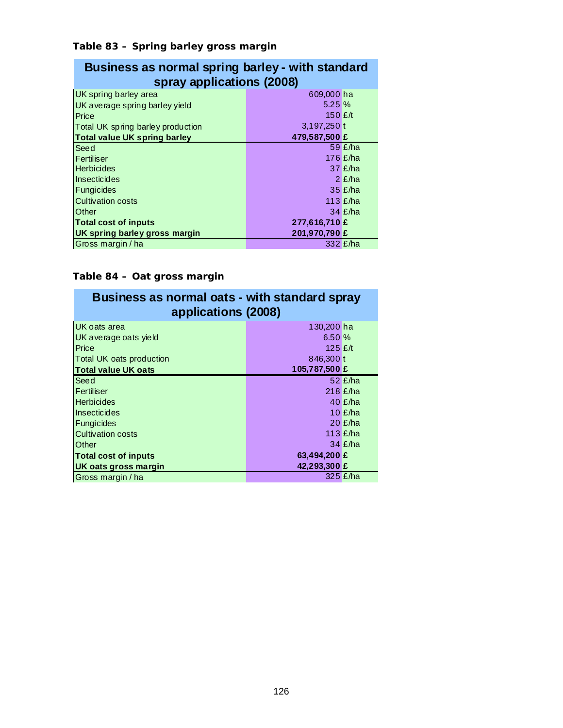**Table 83 – Spring barley gross margin**

| Business as normal spring barley - with standard spray applications (2008) | | |
|---|---|---|
| UK spring barley area | 609,000 | ha |
| UK average spring barley yield | 5.25 | % |
| Price | 150 | £/t |
| Total UK spring barley production | 3,197,250 | t |
| **Total value UK spring barley** | **479,587,500** | **£** |
| Seed | 59 | £/ha |
| Fertiliser | 176 | £/ha |
| Herbicides | 37 | £/ha |
| Insecticides | 2 | £/ha |
| Fungicides | 35 | £/ha |
| Cultivation costs | 113 | £/ha |
| Other | 34 | £/ha |
| **Total cost of inputs** | **277,616,710** | **£** |
| **UK spring barley gross margin** | **201,970,790** | **£** |
| Gross margin / ha | 332 | £/ha |

**Table 84 – Oat gross margin**

| Business as normal oats - with standard spray applications (2008) | | |
|---|---|---|
| UK oats area | 130,200 | ha |
| UK average oats yield | 6.50 | % |
| Price | 125 | £/t |
| Total UK oats production | 846,300 | t |
| **Total value UK oats** | **105,787,500** | **£** |
| Seed | 52 | £/ha |
| Fertiliser | 218 | £/ha |
| Herbicides | 40 | £/ha |
| Insecticides | 10 | £/ha |
| Fungicides | 20 | £/ha |
| Cultivation costs | 113 | £/ha |
| Other | 34 | £/ha |
| **Total cost of inputs** | **63,494,200** | **£** |
| **UK oats gross margin** | **42,293,300** | **£** |
| Gross margin / ha | 325 | £/ha |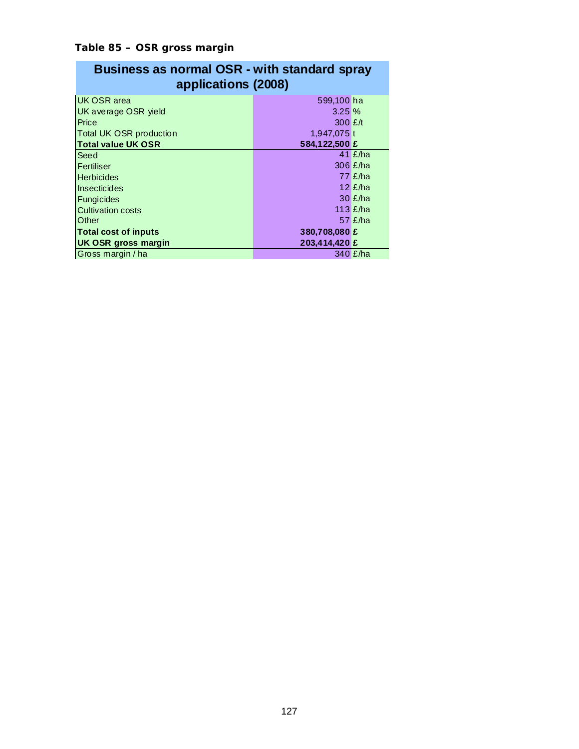**Table 85 – OSR gross margin**

| Business as normal OSR - with standard spray applications (2008) | | |
|---|---|---|
| UK OSR area | 599,100 | ha |
| UK average OSR yield | 3.25 | % |
| Price | 300 | £/t |
| Total UK OSR production | 1,947,075 | t |
| **Total value UK OSR** | **584,122,500** | **£** |
| Seed | 41 | £/ha |
| Fertiliser | 306 | £/ha |
| Herbicides | 77 | £/ha |
| Insecticides | 12 | £/ha |
| Fungicides | 30 | £/ha |
| Cultivation costs | 113 | £/ha |
| Other | 57 | £/ha |
| **Total cost of inputs** | **380,708,080** | **£** |
| **UK OSR gross margin** | **203,414,420** | **£** |
| Gross margin / ha | 340 | £/ha |